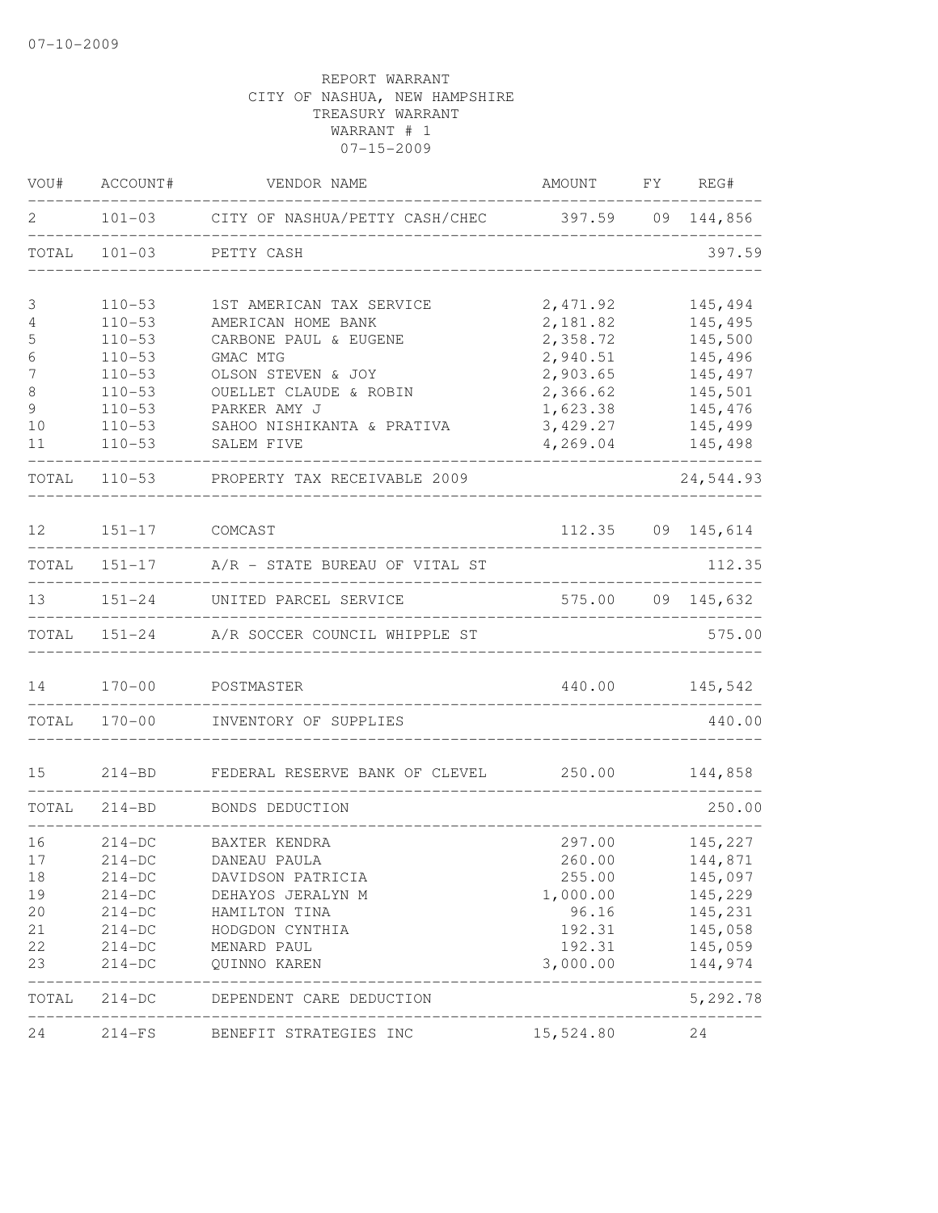07-10-2009

REPORT WARRANT
CITY OF NASHUA, NEW HAMPSHIRE
TREASURY WARRANT
WARRANT # 1
07-15-2009

| VOU# | ACCOUNT# | VENDOR NAME | AMOUNT | FY | REG# |
|---|---|---|---|---|---|
| 2 | 101-03 | CITY OF NASHUA/PETTY CASH/CHEC | 397.59 | 09 | 144,856 |
| TOTAL | 101-03 | PETTY CASH | | | 397.59 |
| 3 | 110-53 | 1ST AMERICAN TAX SERVICE | 2,471.92 | | 145,494 |
| 4 | 110-53 | AMERICAN HOME BANK | 2,181.82 | | 145,495 |
| 5 | 110-53 | CARBONE PAUL & EUGENE | 2,358.72 | | 145,500 |
| 6 | 110-53 | GMAC MTG | 2,940.51 | | 145,496 |
| 7 | 110-53 | OLSON STEVEN & JOY | 2,903.65 | | 145,497 |
| 8 | 110-53 | OUELLET CLAUDE & ROBIN | 2,366.62 | | 145,501 |
| 9 | 110-53 | PARKER AMY J | 1,623.38 | | 145,476 |
| 10 | 110-53 | SAHOO NISHIKANTA & PRATIVA | 3,429.27 | | 145,499 |
| 11 | 110-53 | SALEM FIVE | 4,269.04 | | 145,498 |
| TOTAL | 110-53 | PROPERTY TAX RECEIVABLE 2009 | | | 24,544.93 |
| 12 | 151-17 | COMCAST | 112.35 | 09 | 145,614 |
| TOTAL | 151-17 | A/R - STATE BUREAU OF VITAL ST | | | 112.35 |
| 13 | 151-24 | UNITED PARCEL SERVICE | 575.00 | 09 | 145,632 |
| TOTAL | 151-24 | A/R SOCCER COUNCIL WHIPPLE ST | | | 575.00 |
| 14 | 170-00 | POSTMASTER | 440.00 | | 145,542 |
| TOTAL | 170-00 | INVENTORY OF SUPPLIES | | | 440.00 |
| 15 | 214-BD | FEDERAL RESERVE BANK OF CLEVEL | 250.00 | | 144,858 |
| TOTAL | 214-BD | BONDS DEDUCTION | | | 250.00 |
| 16 | 214-DC | BAXTER KENDRA | 297.00 | | 145,227 |
| 17 | 214-DC | DANEAU PAULA | 260.00 | | 144,871 |
| 18 | 214-DC | DAVIDSON PATRICIA | 255.00 | | 145,097 |
| 19 | 214-DC | DEHAYOS JERALYN M | 1,000.00 | | 145,229 |
| 20 | 214-DC | HAMILTON TINA | 96.16 | | 145,231 |
| 21 | 214-DC | HODGDON CYNTHIA | 192.31 | | 145,058 |
| 22 | 214-DC | MENARD PAUL | 192.31 | | 145,059 |
| 23 | 214-DC | QUINNO KAREN | 3,000.00 | | 144,974 |
| TOTAL | 214-DC | DEPENDENT CARE DEDUCTION | | | 5,292.78 |
| 24 | 214-FS | BENEFIT STRATEGIES INC | 15,524.80 | | 24 |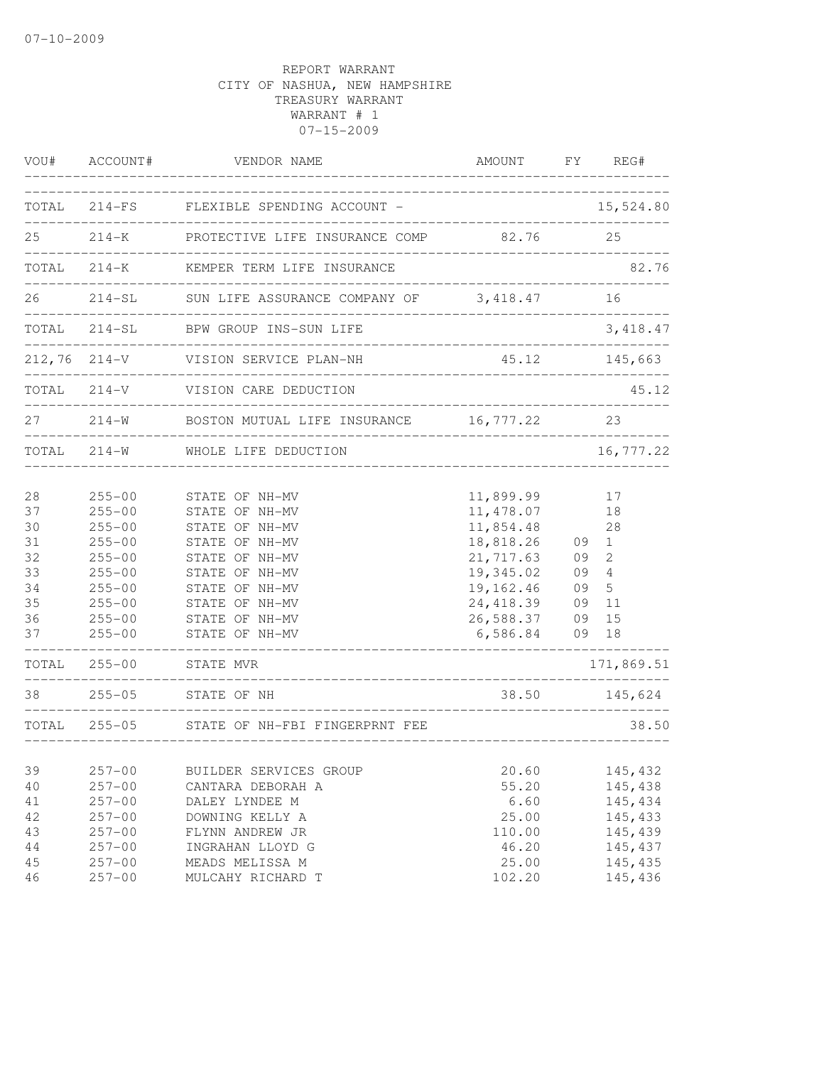07-10-2009

REPORT WARRANT
CITY OF NASHUA, NEW HAMPSHIRE
TREASURY WARRANT
WARRANT # 1
07-15-2009

| VOU# | ACCOUNT# | VENDOR NAME | AMOUNT | FY | REG# |
|---|---|---|---|---|---|
| TOTAL | 214-FS | FLEXIBLE SPENDING ACCOUNT - | | | 15,524.80 |
| 25 | 214-K | PROTECTIVE LIFE INSURANCE COMP | 82.76 | | 25 |
| TOTAL | 214-K | KEMPER TERM LIFE INSURANCE | | | 82.76 |
| 26 | 214-SL | SUN LIFE ASSURANCE COMPANY OF | 3,418.47 | | 16 |
| TOTAL | 214-SL | BPW GROUP INS-SUN LIFE | | | 3,418.47 |
| 212,76 | 214-V | VISION SERVICE PLAN-NH | 45.12 | | 145,663 |
| TOTAL | 214-V | VISION CARE DEDUCTION | | | 45.12 |
| 27 | 214-W | BOSTON MUTUAL LIFE INSURANCE | 16,777.22 | | 23 |
| TOTAL | 214-W | WHOLE LIFE DEDUCTION | | | 16,777.22 |
| 28 | 255-00 | STATE OF NH-MV | 11,899.99 | | 17 |
| 37 | 255-00 | STATE OF NH-MV | 11,478.07 | | 18 |
| 30 | 255-00 | STATE OF NH-MV | 11,854.48 | | 28 |
| 31 | 255-00 | STATE OF NH-MV | 18,818.26 | 09 | 1 |
| 32 | 255-00 | STATE OF NH-MV | 21,717.63 | 09 | 2 |
| 33 | 255-00 | STATE OF NH-MV | 19,345.02 | 09 | 4 |
| 34 | 255-00 | STATE OF NH-MV | 19,162.46 | 09 | 5 |
| 35 | 255-00 | STATE OF NH-MV | 24,418.39 | 09 | 11 |
| 36 | 255-00 | STATE OF NH-MV | 26,588.37 | 09 | 15 |
| 37 | 255-00 | STATE OF NH-MV | 6,586.84 | 09 | 18 |
| TOTAL | 255-00 | STATE MVR | | | 171,869.51 |
| 38 | 255-05 | STATE OF NH | 38.50 | | 145,624 |
| TOTAL | 255-05 | STATE OF NH-FBI FINGERPRNT FEE | | | 38.50 |
| 39 | 257-00 | BUILDER SERVICES GROUP | 20.60 | | 145,432 |
| 40 | 257-00 | CANTARA DEBORAH A | 55.20 | | 145,438 |
| 41 | 257-00 | DALEY LYNDEE M | 6.60 | | 145,434 |
| 42 | 257-00 | DOWNING KELLY A | 25.00 | | 145,433 |
| 43 | 257-00 | FLYNN ANDREW JR | 110.00 | | 145,439 |
| 44 | 257-00 | INGRAHAN LLOYD G | 46.20 | | 145,437 |
| 45 | 257-00 | MEADS MELISSA M | 25.00 | | 145,435 |
| 46 | 257-00 | MULCAHY RICHARD T | 102.20 | | 145,436 |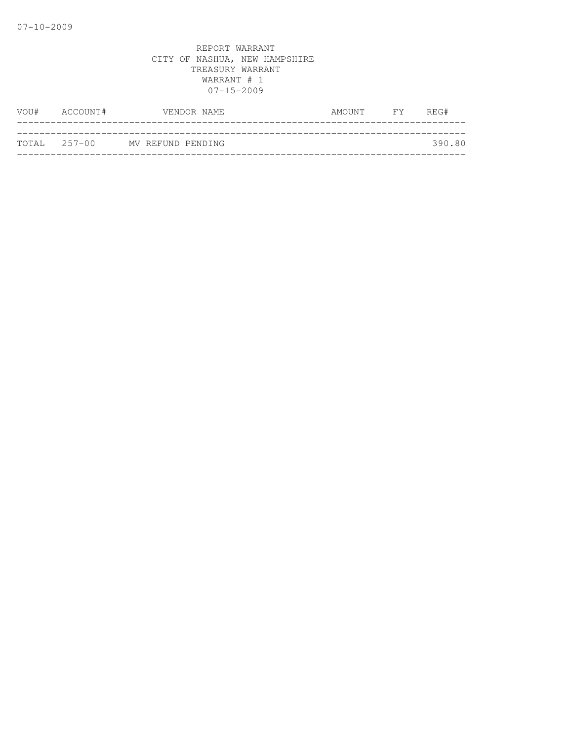REPORT WARRANT
CITY OF NASHUA, NEW HAMPSHIRE
TREASURY WARRANT
WARRANT # 1
07-15-2009

| VOU# | ACCOUNT# | VENDOR NAME | AMOUNT | FY | REG# |
|---|---|---|---|---|---|
| TOTAL | 257-00 | MV REFUND PENDING | | | 390.80 |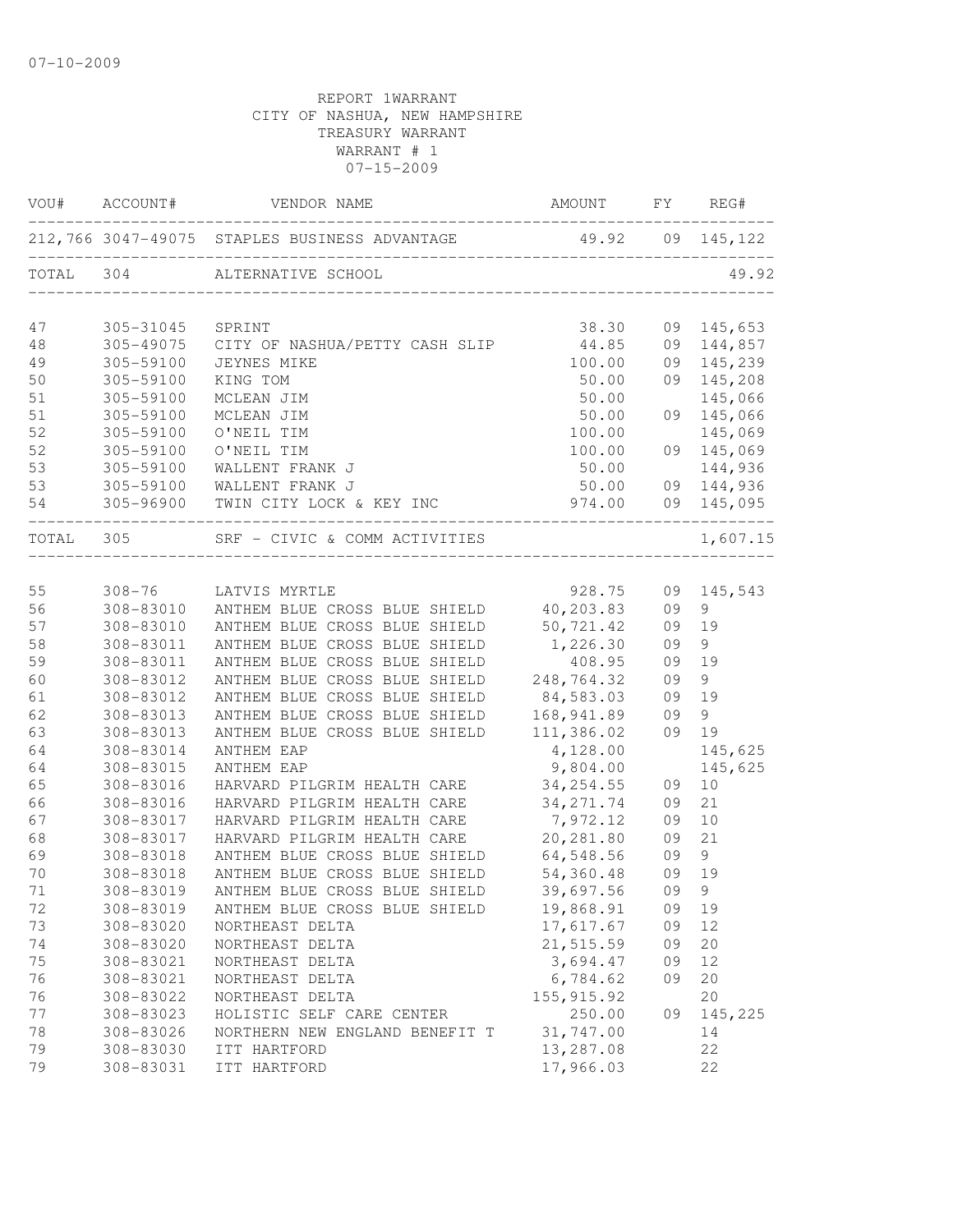07-10-2009

REPORT 1WARRANT
CITY OF NASHUA, NEW HAMPSHIRE
TREASURY WARRANT
WARRANT # 1
07-15-2009

| VOU# | ACCOUNT# | VENDOR NAME | AMOUNT | FY | REG# |
|---|---|---|---|---|---|
| 212,766 | 3047-49075 | STAPLES BUSINESS ADVANTAGE | 49.92 | 09 | 145,122 |
| TOTAL | 304 | ALTERNATIVE SCHOOL | | | 49.92 |
| 47 | 305-31045 | SPRINT | 38.30 | 09 | 145,653 |
| 48 | 305-49075 | CITY OF NASHUA/PETTY CASH SLIP | 44.85 | 09 | 144,857 |
| 49 | 305-59100 | JEYNES MIKE | 100.00 | 09 | 145,239 |
| 50 | 305-59100 | KING TOM | 50.00 | 09 | 145,208 |
| 51 | 305-59100 | MCLEAN JIM | 50.00 | | 145,066 |
| 51 | 305-59100 | MCLEAN JIM | 50.00 | 09 | 145,066 |
| 52 | 305-59100 | O'NEIL TIM | 100.00 | | 145,069 |
| 52 | 305-59100 | O'NEIL TIM | 100.00 | 09 | 145,069 |
| 53 | 305-59100 | WALLENT FRANK J | 50.00 | | 144,936 |
| 53 | 305-59100 | WALLENT FRANK J | 50.00 | 09 | 144,936 |
| 54 | 305-96900 | TWIN CITY LOCK & KEY INC | 974.00 | 09 | 145,095 |
| TOTAL | 305 | SRF - CIVIC & COMM ACTIVITIES | | | 1,607.15 |
| 55 | 308-76 | LATVIS MYRTLE | 928.75 | 09 | 145,543 |
| 56 | 308-83010 | ANTHEM BLUE CROSS BLUE SHIELD | 40,203.83 | 09 | 9 |
| 57 | 308-83010 | ANTHEM BLUE CROSS BLUE SHIELD | 50,721.42 | 09 | 19 |
| 58 | 308-83011 | ANTHEM BLUE CROSS BLUE SHIELD | 1,226.30 | 09 | 9 |
| 59 | 308-83011 | ANTHEM BLUE CROSS BLUE SHIELD | 408.95 | 09 | 19 |
| 60 | 308-83012 | ANTHEM BLUE CROSS BLUE SHIELD | 248,764.32 | 09 | 9 |
| 61 | 308-83012 | ANTHEM BLUE CROSS BLUE SHIELD | 84,583.03 | 09 | 19 |
| 62 | 308-83013 | ANTHEM BLUE CROSS BLUE SHIELD | 168,941.89 | 09 | 9 |
| 63 | 308-83013 | ANTHEM BLUE CROSS BLUE SHIELD | 111,386.02 | 09 | 19 |
| 64 | 308-83014 | ANTHEM EAP | 4,128.00 | | 145,625 |
| 64 | 308-83015 | ANTHEM EAP | 9,804.00 | | 145,625 |
| 65 | 308-83016 | HARVARD PILGRIM HEALTH CARE | 34,254.55 | 09 | 10 |
| 66 | 308-83016 | HARVARD PILGRIM HEALTH CARE | 34,271.74 | 09 | 21 |
| 67 | 308-83017 | HARVARD PILGRIM HEALTH CARE | 7,972.12 | 09 | 10 |
| 68 | 308-83017 | HARVARD PILGRIM HEALTH CARE | 20,281.80 | 09 | 21 |
| 69 | 308-83018 | ANTHEM BLUE CROSS BLUE SHIELD | 64,548.56 | 09 | 9 |
| 70 | 308-83018 | ANTHEM BLUE CROSS BLUE SHIELD | 54,360.48 | 09 | 19 |
| 71 | 308-83019 | ANTHEM BLUE CROSS BLUE SHIELD | 39,697.56 | 09 | 9 |
| 72 | 308-83019 | ANTHEM BLUE CROSS BLUE SHIELD | 19,868.91 | 09 | 19 |
| 73 | 308-83020 | NORTHEAST DELTA | 17,617.67 | 09 | 12 |
| 74 | 308-83020 | NORTHEAST DELTA | 21,515.59 | 09 | 20 |
| 75 | 308-83021 | NORTHEAST DELTA | 3,694.47 | 09 | 12 |
| 76 | 308-83021 | NORTHEAST DELTA | 6,784.62 | 09 | 20 |
| 76 | 308-83022 | NORTHEAST DELTA | 155,915.92 | | 20 |
| 77 | 308-83023 | HOLISTIC SELF CARE CENTER | 250.00 | 09 | 145,225 |
| 78 | 308-83026 | NORTHERN NEW ENGLAND BENEFIT T | 31,747.00 | | 14 |
| 79 | 308-83030 | ITT HARTFORD | 13,287.08 | | 22 |
| 79 | 308-83031 | ITT HARTFORD | 17,966.03 | | 22 |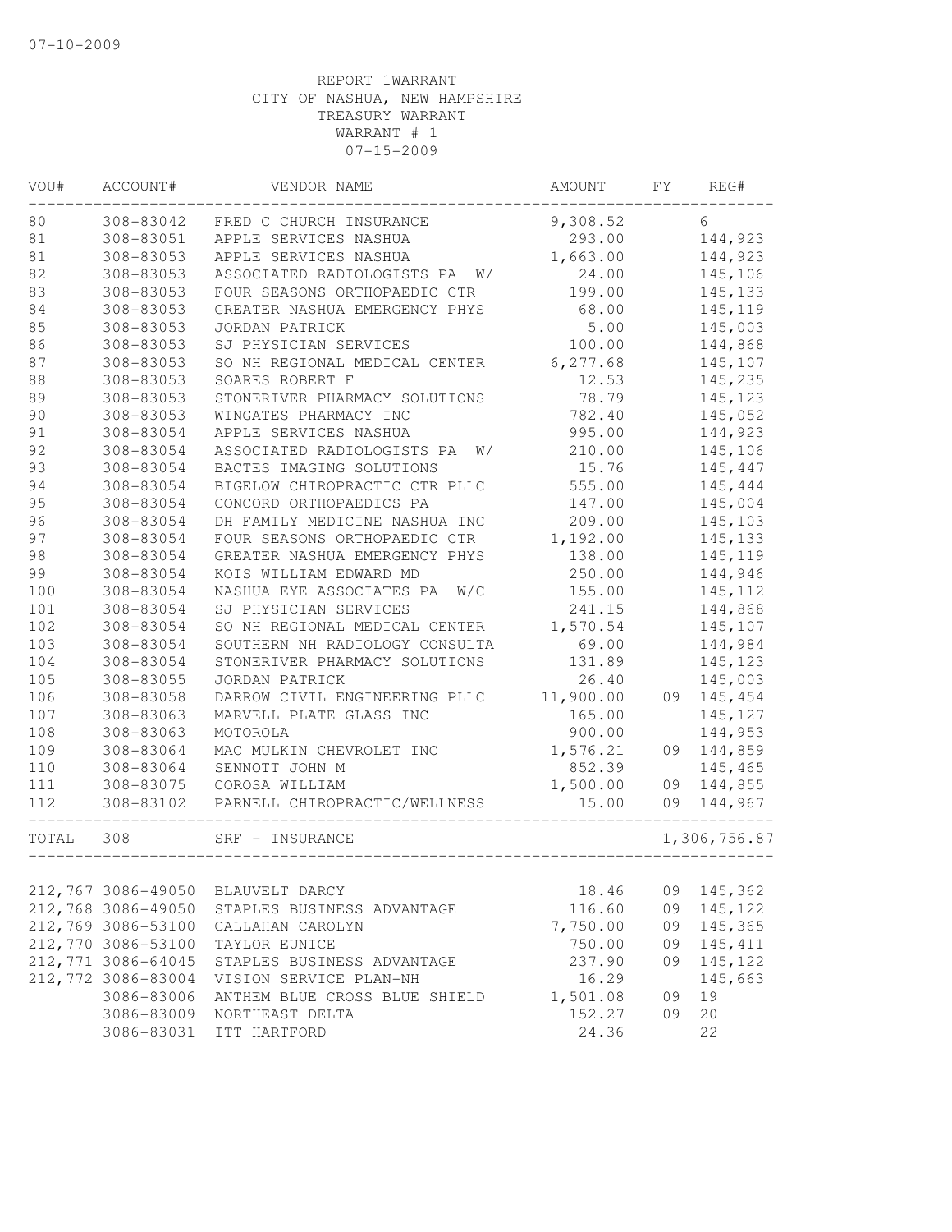07-10-2009

REPORT 1WARRANT
CITY OF NASHUA, NEW HAMPSHIRE
TREASURY WARRANT
WARRANT # 1
07-15-2009

| VOU# | ACCOUNT# | VENDOR NAME | AMOUNT | FY | REG# |
|---|---|---|---|---|---|
| 80 | 308-83042 | FRED C CHURCH INSURANCE | 9,308.52 | | 6 |
| 81 | 308-83051 | APPLE SERVICES NASHUA | 293.00 | | 144,923 |
| 81 | 308-83053 | APPLE SERVICES NASHUA | 1,663.00 | | 144,923 |
| 82 | 308-83053 | ASSOCIATED RADIOLOGISTS PA W/ | 24.00 | | 145,106 |
| 83 | 308-83053 | FOUR SEASONS ORTHOPAEDIC CTR | 199.00 | | 145,133 |
| 84 | 308-83053 | GREATER NASHUA EMERGENCY PHYS | 68.00 | | 145,119 |
| 85 | 308-83053 | JORDAN PATRICK | 5.00 | | 145,003 |
| 86 | 308-83053 | SJ PHYSICIAN SERVICES | 100.00 | | 144,868 |
| 87 | 308-83053 | SO NH REGIONAL MEDICAL CENTER | 6,277.68 | | 145,107 |
| 88 | 308-83053 | SOARES ROBERT F | 12.53 | | 145,235 |
| 89 | 308-83053 | STONERIVER PHARMACY SOLUTIONS | 78.79 | | 145,123 |
| 90 | 308-83053 | WINGATES PHARMACY INC | 782.40 | | 145,052 |
| 91 | 308-83054 | APPLE SERVICES NASHUA | 995.00 | | 144,923 |
| 92 | 308-83054 | ASSOCIATED RADIOLOGISTS PA W/ | 210.00 | | 145,106 |
| 93 | 308-83054 | BACTES IMAGING SOLUTIONS | 15.76 | | 145,447 |
| 94 | 308-83054 | BIGELOW CHIROPRACTIC CTR PLLC | 555.00 | | 145,444 |
| 95 | 308-83054 | CONCORD ORTHOPAEDICS PA | 147.00 | | 145,004 |
| 96 | 308-83054 | DH FAMILY MEDICINE NASHUA INC | 209.00 | | 145,103 |
| 97 | 308-83054 | FOUR SEASONS ORTHOPAEDIC CTR | 1,192.00 | | 145,133 |
| 98 | 308-83054 | GREATER NASHUA EMERGENCY PHYS | 138.00 | | 145,119 |
| 99 | 308-83054 | KOIS WILLIAM EDWARD MD | 250.00 | | 144,946 |
| 100 | 308-83054 | NASHUA EYE ASSOCIATES PA W/C | 155.00 | | 145,112 |
| 101 | 308-83054 | SJ PHYSICIAN SERVICES | 241.15 | | 144,868 |
| 102 | 308-83054 | SO NH REGIONAL MEDICAL CENTER | 1,570.54 | | 145,107 |
| 103 | 308-83054 | SOUTHERN NH RADIOLOGY CONSULTA | 69.00 | | 144,984 |
| 104 | 308-83054 | STONERIVER PHARMACY SOLUTIONS | 131.89 | | 145,123 |
| 105 | 308-83055 | JORDAN PATRICK | 26.40 | | 145,003 |
| 106 | 308-83058 | DARROW CIVIL ENGINEERING PLLC | 11,900.00 | 09 | 145,454 |
| 107 | 308-83063 | MARVELL PLATE GLASS INC | 165.00 | | 145,127 |
| 108 | 308-83063 | MOTOROLA | 900.00 | | 144,953 |
| 109 | 308-83064 | MAC MULKIN CHEVROLET INC | 1,576.21 | 09 | 144,859 |
| 110 | 308-83064 | SENNOTT JOHN M | 852.39 | | 145,465 |
| 111 | 308-83075 | COROSA WILLIAM | 1,500.00 | 09 | 144,855 |
| 112 | 308-83102 | PARNELL CHIROPRACTIC/WELLNESS | 15.00 | 09 | 144,967 |
| TOTAL | 308 | SRF - INSURANCE | | | 1,306,756.87 |
| 212,767 | 3086-49050 | BLAUVELT DARCY | 18.46 | 09 | 145,362 |
| 212,768 | 3086-49050 | STAPLES BUSINESS ADVANTAGE | 116.60 | 09 | 145,122 |
| 212,769 | 3086-53100 | CALLAHAN CAROLYN | 7,750.00 | 09 | 145,365 |
| 212,770 | 3086-53100 | TAYLOR EUNICE | 750.00 | 09 | 145,411 |
| 212,771 | 3086-64045 | STAPLES BUSINESS ADVANTAGE | 237.90 | 09 | 145,122 |
| 212,772 | 3086-83004 | VISION SERVICE PLAN-NH | 16.29 | | 145,663 |
| | 3086-83006 | ANTHEM BLUE CROSS BLUE SHIELD | 1,501.08 | 09 | 19 |
| | 3086-83009 | NORTHEAST DELTA | 152.27 | 09 | 20 |
| | 3086-83031 | ITT HARTFORD | 24.36 | | 22 |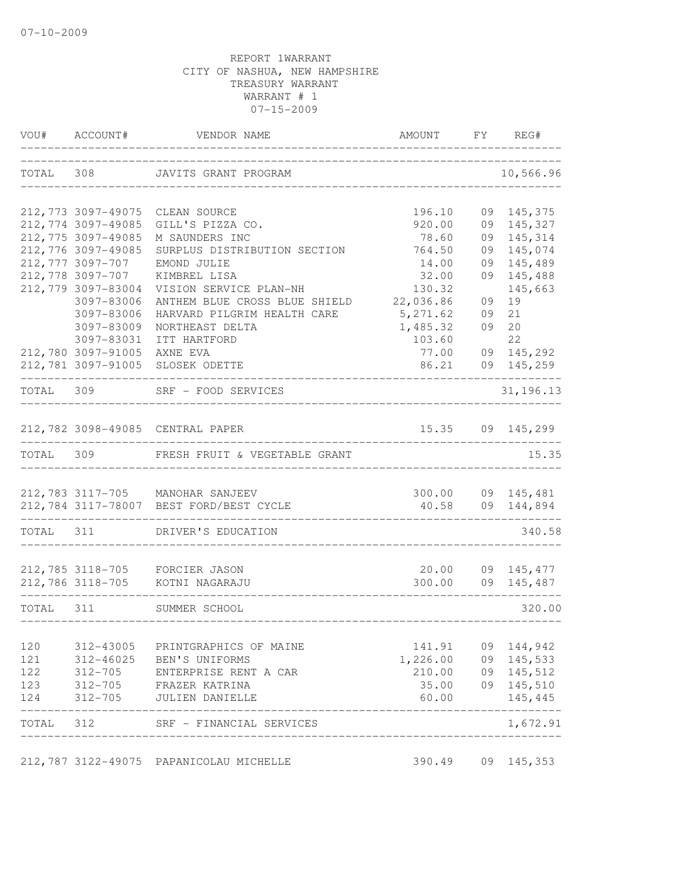07-10-2009

REPORT 1WARRANT
CITY OF NASHUA, NEW HAMPSHIRE
TREASURY WARRANT
WARRANT # 1
07-15-2009

| VOU# | ACCOUNT# | VENDOR NAME | AMOUNT | FY | REG# |
|---|---|---|---|---|---|
| TOTAL | 308 | JAVITS GRANT PROGRAM | | | 10,566.96 |
| 212,773 | 3097-49075 | CLEAN SOURCE | 196.10 | 09 | 145,375 |
| 212,774 | 3097-49085 | GILL'S PIZZA CO. | 920.00 | 09 | 145,327 |
| 212,775 | 3097-49085 | M SAUNDERS INC | 78.60 | 09 | 145,314 |
| 212,776 | 3097-49085 | SURPLUS DISTRIBUTION SECTION | 764.50 | 09 | 145,074 |
| 212,777 | 3097-707 | EMOND JULIE | 14.00 | 09 | 145,489 |
| 212,778 | 3097-707 | KIMBREL LISA | 32.00 | 09 | 145,488 |
| 212,779 | 3097-83004 | VISION SERVICE PLAN-NH | 130.32 | | 145,663 |
| | 3097-83006 | ANTHEM BLUE CROSS BLUE SHIELD | 22,036.86 | 09 | 19 |
| | 3097-83006 | HARVARD PILGRIM HEALTH CARE | 5,271.62 | 09 | 21 |
| | 3097-83009 | NORTHEAST DELTA | 1,485.32 | 09 | 20 |
| | 3097-83031 | ITT HARTFORD | 103.60 | | 22 |
| 212,780 | 3097-91005 | AXNE EVA | 77.00 | 09 | 145,292 |
| 212,781 | 3097-91005 | SLOSEK ODETTE | 86.21 | 09 | 145,259 |
| TOTAL | 309 | SRF - FOOD SERVICES | | | 31,196.13 |
| 212,782 | 3098-49085 | CENTRAL PAPER | 15.35 | 09 | 145,299 |
| TOTAL | 309 | FRESH FRUIT & VEGETABLE GRANT | | | 15.35 |
| 212,783 | 3117-705 | MANOHAR SANJEEV | 300.00 | 09 | 145,481 |
| 212,784 | 3117-78007 | BEST FORD/BEST CYCLE | 40.58 | 09 | 144,894 |
| TOTAL | 311 | DRIVER'S EDUCATION | | | 340.58 |
| 212,785 | 3118-705 | FORCIER JASON | 20.00 | 09 | 145,477 |
| 212,786 | 3118-705 | KOTNI NAGARAJU | 300.00 | 09 | 145,487 |
| TOTAL | 311 | SUMMER SCHOOL | | | 320.00 |
| 120 | 312-43005 | PRINTGRAPHICS OF MAINE | 141.91 | 09 | 144,942 |
| 121 | 312-46025 | BEN'S UNIFORMS | 1,226.00 | 09 | 145,533 |
| 122 | 312-705 | ENTERPRISE RENT A CAR | 210.00 | 09 | 145,512 |
| 123 | 312-705 | FRAZER KATRINA | 35.00 | 09 | 145,510 |
| 124 | 312-705 | JULIEN DANIELLE | 60.00 | | 145,445 |
| TOTAL | 312 | SRF - FINANCIAL SERVICES | | | 1,672.91 |
| 212,787 | 3122-49075 | PAPANICOLAU MICHELLE | 390.49 | 09 | 145,353 |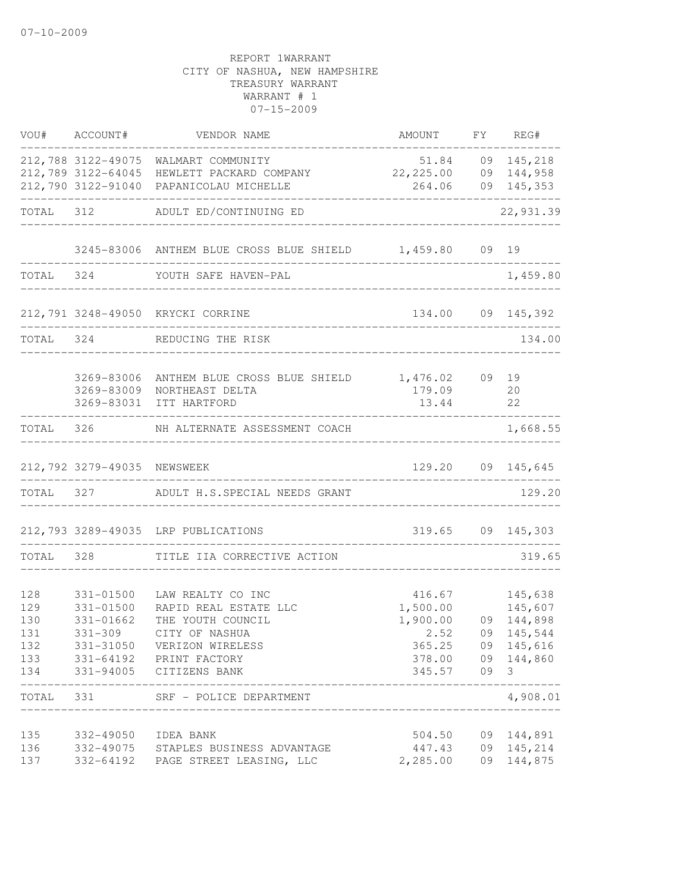07-10-2009

REPORT 1WARRANT
CITY OF NASHUA, NEW HAMPSHIRE
TREASURY WARRANT
WARRANT # 1
07-15-2009

| VOU# | ACCOUNT# | VENDOR NAME | AMOUNT | FY | REG# |
|---|---|---|---|---|---|
| 212,788 | 3122-49075 | WALMART COMMUNITY | 51.84 | 09 | 145,218 |
| 212,789 | 3122-64045 | HEWLETT PACKARD COMPANY | 22,225.00 | 09 | 144,958 |
| 212,790 | 3122-91040 | PAPANICOLAU MICHELLE | 264.06 | 09 | 145,353 |
| TOTAL | 312 | ADULT ED/CONTINUING ED | | | 22,931.39 |
| | 3245-83006 | ANTHEM BLUE CROSS BLUE SHIELD | 1,459.80 | 09 | 19 |
| TOTAL | 324 | YOUTH SAFE HAVEN-PAL | | | 1,459.80 |
| 212,791 | 3248-49050 | KRYCKI CORRINE | 134.00 | 09 | 145,392 |
| TOTAL | 324 | REDUCING THE RISK | | | 134.00 |
| | 3269-83006 | ANTHEM BLUE CROSS BLUE SHIELD | 1,476.02 | 09 | 19 |
| | 3269-83009 | NORTHEAST DELTA | 179.09 | | 20 |
| | 3269-83031 | ITT HARTFORD | 13.44 | | 22 |
| TOTAL | 326 | NH ALTERNATE ASSESSMENT COACH | | | 1,668.55 |
| 212,792 | 3279-49035 | NEWSWEEK | 129.20 | 09 | 145,645 |
| TOTAL | 327 | ADULT H.S.SPECIAL NEEDS GRANT | | | 129.20 |
| 212,793 | 3289-49035 | LRP PUBLICATIONS | 319.65 | 09 | 145,303 |
| TOTAL | 328 | TITLE IIA CORRECTIVE ACTION | | | 319.65 |
| 128 | 331-01500 | LAW REALTY CO INC | 416.67 | | 145,638 |
| 129 | 331-01500 | RAPID REAL ESTATE LLC | 1,500.00 | | 145,607 |
| 130 | 331-01662 | THE YOUTH COUNCIL | 1,900.00 | 09 | 144,898 |
| 131 | 331-309 | CITY OF NASHUA | 2.52 | 09 | 145,544 |
| 132 | 331-31050 | VERIZON WIRELESS | 365.25 | 09 | 145,616 |
| 133 | 331-64192 | PRINT FACTORY | 378.00 | 09 | 144,860 |
| 134 | 331-94005 | CITIZENS BANK | 345.57 | 09 | 3 |
| TOTAL | 331 | SRF - POLICE DEPARTMENT | | | 4,908.01 |
| 135 | 332-49050 | IDEA BANK | 504.50 | 09 | 144,891 |
| 136 | 332-49075 | STAPLES BUSINESS ADVANTAGE | 447.43 | 09 | 145,214 |
| 137 | 332-64192 | PAGE STREET LEASING, LLC | 2,285.00 | 09 | 144,875 |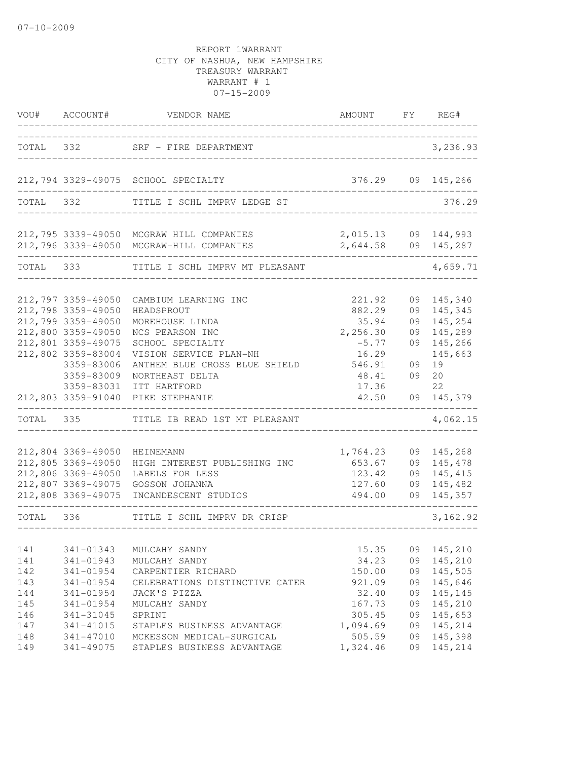07-10-2009

REPORT 1WARRANT
CITY OF NASHUA, NEW HAMPSHIRE
TREASURY WARRANT
WARRANT # 1
07-15-2009

| VOU# | ACCOUNT# | VENDOR NAME | AMOUNT | FY | REG# |
|---|---|---|---|---|---|
| TOTAL | 332 | SRF - FIRE DEPARTMENT | | | 3,236.93 |
| 212,794 | 3329-49075 | SCHOOL SPECIALTY | 376.29 | 09 | 145,266 |
| TOTAL | 332 | TITLE I SCHL IMPRV LEDGE ST | | | 376.29 |
| 212,795 | 3339-49050 | MCGRAW HILL COMPANIES | 2,015.13 | 09 | 144,993 |
| 212,796 | 3339-49050 | MCGRAW-HILL COMPANIES | 2,644.58 | 09 | 145,287 |
| TOTAL | 333 | TITLE I SCHL IMPRV MT PLEASANT | | | 4,659.71 |
| 212,797 | 3359-49050 | CAMBIUM LEARNING INC | 221.92 | 09 | 145,340 |
| 212,798 | 3359-49050 | HEADSPROUT | 882.29 | 09 | 145,345 |
| 212,799 | 3359-49050 | MOREHOUSE LINDA | 35.94 | 09 | 145,254 |
| 212,800 | 3359-49050 | NCS PEARSON INC | 2,256.30 | 09 | 145,289 |
| 212,801 | 3359-49075 | SCHOOL SPECIALTY | -5.77 | 09 | 145,266 |
| 212,802 | 3359-83004 | VISION SERVICE PLAN-NH | 16.29 | | 145,663 |
| | 3359-83006 | ANTHEM BLUE CROSS BLUE SHIELD | 546.91 | 09 | 19 |
| | 3359-83009 | NORTHEAST DELTA | 48.41 | 09 | 20 |
| | 3359-83031 | ITT HARTFORD | 17.36 | | 22 |
| 212,803 | 3359-91040 | PIKE STEPHANIE | 42.50 | 09 | 145,379 |
| TOTAL | 335 | TITLE IB READ 1ST MT PLEASANT | | | 4,062.15 |
| 212,804 | 3369-49050 | HEINEMANN | 1,764.23 | 09 | 145,268 |
| 212,805 | 3369-49050 | HIGH INTEREST PUBLISHING INC | 653.67 | 09 | 145,478 |
| 212,806 | 3369-49050 | LABELS FOR LESS | 123.42 | 09 | 145,415 |
| 212,807 | 3369-49075 | GOSSON JOHANNA | 127.60 | 09 | 145,482 |
| 212,808 | 3369-49075 | INCANDESCENT STUDIOS | 494.00 | 09 | 145,357 |
| TOTAL | 336 | TITLE I SCHL IMPRV DR CRISP | | | 3,162.92 |
| 141 | 341-01343 | MULCAHY SANDY | 15.35 | 09 | 145,210 |
| 141 | 341-01943 | MULCAHY SANDY | 34.23 | 09 | 145,210 |
| 142 | 341-01954 | CARPENTIER RICHARD | 150.00 | 09 | 145,505 |
| 143 | 341-01954 | CELEBRATIONS DISTINCTIVE CATER | 921.09 | 09 | 145,646 |
| 144 | 341-01954 | JACK'S PIZZA | 32.40 | 09 | 145,145 |
| 145 | 341-01954 | MULCAHY SANDY | 167.73 | 09 | 145,210 |
| 146 | 341-31045 | SPRINT | 305.45 | 09 | 145,653 |
| 147 | 341-41015 | STAPLES BUSINESS ADVANTAGE | 1,094.69 | 09 | 145,214 |
| 148 | 341-47010 | MCKESSON MEDICAL-SURGICAL | 505.59 | 09 | 145,398 |
| 149 | 341-49075 | STAPLES BUSINESS ADVANTAGE | 1,324.46 | 09 | 145,214 |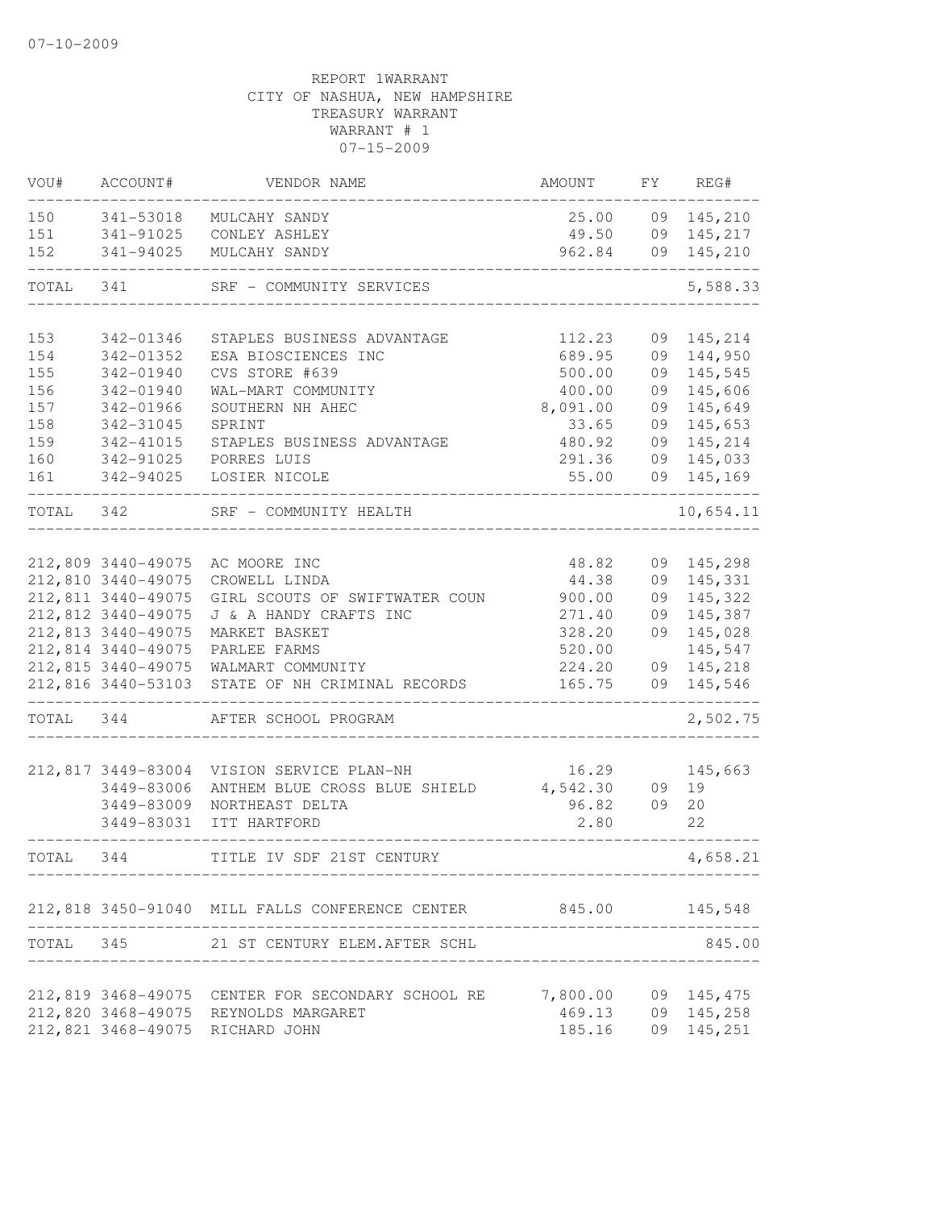07-10-2009

REPORT 1WARRANT
CITY OF NASHUA, NEW HAMPSHIRE
TREASURY WARRANT
WARRANT # 1
07-15-2009

| VOU# | ACCOUNT# | VENDOR NAME | AMOUNT | FY | REG# |
|---|---|---|---|---|---|
| 150 | 341-53018 | MULCAHY SANDY | 25.00 | 09 | 145,210 |
| 151 | 341-91025 | CONLEY ASHLEY | 49.50 | 09 | 145,217 |
| 152 | 341-94025 | MULCAHY SANDY | 962.84 | 09 | 145,210 |
| TOTAL | 341 | SRF - COMMUNITY SERVICES | | | 5,588.33 |
| 153 | 342-01346 | STAPLES BUSINESS ADVANTAGE | 112.23 | 09 | 145,214 |
| 154 | 342-01352 | ESA BIOSCIENCES INC | 689.95 | 09 | 144,950 |
| 155 | 342-01940 | CVS STORE #639 | 500.00 | 09 | 145,545 |
| 156 | 342-01940 | WAL-MART COMMUNITY | 400.00 | 09 | 145,606 |
| 157 | 342-01966 | SOUTHERN NH AHEC | 8,091.00 | 09 | 145,649 |
| 158 | 342-31045 | SPRINT | 33.65 | 09 | 145,653 |
| 159 | 342-41015 | STAPLES BUSINESS ADVANTAGE | 480.92 | 09 | 145,214 |
| 160 | 342-91025 | PORRES LUIS | 291.36 | 09 | 145,033 |
| 161 | 342-94025 | LOSIER NICOLE | 55.00 | 09 | 145,169 |
| TOTAL | 342 | SRF - COMMUNITY HEALTH | | | 10,654.11 |
| 212,809 | 3440-49075 | AC MOORE INC | 48.82 | 09 | 145,298 |
| 212,810 | 3440-49075 | CROWELL LINDA | 44.38 | 09 | 145,331 |
| 212,811 | 3440-49075 | GIRL SCOUTS OF SWIFTWATER COUN | 900.00 | 09 | 145,322 |
| 212,812 | 3440-49075 | J & A HANDY CRAFTS INC | 271.40 | 09 | 145,387 |
| 212,813 | 3440-49075 | MARKET BASKET | 328.20 | 09 | 145,028 |
| 212,814 | 3440-49075 | PARLEE FARMS | 520.00 | | 145,547 |
| 212,815 | 3440-49075 | WALMART COMMUNITY | 224.20 | 09 | 145,218 |
| 212,816 | 3440-53103 | STATE OF NH CRIMINAL RECORDS | 165.75 | 09 | 145,546 |
| TOTAL | 344 | AFTER SCHOOL PROGRAM | | | 2,502.75 |
| 212,817 | 3449-83004 | VISION SERVICE PLAN-NH | 16.29 | | 145,663 |
| | 3449-83006 | ANTHEM BLUE CROSS BLUE SHIELD | 4,542.30 | 09 | 19 |
| | 3449-83009 | NORTHEAST DELTA | 96.82 | 09 | 20 |
| | 3449-83031 | ITT HARTFORD | 2.80 | | 22 |
| TOTAL | 344 | TITLE IV SDF 21ST CENTURY | | | 4,658.21 |
| 212,818 | 3450-91040 | MILL FALLS CONFERENCE CENTER | 845.00 | | 145,548 |
| TOTAL | 345 | 21 ST CENTURY ELEM.AFTER SCHL | | | 845.00 |
| 212,819 | 3468-49075 | CENTER FOR SECONDARY SCHOOL RE | 7,800.00 | 09 | 145,475 |
| 212,820 | 3468-49075 | REYNOLDS MARGARET | 469.13 | 09 | 145,258 |
| 212,821 | 3468-49075 | RICHARD JOHN | 185.16 | 09 | 145,251 |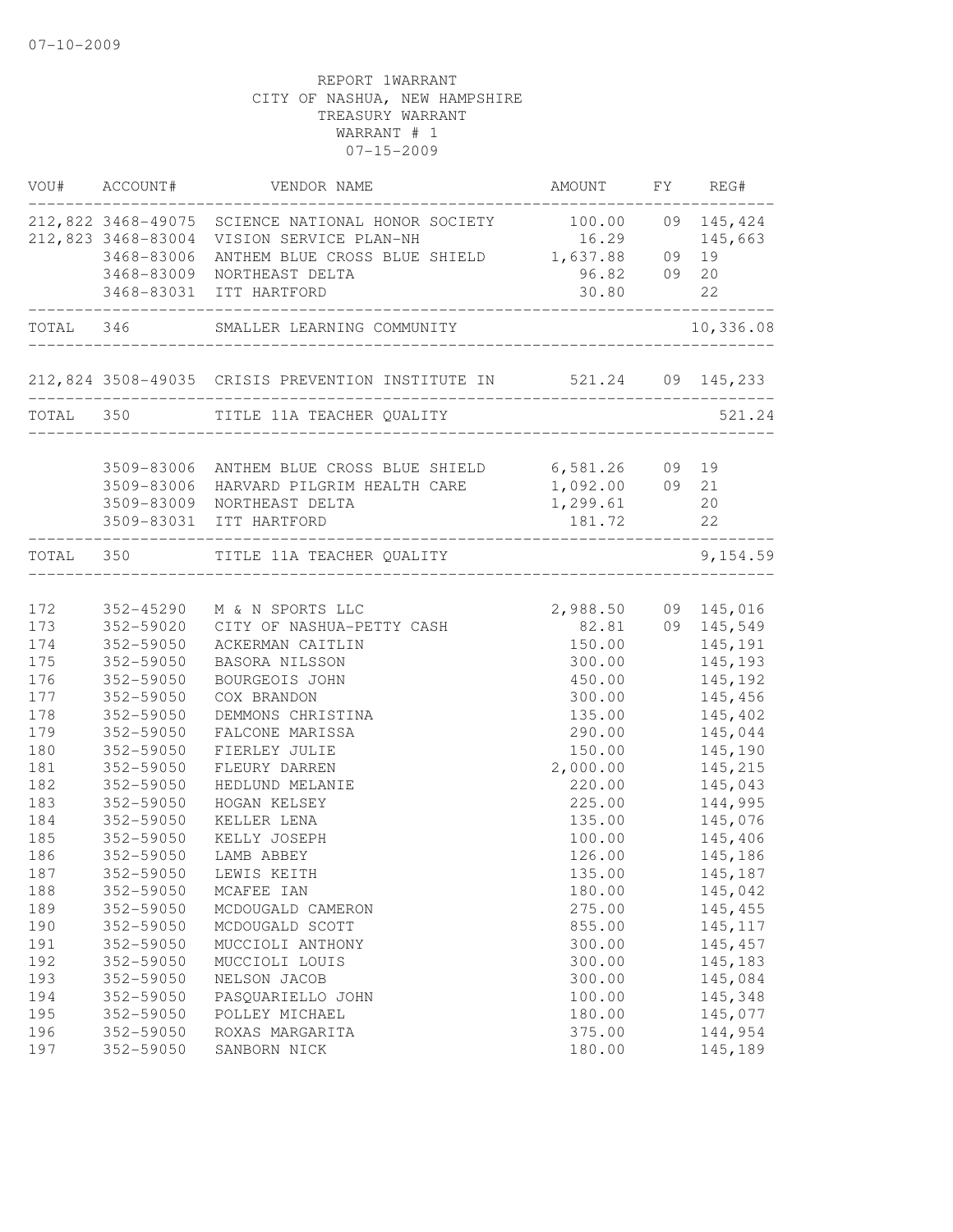07-10-2009

REPORT 1WARRANT
CITY OF NASHUA, NEW HAMPSHIRE
TREASURY WARRANT
WARRANT # 1
07-15-2009

| VOU# | ACCOUNT# | VENDOR NAME | AMOUNT | FY | REG# |
|---|---|---|---|---|---|
| 212,822 | 3468-49075 | SCIENCE NATIONAL HONOR SOCIETY | 100.00 | 09 | 145,424 |
| 212,823 | 3468-83004 | VISION SERVICE PLAN-NH | 16.29 | | 145,663 |
| | 3468-83006 | ANTHEM BLUE CROSS BLUE SHIELD | 1,637.88 | 09 | 19 |
| | 3468-83009 | NORTHEAST DELTA | 96.82 | 09 | 20 |
| | 3468-83031 | ITT HARTFORD | 30.80 | | 22 |
| TOTAL | 346 | SMALLER LEARNING COMMUNITY | | | 10,336.08 |
| 212,824 | 3508-49035 | CRISIS PREVENTION INSTITUTE IN | 521.24 | 09 | 145,233 |
| TOTAL | 350 | TITLE 11A TEACHER QUALITY | | | 521.24 |
| | 3509-83006 | ANTHEM BLUE CROSS BLUE SHIELD | 6,581.26 | 09 | 19 |
| | 3509-83006 | HARVARD PILGRIM HEALTH CARE | 1,092.00 | 09 | 21 |
| | 3509-83009 | NORTHEAST DELTA | 1,299.61 | | 20 |
| | 3509-83031 | ITT HARTFORD | 181.72 | | 22 |
| TOTAL | 350 | TITLE 11A TEACHER QUALITY | | | 9,154.59 |
| 172 | 352-45290 | M & N SPORTS LLC | 2,988.50 | 09 | 145,016 |
| 173 | 352-59020 | CITY OF NASHUA-PETTY CASH | 82.81 | 09 | 145,549 |
| 174 | 352-59050 | ACKERMAN CAITLIN | 150.00 | | 145,191 |
| 175 | 352-59050 | BASORA NILSSON | 300.00 | | 145,193 |
| 176 | 352-59050 | BOURGEOIS JOHN | 450.00 | | 145,192 |
| 177 | 352-59050 | COX BRANDON | 300.00 | | 145,456 |
| 178 | 352-59050 | DEMMONS CHRISTINA | 135.00 | | 145,402 |
| 179 | 352-59050 | FALCONE MARISSA | 290.00 | | 145,044 |
| 180 | 352-59050 | FIERLEY JULIE | 150.00 | | 145,190 |
| 181 | 352-59050 | FLEURY DARREN | 2,000.00 | | 145,215 |
| 182 | 352-59050 | HEDLUND MELANIE | 220.00 | | 145,043 |
| 183 | 352-59050 | HOGAN KELSEY | 225.00 | | 144,995 |
| 184 | 352-59050 | KELLER LENA | 135.00 | | 145,076 |
| 185 | 352-59050 | KELLY JOSEPH | 100.00 | | 145,406 |
| 186 | 352-59050 | LAMB ABBEY | 126.00 | | 145,186 |
| 187 | 352-59050 | LEWIS KEITH | 135.00 | | 145,187 |
| 188 | 352-59050 | MCAFEE IAN | 180.00 | | 145,042 |
| 189 | 352-59050 | MCDOUGALD CAMERON | 275.00 | | 145,455 |
| 190 | 352-59050 | MCDOUGALD SCOTT | 855.00 | | 145,117 |
| 191 | 352-59050 | MUCCIOLI ANTHONY | 300.00 | | 145,457 |
| 192 | 352-59050 | MUCCIOLI LOUIS | 300.00 | | 145,183 |
| 193 | 352-59050 | NELSON JACOB | 300.00 | | 145,084 |
| 194 | 352-59050 | PASQUARIELLO JOHN | 100.00 | | 145,348 |
| 195 | 352-59050 | POLLEY MICHAEL | 180.00 | | 145,077 |
| 196 | 352-59050 | ROXAS MARGARITA | 375.00 | | 144,954 |
| 197 | 352-59050 | SANBORN NICK | 180.00 | | 145,189 |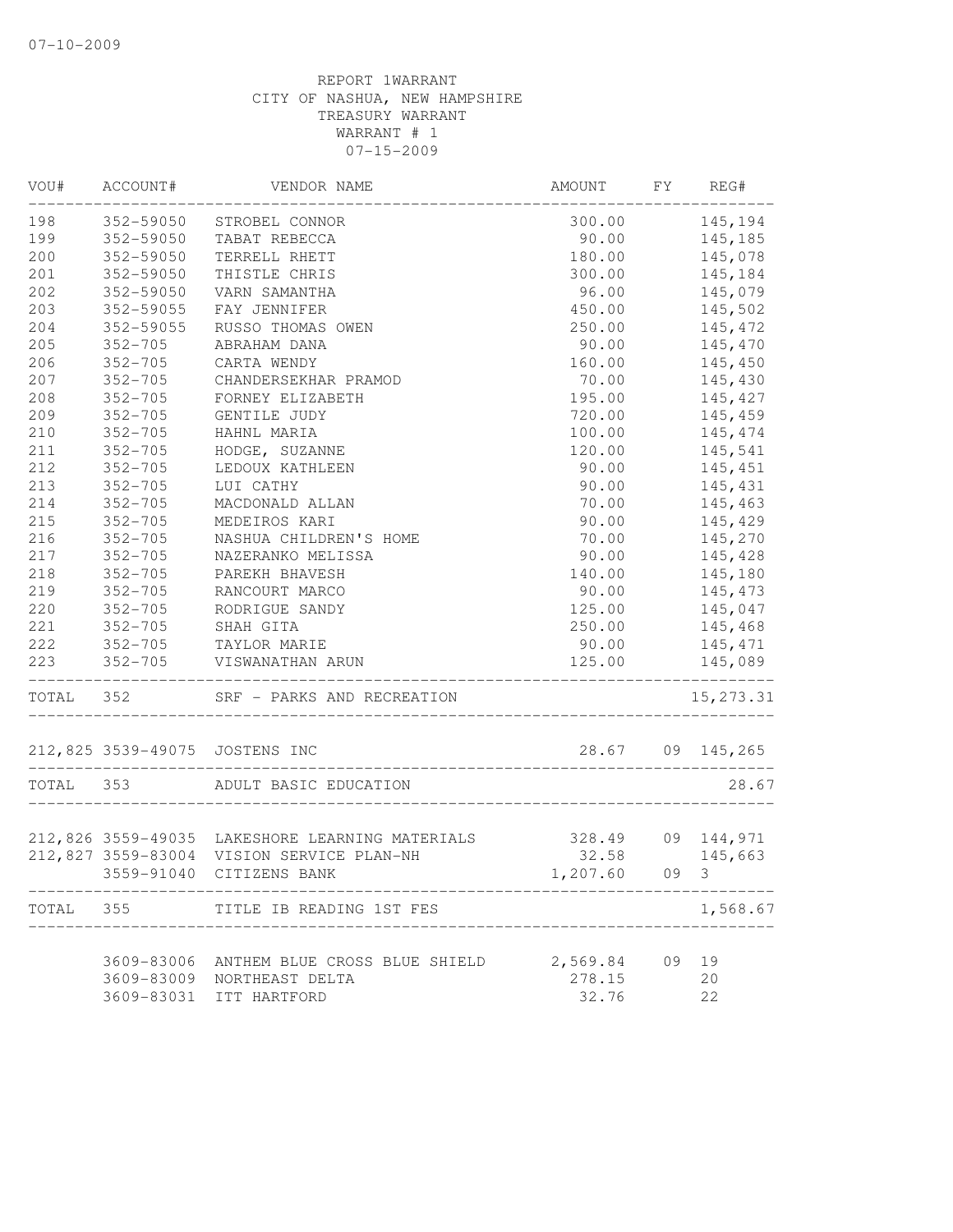07-10-2009

REPORT 1WARRANT
CITY OF NASHUA, NEW HAMPSHIRE
TREASURY WARRANT
WARRANT # 1
07-15-2009

| VOU# | ACCOUNT# | VENDOR NAME | AMOUNT | FY | REG# |
|---|---|---|---|---|---|
| 198 | 352-59050 | STROBEL CONNOR | 300.00 | | 145,194 |
| 199 | 352-59050 | TABAT REBECCA | 90.00 | | 145,185 |
| 200 | 352-59050 | TERRELL RHETT | 180.00 | | 145,078 |
| 201 | 352-59050 | THISTLE CHRIS | 300.00 | | 145,184 |
| 202 | 352-59050 | VARN SAMANTHA | 96.00 | | 145,079 |
| 203 | 352-59055 | FAY JENNIFER | 450.00 | | 145,502 |
| 204 | 352-59055 | RUSSO THOMAS OWEN | 250.00 | | 145,472 |
| 205 | 352-705 | ABRAHAM DANA | 90.00 | | 145,470 |
| 206 | 352-705 | CARTA WENDY | 160.00 | | 145,450 |
| 207 | 352-705 | CHANDERSEKHAR PRAMOD | 70.00 | | 145,430 |
| 208 | 352-705 | FORNEY ELIZABETH | 195.00 | | 145,427 |
| 209 | 352-705 | GENTILE JUDY | 720.00 | | 145,459 |
| 210 | 352-705 | HAHNL MARIA | 100.00 | | 145,474 |
| 211 | 352-705 | HODGE, SUZANNE | 120.00 | | 145,541 |
| 212 | 352-705 | LEDOUX KATHLEEN | 90.00 | | 145,451 |
| 213 | 352-705 | LUI CATHY | 90.00 | | 145,431 |
| 214 | 352-705 | MACDONALD ALLAN | 70.00 | | 145,463 |
| 215 | 352-705 | MEDEIROS KARI | 90.00 | | 145,429 |
| 216 | 352-705 | NASHUA CHILDREN'S HOME | 70.00 | | 145,270 |
| 217 | 352-705 | NAZERANKO MELISSA | 90.00 | | 145,428 |
| 218 | 352-705 | PAREKH BHAVESH | 140.00 | | 145,180 |
| 219 | 352-705 | RANCOURT MARCO | 90.00 | | 145,473 |
| 220 | 352-705 | RODRIGUE SANDY | 125.00 | | 145,047 |
| 221 | 352-705 | SHAH GITA | 250.00 | | 145,468 |
| 222 | 352-705 | TAYLOR MARIE | 90.00 | | 145,471 |
| 223 | 352-705 | VISWANATHAN ARUN | 125.00 | | 145,089 |
| TOTAL | 352 | SRF - PARKS AND RECREATION | | | 15,273.31 |
| 212,825 | 3539-49075 | JOSTENS INC | 28.67 | 09 | 145,265 |
| TOTAL | 353 | ADULT BASIC EDUCATION | | | 28.67 |
| 212,826 | 3559-49035 | LAKESHORE LEARNING MATERIALS | 328.49 | 09 | 144,971 |
| 212,827 | 3559-83004 | VISION SERVICE PLAN-NH | 32.58 | | 145,663 |
| | 3559-91040 | CITIZENS BANK | 1,207.60 | 09 | 3 |
| TOTAL | 355 | TITLE IB READING 1ST FES | | | 1,568.67 |
| | 3609-83006 | ANTHEM BLUE CROSS BLUE SHIELD | 2,569.84 | 09 | 19 |
| | 3609-83009 | NORTHEAST DELTA | 278.15 | | 20 |
| | 3609-83031 | ITT HARTFORD | 32.76 | | 22 |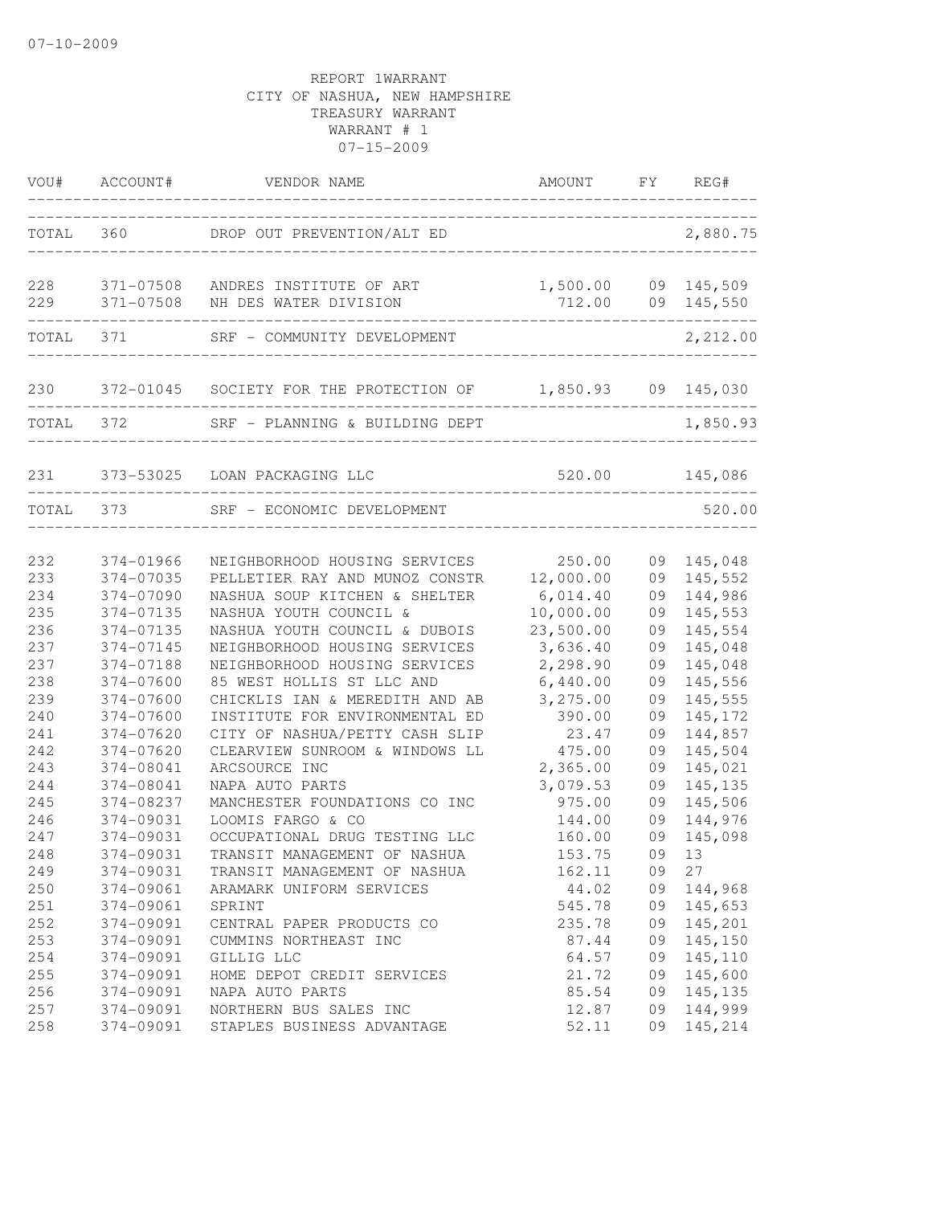07-10-2009

REPORT 1WARRANT
CITY OF NASHUA, NEW HAMPSHIRE
TREASURY WARRANT
WARRANT # 1
07-15-2009

| VOU# | ACCOUNT# | VENDOR NAME | AMOUNT | FY | REG# |
|---|---|---|---|---|---|
| TOTAL | 360 | DROP OUT PREVENTION/ALT ED | | | 2,880.75 |
| 228 | 371-07508 | ANDRES INSTITUTE OF ART | 1,500.00 | 09 | 145,509 |
| 229 | 371-07508 | NH DES WATER DIVISION | 712.00 | 09 | 145,550 |
| TOTAL | 371 | SRF - COMMUNITY DEVELOPMENT | | | 2,212.00 |
| 230 | 372-01045 | SOCIETY FOR THE PROTECTION OF | 1,850.93 | 09 | 145,030 |
| TOTAL | 372 | SRF - PLANNING & BUILDING DEPT | | | 1,850.93 |
| 231 | 373-53025 | LOAN PACKAGING LLC | 520.00 | | 145,086 |
| TOTAL | 373 | SRF - ECONOMIC DEVELOPMENT | | | 520.00 |
| 232 | 374-01966 | NEIGHBORHOOD HOUSING SERVICES | 250.00 | 09 | 145,048 |
| 233 | 374-07035 | PELLETIER RAY AND MUNOZ CONSTR | 12,000.00 | 09 | 145,552 |
| 234 | 374-07090 | NASHUA SOUP KITCHEN & SHELTER | 6,014.40 | 09 | 144,986 |
| 235 | 374-07135 | NASHUA YOUTH COUNCIL & | 10,000.00 | 09 | 145,553 |
| 236 | 374-07135 | NASHUA YOUTH COUNCIL & DUBOIS | 23,500.00 | 09 | 145,554 |
| 237 | 374-07145 | NEIGHBORHOOD HOUSING SERVICES | 3,636.40 | 09 | 145,048 |
| 237 | 374-07188 | NEIGHBORHOOD HOUSING SERVICES | 2,298.90 | 09 | 145,048 |
| 238 | 374-07600 | 85 WEST HOLLIS ST LLC AND | 6,440.00 | 09 | 145,556 |
| 239 | 374-07600 | CHICKLIS IAN & MEREDITH AND AB | 3,275.00 | 09 | 145,555 |
| 240 | 374-07600 | INSTITUTE FOR ENVIRONMENTAL ED | 390.00 | 09 | 145,172 |
| 241 | 374-07620 | CITY OF NASHUA/PETTY CASH SLIP | 23.47 | 09 | 144,857 |
| 242 | 374-07620 | CLEARVIEW SUNROOM & WINDOWS LL | 475.00 | 09 | 145,504 |
| 243 | 374-08041 | ARCSOURCE INC | 2,365.00 | 09 | 145,021 |
| 244 | 374-08041 | NAPA AUTO PARTS | 3,079.53 | 09 | 145,135 |
| 245 | 374-08237 | MANCHESTER FOUNDATIONS CO INC | 975.00 | 09 | 145,506 |
| 246 | 374-09031 | LOOMIS FARGO & CO | 144.00 | 09 | 144,976 |
| 247 | 374-09031 | OCCUPATIONAL DRUG TESTING LLC | 160.00 | 09 | 145,098 |
| 248 | 374-09031 | TRANSIT MANAGEMENT OF NASHUA | 153.75 | 09 | 13 |
| 249 | 374-09031 | TRANSIT MANAGEMENT OF NASHUA | 162.11 | 09 | 27 |
| 250 | 374-09061 | ARAMARK UNIFORM SERVICES | 44.02 | 09 | 144,968 |
| 251 | 374-09061 | SPRINT | 545.78 | 09 | 145,653 |
| 252 | 374-09091 | CENTRAL PAPER PRODUCTS CO | 235.78 | 09 | 145,201 |
| 253 | 374-09091 | CUMMINS NORTHEAST INC | 87.44 | 09 | 145,150 |
| 254 | 374-09091 | GILLIG LLC | 64.57 | 09 | 145,110 |
| 255 | 374-09091 | HOME DEPOT CREDIT SERVICES | 21.72 | 09 | 145,600 |
| 256 | 374-09091 | NAPA AUTO PARTS | 85.54 | 09 | 145,135 |
| 257 | 374-09091 | NORTHERN BUS SALES INC | 12.87 | 09 | 144,999 |
| 258 | 374-09091 | STAPLES BUSINESS ADVANTAGE | 52.11 | 09 | 145,214 |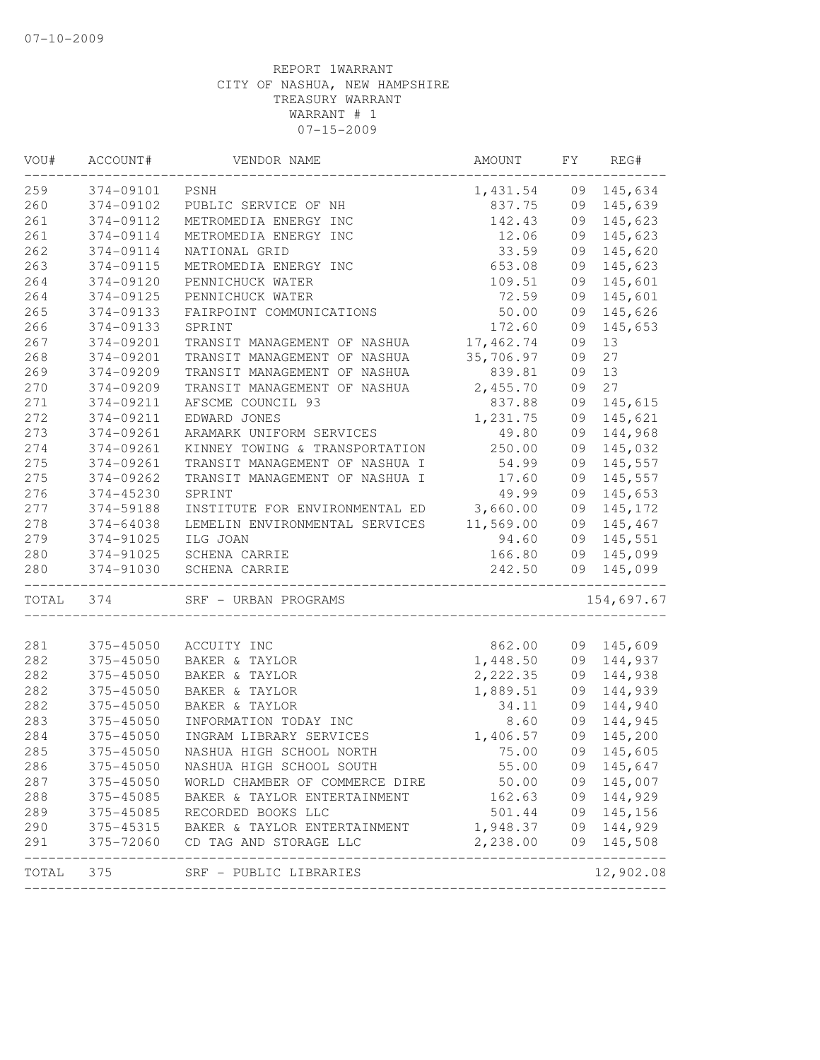07-10-2009

REPORT 1WARRANT
CITY OF NASHUA, NEW HAMPSHIRE
TREASURY WARRANT
WARRANT # 1
07-15-2009

| VOU# | ACCOUNT# | VENDOR NAME | AMOUNT | FY | REG# |
|---|---|---|---|---|---|
| 259 | 374-09101 | PSNH | 1,431.54 | 09 | 145,634 |
| 260 | 374-09102 | PUBLIC SERVICE OF NH | 837.75 | 09 | 145,639 |
| 261 | 374-09112 | METROMEDIA ENERGY INC | 142.43 | 09 | 145,623 |
| 261 | 374-09114 | METROMEDIA ENERGY INC | 12.06 | 09 | 145,623 |
| 262 | 374-09114 | NATIONAL GRID | 33.59 | 09 | 145,620 |
| 263 | 374-09115 | METROMEDIA ENERGY INC | 653.08 | 09 | 145,623 |
| 264 | 374-09120 | PENNICHUCK WATER | 109.51 | 09 | 145,601 |
| 264 | 374-09125 | PENNICHUCK WATER | 72.59 | 09 | 145,601 |
| 265 | 374-09133 | FAIRPOINT COMMUNICATIONS | 50.00 | 09 | 145,626 |
| 266 | 374-09133 | SPRINT | 172.60 | 09 | 145,653 |
| 267 | 374-09201 | TRANSIT MANAGEMENT OF NASHUA | 17,462.74 | 09 | 13 |
| 268 | 374-09201 | TRANSIT MANAGEMENT OF NASHUA | 35,706.97 | 09 | 27 |
| 269 | 374-09209 | TRANSIT MANAGEMENT OF NASHUA | 839.81 | 09 | 13 |
| 270 | 374-09209 | TRANSIT MANAGEMENT OF NASHUA | 2,455.70 | 09 | 27 |
| 271 | 374-09211 | AFSCME COUNCIL 93 | 837.88 | 09 | 145,615 |
| 272 | 374-09211 | EDWARD JONES | 1,231.75 | 09 | 145,621 |
| 273 | 374-09261 | ARAMARK UNIFORM SERVICES | 49.80 | 09 | 144,968 |
| 274 | 374-09261 | KINNEY TOWING & TRANSPORTATION | 250.00 | 09 | 145,032 |
| 275 | 374-09261 | TRANSIT MANAGEMENT OF NASHUA I | 54.99 | 09 | 145,557 |
| 275 | 374-09262 | TRANSIT MANAGEMENT OF NASHUA I | 17.60 | 09 | 145,557 |
| 276 | 374-45230 | SPRINT | 49.99 | 09 | 145,653 |
| 277 | 374-59188 | INSTITUTE FOR ENVIRONMENTAL ED | 3,660.00 | 09 | 145,172 |
| 278 | 374-64038 | LEMELIN ENVIRONMENTAL SERVICES | 11,569.00 | 09 | 145,467 |
| 279 | 374-91025 | ILG JOAN | 94.60 | 09 | 145,551 |
| 280 | 374-91025 | SCHENA CARRIE | 166.80 | 09 | 145,099 |
| 280 | 374-91030 | SCHENA CARRIE | 242.50 | 09 | 145,099 |
| TOTAL | 374 | SRF - URBAN PROGRAMS | | | 154,697.67 |

| VOU# | ACCOUNT# | VENDOR NAME | AMOUNT | FY | REG# |
|---|---|---|---|---|---|
| 281 | 375-45050 | ACCUITY INC | 862.00 | 09 | 145,609 |
| 282 | 375-45050 | BAKER & TAYLOR | 1,448.50 | 09 | 144,937 |
| 282 | 375-45050 | BAKER & TAYLOR | 2,222.35 | 09 | 144,938 |
| 282 | 375-45050 | BAKER & TAYLOR | 1,889.51 | 09 | 144,939 |
| 282 | 375-45050 | BAKER & TAYLOR | 34.11 | 09 | 144,940 |
| 283 | 375-45050 | INFORMATION TODAY INC | 8.60 | 09 | 144,945 |
| 284 | 375-45050 | INGRAM LIBRARY SERVICES | 1,406.57 | 09 | 145,200 |
| 285 | 375-45050 | NASHUA HIGH SCHOOL NORTH | 75.00 | 09 | 145,605 |
| 286 | 375-45050 | NASHUA HIGH SCHOOL SOUTH | 55.00 | 09 | 145,647 |
| 287 | 375-45050 | WORLD CHAMBER OF COMMERCE DIRE | 50.00 | 09 | 145,007 |
| 288 | 375-45085 | BAKER & TAYLOR ENTERTAINMENT | 162.63 | 09 | 144,929 |
| 289 | 375-45085 | RECORDED BOOKS LLC | 501.44 | 09 | 145,156 |
| 290 | 375-45315 | BAKER & TAYLOR ENTERTAINMENT | 1,948.37 | 09 | 144,929 |
| 291 | 375-72060 | CD TAG AND STORAGE LLC | 2,238.00 | 09 | 145,508 |
| TOTAL | 375 | SRF - PUBLIC LIBRARIES | | | 12,902.08 |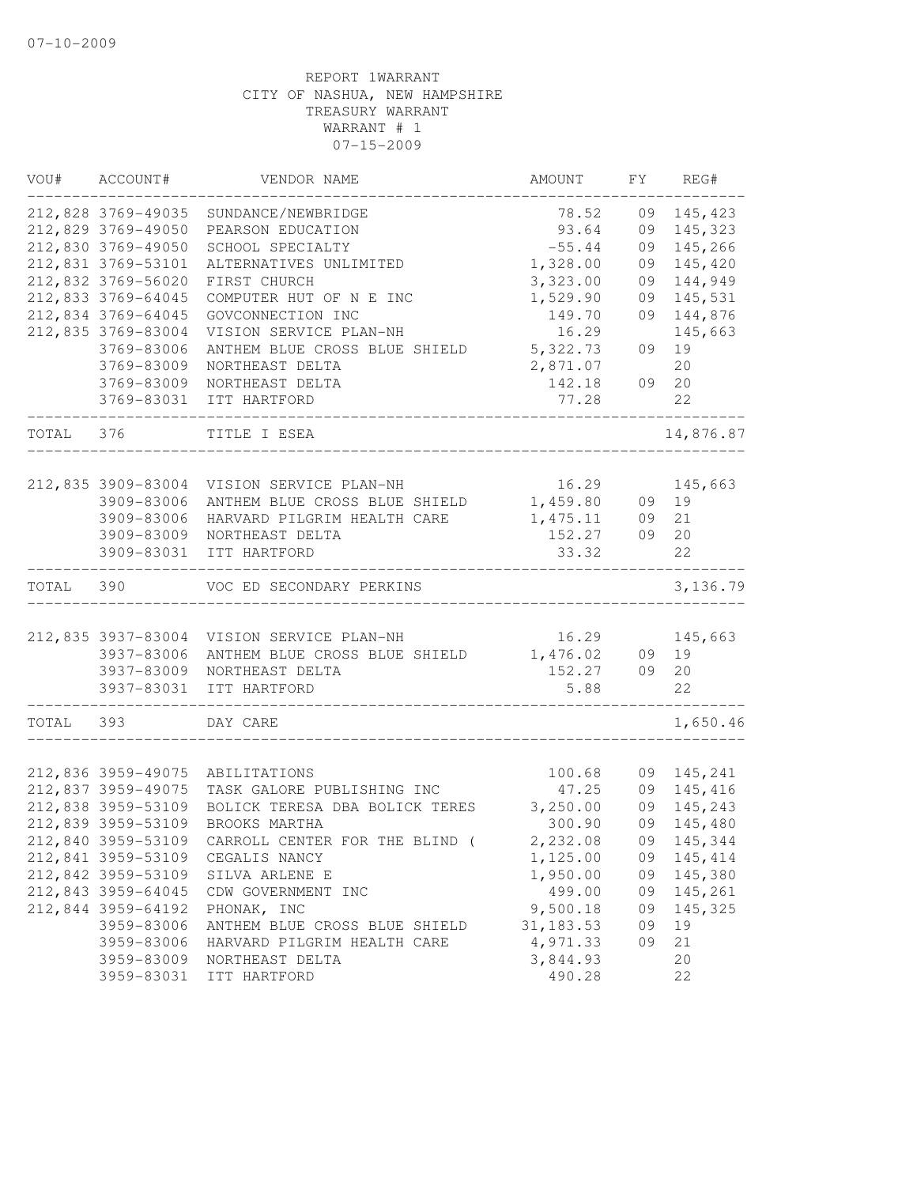07-10-2009

REPORT 1WARRANT
CITY OF NASHUA, NEW HAMPSHIRE
TREASURY WARRANT
WARRANT # 1
07-15-2009

| VOU# | ACCOUNT# | VENDOR NAME | AMOUNT | FY | REG# |
|---|---|---|---|---|---|
| 212,828 | 3769-49035 | SUNDANCE/NEWBRIDGE | 78.52 | 09 | 145,423 |
| 212,829 | 3769-49050 | PEARSON EDUCATION | 93.64 | 09 | 145,323 |
| 212,830 | 3769-49050 | SCHOOL SPECIALTY | -55.44 | 09 | 145,266 |
| 212,831 | 3769-53101 | ALTERNATIVES UNLIMITED | 1,328.00 | 09 | 145,420 |
| 212,832 | 3769-56020 | FIRST CHURCH | 3,323.00 | 09 | 144,949 |
| 212,833 | 3769-64045 | COMPUTER HUT OF N E INC | 1,529.90 | 09 | 145,531 |
| 212,834 | 3769-64045 | GOVCONNECTION INC | 149.70 | 09 | 144,876 |
| 212,835 | 3769-83004 | VISION SERVICE PLAN-NH | 16.29 | | 145,663 |
| | 3769-83006 | ANTHEM BLUE CROSS BLUE SHIELD | 5,322.73 | 09 | 19 |
| | 3769-83009 | NORTHEAST DELTA | 2,871.07 | | 20 |
| | 3769-83009 | NORTHEAST DELTA | 142.18 | 09 | 20 |
| | 3769-83031 | ITT HARTFORD | 77.28 | | 22 |
| TOTAL | 376 | TITLE I ESEA | | | 14,876.87 |
| 212,835 | 3909-83004 | VISION SERVICE PLAN-NH | 16.29 | | 145,663 |
| | 3909-83006 | ANTHEM BLUE CROSS BLUE SHIELD | 1,459.80 | 09 | 19 |
| | 3909-83006 | HARVARD PILGRIM HEALTH CARE | 1,475.11 | 09 | 21 |
| | 3909-83009 | NORTHEAST DELTA | 152.27 | 09 | 20 |
| | 3909-83031 | ITT HARTFORD | 33.32 | | 22 |
| TOTAL | 390 | VOC ED SECONDARY PERKINS | | | 3,136.79 |
| 212,835 | 3937-83004 | VISION SERVICE PLAN-NH | 16.29 | | 145,663 |
| | 3937-83006 | ANTHEM BLUE CROSS BLUE SHIELD | 1,476.02 | 09 | 19 |
| | 3937-83009 | NORTHEAST DELTA | 152.27 | 09 | 20 |
| | 3937-83031 | ITT HARTFORD | 5.88 | | 22 |
| TOTAL | 393 | DAY CARE | | | 1,650.46 |
| 212,836 | 3959-49075 | ABILITATIONS | 100.68 | 09 | 145,241 |
| 212,837 | 3959-49075 | TASK GALORE PUBLISHING INC | 47.25 | 09 | 145,416 |
| 212,838 | 3959-53109 | BOLICK TERESA DBA BOLICK TERES | 3,250.00 | 09 | 145,243 |
| 212,839 | 3959-53109 | BROOKS MARTHA | 300.90 | 09 | 145,480 |
| 212,840 | 3959-53109 | CARROLL CENTER FOR THE BLIND ( | 2,232.08 | 09 | 145,344 |
| 212,841 | 3959-53109 | CEGALIS NANCY | 1,125.00 | 09 | 145,414 |
| 212,842 | 3959-53109 | SILVA ARLENE E | 1,950.00 | 09 | 145,380 |
| 212,843 | 3959-64045 | CDW GOVERNMENT INC | 499.00 | 09 | 145,261 |
| 212,844 | 3959-64192 | PHONAK, INC | 9,500.18 | 09 | 145,325 |
| | 3959-83006 | ANTHEM BLUE CROSS BLUE SHIELD | 31,183.53 | 09 | 19 |
| | 3959-83006 | HARVARD PILGRIM HEALTH CARE | 4,971.33 | 09 | 21 |
| | 3959-83009 | NORTHEAST DELTA | 3,844.93 | | 20 |
| | 3959-83031 | ITT HARTFORD | 490.28 | | 22 |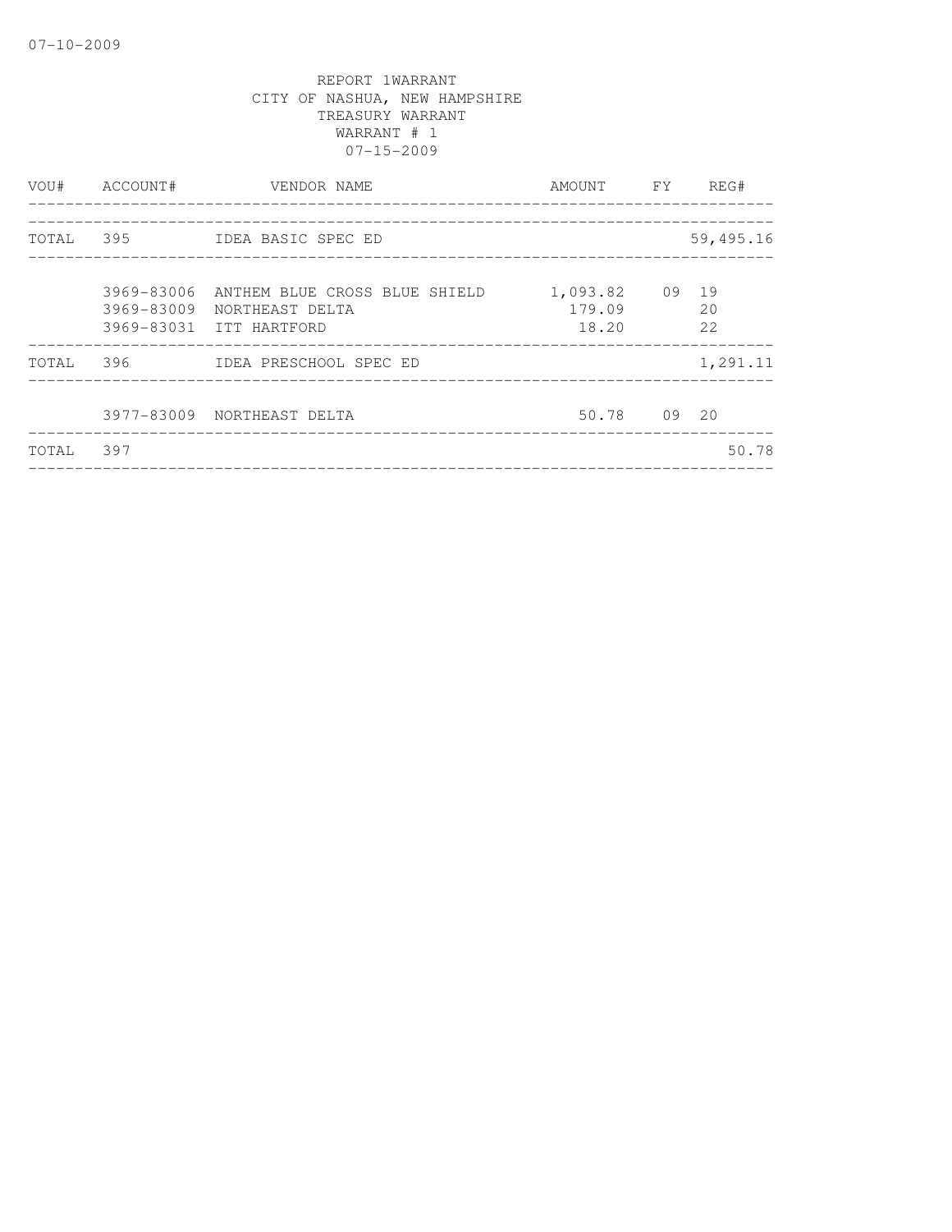07-10-2009

REPORT 1WARRANT
CITY OF NASHUA, NEW HAMPSHIRE
TREASURY WARRANT
WARRANT # 1
07-15-2009

| VOU# | ACCOUNT# | VENDOR NAME | AMOUNT | FY | REG# |
|---|---|---|---|---|---|
| TOTAL | 395 | IDEA BASIC SPEC ED | | | 59,495.16 |
| | 3969-83006 | ANTHEM BLUE CROSS BLUE SHIELD | 1,093.82 | 09 | 19 |
| | 3969-83009 | NORTHEAST DELTA | 179.09 | | 20 |
| | 3969-83031 | ITT HARTFORD | 18.20 | | 22 |
| TOTAL | 396 | IDEA PRESCHOOL SPEC ED | | | 1,291.11 |
| | 3977-83009 | NORTHEAST DELTA | 50.78 | 09 | 20 |
| TOTAL | 397 | | | | 50.78 |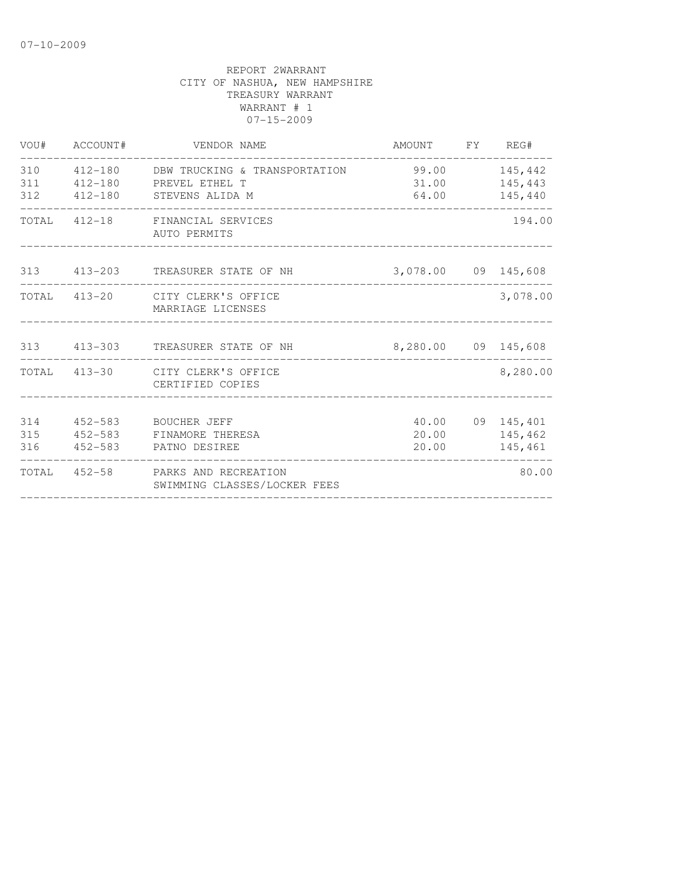07-10-2009

REPORT 2WARRANT
CITY OF NASHUA, NEW HAMPSHIRE
TREASURY WARRANT
WARRANT # 1
07-15-2009

| VOU# | ACCOUNT# | VENDOR NAME | AMOUNT | FY | REG# |
|---|---|---|---|---|---|
| 310 | 412-180 | DBW TRUCKING & TRANSPORTATION | 99.00 | | 145,442 |
| 311 | 412-180 | PREVEL ETHEL T | 31.00 | | 145,443 |
| 312 | 412-180 | STEVENS ALIDA M | 64.00 | | 145,440 |
| TOTAL | 412-18 | FINANCIAL SERVICES AUTO PERMITS | | | 194.00 |
| 313 | 413-203 | TREASURER STATE OF NH | 3,078.00 | 09 | 145,608 |
| TOTAL | 413-20 | CITY CLERK'S OFFICE MARRIAGE LICENSES | | | 3,078.00 |
| 313 | 413-303 | TREASURER STATE OF NH | 8,280.00 | 09 | 145,608 |
| TOTAL | 413-30 | CITY CLERK'S OFFICE CERTIFIED COPIES | | | 8,280.00 |
| 314 | 452-583 | BOUCHER JEFF | 40.00 | 09 | 145,401 |
| 315 | 452-583 | FINAMORE THERESA | 20.00 | | 145,462 |
| 316 | 452-583 | PATNO DESIREE | 20.00 | | 145,461 |
| TOTAL | 452-58 | PARKS AND RECREATION SWIMMING CLASSES/LOCKER FEES | | | 80.00 |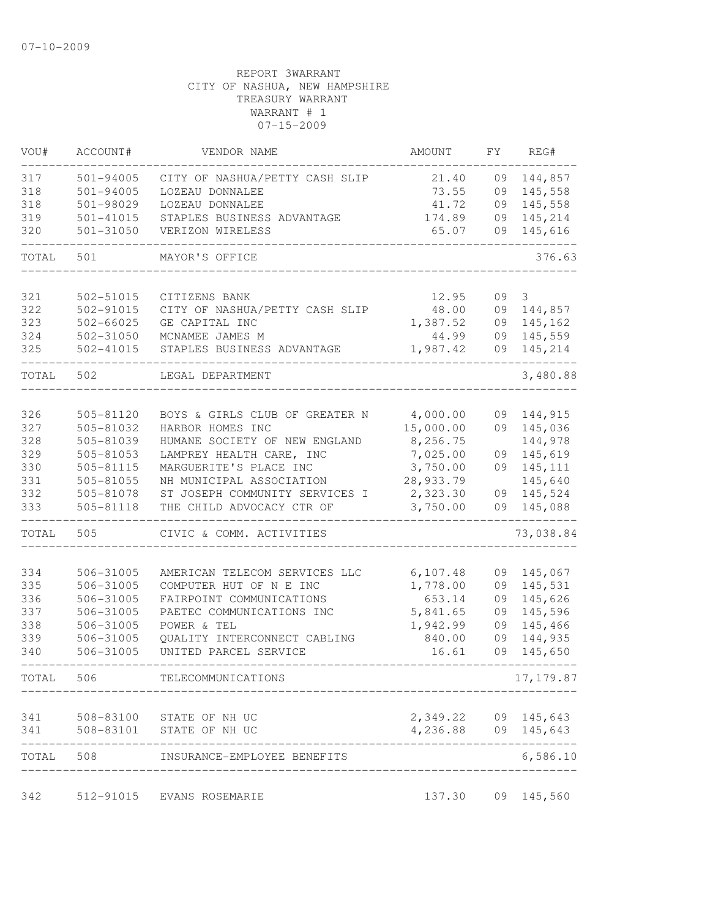07-10-2009

REPORT 3WARRANT
CITY OF NASHUA, NEW HAMPSHIRE
TREASURY WARRANT
WARRANT # 1
07-15-2009

| VOU# | ACCOUNT# | VENDOR NAME | AMOUNT | FY | REG# |
|---|---|---|---|---|---|
| 317 | 501-94005 | CITY OF NASHUA/PETTY CASH SLIP | 21.40 | 09 | 144,857 |
| 318 | 501-94005 | LOZEAU DONNALEE | 73.55 | 09 | 145,558 |
| 318 | 501-98029 | LOZEAU DONNALEE | 41.72 | 09 | 145,558 |
| 319 | 501-41015 | STAPLES BUSINESS ADVANTAGE | 174.89 | 09 | 145,214 |
| 320 | 501-31050 | VERIZON WIRELESS | 65.07 | 09 | 145,616 |
| TOTAL | 501 | MAYOR'S OFFICE | | | 376.63 |
| 321 | 502-51015 | CITIZENS BANK | 12.95 | 09 | 3 |
| 322 | 502-91015 | CITY OF NASHUA/PETTY CASH SLIP | 48.00 | 09 | 144,857 |
| 323 | 502-66025 | GE CAPITAL INC | 1,387.52 | 09 | 145,162 |
| 324 | 502-31050 | MCNAMEE JAMES M | 44.99 | 09 | 145,559 |
| 325 | 502-41015 | STAPLES BUSINESS ADVANTAGE | 1,987.42 | 09 | 145,214 |
| TOTAL | 502 | LEGAL DEPARTMENT | | | 3,480.88 |
| 326 | 505-81120 | BOYS & GIRLS CLUB OF GREATER N | 4,000.00 | 09 | 144,915 |
| 327 | 505-81032 | HARBOR HOMES INC | 15,000.00 | 09 | 145,036 |
| 328 | 505-81039 | HUMANE SOCIETY OF NEW ENGLAND | 8,256.75 | | 144,978 |
| 329 | 505-81053 | LAMPREY HEALTH CARE, INC | 7,025.00 | 09 | 145,619 |
| 330 | 505-81115 | MARGUERITE'S PLACE INC | 3,750.00 | 09 | 145,111 |
| 331 | 505-81055 | NH MUNICIPAL ASSOCIATION | 28,933.79 | | 145,640 |
| 332 | 505-81078 | ST JOSEPH COMMUNITY SERVICES I | 2,323.30 | 09 | 145,524 |
| 333 | 505-81118 | THE CHILD ADVOCACY CTR OF | 3,750.00 | 09 | 145,088 |
| TOTAL | 505 | CIVIC & COMM. ACTIVITIES | | | 73,038.84 |
| 334 | 506-31005 | AMERICAN TELECOM SERVICES LLC | 6,107.48 | 09 | 145,067 |
| 335 | 506-31005 | COMPUTER HUT OF N E INC | 1,778.00 | 09 | 145,531 |
| 336 | 506-31005 | FAIRPOINT COMMUNICATIONS | 653.14 | 09 | 145,626 |
| 337 | 506-31005 | PAETEC COMMUNICATIONS INC | 5,841.65 | 09 | 145,596 |
| 338 | 506-31005 | POWER & TEL | 1,942.99 | 09 | 145,466 |
| 339 | 506-31005 | QUALITY INTERCONNECT CABLING | 840.00 | 09 | 144,935 |
| 340 | 506-31005 | UNITED PARCEL SERVICE | 16.61 | 09 | 145,650 |
| TOTAL | 506 | TELECOMMUNICATIONS | | | 17,179.87 |
| 341 | 508-83100 | STATE OF NH UC | 2,349.22 | 09 | 145,643 |
| 341 | 508-83101 | STATE OF NH UC | 4,236.88 | 09 | 145,643 |
| TOTAL | 508 | INSURANCE-EMPLOYEE BENEFITS | | | 6,586.10 |
| 342 | 512-91015 | EVANS ROSEMARIE | 137.30 | 09 | 145,560 |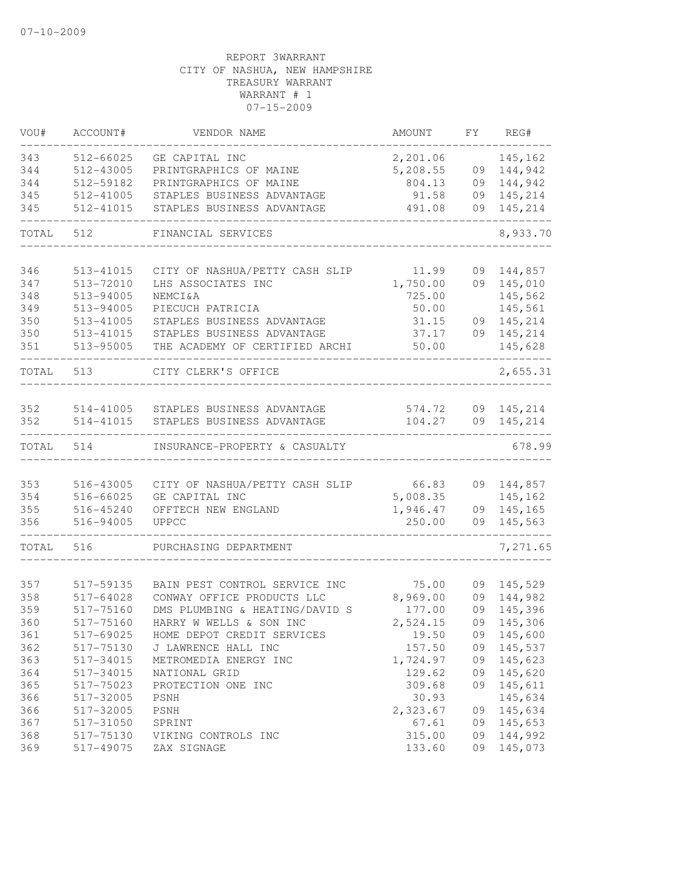07-10-2009

REPORT 3WARRANT
CITY OF NASHUA, NEW HAMPSHIRE
TREASURY WARRANT
WARRANT # 1
07-15-2009

| VOU# | ACCOUNT# | VENDOR NAME | AMOUNT | FY | REG# |
|---|---|---|---|---|---|
| 343 | 512-66025 | GE CAPITAL INC | 2,201.06 | | 145,162 |
| 344 | 512-43005 | PRINTGRAPHICS OF MAINE | 5,208.55 | 09 | 144,942 |
| 344 | 512-59182 | PRINTGRAPHICS OF MAINE | 804.13 | 09 | 144,942 |
| 345 | 512-41005 | STAPLES BUSINESS ADVANTAGE | 91.58 | 09 | 145,214 |
| 345 | 512-41015 | STAPLES BUSINESS ADVANTAGE | 491.08 | 09 | 145,214 |
| TOTAL | 512 | FINANCIAL SERVICES | | | 8,933.70 |
| 346 | 513-41015 | CITY OF NASHUA/PETTY CASH SLIP | 11.99 | 09 | 144,857 |
| 347 | 513-72010 | LHS ASSOCIATES INC | 1,750.00 | 09 | 145,010 |
| 348 | 513-94005 | NEMCI&A | 725.00 | | 145,562 |
| 349 | 513-94005 | PIECUCH PATRICIA | 50.00 | | 145,561 |
| 350 | 513-41005 | STAPLES BUSINESS ADVANTAGE | 31.15 | 09 | 145,214 |
| 350 | 513-41015 | STAPLES BUSINESS ADVANTAGE | 37.17 | 09 | 145,214 |
| 351 | 513-95005 | THE ACADEMY OF CERTIFIED ARCHI | 50.00 | | 145,628 |
| TOTAL | 513 | CITY CLERK'S OFFICE | | | 2,655.31 |
| 352 | 514-41005 | STAPLES BUSINESS ADVANTAGE | 574.72 | 09 | 145,214 |
| 352 | 514-41015 | STAPLES BUSINESS ADVANTAGE | 104.27 | 09 | 145,214 |
| TOTAL | 514 | INSURANCE-PROPERTY & CASUALTY | | | 678.99 |
| 353 | 516-43005 | CITY OF NASHUA/PETTY CASH SLIP | 66.83 | 09 | 144,857 |
| 354 | 516-66025 | GE CAPITAL INC | 5,008.35 | | 145,162 |
| 355 | 516-45240 | OFFTECH NEW ENGLAND | 1,946.47 | 09 | 145,165 |
| 356 | 516-94005 | UPPCC | 250.00 | 09 | 145,563 |
| TOTAL | 516 | PURCHASING DEPARTMENT | | | 7,271.65 |
| 357 | 517-59135 | BAIN PEST CONTROL SERVICE INC | 75.00 | 09 | 145,529 |
| 358 | 517-64028 | CONWAY OFFICE PRODUCTS LLC | 8,969.00 | 09 | 144,982 |
| 359 | 517-75160 | DMS PLUMBING & HEATING/DAVID S | 177.00 | 09 | 145,396 |
| 360 | 517-75160 | HARRY W WELLS & SON INC | 2,524.15 | 09 | 145,306 |
| 361 | 517-69025 | HOME DEPOT CREDIT SERVICES | 19.50 | 09 | 145,600 |
| 362 | 517-75130 | J LAWRENCE HALL INC | 157.50 | 09 | 145,537 |
| 363 | 517-34015 | METROMEDIA ENERGY INC | 1,724.97 | 09 | 145,623 |
| 364 | 517-34015 | NATIONAL GRID | 129.62 | 09 | 145,620 |
| 365 | 517-75023 | PROTECTION ONE INC | 309.68 | 09 | 145,611 |
| 366 | 517-32005 | PSNH | 30.93 | | 145,634 |
| 366 | 517-32005 | PSNH | 2,323.67 | 09 | 145,634 |
| 367 | 517-31050 | SPRINT | 67.61 | 09 | 145,653 |
| 368 | 517-75130 | VIKING CONTROLS INC | 315.00 | 09 | 144,992 |
| 369 | 517-49075 | ZAX SIGNAGE | 133.60 | 09 | 145,073 |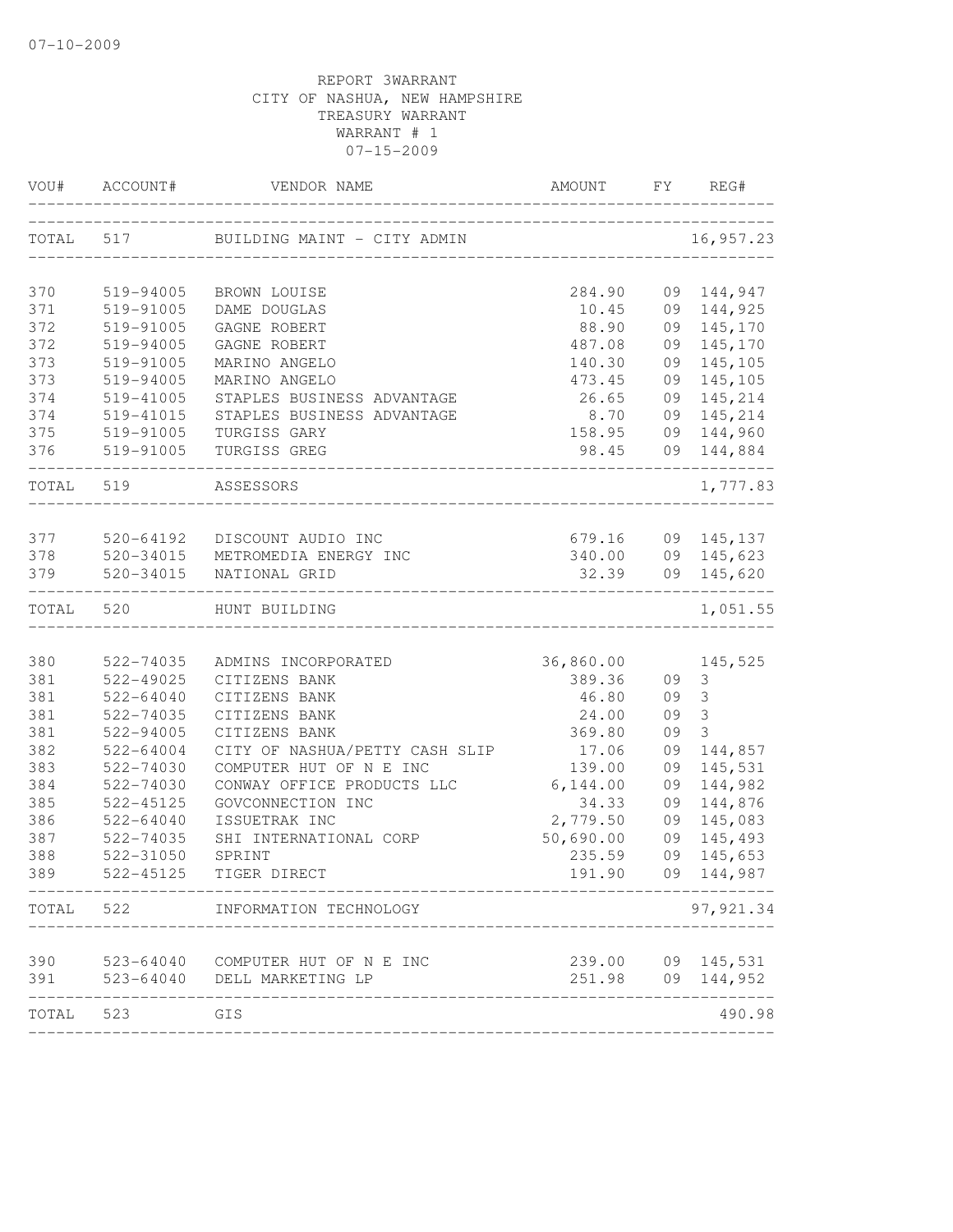07-10-2009

REPORT 3WARRANT
CITY OF NASHUA, NEW HAMPSHIRE
TREASURY WARRANT
WARRANT # 1
07-15-2009

| VOU# | ACCOUNT# | VENDOR NAME | AMOUNT | FY | REG# |
|---|---|---|---|---|---|
| TOTAL | 517 | BUILDING MAINT - CITY ADMIN | | | 16,957.23 |
| 370 | 519-94005 | BROWN LOUISE | 284.90 | 09 | 144,947 |
| 371 | 519-91005 | DAME DOUGLAS | 10.45 | 09 | 144,925 |
| 372 | 519-91005 | GAGNE ROBERT | 88.90 | 09 | 145,170 |
| 372 | 519-94005 | GAGNE ROBERT | 487.08 | 09 | 145,170 |
| 373 | 519-91005 | MARINO ANGELO | 140.30 | 09 | 145,105 |
| 373 | 519-94005 | MARINO ANGELO | 473.45 | 09 | 145,105 |
| 374 | 519-41005 | STAPLES BUSINESS ADVANTAGE | 26.65 | 09 | 145,214 |
| 374 | 519-41015 | STAPLES BUSINESS ADVANTAGE | 8.70 | 09 | 145,214 |
| 375 | 519-91005 | TURGISS GARY | 158.95 | 09 | 144,960 |
| 376 | 519-91005 | TURGISS GREG | 98.45 | 09 | 144,884 |
| TOTAL | 519 | ASSESSORS | | | 1,777.83 |
| 377 | 520-64192 | DISCOUNT AUDIO INC | 679.16 | 09 | 145,137 |
| 378 | 520-34015 | METROMEDIA ENERGY INC | 340.00 | 09 | 145,623 |
| 379 | 520-34015 | NATIONAL GRID | 32.39 | 09 | 145,620 |
| TOTAL | 520 | HUNT BUILDING | | | 1,051.55 |
| 380 | 522-74035 | ADMINS INCORPORATED | 36,860.00 | | 145,525 |
| 381 | 522-49025 | CITIZENS BANK | 389.36 | 09 | 3 |
| 381 | 522-64040 | CITIZENS BANK | 46.80 | 09 | 3 |
| 381 | 522-74035 | CITIZENS BANK | 24.00 | 09 | 3 |
| 381 | 522-94005 | CITIZENS BANK | 369.80 | 09 | 3 |
| 382 | 522-64004 | CITY OF NASHUA/PETTY CASH SLIP | 17.06 | 09 | 144,857 |
| 383 | 522-74030 | COMPUTER HUT OF N E INC | 139.00 | 09 | 145,531 |
| 384 | 522-74030 | CONWAY OFFICE PRODUCTS LLC | 6,144.00 | 09 | 144,982 |
| 385 | 522-45125 | GOVCONNECTION INC | 34.33 | 09 | 144,876 |
| 386 | 522-64040 | ISSUETRAK INC | 2,779.50 | 09 | 145,083 |
| 387 | 522-74035 | SHI INTERNATIONAL CORP | 50,690.00 | 09 | 145,493 |
| 388 | 522-31050 | SPRINT | 235.59 | 09 | 145,653 |
| 389 | 522-45125 | TIGER DIRECT | 191.90 | 09 | 144,987 |
| TOTAL | 522 | INFORMATION TECHNOLOGY | | | 97,921.34 |
| 390 | 523-64040 | COMPUTER HUT OF N E INC | 239.00 | 09 | 145,531 |
| 391 | 523-64040 | DELL MARKETING LP | 251.98 | 09 | 144,952 |
| TOTAL | 523 | GIS | | | 490.98 |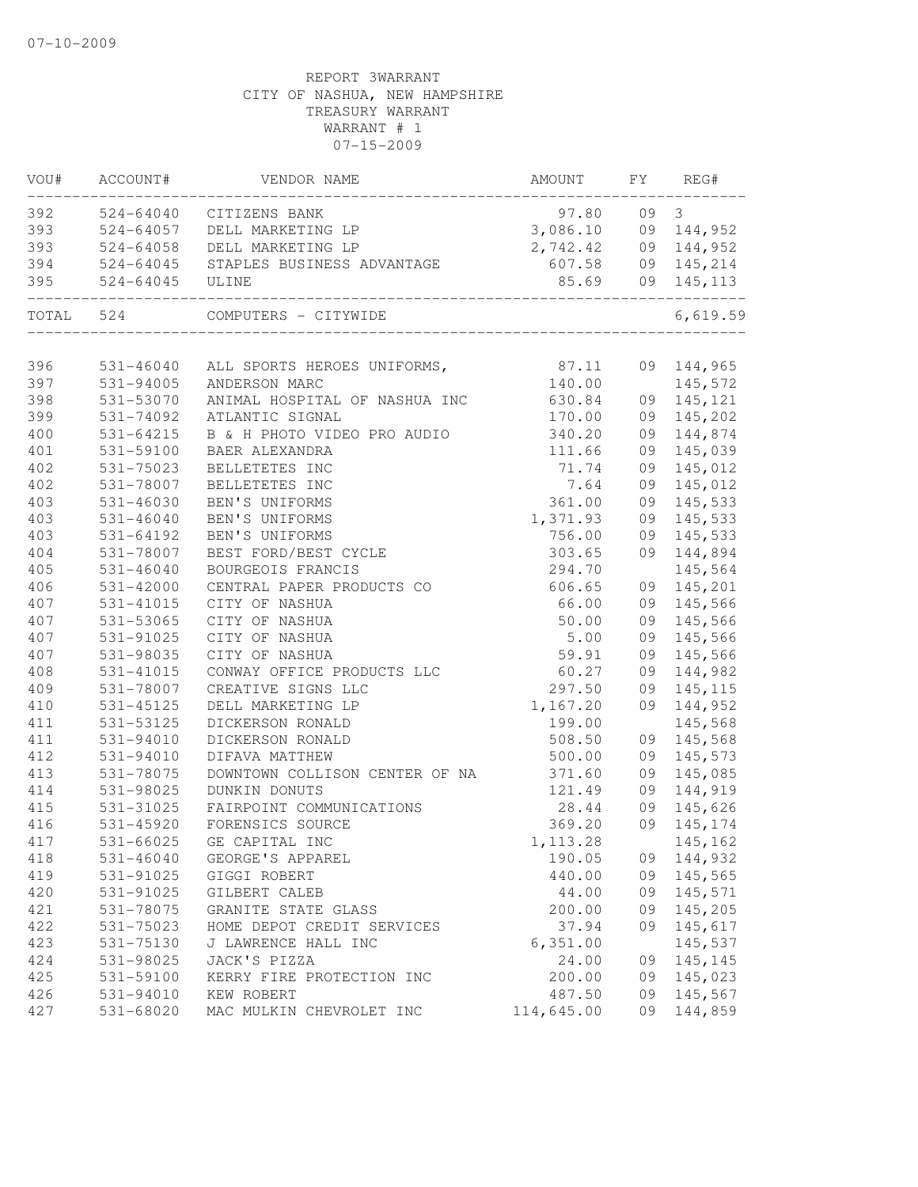07-10-2009

REPORT 3WARRANT
CITY OF NASHUA, NEW HAMPSHIRE
TREASURY WARRANT
WARRANT # 1
07-15-2009

| VOU# | ACCOUNT# | VENDOR NAME | AMOUNT | FY | REG# |
|---|---|---|---|---|---|
| 392 | 524-64040 | CITIZENS BANK | 97.80 | 09 | 3 |
| 393 | 524-64057 | DELL MARKETING LP | 3,086.10 | 09 | 144,952 |
| 393 | 524-64058 | DELL MARKETING LP | 2,742.42 | 09 | 144,952 |
| 394 | 524-64045 | STAPLES BUSINESS ADVANTAGE | 607.58 | 09 | 145,214 |
| 395 | 524-64045 | ULINE | 85.69 | 09 | 145,113 |
| TOTAL | 524 | COMPUTERS - CITYWIDE | | | 6,619.59 |

| VOU# | ACCOUNT# | VENDOR NAME | AMOUNT | FY | REG# |
|---|---|---|---|---|---|
| 396 | 531-46040 | ALL SPORTS HEROES UNIFORMS, | 87.11 | 09 | 144,965 |
| 397 | 531-94005 | ANDERSON MARC | 140.00 | | 145,572 |
| 398 | 531-53070 | ANIMAL HOSPITAL OF NASHUA INC | 630.84 | 09 | 145,121 |
| 399 | 531-74092 | ATLANTIC SIGNAL | 170.00 | 09 | 145,202 |
| 400 | 531-64215 | B & H PHOTO VIDEO PRO AUDIO | 340.20 | 09 | 144,874 |
| 401 | 531-59100 | BAER ALEXANDRA | 111.66 | 09 | 145,039 |
| 402 | 531-75023 | BELLETETES INC | 71.74 | 09 | 145,012 |
| 402 | 531-78007 | BELLETETES INC | 7.64 | 09 | 145,012 |
| 403 | 531-46030 | BEN'S UNIFORMS | 361.00 | 09 | 145,533 |
| 403 | 531-46040 | BEN'S UNIFORMS | 1,371.93 | 09 | 145,533 |
| 403 | 531-64192 | BEN'S UNIFORMS | 756.00 | 09 | 145,533 |
| 404 | 531-78007 | BEST FORD/BEST CYCLE | 303.65 | 09 | 144,894 |
| 405 | 531-46040 | BOURGEOIS FRANCIS | 294.70 | | 145,564 |
| 406 | 531-42000 | CENTRAL PAPER PRODUCTS CO | 606.65 | 09 | 145,201 |
| 407 | 531-41015 | CITY OF NASHUA | 66.00 | 09 | 145,566 |
| 407 | 531-53065 | CITY OF NASHUA | 50.00 | 09 | 145,566 |
| 407 | 531-91025 | CITY OF NASHUA | 5.00 | 09 | 145,566 |
| 407 | 531-98035 | CITY OF NASHUA | 59.91 | 09 | 145,566 |
| 408 | 531-41015 | CONWAY OFFICE PRODUCTS LLC | 60.27 | 09 | 144,982 |
| 409 | 531-78007 | CREATIVE SIGNS LLC | 297.50 | 09 | 145,115 |
| 410 | 531-45125 | DELL MARKETING LP | 1,167.20 | 09 | 144,952 |
| 411 | 531-53125 | DICKERSON RONALD | 199.00 | | 145,568 |
| 411 | 531-94010 | DICKERSON RONALD | 508.50 | 09 | 145,568 |
| 412 | 531-94010 | DIFAVA MATTHEW | 500.00 | 09 | 145,573 |
| 413 | 531-78075 | DOWNTOWN COLLISON CENTER OF NA | 371.60 | 09 | 145,085 |
| 414 | 531-98025 | DUNKIN DONUTS | 121.49 | 09 | 144,919 |
| 415 | 531-31025 | FAIRPOINT COMMUNICATIONS | 28.44 | 09 | 145,626 |
| 416 | 531-45920 | FORENSICS SOURCE | 369.20 | 09 | 145,174 |
| 417 | 531-66025 | GE CAPITAL INC | 1,113.28 | | 145,162 |
| 418 | 531-46040 | GEORGE'S APPAREL | 190.05 | 09 | 144,932 |
| 419 | 531-91025 | GIGGI ROBERT | 440.00 | 09 | 145,565 |
| 420 | 531-91025 | GILBERT CALEB | 44.00 | 09 | 145,571 |
| 421 | 531-78075 | GRANITE STATE GLASS | 200.00 | 09 | 145,205 |
| 422 | 531-75023 | HOME DEPOT CREDIT SERVICES | 37.94 | 09 | 145,617 |
| 423 | 531-75130 | J LAWRENCE HALL INC | 6,351.00 | | 145,537 |
| 424 | 531-98025 | JACK'S PIZZA | 24.00 | 09 | 145,145 |
| 425 | 531-59100 | KERRY FIRE PROTECTION INC | 200.00 | 09 | 145,023 |
| 426 | 531-94010 | KEW ROBERT | 487.50 | 09 | 145,567 |
| 427 | 531-68020 | MAC MULKIN CHEVROLET INC | 114,645.00 | 09 | 144,859 |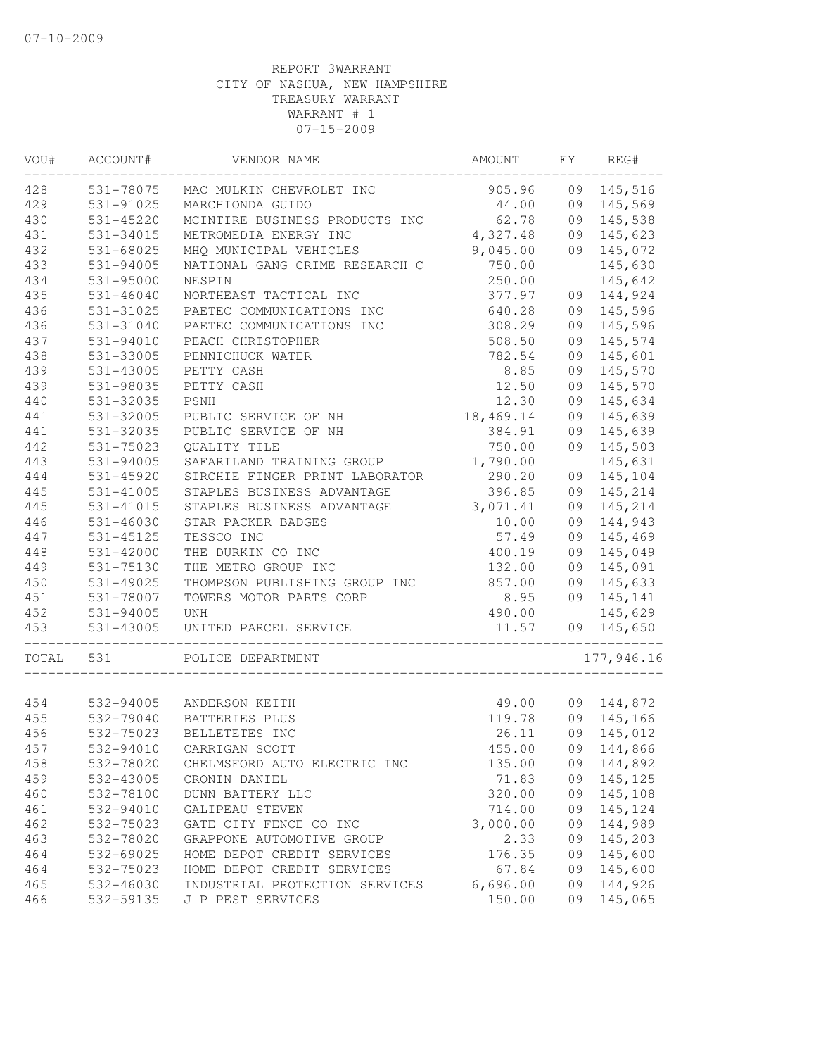07-10-2009

REPORT 3WARRANT
CITY OF NASHUA, NEW HAMPSHIRE
TREASURY WARRANT
WARRANT # 1
07-15-2009

| VOU# | ACCOUNT# | VENDOR NAME | AMOUNT | FY | REG# |
|---|---|---|---|---|---|
| 428 | 531-78075 | MAC MULKIN CHEVROLET INC | 905.96 | 09 | 145,516 |
| 429 | 531-91025 | MARCHIONDA GUIDO | 44.00 | 09 | 145,569 |
| 430 | 531-45220 | MCINTIRE BUSINESS PRODUCTS INC | 62.78 | 09 | 145,538 |
| 431 | 531-34015 | METROMEDIA ENERGY INC | 4,327.48 | 09 | 145,623 |
| 432 | 531-68025 | MHQ MUNICIPAL VEHICLES | 9,045.00 | 09 | 145,072 |
| 433 | 531-94005 | NATIONAL GANG CRIME RESEARCH C | 750.00 | | 145,630 |
| 434 | 531-95000 | NESPIN | 250.00 | | 145,642 |
| 435 | 531-46040 | NORTHEAST TACTICAL INC | 377.97 | 09 | 144,924 |
| 436 | 531-31025 | PAETEC COMMUNICATIONS INC | 640.28 | 09 | 145,596 |
| 436 | 531-31040 | PAETEC COMMUNICATIONS INC | 308.29 | 09 | 145,596 |
| 437 | 531-94010 | PEACH CHRISTOPHER | 508.50 | 09 | 145,574 |
| 438 | 531-33005 | PENNICHUCK WATER | 782.54 | 09 | 145,601 |
| 439 | 531-43005 | PETTY CASH | 8.85 | 09 | 145,570 |
| 439 | 531-98035 | PETTY CASH | 12.50 | 09 | 145,570 |
| 440 | 531-32035 | PSNH | 12.30 | 09 | 145,634 |
| 441 | 531-32005 | PUBLIC SERVICE OF NH | 18,469.14 | 09 | 145,639 |
| 441 | 531-32035 | PUBLIC SERVICE OF NH | 384.91 | 09 | 145,639 |
| 442 | 531-75023 | QUALITY TILE | 750.00 | 09 | 145,503 |
| 443 | 531-94005 | SAFARILAND TRAINING GROUP | 1,790.00 | | 145,631 |
| 444 | 531-45920 | SIRCHIE FINGER PRINT LABORATOR | 290.20 | 09 | 145,104 |
| 445 | 531-41005 | STAPLES BUSINESS ADVANTAGE | 396.85 | 09 | 145,214 |
| 445 | 531-41015 | STAPLES BUSINESS ADVANTAGE | 3,071.41 | 09 | 145,214 |
| 446 | 531-46030 | STAR PACKER BADGES | 10.00 | 09 | 144,943 |
| 447 | 531-45125 | TESSCO INC | 57.49 | 09 | 145,469 |
| 448 | 531-42000 | THE DURKIN CO INC | 400.19 | 09 | 145,049 |
| 449 | 531-75130 | THE METRO GROUP INC | 132.00 | 09 | 145,091 |
| 450 | 531-49025 | THOMPSON PUBLISHING GROUP INC | 857.00 | 09 | 145,633 |
| 451 | 531-78007 | TOWERS MOTOR PARTS CORP | 8.95 | 09 | 145,141 |
| 452 | 531-94005 | UNH | 490.00 | | 145,629 |
| 453 | 531-43005 | UNITED PARCEL SERVICE | 11.57 | 09 | 145,650 |
| TOTAL | 531 | POLICE DEPARTMENT | | | 177,946.16 |
| 454 | 532-94005 | ANDERSON KEITH | 49.00 | 09 | 144,872 |
| 455 | 532-79040 | BATTERIES PLUS | 119.78 | 09 | 145,166 |
| 456 | 532-75023 | BELLETETES INC | 26.11 | 09 | 145,012 |
| 457 | 532-94010 | CARRIGAN SCOTT | 455.00 | 09 | 144,866 |
| 458 | 532-78020 | CHELMSFORD AUTO ELECTRIC INC | 135.00 | 09 | 144,892 |
| 459 | 532-43005 | CRONIN DANIEL | 71.83 | 09 | 145,125 |
| 460 | 532-78100 | DUNN BATTERY LLC | 320.00 | 09 | 145,108 |
| 461 | 532-94010 | GALIPEAU STEVEN | 714.00 | 09 | 145,124 |
| 462 | 532-75023 | GATE CITY FENCE CO INC | 3,000.00 | 09 | 144,989 |
| 463 | 532-78020 | GRAPPONE AUTOMOTIVE GROUP | 2.33 | 09 | 145,203 |
| 464 | 532-69025 | HOME DEPOT CREDIT SERVICES | 176.35 | 09 | 145,600 |
| 464 | 532-75023 | HOME DEPOT CREDIT SERVICES | 67.84 | 09 | 145,600 |
| 465 | 532-46030 | INDUSTRIAL PROTECTION SERVICES | 6,696.00 | 09 | 144,926 |
| 466 | 532-59135 | J P PEST SERVICES | 150.00 | 09 | 145,065 |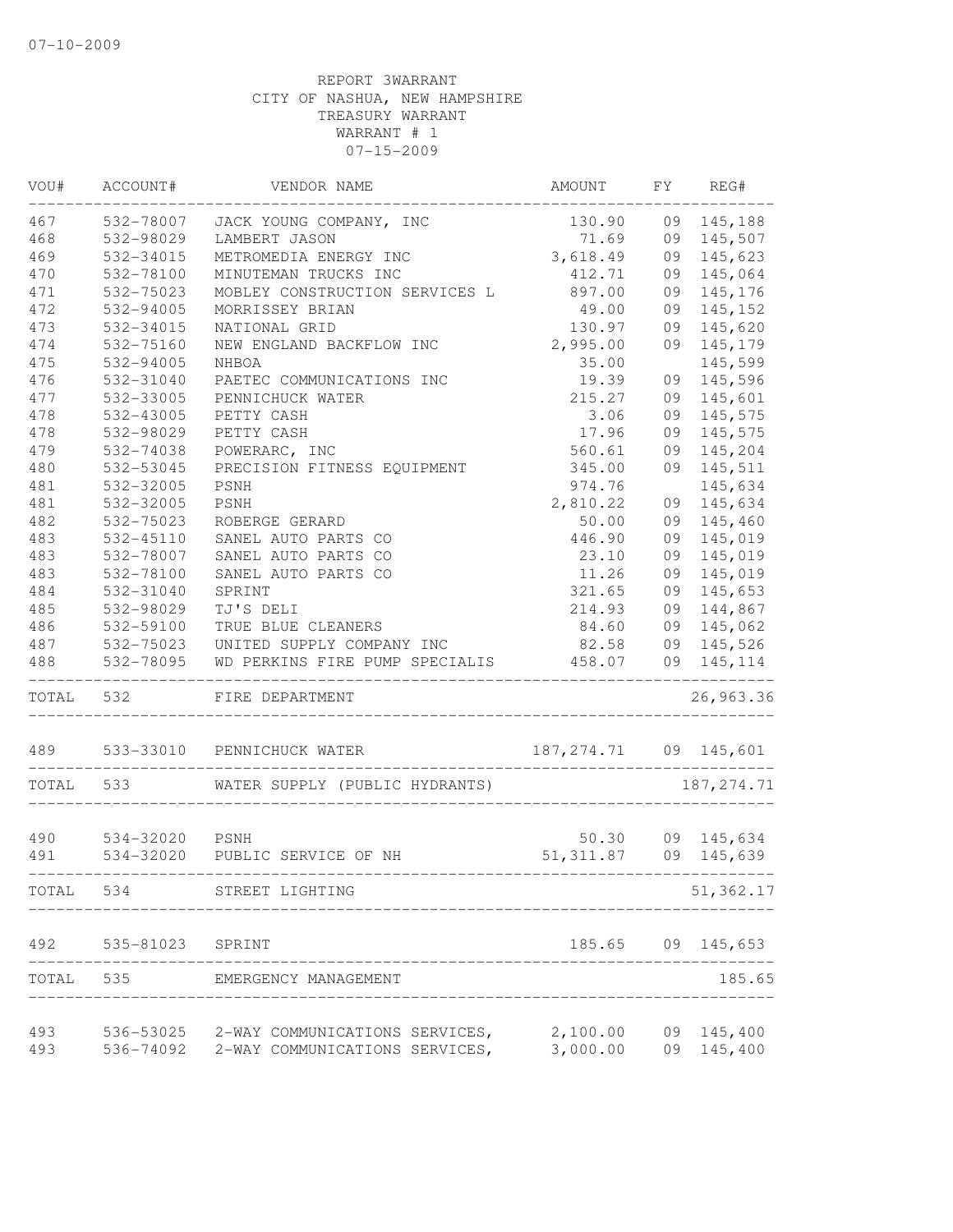07-10-2009

REPORT 3WARRANT
CITY OF NASHUA, NEW HAMPSHIRE
TREASURY WARRANT
WARRANT # 1
07-15-2009

| VOU# | ACCOUNT# | VENDOR NAME | AMOUNT | FY | REG# |
|---|---|---|---|---|---|
| 467 | 532-78007 | JACK YOUNG COMPANY, INC | 130.90 | 09 | 145,188 |
| 468 | 532-98029 | LAMBERT JASON | 71.69 | 09 | 145,507 |
| 469 | 532-34015 | METROMEDIA ENERGY INC | 3,618.49 | 09 | 145,623 |
| 470 | 532-78100 | MINUTEMAN TRUCKS INC | 412.71 | 09 | 145,064 |
| 471 | 532-75023 | MOBLEY CONSTRUCTION SERVICES L | 897.00 | 09 | 145,176 |
| 472 | 532-94005 | MORRISSEY BRIAN | 49.00 | 09 | 145,152 |
| 473 | 532-34015 | NATIONAL GRID | 130.97 | 09 | 145,620 |
| 474 | 532-75160 | NEW ENGLAND BACKFLOW INC | 2,995.00 | 09 | 145,179 |
| 475 | 532-94005 | NHBOA | 35.00 | | 145,599 |
| 476 | 532-31040 | PAETEC COMMUNICATIONS INC | 19.39 | 09 | 145,596 |
| 477 | 532-33005 | PENNICHUCK WATER | 215.27 | 09 | 145,601 |
| 478 | 532-43005 | PETTY CASH | 3.06 | 09 | 145,575 |
| 478 | 532-98029 | PETTY CASH | 17.96 | 09 | 145,575 |
| 479 | 532-74038 | POWERARC, INC | 560.61 | 09 | 145,204 |
| 480 | 532-53045 | PRECISION FITNESS EQUIPMENT | 345.00 | 09 | 145,511 |
| 481 | 532-32005 | PSNH | 974.76 | | 145,634 |
| 481 | 532-32005 | PSNH | 2,810.22 | 09 | 145,634 |
| 482 | 532-75023 | ROBERGE GERARD | 50.00 | 09 | 145,460 |
| 483 | 532-45110 | SANEL AUTO PARTS CO | 446.90 | 09 | 145,019 |
| 483 | 532-78007 | SANEL AUTO PARTS CO | 23.10 | 09 | 145,019 |
| 483 | 532-78100 | SANEL AUTO PARTS CO | 11.26 | 09 | 145,019 |
| 484 | 532-31040 | SPRINT | 321.65 | 09 | 145,653 |
| 485 | 532-98029 | TJ'S DELI | 214.93 | 09 | 144,867 |
| 486 | 532-59100 | TRUE BLUE CLEANERS | 84.60 | 09 | 145,062 |
| 487 | 532-75023 | UNITED SUPPLY COMPANY INC | 82.58 | 09 | 145,526 |
| 488 | 532-78095 | WD PERKINS FIRE PUMP SPECIALIS | 458.07 | 09 | 145,114 |
| TOTAL | 532 | FIRE DEPARTMENT | | | 26,963.36 |
| 489 | 533-33010 | PENNICHUCK WATER | 187,274.71 | 09 | 145,601 |
| TOTAL | 533 | WATER SUPPLY (PUBLIC HYDRANTS) | | | 187,274.71 |
| 490 | 534-32020 | PSNH | 50.30 | 09 | 145,634 |
| 491 | 534-32020 | PUBLIC SERVICE OF NH | 51,311.87 | 09 | 145,639 |
| TOTAL | 534 | STREET LIGHTING | | | 51,362.17 |
| 492 | 535-81023 | SPRINT | 185.65 | 09 | 145,653 |
| TOTAL | 535 | EMERGENCY MANAGEMENT | | | 185.65 |
| 493 | 536-53025 | 2-WAY COMMUNICATIONS SERVICES, | 2,100.00 | 09 | 145,400 |
| 493 | 536-74092 | 2-WAY COMMUNICATIONS SERVICES, | 3,000.00 | 09 | 145,400 |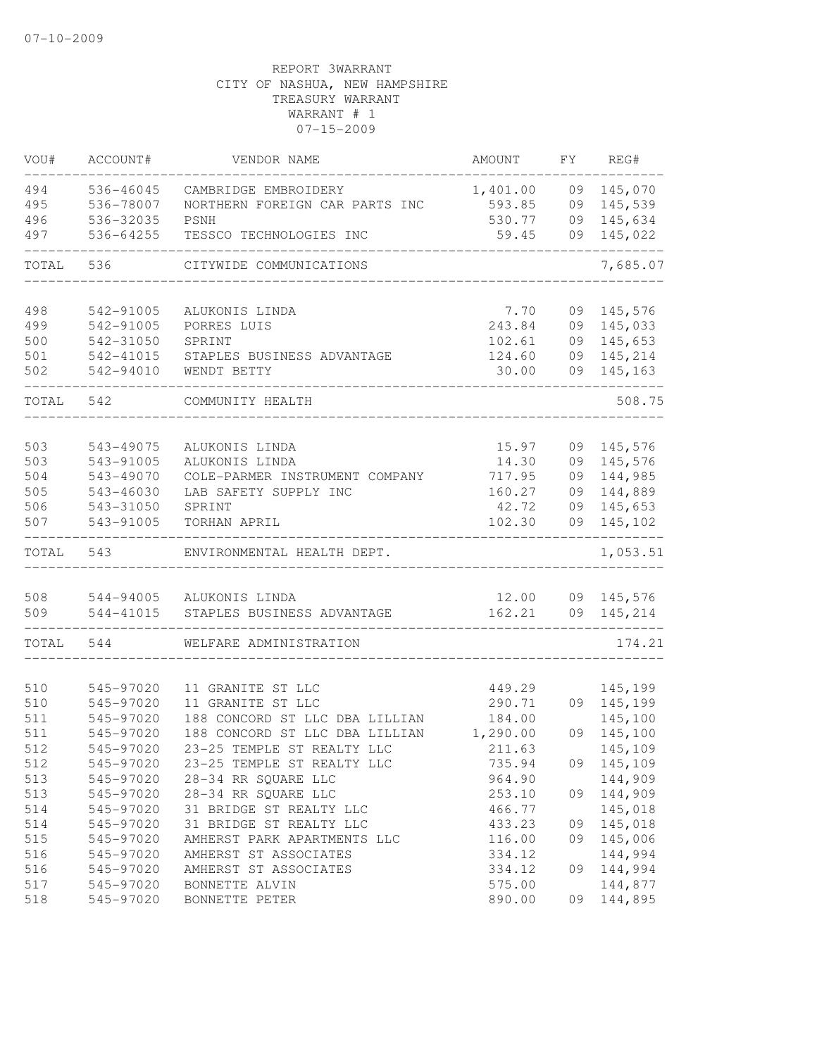07-10-2009

REPORT 3WARRANT
CITY OF NASHUA, NEW HAMPSHIRE
TREASURY WARRANT
WARRANT # 1
07-15-2009

| VOU# | ACCOUNT# | VENDOR NAME | AMOUNT | FY | REG# |
|---|---|---|---|---|---|
| 494 | 536-46045 | CAMBRIDGE EMBROIDERY | 1,401.00 | 09 | 145,070 |
| 495 | 536-78007 | NORTHERN FOREIGN CAR PARTS INC | 593.85 | 09 | 145,539 |
| 496 | 536-32035 | PSNH | 530.77 | 09 | 145,634 |
| 497 | 536-64255 | TESSCO TECHNOLOGIES INC | 59.45 | 09 | 145,022 |
| TOTAL | 536 | CITYWIDE COMMUNICATIONS | | | 7,685.07 |
| 498 | 542-91005 | ALUKONIS LINDA | 7.70 | 09 | 145,576 |
| 499 | 542-91005 | PORRES LUIS | 243.84 | 09 | 145,033 |
| 500 | 542-31050 | SPRINT | 102.61 | 09 | 145,653 |
| 501 | 542-41015 | STAPLES BUSINESS ADVANTAGE | 124.60 | 09 | 145,214 |
| 502 | 542-94010 | WENDT BETTY | 30.00 | 09 | 145,163 |
| TOTAL | 542 | COMMUNITY HEALTH | | | 508.75 |
| 503 | 543-49075 | ALUKONIS LINDA | 15.97 | 09 | 145,576 |
| 503 | 543-91005 | ALUKONIS LINDA | 14.30 | 09 | 145,576 |
| 504 | 543-49070 | COLE-PARMER INSTRUMENT COMPANY | 717.95 | 09 | 144,985 |
| 505 | 543-46030 | LAB SAFETY SUPPLY INC | 160.27 | 09 | 144,889 |
| 506 | 543-31050 | SPRINT | 42.72 | 09 | 145,653 |
| 507 | 543-91005 | TORHAN APRIL | 102.30 | 09 | 145,102 |
| TOTAL | 543 | ENVIRONMENTAL HEALTH DEPT. | | | 1,053.51 |
| 508 | 544-94005 | ALUKONIS LINDA | 12.00 | 09 | 145,576 |
| 509 | 544-41015 | STAPLES BUSINESS ADVANTAGE | 162.21 | 09 | 145,214 |
| TOTAL | 544 | WELFARE ADMINISTRATION | | | 174.21 |
| 510 | 545-97020 | 11 GRANITE ST LLC | 449.29 | | 145,199 |
| 510 | 545-97020 | 11 GRANITE ST LLC | 290.71 | 09 | 145,199 |
| 511 | 545-97020 | 188 CONCORD ST LLC DBA LILLIAN | 184.00 | | 145,100 |
| 511 | 545-97020 | 188 CONCORD ST LLC DBA LILLIAN | 1,290.00 | 09 | 145,100 |
| 512 | 545-97020 | 23-25 TEMPLE ST REALTY LLC | 211.63 | | 145,109 |
| 512 | 545-97020 | 23-25 TEMPLE ST REALTY LLC | 735.94 | 09 | 145,109 |
| 513 | 545-97020 | 28-34 RR SQUARE LLC | 964.90 | | 144,909 |
| 513 | 545-97020 | 28-34 RR SQUARE LLC | 253.10 | 09 | 144,909 |
| 514 | 545-97020 | 31 BRIDGE ST REALTY LLC | 466.77 | | 145,018 |
| 514 | 545-97020 | 31 BRIDGE ST REALTY LLC | 433.23 | 09 | 145,018 |
| 515 | 545-97020 | AMHERST PARK APARTMENTS LLC | 116.00 | 09 | 145,006 |
| 516 | 545-97020 | AMHERST ST ASSOCIATES | 334.12 | | 144,994 |
| 516 | 545-97020 | AMHERST ST ASSOCIATES | 334.12 | 09 | 144,994 |
| 517 | 545-97020 | BONNETTE ALVIN | 575.00 | | 144,877 |
| 518 | 545-97020 | BONNETTE PETER | 890.00 | 09 | 144,895 |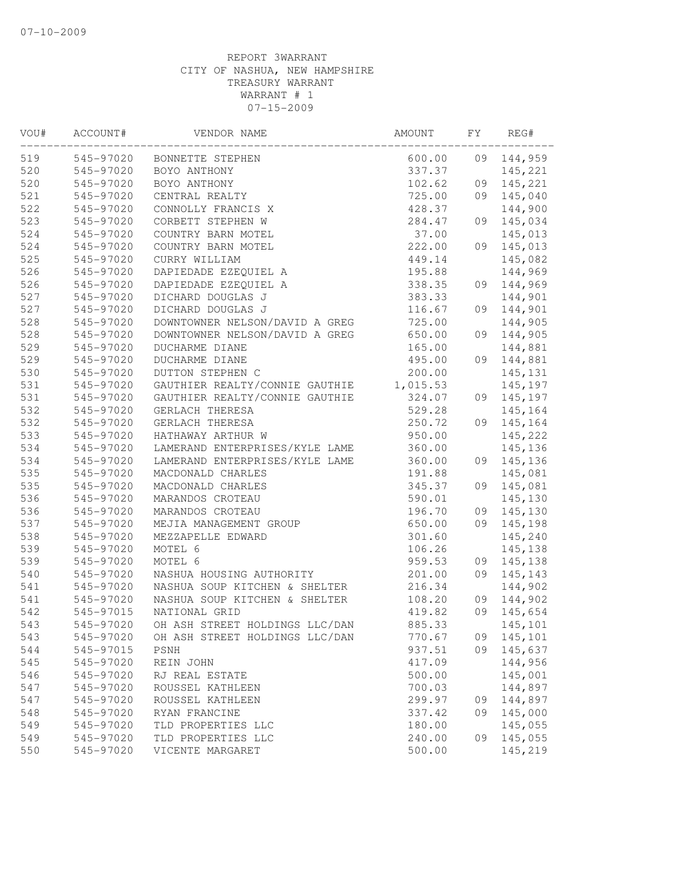07-10-2009

REPORT 3WARRANT
CITY OF NASHUA, NEW HAMPSHIRE
TREASURY WARRANT
WARRANT # 1
07-15-2009

| VOU# | ACCOUNT# | VENDOR NAME | AMOUNT | FY | REG# |
|---|---|---|---|---|---|
| 519 | 545-97020 | BONNETTE STEPHEN | 600.00 | 09 | 144,959 |
| 520 | 545-97020 | BOYO ANTHONY | 337.37 | | 145,221 |
| 520 | 545-97020 | BOYO ANTHONY | 102.62 | 09 | 145,221 |
| 521 | 545-97020 | CENTRAL REALTY | 725.00 | 09 | 145,040 |
| 522 | 545-97020 | CONNOLLY FRANCIS X | 428.37 | | 144,900 |
| 523 | 545-97020 | CORBETT STEPHEN W | 284.47 | 09 | 145,034 |
| 524 | 545-97020 | COUNTRY BARN MOTEL | 37.00 | | 145,013 |
| 524 | 545-97020 | COUNTRY BARN MOTEL | 222.00 | 09 | 145,013 |
| 525 | 545-97020 | CURRY WILLIAM | 449.14 | | 145,082 |
| 526 | 545-97020 | DAPIEDADE EZEQUIEL A | 195.88 | | 144,969 |
| 526 | 545-97020 | DAPIEDADE EZEQUIEL A | 338.35 | 09 | 144,969 |
| 527 | 545-97020 | DICHARD DOUGLAS J | 383.33 | | 144,901 |
| 527 | 545-97020 | DICHARD DOUGLAS J | 116.67 | 09 | 144,901 |
| 528 | 545-97020 | DOWNTOWNER NELSON/DAVID A GREG | 725.00 | | 144,905 |
| 528 | 545-97020 | DOWNTOWNER NELSON/DAVID A GREG | 650.00 | 09 | 144,905 |
| 529 | 545-97020 | DUCHARME DIANE | 165.00 | | 144,881 |
| 529 | 545-97020 | DUCHARME DIANE | 495.00 | 09 | 144,881 |
| 530 | 545-97020 | DUTTON STEPHEN C | 200.00 | | 145,131 |
| 531 | 545-97020 | GAUTHIER REALTY/CONNIE GAUTHIE | 1,015.53 | | 145,197 |
| 531 | 545-97020 | GAUTHIER REALTY/CONNIE GAUTHIE | 324.07 | 09 | 145,197 |
| 532 | 545-97020 | GERLACH THERESA | 529.28 | | 145,164 |
| 532 | 545-97020 | GERLACH THERESA | 250.72 | 09 | 145,164 |
| 533 | 545-97020 | HATHAWAY ARTHUR W | 950.00 | | 145,222 |
| 534 | 545-97020 | LAMERAND ENTERPRISES/KYLE LAME | 360.00 | | 145,136 |
| 534 | 545-97020 | LAMERAND ENTERPRISES/KYLE LAME | 360.00 | 09 | 145,136 |
| 535 | 545-97020 | MACDONALD CHARLES | 191.88 | | 145,081 |
| 535 | 545-97020 | MACDONALD CHARLES | 345.37 | 09 | 145,081 |
| 536 | 545-97020 | MARANDOS CROTEAU | 590.01 | | 145,130 |
| 536 | 545-97020 | MARANDOS CROTEAU | 196.70 | 09 | 145,130 |
| 537 | 545-97020 | MEJIA MANAGEMENT GROUP | 650.00 | 09 | 145,198 |
| 538 | 545-97020 | MEZZAPELLE EDWARD | 301.60 | | 145,240 |
| 539 | 545-97020 | MOTEL 6 | 106.26 | | 145,138 |
| 539 | 545-97020 | MOTEL 6 | 959.53 | 09 | 145,138 |
| 540 | 545-97020 | NASHUA HOUSING AUTHORITY | 201.00 | 09 | 145,143 |
| 541 | 545-97020 | NASHUA SOUP KITCHEN & SHELTER | 216.34 | | 144,902 |
| 541 | 545-97020 | NASHUA SOUP KITCHEN & SHELTER | 108.20 | 09 | 144,902 |
| 542 | 545-97015 | NATIONAL GRID | 419.82 | 09 | 145,654 |
| 543 | 545-97020 | OH ASH STREET HOLDINGS LLC/DAN | 885.33 | | 145,101 |
| 543 | 545-97020 | OH ASH STREET HOLDINGS LLC/DAN | 770.67 | 09 | 145,101 |
| 544 | 545-97015 | PSNH | 937.51 | 09 | 145,637 |
| 545 | 545-97020 | REIN JOHN | 417.09 | | 144,956 |
| 546 | 545-97020 | RJ REAL ESTATE | 500.00 | | 145,001 |
| 547 | 545-97020 | ROUSSEL KATHLEEN | 700.03 | | 144,897 |
| 547 | 545-97020 | ROUSSEL KATHLEEN | 299.97 | 09 | 144,897 |
| 548 | 545-97020 | RYAN FRANCINE | 337.42 | 09 | 145,000 |
| 549 | 545-97020 | TLD PROPERTIES LLC | 180.00 | | 145,055 |
| 549 | 545-97020 | TLD PROPERTIES LLC | 240.00 | 09 | 145,055 |
| 550 | 545-97020 | VICENTE MARGARET | 500.00 | | 145,219 |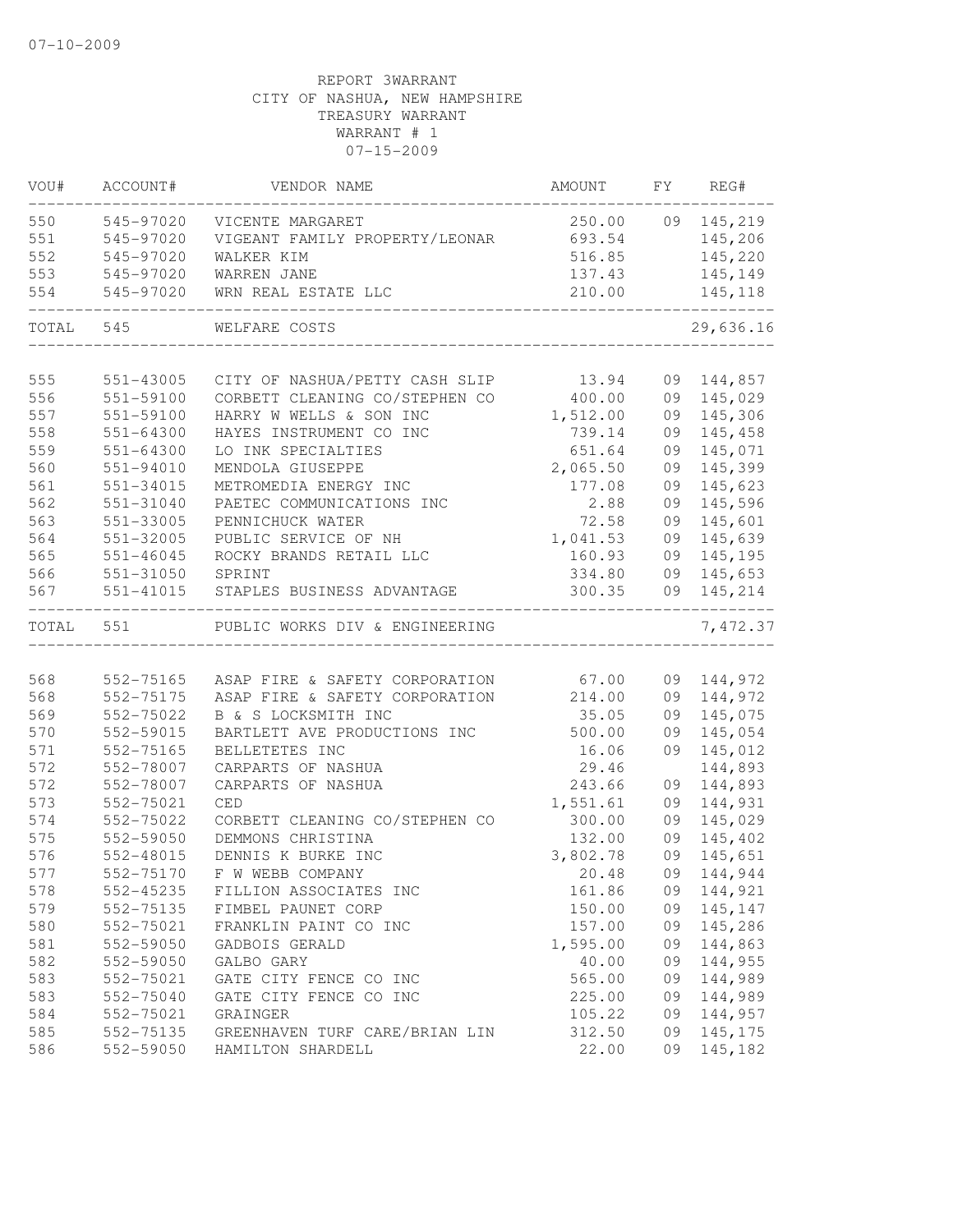07-10-2009

REPORT 3WARRANT
CITY OF NASHUA, NEW HAMPSHIRE
TREASURY WARRANT
WARRANT # 1
07-15-2009

| VOU# | ACCOUNT# | VENDOR NAME | AMOUNT | FY | REG# |
|---|---|---|---|---|---|
| 550 | 545-97020 | VICENTE MARGARET | 250.00 | 09 | 145,219 |
| 551 | 545-97020 | VIGEANT FAMILY PROPERTY/LEONAR | 693.54 | | 145,206 |
| 552 | 545-97020 | WALKER KIM | 516.85 | | 145,220 |
| 553 | 545-97020 | WARREN JANE | 137.43 | | 145,149 |
| 554 | 545-97020 | WRN REAL ESTATE LLC | 210.00 | | 145,118 |
| TOTAL | 545 | WELFARE COSTS | | | 29,636.16 |
| 555 | 551-43005 | CITY OF NASHUA/PETTY CASH SLIP | 13.94 | 09 | 144,857 |
| 556 | 551-59100 | CORBETT CLEANING CO/STEPHEN CO | 400.00 | 09 | 145,029 |
| 557 | 551-59100 | HARRY W WELLS & SON INC | 1,512.00 | 09 | 145,306 |
| 558 | 551-64300 | HAYES INSTRUMENT CO INC | 739.14 | 09 | 145,458 |
| 559 | 551-64300 | LO INK SPECIALTIES | 651.64 | 09 | 145,071 |
| 560 | 551-94010 | MENDOLA GIUSEPPE | 2,065.50 | 09 | 145,399 |
| 561 | 551-34015 | METROMEDIA ENERGY INC | 177.08 | 09 | 145,623 |
| 562 | 551-31040 | PAETEC COMMUNICATIONS INC | 2.88 | 09 | 145,596 |
| 563 | 551-33005 | PENNICHUCK WATER | 72.58 | 09 | 145,601 |
| 564 | 551-32005 | PUBLIC SERVICE OF NH | 1,041.53 | 09 | 145,639 |
| 565 | 551-46045 | ROCKY BRANDS RETAIL LLC | 160.93 | 09 | 145,195 |
| 566 | 551-31050 | SPRINT | 334.80 | 09 | 145,653 |
| 567 | 551-41015 | STAPLES BUSINESS ADVANTAGE | 300.35 | 09 | 145,214 |
| TOTAL | 551 | PUBLIC WORKS DIV & ENGINEERING | | | 7,472.37 |
| 568 | 552-75165 | ASAP FIRE & SAFETY CORPORATION | 67.00 | 09 | 144,972 |
| 568 | 552-75175 | ASAP FIRE & SAFETY CORPORATION | 214.00 | 09 | 144,972 |
| 569 | 552-75022 | B & S LOCKSMITH INC | 35.05 | 09 | 145,075 |
| 570 | 552-59015 | BARTLETT AVE PRODUCTIONS INC | 500.00 | 09 | 145,054 |
| 571 | 552-75165 | BELLETETES INC | 16.06 | 09 | 145,012 |
| 572 | 552-78007 | CARPARTS OF NASHUA | 29.46 | | 144,893 |
| 572 | 552-78007 | CARPARTS OF NASHUA | 243.66 | 09 | 144,893 |
| 573 | 552-75021 | CED | 1,551.61 | 09 | 144,931 |
| 574 | 552-75022 | CORBETT CLEANING CO/STEPHEN CO | 300.00 | 09 | 145,029 |
| 575 | 552-59050 | DEMMONS CHRISTINA | 132.00 | 09 | 145,402 |
| 576 | 552-48015 | DENNIS K BURKE INC | 3,802.78 | 09 | 145,651 |
| 577 | 552-75170 | F W WEBB COMPANY | 20.48 | 09 | 144,944 |
| 578 | 552-45235 | FILLION ASSOCIATES INC | 161.86 | 09 | 144,921 |
| 579 | 552-75135 | FIMBEL PAUNET CORP | 150.00 | 09 | 145,147 |
| 580 | 552-75021 | FRANKLIN PAINT CO INC | 157.00 | 09 | 145,286 |
| 581 | 552-59050 | GADBOIS GERALD | 1,595.00 | 09 | 144,863 |
| 582 | 552-59050 | GALBO GARY | 40.00 | 09 | 144,955 |
| 583 | 552-75021 | GATE CITY FENCE CO INC | 565.00 | 09 | 144,989 |
| 583 | 552-75040 | GATE CITY FENCE CO INC | 225.00 | 09 | 144,989 |
| 584 | 552-75021 | GRAINGER | 105.22 | 09 | 144,957 |
| 585 | 552-75135 | GREENHAVEN TURF CARE/BRIAN LIN | 312.50 | 09 | 145,175 |
| 586 | 552-59050 | HAMILTON SHARDELL | 22.00 | 09 | 145,182 |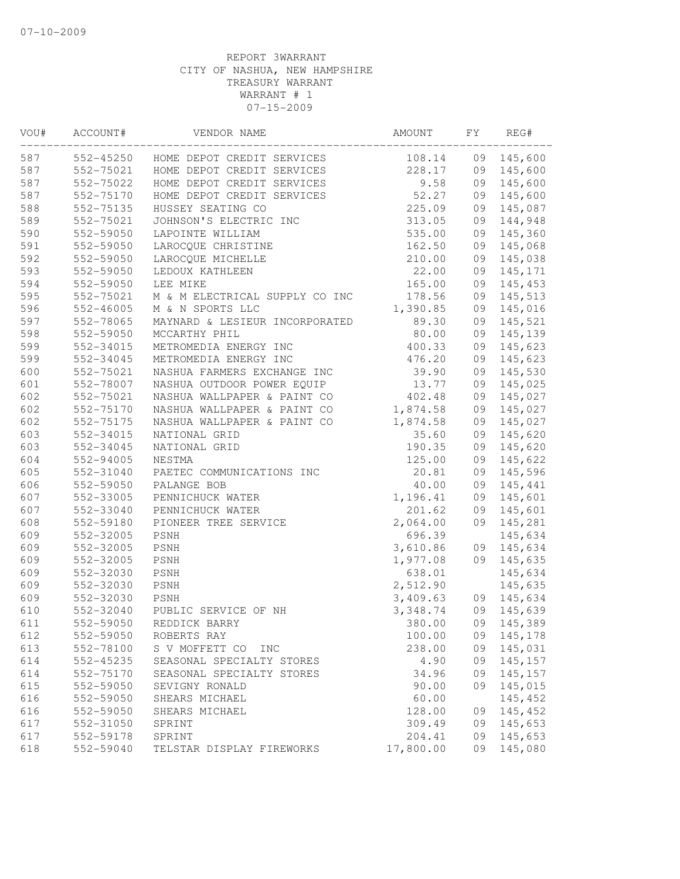07-10-2009

REPORT 3WARRANT
CITY OF NASHUA, NEW HAMPSHIRE
TREASURY WARRANT
WARRANT # 1
07-15-2009

| VOU# | ACCOUNT# | VENDOR NAME | AMOUNT | FY | REG# |
|---|---|---|---|---|---|
| 587 | 552-45250 | HOME DEPOT CREDIT SERVICES | 108.14 | 09 | 145,600 |
| 587 | 552-75021 | HOME DEPOT CREDIT SERVICES | 228.17 | 09 | 145,600 |
| 587 | 552-75022 | HOME DEPOT CREDIT SERVICES | 9.58 | 09 | 145,600 |
| 587 | 552-75170 | HOME DEPOT CREDIT SERVICES | 52.27 | 09 | 145,600 |
| 588 | 552-75135 | HUSSEY SEATING CO | 225.09 | 09 | 145,087 |
| 589 | 552-75021 | JOHNSON'S ELECTRIC INC | 313.05 | 09 | 144,948 |
| 590 | 552-59050 | LAPOINTE WILLIAM | 535.00 | 09 | 145,360 |
| 591 | 552-59050 | LAROCQUE CHRISTINE | 162.50 | 09 | 145,068 |
| 592 | 552-59050 | LAROCQUE MICHELLE | 210.00 | 09 | 145,038 |
| 593 | 552-59050 | LEDOUX KATHLEEN | 22.00 | 09 | 145,171 |
| 594 | 552-59050 | LEE MIKE | 165.00 | 09 | 145,453 |
| 595 | 552-75021 | M & M ELECTRICAL SUPPLY CO INC | 178.56 | 09 | 145,513 |
| 596 | 552-46005 | M & N SPORTS LLC | 1,390.85 | 09 | 145,016 |
| 597 | 552-78065 | MAYNARD & LESIEUR INCORPORATED | 89.30 | 09 | 145,521 |
| 598 | 552-59050 | MCCARTHY PHIL | 80.00 | 09 | 145,139 |
| 599 | 552-34015 | METROMEDIA ENERGY INC | 400.33 | 09 | 145,623 |
| 599 | 552-34045 | METROMEDIA ENERGY INC | 476.20 | 09 | 145,623 |
| 600 | 552-75021 | NASHUA FARMERS EXCHANGE INC | 39.90 | 09 | 145,530 |
| 601 | 552-78007 | NASHUA OUTDOOR POWER EQUIP | 13.77 | 09 | 145,025 |
| 602 | 552-75021 | NASHUA WALLPAPER & PAINT CO | 402.48 | 09 | 145,027 |
| 602 | 552-75170 | NASHUA WALLPAPER & PAINT CO | 1,874.58 | 09 | 145,027 |
| 602 | 552-75175 | NASHUA WALLPAPER & PAINT CO | 1,874.58 | 09 | 145,027 |
| 603 | 552-34015 | NATIONAL GRID | 35.60 | 09 | 145,620 |
| 603 | 552-34045 | NATIONAL GRID | 190.35 | 09 | 145,620 |
| 604 | 552-94005 | NESTMA | 125.00 | 09 | 145,622 |
| 605 | 552-31040 | PAETEC COMMUNICATIONS INC | 20.81 | 09 | 145,596 |
| 606 | 552-59050 | PALANGE BOB | 40.00 | 09 | 145,441 |
| 607 | 552-33005 | PENNICHUCK WATER | 1,196.41 | 09 | 145,601 |
| 607 | 552-33040 | PENNICHUCK WATER | 201.62 | 09 | 145,601 |
| 608 | 552-59180 | PIONEER TREE SERVICE | 2,064.00 | 09 | 145,281 |
| 609 | 552-32005 | PSNH | 696.39 | | 145,634 |
| 609 | 552-32005 | PSNH | 3,610.86 | 09 | 145,634 |
| 609 | 552-32005 | PSNH | 1,977.08 | 09 | 145,635 |
| 609 | 552-32030 | PSNH | 638.01 | | 145,634 |
| 609 | 552-32030 | PSNH | 2,512.90 | | 145,635 |
| 609 | 552-32030 | PSNH | 3,409.63 | 09 | 145,634 |
| 610 | 552-32040 | PUBLIC SERVICE OF NH | 3,348.74 | 09 | 145,639 |
| 611 | 552-59050 | REDDICK BARRY | 380.00 | 09 | 145,389 |
| 612 | 552-59050 | ROBERTS RAY | 100.00 | 09 | 145,178 |
| 613 | 552-78100 | S V MOFFETT CO INC | 238.00 | 09 | 145,031 |
| 614 | 552-45235 | SEASONAL SPECIALTY STORES | 4.90 | 09 | 145,157 |
| 614 | 552-75170 | SEASONAL SPECIALTY STORES | 34.96 | 09 | 145,157 |
| 615 | 552-59050 | SEVIGNY RONALD | 90.00 | 09 | 145,015 |
| 616 | 552-59050 | SHEARS MICHAEL | 60.00 | | 145,452 |
| 616 | 552-59050 | SHEARS MICHAEL | 128.00 | 09 | 145,452 |
| 617 | 552-31050 | SPRINT | 309.49 | 09 | 145,653 |
| 617 | 552-59178 | SPRINT | 204.41 | 09 | 145,653 |
| 618 | 552-59040 | TELSTAR DISPLAY FIREWORKS | 17,800.00 | 09 | 145,080 |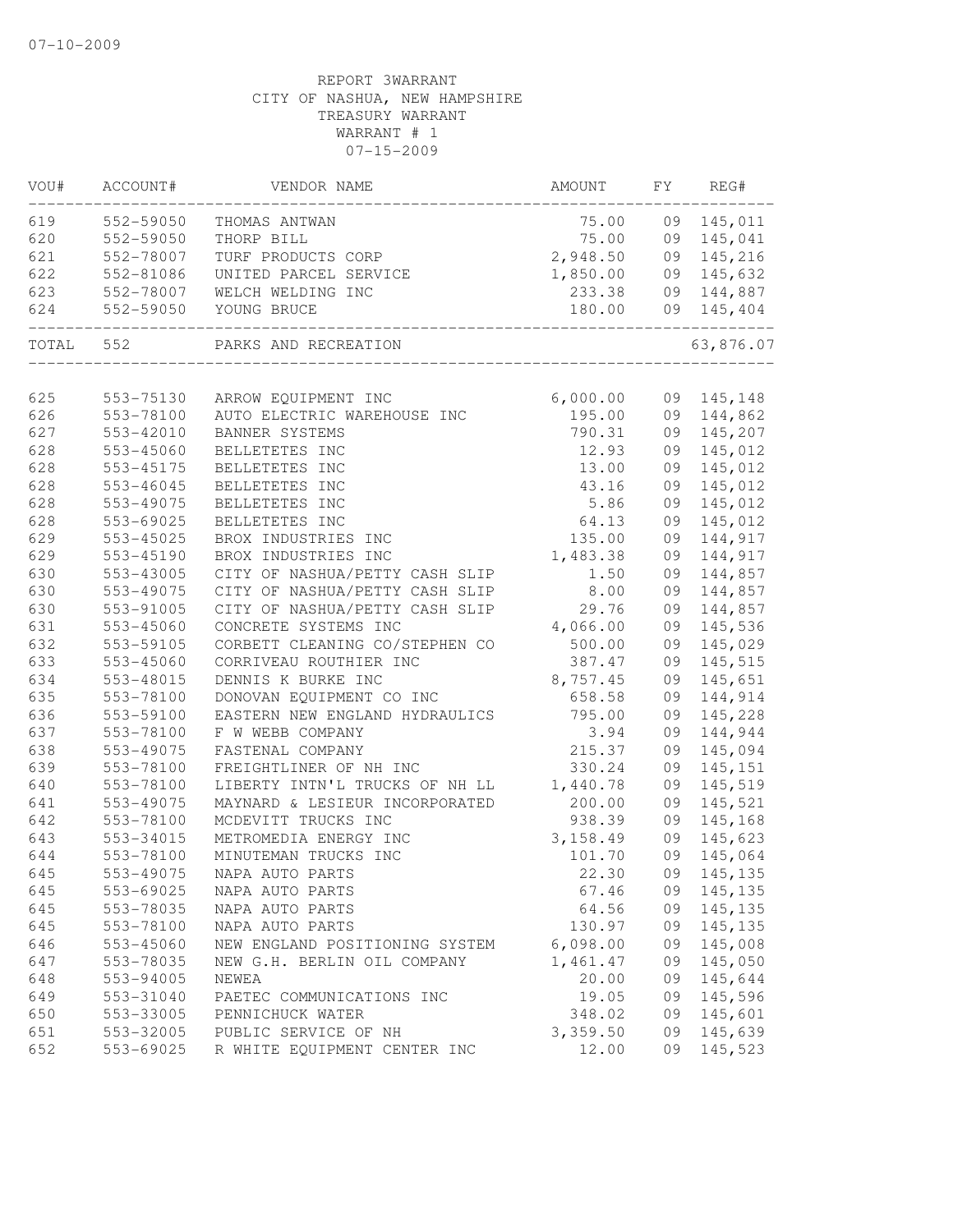07-10-2009

REPORT 3WARRANT
CITY OF NASHUA, NEW HAMPSHIRE
TREASURY WARRANT
WARRANT # 1
07-15-2009

| VOU# | ACCOUNT# | VENDOR NAME | AMOUNT | FY | REG# |
|---|---|---|---|---|---|
| 619 | 552-59050 | THOMAS ANTWAN | 75.00 | 09 | 145,011 |
| 620 | 552-59050 | THORP BILL | 75.00 | 09 | 145,041 |
| 621 | 552-78007 | TURF PRODUCTS CORP | 2,948.50 | 09 | 145,216 |
| 622 | 552-81086 | UNITED PARCEL SERVICE | 1,850.00 | 09 | 145,632 |
| 623 | 552-78007 | WELCH WELDING INC | 233.38 | 09 | 144,887 |
| 624 | 552-59050 | YOUNG BRUCE | 180.00 | 09 | 145,404 |
| TOTAL | 552 | PARKS AND RECREATION | | | 63,876.07 |
| 625 | 553-75130 | ARROW EQUIPMENT INC | 6,000.00 | 09 | 145,148 |
| 626 | 553-78100 | AUTO ELECTRIC WAREHOUSE INC | 195.00 | 09 | 144,862 |
| 627 | 553-42010 | BANNER SYSTEMS | 790.31 | 09 | 145,207 |
| 628 | 553-45060 | BELLETETES INC | 12.93 | 09 | 145,012 |
| 628 | 553-45175 | BELLETETES INC | 13.00 | 09 | 145,012 |
| 628 | 553-46045 | BELLETETES INC | 43.16 | 09 | 145,012 |
| 628 | 553-49075 | BELLETETES INC | 5.86 | 09 | 145,012 |
| 628 | 553-69025 | BELLETETES INC | 64.13 | 09 | 145,012 |
| 629 | 553-45025 | BROX INDUSTRIES INC | 135.00 | 09 | 144,917 |
| 629 | 553-45190 | BROX INDUSTRIES INC | 1,483.38 | 09 | 144,917 |
| 630 | 553-43005 | CITY OF NASHUA/PETTY CASH SLIP | 1.50 | 09 | 144,857 |
| 630 | 553-49075 | CITY OF NASHUA/PETTY CASH SLIP | 8.00 | 09 | 144,857 |
| 630 | 553-91005 | CITY OF NASHUA/PETTY CASH SLIP | 29.76 | 09 | 144,857 |
| 631 | 553-45060 | CONCRETE SYSTEMS INC | 4,066.00 | 09 | 145,536 |
| 632 | 553-59105 | CORBETT CLEANING CO/STEPHEN CO | 500.00 | 09 | 145,029 |
| 633 | 553-45060 | CORRIVEAU ROUTHIER INC | 387.47 | 09 | 145,515 |
| 634 | 553-48015 | DENNIS K BURKE INC | 8,757.45 | 09 | 145,651 |
| 635 | 553-78100 | DONOVAN EQUIPMENT CO INC | 658.58 | 09 | 144,914 |
| 636 | 553-59100 | EASTERN NEW ENGLAND HYDRAULICS | 795.00 | 09 | 145,228 |
| 637 | 553-78100 | F W WEBB COMPANY | 3.94 | 09 | 144,944 |
| 638 | 553-49075 | FASTENAL COMPANY | 215.37 | 09 | 145,094 |
| 639 | 553-78100 | FREIGHTLINER OF NH INC | 330.24 | 09 | 145,151 |
| 640 | 553-78100 | LIBERTY INTN'L TRUCKS OF NH LL | 1,440.78 | 09 | 145,519 |
| 641 | 553-49075 | MAYNARD & LESIEUR INCORPORATED | 200.00 | 09 | 145,521 |
| 642 | 553-78100 | MCDEVITT TRUCKS INC | 938.39 | 09 | 145,168 |
| 643 | 553-34015 | METROMEDIA ENERGY INC | 3,158.49 | 09 | 145,623 |
| 644 | 553-78100 | MINUTEMAN TRUCKS INC | 101.70 | 09 | 145,064 |
| 645 | 553-49075 | NAPA AUTO PARTS | 22.30 | 09 | 145,135 |
| 645 | 553-69025 | NAPA AUTO PARTS | 67.46 | 09 | 145,135 |
| 645 | 553-78035 | NAPA AUTO PARTS | 64.56 | 09 | 145,135 |
| 645 | 553-78100 | NAPA AUTO PARTS | 130.97 | 09 | 145,135 |
| 646 | 553-45060 | NEW ENGLAND POSITIONING SYSTEM | 6,098.00 | 09 | 145,008 |
| 647 | 553-78035 | NEW G.H. BERLIN OIL COMPANY | 1,461.47 | 09 | 145,050 |
| 648 | 553-94005 | NEWEA | 20.00 | 09 | 145,644 |
| 649 | 553-31040 | PAETEC COMMUNICATIONS INC | 19.05 | 09 | 145,596 |
| 650 | 553-33005 | PENNICHUCK WATER | 348.02 | 09 | 145,601 |
| 651 | 553-32005 | PUBLIC SERVICE OF NH | 3,359.50 | 09 | 145,639 |
| 652 | 553-69025 | R WHITE EQUIPMENT CENTER INC | 12.00 | 09 | 145,523 |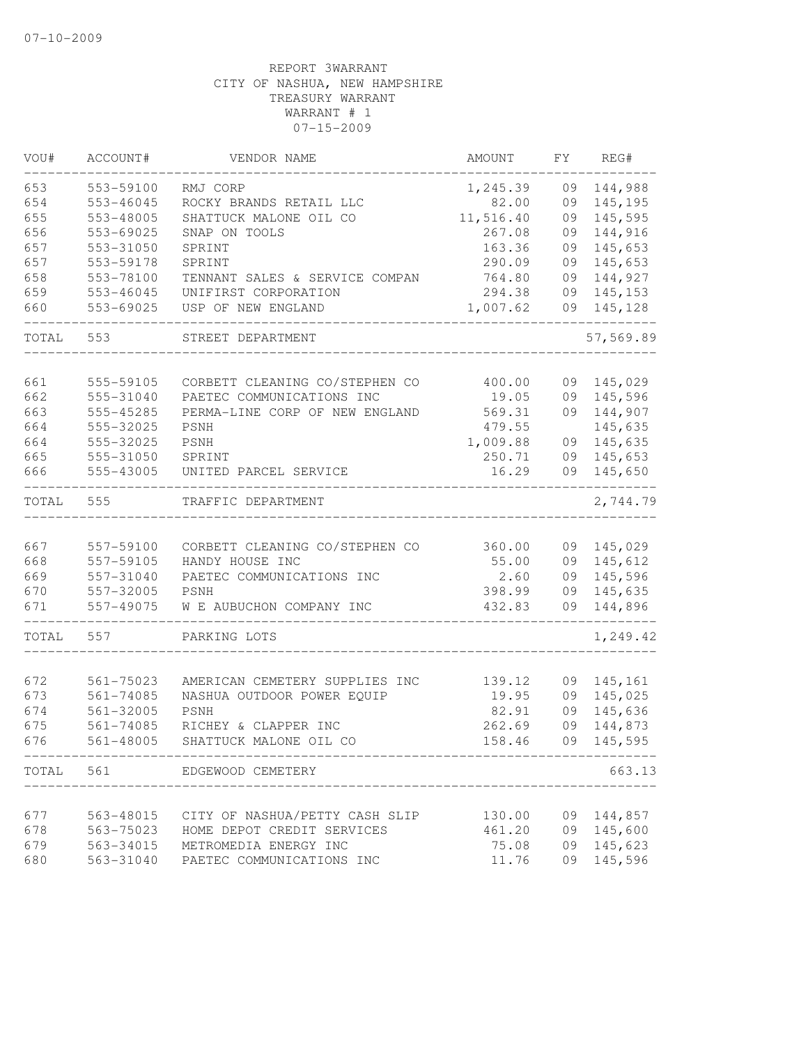07-10-2009

REPORT 3WARRANT
CITY OF NASHUA, NEW HAMPSHIRE
TREASURY WARRANT
WARRANT # 1
07-15-2009

| VOU# | ACCOUNT# | VENDOR NAME | AMOUNT | FY | REG# |
|---|---|---|---|---|---|
| 653 | 553-59100 | RMJ CORP | 1,245.39 | 09 | 144,988 |
| 654 | 553-46045 | ROCKY BRANDS RETAIL LLC | 82.00 | 09 | 145,195 |
| 655 | 553-48005 | SHATTUCK MALONE OIL CO | 11,516.40 | 09 | 145,595 |
| 656 | 553-69025 | SNAP ON TOOLS | 267.08 | 09 | 144,916 |
| 657 | 553-31050 | SPRINT | 163.36 | 09 | 145,653 |
| 657 | 553-59178 | SPRINT | 290.09 | 09 | 145,653 |
| 658 | 553-78100 | TENNANT SALES & SERVICE COMPAN | 764.80 | 09 | 144,927 |
| 659 | 553-46045 | UNIFIRST CORPORATION | 294.38 | 09 | 145,153 |
| 660 | 553-69025 | USP OF NEW ENGLAND | 1,007.62 | 09 | 145,128 |
| TOTAL | 553 | STREET DEPARTMENT | | | 57,569.89 |
| 661 | 555-59105 | CORBETT CLEANING CO/STEPHEN CO | 400.00 | 09 | 145,029 |
| 662 | 555-31040 | PAETEC COMMUNICATIONS INC | 19.05 | 09 | 145,596 |
| 663 | 555-45285 | PERMA-LINE CORP OF NEW ENGLAND | 569.31 | 09 | 144,907 |
| 664 | 555-32025 | PSNH | 479.55 | | 145,635 |
| 664 | 555-32025 | PSNH | 1,009.88 | 09 | 145,635 |
| 665 | 555-31050 | SPRINT | 250.71 | 09 | 145,653 |
| 666 | 555-43005 | UNITED PARCEL SERVICE | 16.29 | 09 | 145,650 |
| TOTAL | 555 | TRAFFIC DEPARTMENT | | | 2,744.79 |
| 667 | 557-59100 | CORBETT CLEANING CO/STEPHEN CO | 360.00 | 09 | 145,029 |
| 668 | 557-59105 | HANDY HOUSE INC | 55.00 | 09 | 145,612 |
| 669 | 557-31040 | PAETEC COMMUNICATIONS INC | 2.60 | 09 | 145,596 |
| 670 | 557-32005 | PSNH | 398.99 | 09 | 145,635 |
| 671 | 557-49075 | W E AUBUCHON COMPANY INC | 432.83 | 09 | 144,896 |
| TOTAL | 557 | PARKING LOTS | | | 1,249.42 |
| 672 | 561-75023 | AMERICAN CEMETERY SUPPLIES INC | 139.12 | 09 | 145,161 |
| 673 | 561-74085 | NASHUA OUTDOOR POWER EQUIP | 19.95 | 09 | 145,025 |
| 674 | 561-32005 | PSNH | 82.91 | 09 | 145,636 |
| 675 | 561-74085 | RICHEY & CLAPPER INC | 262.69 | 09 | 144,873 |
| 676 | 561-48005 | SHATTUCK MALONE OIL CO | 158.46 | 09 | 145,595 |
| TOTAL | 561 | EDGEWOOD CEMETERY | | | 663.13 |
| 677 | 563-48015 | CITY OF NASHUA/PETTY CASH SLIP | 130.00 | 09 | 144,857 |
| 678 | 563-75023 | HOME DEPOT CREDIT SERVICES | 461.20 | 09 | 145,600 |
| 679 | 563-34015 | METROMEDIA ENERGY INC | 75.08 | 09 | 145,623 |
| 680 | 563-31040 | PAETEC COMMUNICATIONS INC | 11.76 | 09 | 145,596 |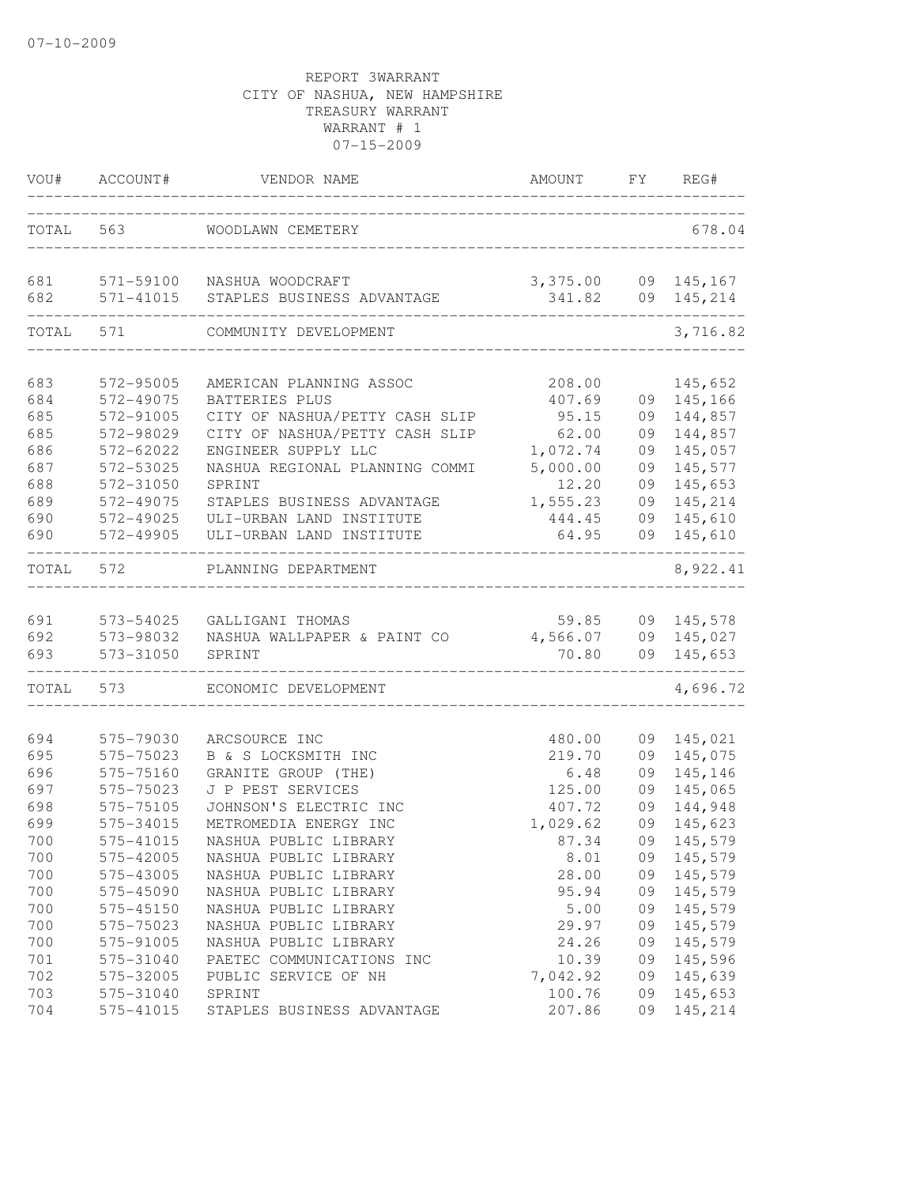07-10-2009

REPORT 3WARRANT
CITY OF NASHUA, NEW HAMPSHIRE
TREASURY WARRANT
WARRANT # 1
07-15-2009

| VOU# | ACCOUNT# | VENDOR NAME | AMOUNT | FY | REG# |
|---|---|---|---|---|---|
| TOTAL | 563 | WOODLAWN CEMETERY | | | 678.04 |
| 681 | 571-59100 | NASHUA WOODCRAFT | 3,375.00 | 09 | 145,167 |
| 682 | 571-41015 | STAPLES BUSINESS ADVANTAGE | 341.82 | 09 | 145,214 |
| TOTAL | 571 | COMMUNITY DEVELOPMENT | | | 3,716.82 |
| 683 | 572-95005 | AMERICAN PLANNING ASSOC | 208.00 | | 145,652 |
| 684 | 572-49075 | BATTERIES PLUS | 407.69 | 09 | 145,166 |
| 685 | 572-91005 | CITY OF NASHUA/PETTY CASH SLIP | 95.15 | 09 | 144,857 |
| 685 | 572-98029 | CITY OF NASHUA/PETTY CASH SLIP | 62.00 | 09 | 144,857 |
| 686 | 572-62022 | ENGINEER SUPPLY LLC | 1,072.74 | 09 | 145,057 |
| 687 | 572-53025 | NASHUA REGIONAL PLANNING COMMI | 5,000.00 | 09 | 145,577 |
| 688 | 572-31050 | SPRINT | 12.20 | 09 | 145,653 |
| 689 | 572-49075 | STAPLES BUSINESS ADVANTAGE | 1,555.23 | 09 | 145,214 |
| 690 | 572-49025 | ULI-URBAN LAND INSTITUTE | 444.45 | 09 | 145,610 |
| 690 | 572-49905 | ULI-URBAN LAND INSTITUTE | 64.95 | 09 | 145,610 |
| TOTAL | 572 | PLANNING DEPARTMENT | | | 8,922.41 |
| 691 | 573-54025 | GALLIGANI THOMAS | 59.85 | 09 | 145,578 |
| 692 | 573-98032 | NASHUA WALLPAPER & PAINT CO | 4,566.07 | 09 | 145,027 |
| 693 | 573-31050 | SPRINT | 70.80 | 09 | 145,653 |
| TOTAL | 573 | ECONOMIC DEVELOPMENT | | | 4,696.72 |
| 694 | 575-79030 | ARCSOURCE INC | 480.00 | 09 | 145,021 |
| 695 | 575-75023 | B & S LOCKSMITH INC | 219.70 | 09 | 145,075 |
| 696 | 575-75160 | GRANITE GROUP (THE) | 6.48 | 09 | 145,146 |
| 697 | 575-75023 | J P PEST SERVICES | 125.00 | 09 | 145,065 |
| 698 | 575-75105 | JOHNSON'S ELECTRIC INC | 407.72 | 09 | 144,948 |
| 699 | 575-34015 | METROMEDIA ENERGY INC | 1,029.62 | 09 | 145,623 |
| 700 | 575-41015 | NASHUA PUBLIC LIBRARY | 87.34 | 09 | 145,579 |
| 700 | 575-42005 | NASHUA PUBLIC LIBRARY | 8.01 | 09 | 145,579 |
| 700 | 575-43005 | NASHUA PUBLIC LIBRARY | 28.00 | 09 | 145,579 |
| 700 | 575-45090 | NASHUA PUBLIC LIBRARY | 95.94 | 09 | 145,579 |
| 700 | 575-45150 | NASHUA PUBLIC LIBRARY | 5.00 | 09 | 145,579 |
| 700 | 575-75023 | NASHUA PUBLIC LIBRARY | 29.97 | 09 | 145,579 |
| 700 | 575-91005 | NASHUA PUBLIC LIBRARY | 24.26 | 09 | 145,579 |
| 701 | 575-31040 | PAETEC COMMUNICATIONS INC | 10.39 | 09 | 145,596 |
| 702 | 575-32005 | PUBLIC SERVICE OF NH | 7,042.92 | 09 | 145,639 |
| 703 | 575-31040 | SPRINT | 100.76 | 09 | 145,653 |
| 704 | 575-41015 | STAPLES BUSINESS ADVANTAGE | 207.86 | 09 | 145,214 |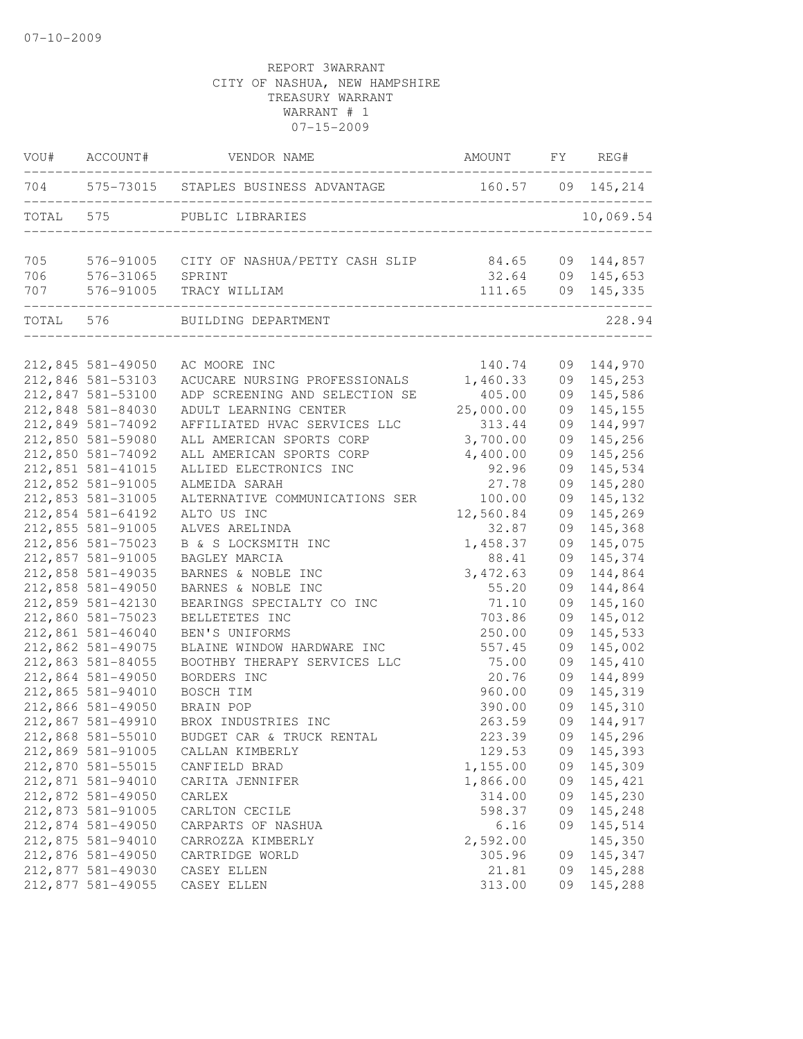07-10-2009

REPORT 3WARRANT
CITY OF NASHUA, NEW HAMPSHIRE
TREASURY WARRANT
WARRANT # 1
07-15-2009

| VOU# | ACCOUNT# | VENDOR NAME | AMOUNT | FY | REG# |
|---|---|---|---|---|---|
| 704 | 575-73015 | STAPLES BUSINESS ADVANTAGE | 160.57 | 09 | 145,214 |
| TOTAL | 575 | PUBLIC LIBRARIES | | | 10,069.54 |
| 705 | 576-91005 | CITY OF NASHUA/PETTY CASH SLIP | 84.65 | 09 | 144,857 |
| 706 | 576-31065 | SPRINT | 32.64 | 09 | 145,653 |
| 707 | 576-91005 | TRACY WILLIAM | 111.65 | 09 | 145,335 |
| TOTAL | 576 | BUILDING DEPARTMENT | | | 228.94 |
| 212,845 | 581-49050 | AC MOORE INC | 140.74 | 09 | 144,970 |
| 212,846 | 581-53103 | ACUCARE NURSING PROFESSIONALS | 1,460.33 | 09 | 145,253 |
| 212,847 | 581-53100 | ADP SCREENING AND SELECTION SE | 405.00 | 09 | 145,586 |
| 212,848 | 581-84030 | ADULT LEARNING CENTER | 25,000.00 | 09 | 145,155 |
| 212,849 | 581-74092 | AFFILIATED HVAC SERVICES LLC | 313.44 | 09 | 144,997 |
| 212,850 | 581-59080 | ALL AMERICAN SPORTS CORP | 3,700.00 | 09 | 145,256 |
| 212,850 | 581-74092 | ALL AMERICAN SPORTS CORP | 4,400.00 | 09 | 145,256 |
| 212,851 | 581-41015 | ALLIED ELECTRONICS INC | 92.96 | 09 | 145,534 |
| 212,852 | 581-91005 | ALMEIDA SARAH | 27.78 | 09 | 145,280 |
| 212,853 | 581-31005 | ALTERNATIVE COMMUNICATIONS SER | 100.00 | 09 | 145,132 |
| 212,854 | 581-64192 | ALTO US INC | 12,560.84 | 09 | 145,269 |
| 212,855 | 581-91005 | ALVES ARELINDA | 32.87 | 09 | 145,368 |
| 212,856 | 581-75023 | B & S LOCKSMITH INC | 1,458.37 | 09 | 145,075 |
| 212,857 | 581-91005 | BAGLEY MARCIA | 88.41 | 09 | 145,374 |
| 212,858 | 581-49035 | BARNES & NOBLE INC | 3,472.63 | 09 | 144,864 |
| 212,858 | 581-49050 | BARNES & NOBLE INC | 55.20 | 09 | 144,864 |
| 212,859 | 581-42130 | BEARINGS SPECIALTY CO INC | 71.10 | 09 | 145,160 |
| 212,860 | 581-75023 | BELLETETES INC | 703.86 | 09 | 145,012 |
| 212,861 | 581-46040 | BEN'S UNIFORMS | 250.00 | 09 | 145,533 |
| 212,862 | 581-49075 | BLAINE WINDOW HARDWARE INC | 557.45 | 09 | 145,002 |
| 212,863 | 581-84055 | BOOTHBY THERAPY SERVICES LLC | 75.00 | 09 | 145,410 |
| 212,864 | 581-49050 | BORDERS INC | 20.76 | 09 | 144,899 |
| 212,865 | 581-94010 | BOSCH TIM | 960.00 | 09 | 145,319 |
| 212,866 | 581-49050 | BRAIN POP | 390.00 | 09 | 145,310 |
| 212,867 | 581-49910 | BROX INDUSTRIES INC | 263.59 | 09 | 144,917 |
| 212,868 | 581-55010 | BUDGET CAR & TRUCK RENTAL | 223.39 | 09 | 145,296 |
| 212,869 | 581-91005 | CALLAN KIMBERLY | 129.53 | 09 | 145,393 |
| 212,870 | 581-55015 | CANFIELD BRAD | 1,155.00 | 09 | 145,309 |
| 212,871 | 581-94010 | CARITA JENNIFER | 1,866.00 | 09 | 145,421 |
| 212,872 | 581-49050 | CARLEX | 314.00 | 09 | 145,230 |
| 212,873 | 581-91005 | CARLTON CECILE | 598.37 | 09 | 145,248 |
| 212,874 | 581-49050 | CARPARTS OF NASHUA | 6.16 | 09 | 145,514 |
| 212,875 | 581-94010 | CARROZZA KIMBERLY | 2,592.00 | | 145,350 |
| 212,876 | 581-49050 | CARTRIDGE WORLD | 305.96 | 09 | 145,347 |
| 212,877 | 581-49030 | CASEY ELLEN | 21.81 | 09 | 145,288 |
| 212,877 | 581-49055 | CASEY ELLEN | 313.00 | 09 | 145,288 |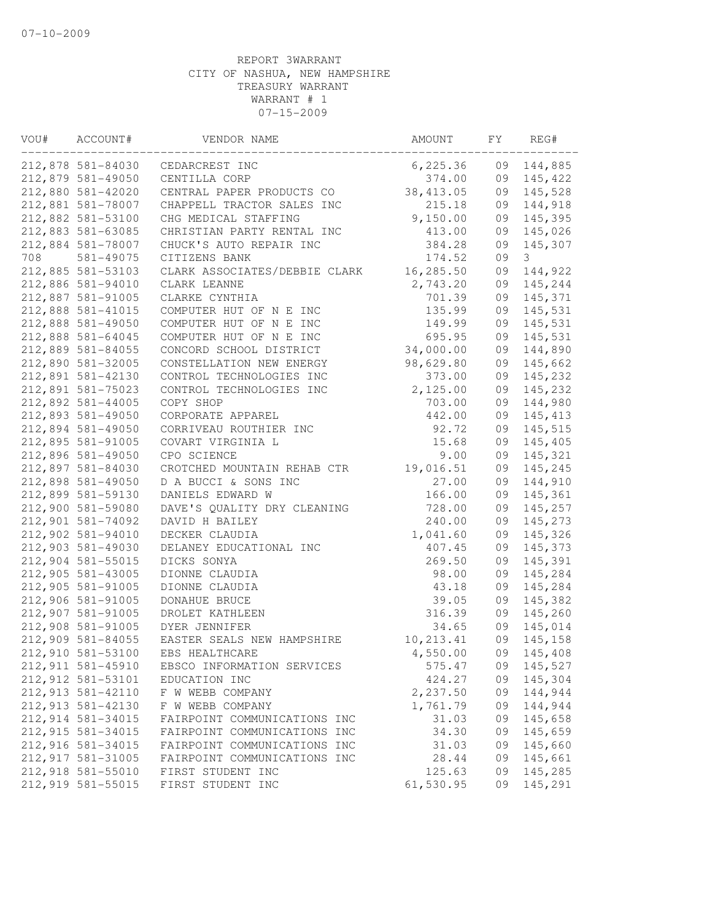07-10-2009

REPORT 3WARRANT
CITY OF NASHUA, NEW HAMPSHIRE
TREASURY WARRANT
WARRANT # 1
07-15-2009

| VOU# | ACCOUNT# | VENDOR NAME | AMOUNT | FY | REG# |
|---|---|---|---|---|---|
| 212,878 | 581-84030 | CEDARCREST INC | 6,225.36 | 09 | 144,885 |
| 212,879 | 581-49050 | CENTILLA CORP | 374.00 | 09 | 145,422 |
| 212,880 | 581-42020 | CENTRAL PAPER PRODUCTS CO | 38,413.05 | 09 | 145,528 |
| 212,881 | 581-78007 | CHAPPELL TRACTOR SALES INC | 215.18 | 09 | 144,918 |
| 212,882 | 581-53100 | CHG MEDICAL STAFFING | 9,150.00 | 09 | 145,395 |
| 212,883 | 581-63085 | CHRISTIAN PARTY RENTAL INC | 413.00 | 09 | 145,026 |
| 212,884 | 581-78007 | CHUCK'S AUTO REPAIR INC | 384.28 | 09 | 145,307 |
| 708 | 581-49075 | CITIZENS BANK | 174.52 | 09 | 3 |
| 212,885 | 581-53103 | CLARK ASSOCIATES/DEBBIE CLARK | 16,285.50 | 09 | 144,922 |
| 212,886 | 581-94010 | CLARK LEANNE | 2,743.20 | 09 | 145,244 |
| 212,887 | 581-91005 | CLARKE CYNTHIA | 701.39 | 09 | 145,371 |
| 212,888 | 581-41015 | COMPUTER HUT OF N E INC | 135.99 | 09 | 145,531 |
| 212,888 | 581-49050 | COMPUTER HUT OF N E INC | 149.99 | 09 | 145,531 |
| 212,888 | 581-64045 | COMPUTER HUT OF N E INC | 695.95 | 09 | 145,531 |
| 212,889 | 581-84055 | CONCORD SCHOOL DISTRICT | 34,000.00 | 09 | 144,890 |
| 212,890 | 581-32005 | CONSTELLATION NEW ENERGY | 98,629.80 | 09 | 145,662 |
| 212,891 | 581-42130 | CONTROL TECHNOLOGIES INC | 373.00 | 09 | 145,232 |
| 212,891 | 581-75023 | CONTROL TECHNOLOGIES INC | 2,125.00 | 09 | 145,232 |
| 212,892 | 581-44005 | COPY SHOP | 703.00 | 09 | 144,980 |
| 212,893 | 581-49050 | CORPORATE APPAREL | 442.00 | 09 | 145,413 |
| 212,894 | 581-49050 | CORRIVEAU ROUTHIER INC | 92.72 | 09 | 145,515 |
| 212,895 | 581-91005 | COVART VIRGINIA L | 15.68 | 09 | 145,405 |
| 212,896 | 581-49050 | CPO SCIENCE | 9.00 | 09 | 145,321 |
| 212,897 | 581-84030 | CROTCHED MOUNTAIN REHAB CTR | 19,016.51 | 09 | 145,245 |
| 212,898 | 581-49050 | D A BUCCI & SONS INC | 27.00 | 09 | 144,910 |
| 212,899 | 581-59130 | DANIELS EDWARD W | 166.00 | 09 | 145,361 |
| 212,900 | 581-59080 | DAVE'S QUALITY DRY CLEANING | 728.00 | 09 | 145,257 |
| 212,901 | 581-74092 | DAVID H BAILEY | 240.00 | 09 | 145,273 |
| 212,902 | 581-94010 | DECKER CLAUDIA | 1,041.60 | 09 | 145,326 |
| 212,903 | 581-49030 | DELANEY EDUCATIONAL INC | 407.45 | 09 | 145,373 |
| 212,904 | 581-55015 | DICKS SONYA | 269.50 | 09 | 145,391 |
| 212,905 | 581-43005 | DIONNE CLAUDIA | 98.00 | 09 | 145,284 |
| 212,905 | 581-91005 | DIONNE CLAUDIA | 43.18 | 09 | 145,284 |
| 212,906 | 581-91005 | DONAHUE BRUCE | 39.05 | 09 | 145,382 |
| 212,907 | 581-91005 | DROLET KATHLEEN | 316.39 | 09 | 145,260 |
| 212,908 | 581-91005 | DYER JENNIFER | 34.65 | 09 | 145,014 |
| 212,909 | 581-84055 | EASTER SEALS NEW HAMPSHIRE | 10,213.41 | 09 | 145,158 |
| 212,910 | 581-53100 | EBS HEALTHCARE | 4,550.00 | 09 | 145,408 |
| 212,911 | 581-45910 | EBSCO INFORMATION SERVICES | 575.47 | 09 | 145,527 |
| 212,912 | 581-53101 | EDUCATION INC | 424.27 | 09 | 145,304 |
| 212,913 | 581-42110 | F W WEBB COMPANY | 2,237.50 | 09 | 144,944 |
| 212,913 | 581-42130 | F W WEBB COMPANY | 1,761.79 | 09 | 144,944 |
| 212,914 | 581-34015 | FAIRPOINT COMMUNICATIONS INC | 31.03 | 09 | 145,658 |
| 212,915 | 581-34015 | FAIRPOINT COMMUNICATIONS INC | 34.30 | 09 | 145,659 |
| 212,916 | 581-34015 | FAIRPOINT COMMUNICATIONS INC | 31.03 | 09 | 145,660 |
| 212,917 | 581-31005 | FAIRPOINT COMMUNICATIONS INC | 28.44 | 09 | 145,661 |
| 212,918 | 581-55010 | FIRST STUDENT INC | 125.63 | 09 | 145,285 |
| 212,919 | 581-55015 | FIRST STUDENT INC | 61,530.95 | 09 | 145,291 |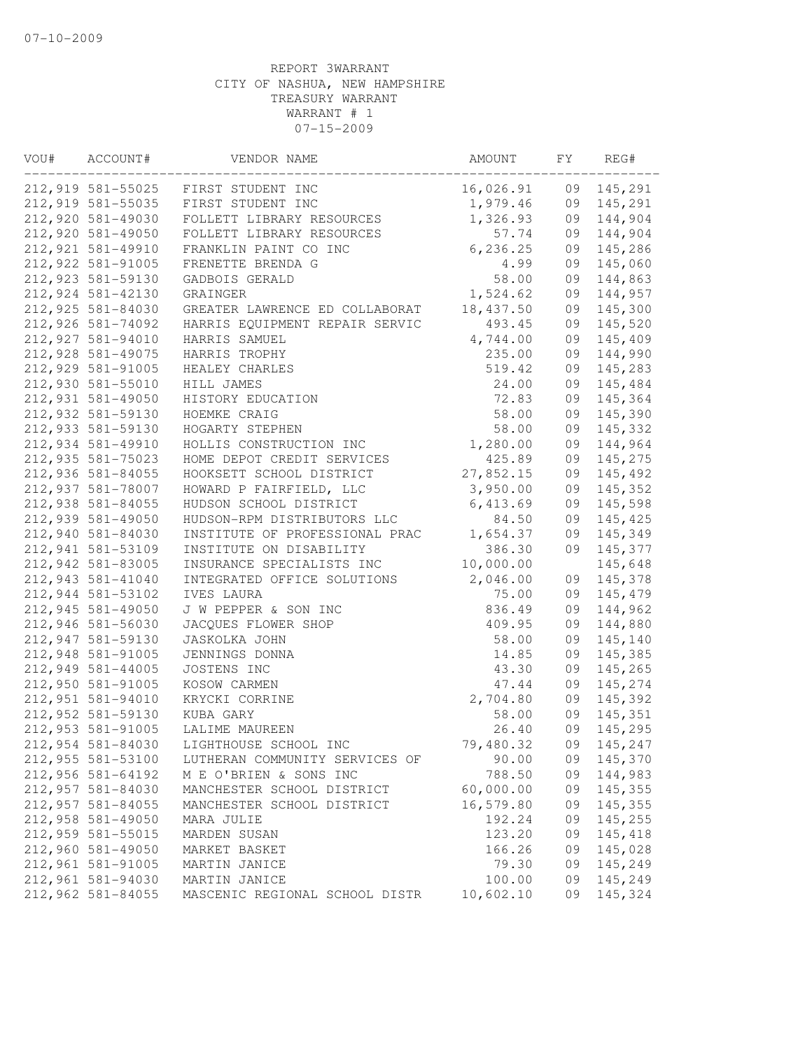07-10-2009

REPORT 3WARRANT
CITY OF NASHUA, NEW HAMPSHIRE
TREASURY WARRANT
WARRANT # 1
07-15-2009

| VOU# | ACCOUNT# | VENDOR NAME | AMOUNT | FY | REG# |
|---|---|---|---|---|---|
| 212,919 | 581-55025 | FIRST STUDENT INC | 16,026.91 | 09 | 145,291 |
| 212,919 | 581-55035 | FIRST STUDENT INC | 1,979.46 | 09 | 145,291 |
| 212,920 | 581-49030 | FOLLETT LIBRARY RESOURCES | 1,326.93 | 09 | 144,904 |
| 212,920 | 581-49050 | FOLLETT LIBRARY RESOURCES | 57.74 | 09 | 144,904 |
| 212,921 | 581-49910 | FRANKLIN PAINT CO INC | 6,236.25 | 09 | 145,286 |
| 212,922 | 581-91005 | FRENETTE BRENDA G | 4.99 | 09 | 145,060 |
| 212,923 | 581-59130 | GADBOIS GERALD | 58.00 | 09 | 144,863 |
| 212,924 | 581-42130 | GRAINGER | 1,524.62 | 09 | 144,957 |
| 212,925 | 581-84030 | GREATER LAWRENCE ED COLLABORAT | 18,437.50 | 09 | 145,300 |
| 212,926 | 581-74092 | HARRIS EQUIPMENT REPAIR SERVIC | 493.45 | 09 | 145,520 |
| 212,927 | 581-94010 | HARRIS SAMUEL | 4,744.00 | 09 | 145,409 |
| 212,928 | 581-49075 | HARRIS TROPHY | 235.00 | 09 | 144,990 |
| 212,929 | 581-91005 | HEALEY CHARLES | 519.42 | 09 | 145,283 |
| 212,930 | 581-55010 | HILL JAMES | 24.00 | 09 | 145,484 |
| 212,931 | 581-49050 | HISTORY EDUCATION | 72.83 | 09 | 145,364 |
| 212,932 | 581-59130 | HOEMKE CRAIG | 58.00 | 09 | 145,390 |
| 212,933 | 581-59130 | HOGARTY STEPHEN | 58.00 | 09 | 145,332 |
| 212,934 | 581-49910 | HOLLIS CONSTRUCTION INC | 1,280.00 | 09 | 144,964 |
| 212,935 | 581-75023 | HOME DEPOT CREDIT SERVICES | 425.89 | 09 | 145,275 |
| 212,936 | 581-84055 | HOOKSETT SCHOOL DISTRICT | 27,852.15 | 09 | 145,492 |
| 212,937 | 581-78007 | HOWARD P FAIRFIELD, LLC | 3,950.00 | 09 | 145,352 |
| 212,938 | 581-84055 | HUDSON SCHOOL DISTRICT | 6,413.69 | 09 | 145,598 |
| 212,939 | 581-49050 | HUDSON-RPM DISTRIBUTORS LLC | 84.50 | 09 | 145,425 |
| 212,940 | 581-84030 | INSTITUTE OF PROFESSIONAL PRAC | 1,654.37 | 09 | 145,349 |
| 212,941 | 581-53109 | INSTITUTE ON DISABILITY | 386.30 | 09 | 145,377 |
| 212,942 | 581-83005 | INSURANCE SPECIALISTS INC | 10,000.00 | | 145,648 |
| 212,943 | 581-41040 | INTEGRATED OFFICE SOLUTIONS | 2,046.00 | 09 | 145,378 |
| 212,944 | 581-53102 | IVES LAURA | 75.00 | 09 | 145,479 |
| 212,945 | 581-49050 | J W PEPPER & SON INC | 836.49 | 09 | 144,962 |
| 212,946 | 581-56030 | JACQUES FLOWER SHOP | 409.95 | 09 | 144,880 |
| 212,947 | 581-59130 | JASKOLKA JOHN | 58.00 | 09 | 145,140 |
| 212,948 | 581-91005 | JENNINGS DONNA | 14.85 | 09 | 145,385 |
| 212,949 | 581-44005 | JOSTENS INC | 43.30 | 09 | 145,265 |
| 212,950 | 581-91005 | KOSOW CARMEN | 47.44 | 09 | 145,274 |
| 212,951 | 581-94010 | KRYCKI CORRINE | 2,704.80 | 09 | 145,392 |
| 212,952 | 581-59130 | KUBA GARY | 58.00 | 09 | 145,351 |
| 212,953 | 581-91005 | LALIME MAUREEN | 26.40 | 09 | 145,295 |
| 212,954 | 581-84030 | LIGHTHOUSE SCHOOL INC | 79,480.32 | 09 | 145,247 |
| 212,955 | 581-53100 | LUTHERAN COMMUNITY SERVICES OF | 90.00 | 09 | 145,370 |
| 212,956 | 581-64192 | M E O'BRIEN & SONS INC | 788.50 | 09 | 144,983 |
| 212,957 | 581-84030 | MANCHESTER SCHOOL DISTRICT | 60,000.00 | 09 | 145,355 |
| 212,957 | 581-84055 | MANCHESTER SCHOOL DISTRICT | 16,579.80 | 09 | 145,355 |
| 212,958 | 581-49050 | MARA JULIE | 192.24 | 09 | 145,255 |
| 212,959 | 581-55015 | MARDEN SUSAN | 123.20 | 09 | 145,418 |
| 212,960 | 581-49050 | MARKET BASKET | 166.26 | 09 | 145,028 |
| 212,961 | 581-91005 | MARTIN JANICE | 79.30 | 09 | 145,249 |
| 212,961 | 581-94030 | MARTIN JANICE | 100.00 | 09 | 145,249 |
| 212,962 | 581-84055 | MASCENIC REGIONAL SCHOOL DISTR | 10,602.10 | 09 | 145,324 |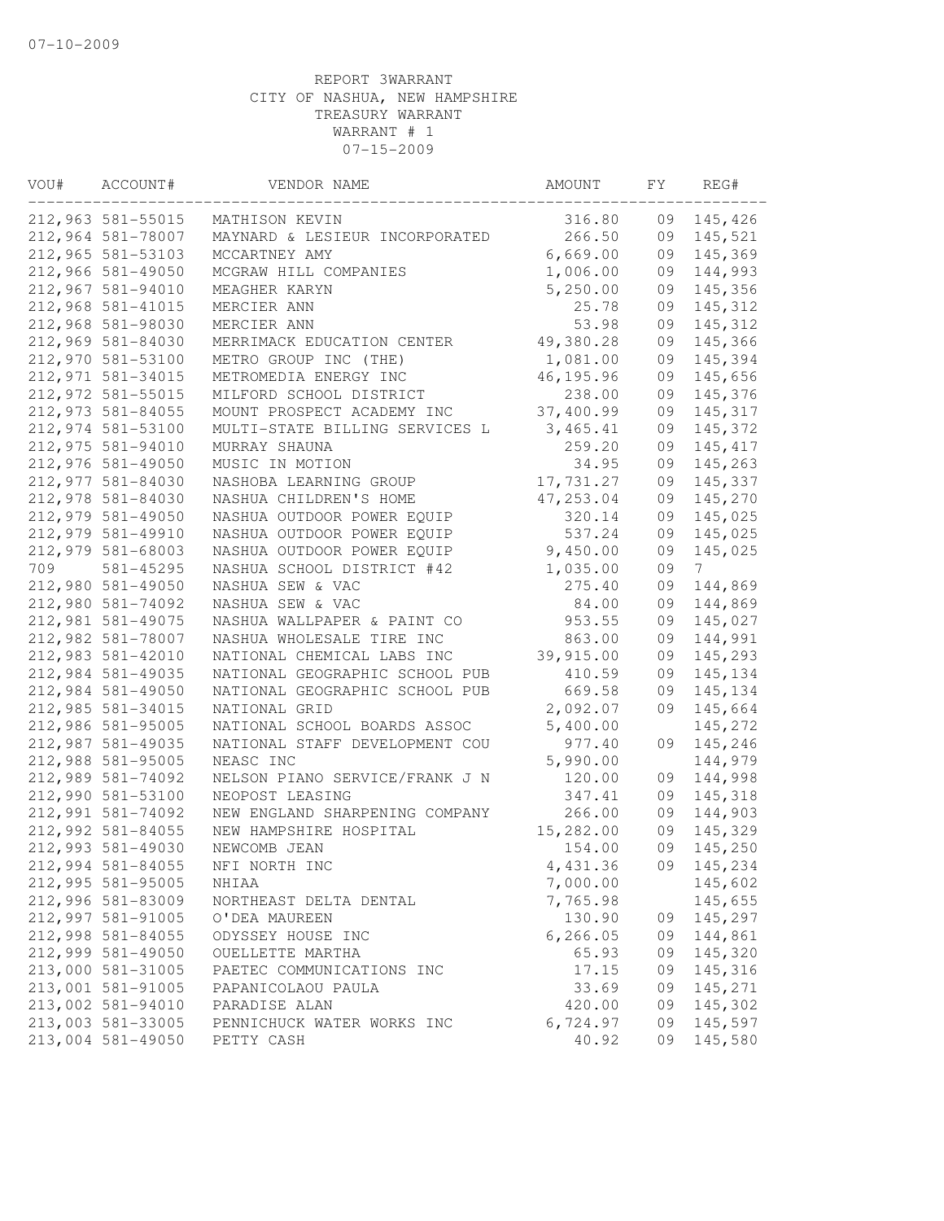07-10-2009

REPORT 3WARRANT
CITY OF NASHUA, NEW HAMPSHIRE
TREASURY WARRANT
WARRANT # 1
07-15-2009

| VOU# | ACCOUNT# | VENDOR NAME | AMOUNT | FY | REG# |
|---|---|---|---|---|---|
| 212,963 | 581-55015 | MATHISON KEVIN | 316.80 | 09 | 145,426 |
| 212,964 | 581-78007 | MAYNARD & LESIEUR INCORPORATED | 266.50 | 09 | 145,521 |
| 212,965 | 581-53103 | MCCARTNEY AMY | 6,669.00 | 09 | 145,369 |
| 212,966 | 581-49050 | MCGRAW HILL COMPANIES | 1,006.00 | 09 | 144,993 |
| 212,967 | 581-94010 | MEAGHER KARYN | 5,250.00 | 09 | 145,356 |
| 212,968 | 581-41015 | MERCIER ANN | 25.78 | 09 | 145,312 |
| 212,968 | 581-98030 | MERCIER ANN | 53.98 | 09 | 145,312 |
| 212,969 | 581-84030 | MERRIMACK EDUCATION CENTER | 49,380.28 | 09 | 145,366 |
| 212,970 | 581-53100 | METRO GROUP INC (THE) | 1,081.00 | 09 | 145,394 |
| 212,971 | 581-34015 | METROMEDIA ENERGY INC | 46,195.96 | 09 | 145,656 |
| 212,972 | 581-55015 | MILFORD SCHOOL DISTRICT | 238.00 | 09 | 145,376 |
| 212,973 | 581-84055 | MOUNT PROSPECT ACADEMY INC | 37,400.99 | 09 | 145,317 |
| 212,974 | 581-53100 | MULTI-STATE BILLING SERVICES L | 3,465.41 | 09 | 145,372 |
| 212,975 | 581-94010 | MURRAY SHAUNA | 259.20 | 09 | 145,417 |
| 212,976 | 581-49050 | MUSIC IN MOTION | 34.95 | 09 | 145,263 |
| 212,977 | 581-84030 | NASHOBA LEARNING GROUP | 17,731.27 | 09 | 145,337 |
| 212,978 | 581-84030 | NASHUA CHILDREN'S HOME | 47,253.04 | 09 | 145,270 |
| 212,979 | 581-49050 | NASHUA OUTDOOR POWER EQUIP | 320.14 | 09 | 145,025 |
| 212,979 | 581-49910 | NASHUA OUTDOOR POWER EQUIP | 537.24 | 09 | 145,025 |
| 212,979 | 581-68003 | NASHUA OUTDOOR POWER EQUIP | 9,450.00 | 09 | 145,025 |
| 709 | 581-45295 | NASHUA SCHOOL DISTRICT #42 | 1,035.00 | 09 | 7 |
| 212,980 | 581-49050 | NASHUA SEW & VAC | 275.40 | 09 | 144,869 |
| 212,980 | 581-74092 | NASHUA SEW & VAC | 84.00 | 09 | 144,869 |
| 212,981 | 581-49075 | NASHUA WALLPAPER & PAINT CO | 953.55 | 09 | 145,027 |
| 212,982 | 581-78007 | NASHUA WHOLESALE TIRE INC | 863.00 | 09 | 144,991 |
| 212,983 | 581-42010 | NATIONAL CHEMICAL LABS INC | 39,915.00 | 09 | 145,293 |
| 212,984 | 581-49035 | NATIONAL GEOGRAPHIC SCHOOL PUB | 410.59 | 09 | 145,134 |
| 212,984 | 581-49050 | NATIONAL GEOGRAPHIC SCHOOL PUB | 669.58 | 09 | 145,134 |
| 212,985 | 581-34015 | NATIONAL GRID | 2,092.07 | 09 | 145,664 |
| 212,986 | 581-95005 | NATIONAL SCHOOL BOARDS ASSOC | 5,400.00 | | 145,272 |
| 212,987 | 581-49035 | NATIONAL STAFF DEVELOPMENT COU | 977.40 | 09 | 145,246 |
| 212,988 | 581-95005 | NEASC INC | 5,990.00 | | 144,979 |
| 212,989 | 581-74092 | NELSON PIANO SERVICE/FRANK J N | 120.00 | 09 | 144,998 |
| 212,990 | 581-53100 | NEOPOST LEASING | 347.41 | 09 | 145,318 |
| 212,991 | 581-74092 | NEW ENGLAND SHARPENING COMPANY | 266.00 | 09 | 144,903 |
| 212,992 | 581-84055 | NEW HAMPSHIRE HOSPITAL | 15,282.00 | 09 | 145,329 |
| 212,993 | 581-49030 | NEWCOMB JEAN | 154.00 | 09 | 145,250 |
| 212,994 | 581-84055 | NFI NORTH INC | 4,431.36 | 09 | 145,234 |
| 212,995 | 581-95005 | NHIAA | 7,000.00 | | 145,602 |
| 212,996 | 581-83009 | NORTHEAST DELTA DENTAL | 7,765.98 | | 145,655 |
| 212,997 | 581-91005 | O'DEA MAUREEN | 130.90 | 09 | 145,297 |
| 212,998 | 581-84055 | ODYSSEY HOUSE INC | 6,266.05 | 09 | 144,861 |
| 212,999 | 581-49050 | OUELLETTE MARTHA | 65.93 | 09 | 145,320 |
| 213,000 | 581-31005 | PAETEC COMMUNICATIONS INC | 17.15 | 09 | 145,316 |
| 213,001 | 581-91005 | PAPANICOLAOU PAULA | 33.69 | 09 | 145,271 |
| 213,002 | 581-94010 | PARADISE ALAN | 420.00 | 09 | 145,302 |
| 213,003 | 581-33005 | PENNICHUCK WATER WORKS INC | 6,724.97 | 09 | 145,597 |
| 213,004 | 581-49050 | PETTY CASH | 40.92 | 09 | 145,580 |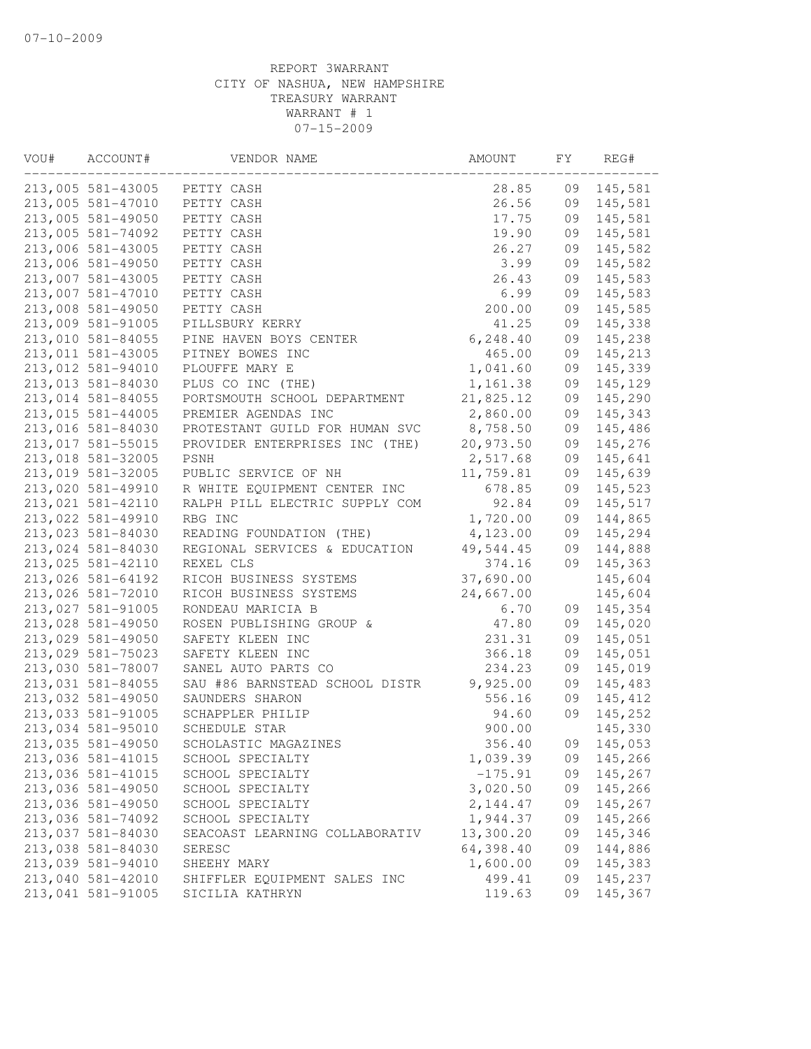07-10-2009

REPORT 3WARRANT
CITY OF NASHUA, NEW HAMPSHIRE
TREASURY WARRANT
WARRANT # 1
07-15-2009

| VOU# | ACCOUNT# | VENDOR NAME | AMOUNT | FY | REG# |
|---|---|---|---|---|---|
| 213,005 | 581-43005 | PETTY CASH | 28.85 | 09 | 145,581 |
| 213,005 | 581-47010 | PETTY CASH | 26.56 | 09 | 145,581 |
| 213,005 | 581-49050 | PETTY CASH | 17.75 | 09 | 145,581 |
| 213,005 | 581-74092 | PETTY CASH | 19.90 | 09 | 145,581 |
| 213,006 | 581-43005 | PETTY CASH | 26.27 | 09 | 145,582 |
| 213,006 | 581-49050 | PETTY CASH | 3.99 | 09 | 145,582 |
| 213,007 | 581-43005 | PETTY CASH | 26.43 | 09 | 145,583 |
| 213,007 | 581-47010 | PETTY CASH | 6.99 | 09 | 145,583 |
| 213,008 | 581-49050 | PETTY CASH | 200.00 | 09 | 145,585 |
| 213,009 | 581-91005 | PILLSBURY KERRY | 41.25 | 09 | 145,338 |
| 213,010 | 581-84055 | PINE HAVEN BOYS CENTER | 6,248.40 | 09 | 145,238 |
| 213,011 | 581-43005 | PITNEY BOWES INC | 465.00 | 09 | 145,213 |
| 213,012 | 581-94010 | PLOUFFE MARY E | 1,041.60 | 09 | 145,339 |
| 213,013 | 581-84030 | PLUS CO INC (THE) | 1,161.38 | 09 | 145,129 |
| 213,014 | 581-84055 | PORTSMOUTH SCHOOL DEPARTMENT | 21,825.12 | 09 | 145,290 |
| 213,015 | 581-44005 | PREMIER AGENDAS INC | 2,860.00 | 09 | 145,343 |
| 213,016 | 581-84030 | PROTESTANT GUILD FOR HUMAN SVC | 8,758.50 | 09 | 145,486 |
| 213,017 | 581-55015 | PROVIDER ENTERPRISES INC (THE) | 20,973.50 | 09 | 145,276 |
| 213,018 | 581-32005 | PSNH | 2,517.68 | 09 | 145,641 |
| 213,019 | 581-32005 | PUBLIC SERVICE OF NH | 11,759.81 | 09 | 145,639 |
| 213,020 | 581-49910 | R WHITE EQUIPMENT CENTER INC | 678.85 | 09 | 145,523 |
| 213,021 | 581-42110 | RALPH PILL ELECTRIC SUPPLY COM | 92.84 | 09 | 145,517 |
| 213,022 | 581-49910 | RBG INC | 1,720.00 | 09 | 144,865 |
| 213,023 | 581-84030 | READING FOUNDATION (THE) | 4,123.00 | 09 | 145,294 |
| 213,024 | 581-84030 | REGIONAL SERVICES & EDUCATION | 49,544.45 | 09 | 144,888 |
| 213,025 | 581-42110 | REXEL CLS | 374.16 | 09 | 145,363 |
| 213,026 | 581-64192 | RICOH BUSINESS SYSTEMS | 37,690.00 | | 145,604 |
| 213,026 | 581-72010 | RICOH BUSINESS SYSTEMS | 24,667.00 | | 145,604 |
| 213,027 | 581-91005 | RONDEAU MARICIA B | 6.70 | 09 | 145,354 |
| 213,028 | 581-49050 | ROSEN PUBLISHING GROUP & | 47.80 | 09 | 145,020 |
| 213,029 | 581-49050 | SAFETY KLEEN INC | 231.31 | 09 | 145,051 |
| 213,029 | 581-75023 | SAFETY KLEEN INC | 366.18 | 09 | 145,051 |
| 213,030 | 581-78007 | SANEL AUTO PARTS CO | 234.23 | 09 | 145,019 |
| 213,031 | 581-84055 | SAU #86 BARNSTEAD SCHOOL DISTR | 9,925.00 | 09 | 145,483 |
| 213,032 | 581-49050 | SAUNDERS SHARON | 556.16 | 09 | 145,412 |
| 213,033 | 581-91005 | SCHAPPLER PHILIP | 94.60 | 09 | 145,252 |
| 213,034 | 581-95010 | SCHEDULE STAR | 900.00 | | 145,330 |
| 213,035 | 581-49050 | SCHOLASTIC MAGAZINES | 356.40 | 09 | 145,053 |
| 213,036 | 581-41015 | SCHOOL SPECIALTY | 1,039.39 | 09 | 145,266 |
| 213,036 | 581-41015 | SCHOOL SPECIALTY | -175.91 | 09 | 145,267 |
| 213,036 | 581-49050 | SCHOOL SPECIALTY | 3,020.50 | 09 | 145,266 |
| 213,036 | 581-49050 | SCHOOL SPECIALTY | 2,144.47 | 09 | 145,267 |
| 213,036 | 581-74092 | SCHOOL SPECIALTY | 1,944.37 | 09 | 145,266 |
| 213,037 | 581-84030 | SEACOAST LEARNING COLLABORATIV | 13,300.20 | 09 | 145,346 |
| 213,038 | 581-84030 | SERESC | 64,398.40 | 09 | 144,886 |
| 213,039 | 581-94010 | SHEEHY MARY | 1,600.00 | 09 | 145,383 |
| 213,040 | 581-42010 | SHIFFLER EQUIPMENT SALES INC | 499.41 | 09 | 145,237 |
| 213,041 | 581-91005 | SICILIA KATHRYN | 119.63 | 09 | 145,367 |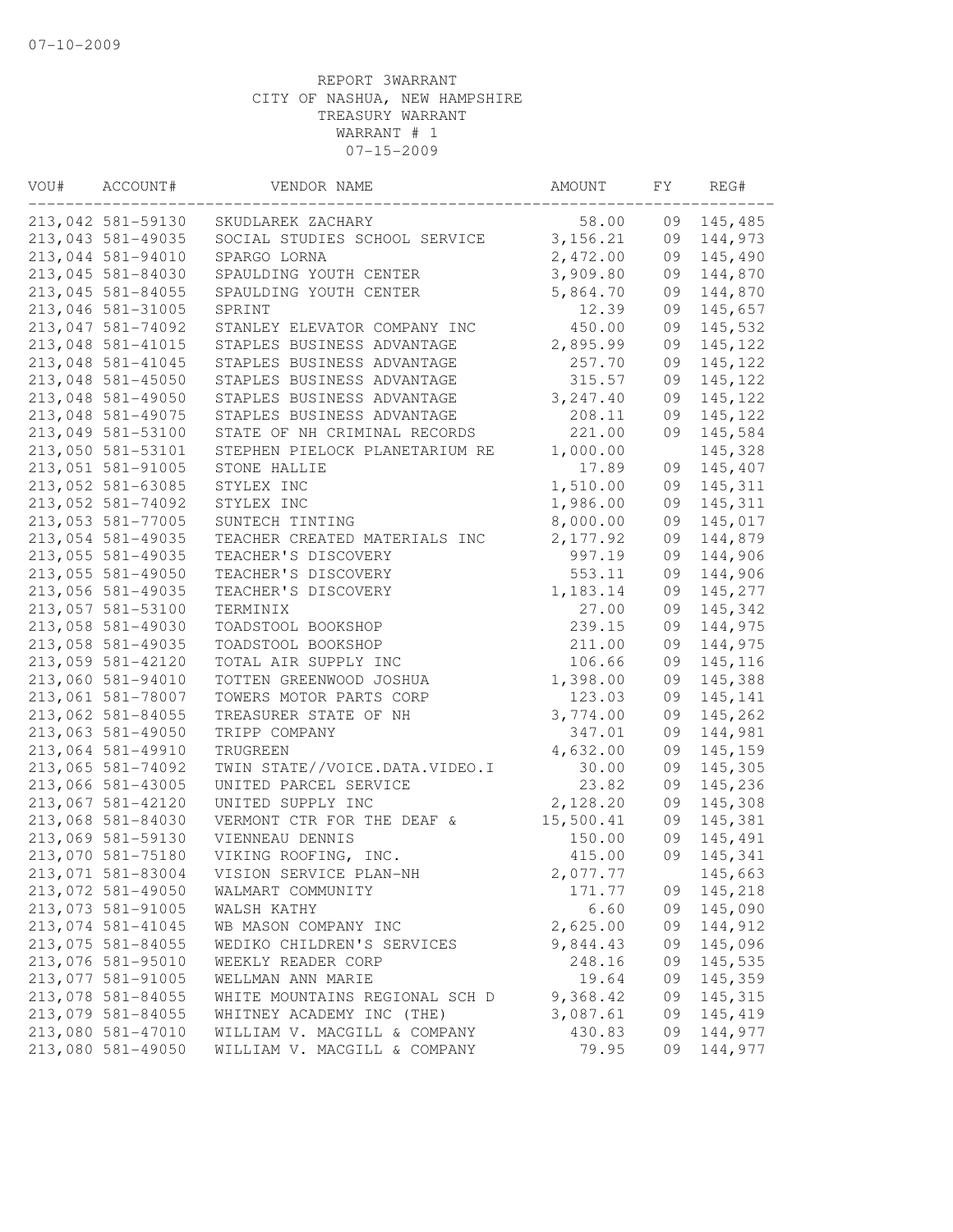07-10-2009

REPORT 3WARRANT
CITY OF NASHUA, NEW HAMPSHIRE
TREASURY WARRANT
WARRANT # 1
07-15-2009

| VOU# | ACCOUNT# | VENDOR NAME | AMOUNT | FY | REG# |
|---|---|---|---|---|---|
| 213,042 | 581-59130 | SKUDLAREK ZACHARY | 58.00 | 09 | 145,485 |
| 213,043 | 581-49035 | SOCIAL STUDIES SCHOOL SERVICE | 3,156.21 | 09 | 144,973 |
| 213,044 | 581-94010 | SPARGO LORNA | 2,472.00 | 09 | 145,490 |
| 213,045 | 581-84030 | SPAULDING YOUTH CENTER | 3,909.80 | 09 | 144,870 |
| 213,045 | 581-84055 | SPAULDING YOUTH CENTER | 5,864.70 | 09 | 144,870 |
| 213,046 | 581-31005 | SPRINT | 12.39 | 09 | 145,657 |
| 213,047 | 581-74092 | STANLEY ELEVATOR COMPANY INC | 450.00 | 09 | 145,532 |
| 213,048 | 581-41015 | STAPLES BUSINESS ADVANTAGE | 2,895.99 | 09 | 145,122 |
| 213,048 | 581-41045 | STAPLES BUSINESS ADVANTAGE | 257.70 | 09 | 145,122 |
| 213,048 | 581-45050 | STAPLES BUSINESS ADVANTAGE | 315.57 | 09 | 145,122 |
| 213,048 | 581-49050 | STAPLES BUSINESS ADVANTAGE | 3,247.40 | 09 | 145,122 |
| 213,048 | 581-49075 | STAPLES BUSINESS ADVANTAGE | 208.11 | 09 | 145,122 |
| 213,049 | 581-53100 | STATE OF NH CRIMINAL RECORDS | 221.00 | 09 | 145,584 |
| 213,050 | 581-53101 | STEPHEN PIELOCK PLANETARIUM RE | 1,000.00 | | 145,328 |
| 213,051 | 581-91005 | STONE HALLIE | 17.89 | 09 | 145,407 |
| 213,052 | 581-63085 | STYLEX INC | 1,510.00 | 09 | 145,311 |
| 213,052 | 581-74092 | STYLEX INC | 1,986.00 | 09 | 145,311 |
| 213,053 | 581-77005 | SUNTECH TINTING | 8,000.00 | 09 | 145,017 |
| 213,054 | 581-49035 | TEACHER CREATED MATERIALS INC | 2,177.92 | 09 | 144,879 |
| 213,055 | 581-49035 | TEACHER'S DISCOVERY | 997.19 | 09 | 144,906 |
| 213,055 | 581-49050 | TEACHER'S DISCOVERY | 553.11 | 09 | 144,906 |
| 213,056 | 581-49035 | TEACHER'S DISCOVERY | 1,183.14 | 09 | 145,277 |
| 213,057 | 581-53100 | TERMINIX | 27.00 | 09 | 145,342 |
| 213,058 | 581-49030 | TOADSTOOL BOOKSHOP | 239.15 | 09 | 144,975 |
| 213,058 | 581-49035 | TOADSTOOL BOOKSHOP | 211.00 | 09 | 144,975 |
| 213,059 | 581-42120 | TOTAL AIR SUPPLY INC | 106.66 | 09 | 145,116 |
| 213,060 | 581-94010 | TOTTEN GREENWOOD JOSHUA | 1,398.00 | 09 | 145,388 |
| 213,061 | 581-78007 | TOWERS MOTOR PARTS CORP | 123.03 | 09 | 145,141 |
| 213,062 | 581-84055 | TREASURER STATE OF NH | 3,774.00 | 09 | 145,262 |
| 213,063 | 581-49050 | TRIPP COMPANY | 347.01 | 09 | 144,981 |
| 213,064 | 581-49910 | TRUGREEN | 4,632.00 | 09 | 145,159 |
| 213,065 | 581-74092 | TWIN STATE//VOICE.DATA.VIDEO.I | 30.00 | 09 | 145,305 |
| 213,066 | 581-43005 | UNITED PARCEL SERVICE | 23.82 | 09 | 145,236 |
| 213,067 | 581-42120 | UNITED SUPPLY INC | 2,128.20 | 09 | 145,308 |
| 213,068 | 581-84030 | VERMONT CTR FOR THE DEAF & | 15,500.41 | 09 | 145,381 |
| 213,069 | 581-59130 | VIENNEAU DENNIS | 150.00 | 09 | 145,491 |
| 213,070 | 581-75180 | VIKING ROOFING, INC. | 415.00 | 09 | 145,341 |
| 213,071 | 581-83004 | VISION SERVICE PLAN-NH | 2,077.77 | | 145,663 |
| 213,072 | 581-49050 | WALMART COMMUNITY | 171.77 | 09 | 145,218 |
| 213,073 | 581-91005 | WALSH KATHY | 6.60 | 09 | 145,090 |
| 213,074 | 581-41045 | WB MASON COMPANY INC | 2,625.00 | 09 | 144,912 |
| 213,075 | 581-84055 | WEDIKO CHILDREN'S SERVICES | 9,844.43 | 09 | 145,096 |
| 213,076 | 581-95010 | WEEKLY READER CORP | 248.16 | 09 | 145,535 |
| 213,077 | 581-91005 | WELLMAN ANN MARIE | 19.64 | 09 | 145,359 |
| 213,078 | 581-84055 | WHITE MOUNTAINS REGIONAL SCH D | 9,368.42 | 09 | 145,315 |
| 213,079 | 581-84055 | WHITNEY ACADEMY INC (THE) | 3,087.61 | 09 | 145,419 |
| 213,080 | 581-47010 | WILLIAM V. MACGILL & COMPANY | 430.83 | 09 | 144,977 |
| 213,080 | 581-49050 | WILLIAM V. MACGILL & COMPANY | 79.95 | 09 | 144,977 |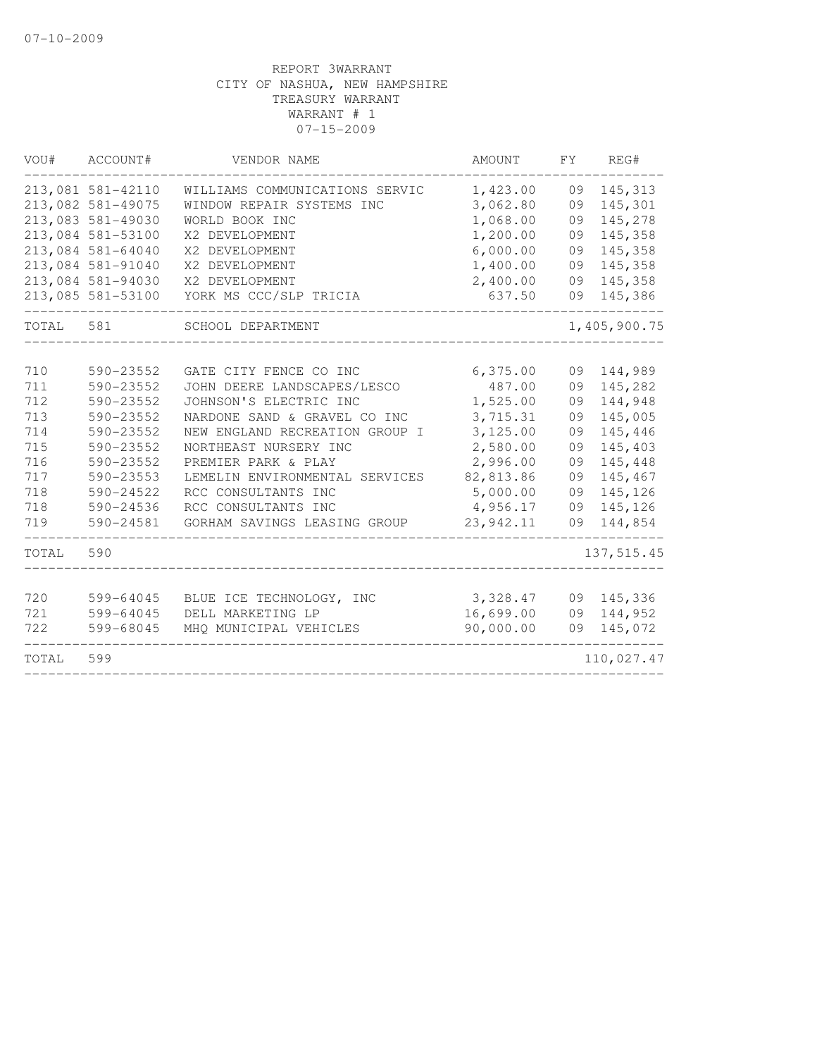07-10-2009

REPORT 3WARRANT
CITY OF NASHUA, NEW HAMPSHIRE
TREASURY WARRANT
WARRANT # 1
07-15-2009

| VOU# | ACCOUNT# | VENDOR NAME | AMOUNT | FY | REG# |
|---|---|---|---|---|---|
| 213,081 | 581-42110 | WILLIAMS COMMUNICATIONS SERVIC | 1,423.00 | 09 | 145,313 |
| 213,082 | 581-49075 | WINDOW REPAIR SYSTEMS INC | 3,062.80 | 09 | 145,301 |
| 213,083 | 581-49030 | WORLD BOOK INC | 1,068.00 | 09 | 145,278 |
| 213,084 | 581-53100 | X2 DEVELOPMENT | 1,200.00 | 09 | 145,358 |
| 213,084 | 581-64040 | X2 DEVELOPMENT | 6,000.00 | 09 | 145,358 |
| 213,084 | 581-91040 | X2 DEVELOPMENT | 1,400.00 | 09 | 145,358 |
| 213,084 | 581-94030 | X2 DEVELOPMENT | 2,400.00 | 09 | 145,358 |
| 213,085 | 581-53100 | YORK MS CCC/SLP TRICIA | 637.50 | 09 | 145,386 |
| TOTAL | 581 | SCHOOL DEPARTMENT | | | 1,405,900.75 |
| 710 | 590-23552 | GATE CITY FENCE CO INC | 6,375.00 | 09 | 144,989 |
| 711 | 590-23552 | JOHN DEERE LANDSCAPES/LESCO | 487.00 | 09 | 145,282 |
| 712 | 590-23552 | JOHNSON'S ELECTRIC INC | 1,525.00 | 09 | 144,948 |
| 713 | 590-23552 | NARDONE SAND & GRAVEL CO INC | 3,715.31 | 09 | 145,005 |
| 714 | 590-23552 | NEW ENGLAND RECREATION GROUP I | 3,125.00 | 09 | 145,446 |
| 715 | 590-23552 | NORTHEAST NURSERY INC | 2,580.00 | 09 | 145,403 |
| 716 | 590-23552 | PREMIER PARK & PLAY | 2,996.00 | 09 | 145,448 |
| 717 | 590-23553 | LEMELIN ENVIRONMENTAL SERVICES | 82,813.86 | 09 | 145,467 |
| 718 | 590-24522 | RCC CONSULTANTS INC | 5,000.00 | 09 | 145,126 |
| 718 | 590-24536 | RCC CONSULTANTS INC | 4,956.17 | 09 | 145,126 |
| 719 | 590-24581 | GORHAM SAVINGS LEASING GROUP | 23,942.11 | 09 | 144,854 |
| TOTAL | 590 | | | | 137,515.45 |
| 720 | 599-64045 | BLUE ICE TECHNOLOGY, INC | 3,328.47 | 09 | 145,336 |
| 721 | 599-64045 | DELL MARKETING LP | 16,699.00 | 09 | 144,952 |
| 722 | 599-68045 | MHQ MUNICIPAL VEHICLES | 90,000.00 | 09 | 145,072 |
| TOTAL | 599 | | | | 110,027.47 |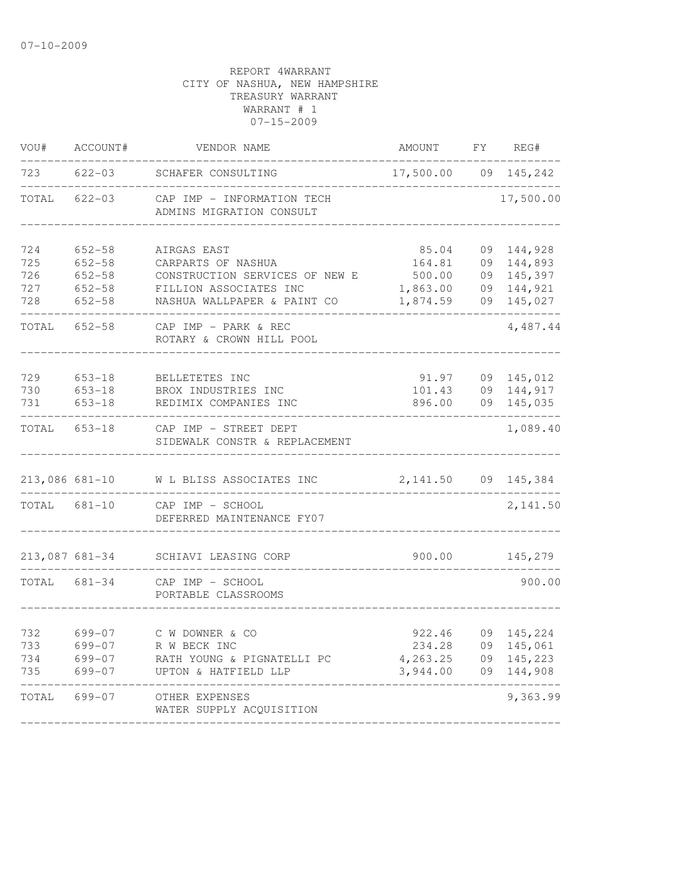07-10-2009

REPORT 4WARRANT
CITY OF NASHUA, NEW HAMPSHIRE
TREASURY WARRANT
WARRANT # 1
07-15-2009

| VOU# | ACCOUNT# | VENDOR NAME | AMOUNT | FY | REG# |
|---|---|---|---|---|---|
| 723 | 622-03 | SCHAFER CONSULTING | 17,500.00 | 09 | 145,242 |
| TOTAL | 622-03 | CAP IMP - INFORMATION TECH<br>ADMINS MIGRATION CONSULT | | | 17,500.00 |
| 724 | 652-58 | AIRGAS EAST | 85.04 | 09 | 144,928 |
| 725 | 652-58 | CARPARTS OF NASHUA | 164.81 | 09 | 144,893 |
| 726 | 652-58 | CONSTRUCTION SERVICES OF NEW E | 500.00 | 09 | 145,397 |
| 727 | 652-58 | FILLION ASSOCIATES INC | 1,863.00 | 09 | 144,921 |
| 728 | 652-58 | NASHUA WALLPAPER & PAINT CO | 1,874.59 | 09 | 145,027 |
| TOTAL | 652-58 | CAP IMP - PARK & REC<br>ROTARY & CROWN HILL POOL | | | 4,487.44 |
| 729 | 653-18 | BELLETETES INC | 91.97 | 09 | 145,012 |
| 730 | 653-18 | BROX INDUSTRIES INC | 101.43 | 09 | 144,917 |
| 731 | 653-18 | REDIMIX COMPANIES INC | 896.00 | 09 | 145,035 |
| TOTAL | 653-18 | CAP IMP - STREET DEPT<br>SIDEWALK CONSTR & REPLACEMENT | | | 1,089.40 |
| 213,086 | 681-10 | W L BLISS ASSOCIATES INC | 2,141.50 | 09 | 145,384 |
| TOTAL | 681-10 | CAP IMP - SCHOOL<br>DEFERRED MAINTENANCE FY07 | | | 2,141.50 |
| 213,087 | 681-34 | SCHIAVI LEASING CORP | 900.00 | | 145,279 |
| TOTAL | 681-34 | CAP IMP - SCHOOL<br>PORTABLE CLASSROOMS | | | 900.00 |
| 732 | 699-07 | C W DOWNER & CO | 922.46 | 09 | 145,224 |
| 733 | 699-07 | R W BECK INC | 234.28 | 09 | 145,061 |
| 734 | 699-07 | RATH YOUNG & PIGNATELLI PC | 4,263.25 | 09 | 145,223 |
| 735 | 699-07 | UPTON & HATFIELD LLP | 3,944.00 | 09 | 144,908 |
| TOTAL | 699-07 | OTHER EXPENSES<br>WATER SUPPLY ACQUISITION | | | 9,363.99 |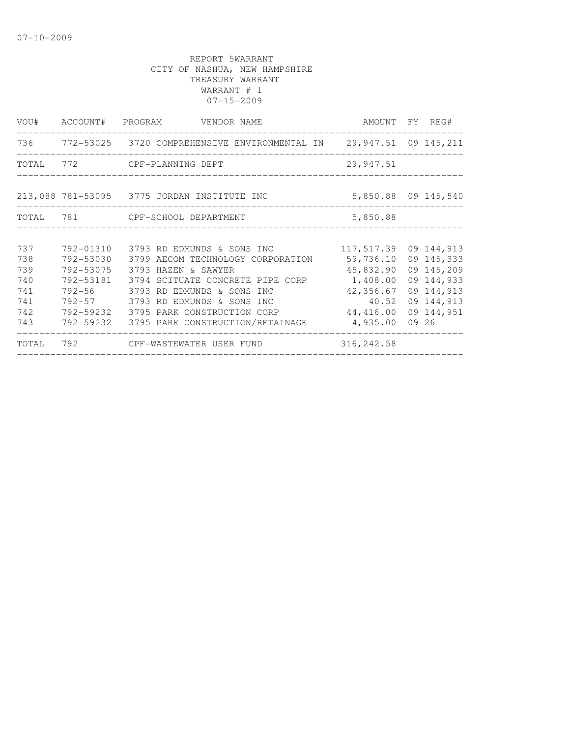07-10-2009

REPORT 5WARRANT
CITY OF NASHUA, NEW HAMPSHIRE
TREASURY WARRANT
WARRANT # 1
07-15-2009

| VOU# | ACCOUNT# | PROGRAM | VENDOR NAME | AMOUNT | FY | REG# |
|---|---|---|---|---|---|---|
| 736 | 772-53025 | 3720 | COMPREHENSIVE ENVIRONMENTAL IN | 29,947.51 | 09 | 145,211 |
| TOTAL | 772 | | CPF-PLANNING DEPT | 29,947.51 | | |
| 213,088 | 781-53095 | 3775 | JORDAN INSTITUTE INC | 5,850.88 | 09 | 145,540 |
| TOTAL | 781 | | CPF-SCHOOL DEPARTMENT | 5,850.88 | | |
| 737 | 792-01310 | 3793 | RD EDMUNDS & SONS INC | 117,517.39 | 09 | 144,913 |
| 738 | 792-53030 | 3799 | AECOM TECHNOLOGY CORPORATION | 59,736.10 | 09 | 145,333 |
| 739 | 792-53075 | 3793 | HAZEN & SAWYER | 45,832.90 | 09 | 145,209 |
| 740 | 792-53181 | 3794 | SCITUATE CONCRETE PIPE CORP | 1,408.00 | 09 | 144,933 |
| 741 | 792-56 | 3793 | RD EDMUNDS & SONS INC | 42,356.67 | 09 | 144,913 |
| 741 | 792-57 | 3793 | RD EDMUNDS & SONS INC | 40.52 | 09 | 144,913 |
| 742 | 792-59232 | 3795 | PARK CONSTRUCTION CORP | 44,416.00 | 09 | 144,951 |
| 743 | 792-59232 | 3795 | PARK CONSTRUCTION/RETAINAGE | 4,935.00 | 09 | 26 |
| TOTAL | 792 | | CPF-WASTEWATER USER FUND | 316,242.58 | | |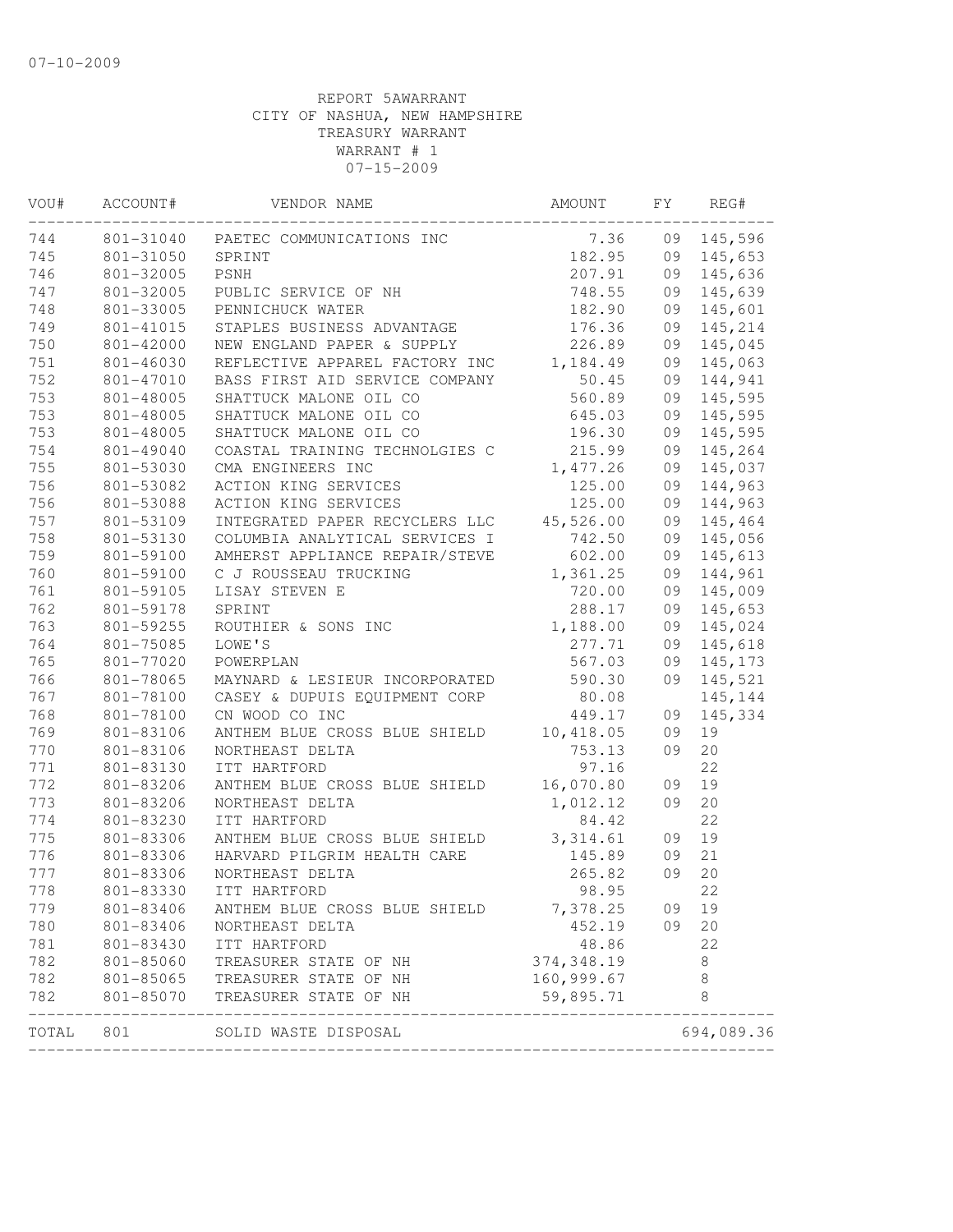07-10-2009

REPORT 5AWARRANT
CITY OF NASHUA, NEW HAMPSHIRE
TREASURY WARRANT
WARRANT # 1
07-15-2009

| VOU# | ACCOUNT# | VENDOR NAME | AMOUNT | FY | REG# |
|---|---|---|---|---|---|
| 744 | 801-31040 | PAETEC COMMUNICATIONS INC | 7.36 | 09 | 145,596 |
| 745 | 801-31050 | SPRINT | 182.95 | 09 | 145,653 |
| 746 | 801-32005 | PSNH | 207.91 | 09 | 145,636 |
| 747 | 801-32005 | PUBLIC SERVICE OF NH | 748.55 | 09 | 145,639 |
| 748 | 801-33005 | PENNICHUCK WATER | 182.90 | 09 | 145,601 |
| 749 | 801-41015 | STAPLES BUSINESS ADVANTAGE | 176.36 | 09 | 145,214 |
| 750 | 801-42000 | NEW ENGLAND PAPER & SUPPLY | 226.89 | 09 | 145,045 |
| 751 | 801-46030 | REFLECTIVE APPAREL FACTORY INC | 1,184.49 | 09 | 145,063 |
| 752 | 801-47010 | BASS FIRST AID SERVICE COMPANY | 50.45 | 09 | 144,941 |
| 753 | 801-48005 | SHATTUCK MALONE OIL CO | 560.89 | 09 | 145,595 |
| 753 | 801-48005 | SHATTUCK MALONE OIL CO | 645.03 | 09 | 145,595 |
| 753 | 801-48005 | SHATTUCK MALONE OIL CO | 196.30 | 09 | 145,595 |
| 754 | 801-49040 | COASTAL TRAINING TECHNOLGIES C | 215.99 | 09 | 145,264 |
| 755 | 801-53030 | CMA ENGINEERS INC | 1,477.26 | 09 | 145,037 |
| 756 | 801-53082 | ACTION KING SERVICES | 125.00 | 09 | 144,963 |
| 756 | 801-53088 | ACTION KING SERVICES | 125.00 | 09 | 144,963 |
| 757 | 801-53109 | INTEGRATED PAPER RECYCLERS LLC | 45,526.00 | 09 | 145,464 |
| 758 | 801-53130 | COLUMBIA ANALYTICAL SERVICES I | 742.50 | 09 | 145,056 |
| 759 | 801-59100 | AMHERST APPLIANCE REPAIR/STEVE | 602.00 | 09 | 145,613 |
| 760 | 801-59100 | C J ROUSSEAU TRUCKING | 1,361.25 | 09 | 144,961 |
| 761 | 801-59105 | LISAY STEVEN E | 720.00 | 09 | 145,009 |
| 762 | 801-59178 | SPRINT | 288.17 | 09 | 145,653 |
| 763 | 801-59255 | ROUTHIER & SONS INC | 1,188.00 | 09 | 145,024 |
| 764 | 801-75085 | LOWE'S | 277.71 | 09 | 145,618 |
| 765 | 801-77020 | POWERPLAN | 567.03 | 09 | 145,173 |
| 766 | 801-78065 | MAYNARD & LESIEUR INCORPORATED | 590.30 | 09 | 145,521 |
| 767 | 801-78100 | CASEY & DUPUIS EQUIPMENT CORP | 80.08 | | 145,144 |
| 768 | 801-78100 | CN WOOD CO INC | 449.17 | 09 | 145,334 |
| 769 | 801-83106 | ANTHEM BLUE CROSS BLUE SHIELD | 10,418.05 | 09 | 19 |
| 770 | 801-83106 | NORTHEAST DELTA | 753.13 | 09 | 20 |
| 771 | 801-83130 | ITT HARTFORD | 97.16 | | 22 |
| 772 | 801-83206 | ANTHEM BLUE CROSS BLUE SHIELD | 16,070.80 | 09 | 19 |
| 773 | 801-83206 | NORTHEAST DELTA | 1,012.12 | 09 | 20 |
| 774 | 801-83230 | ITT HARTFORD | 84.42 | | 22 |
| 775 | 801-83306 | ANTHEM BLUE CROSS BLUE SHIELD | 3,314.61 | 09 | 19 |
| 776 | 801-83306 | HARVARD PILGRIM HEALTH CARE | 145.89 | 09 | 21 |
| 777 | 801-83306 | NORTHEAST DELTA | 265.82 | 09 | 20 |
| 778 | 801-83330 | ITT HARTFORD | 98.95 | | 22 |
| 779 | 801-83406 | ANTHEM BLUE CROSS BLUE SHIELD | 7,378.25 | 09 | 19 |
| 780 | 801-83406 | NORTHEAST DELTA | 452.19 | 09 | 20 |
| 781 | 801-83430 | ITT HARTFORD | 48.86 | | 22 |
| 782 | 801-85060 | TREASURER STATE OF NH | 374,348.19 | | 8 |
| 782 | 801-85065 | TREASURER STATE OF NH | 160,999.67 | | 8 |
| 782 | 801-85070 | TREASURER STATE OF NH | 59,895.71 | | 8 |
| TOTAL | 801 | SOLID WASTE DISPOSAL | | | 694,089.36 |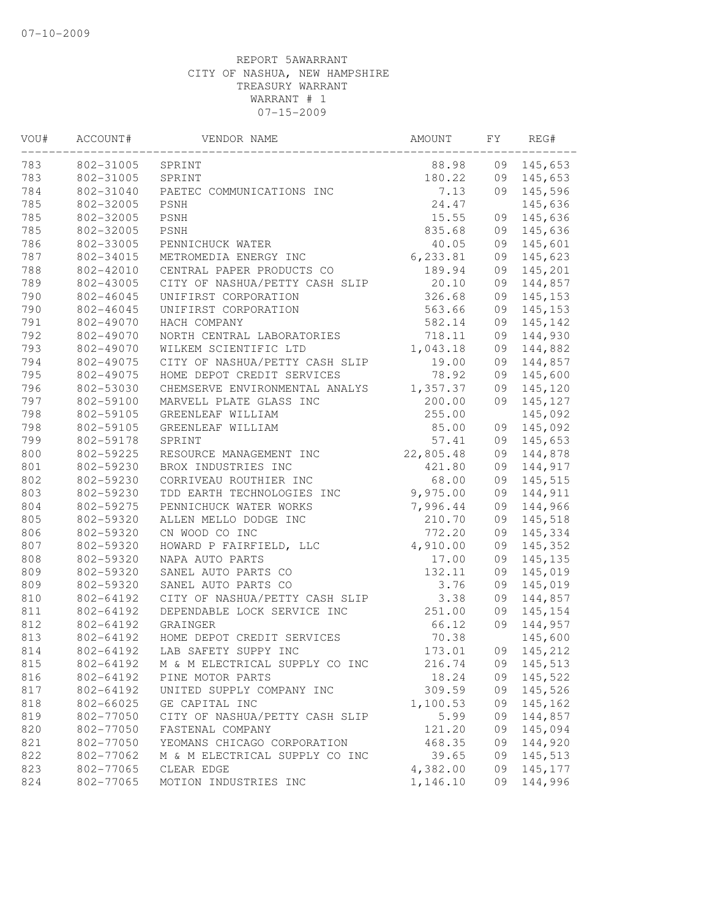07-10-2009

REPORT 5AWARRANT
CITY OF NASHUA, NEW HAMPSHIRE
TREASURY WARRANT
WARRANT # 1
07-15-2009

| VOU# | ACCOUNT# | VENDOR NAME | AMOUNT | FY | REG# |
|---|---|---|---|---|---|
| 783 | 802-31005 | SPRINT | 88.98 | 09 | 145,653 |
| 783 | 802-31005 | SPRINT | 180.22 | 09 | 145,653 |
| 784 | 802-31040 | PAETEC COMMUNICATIONS INC | 7.13 | 09 | 145,596 |
| 785 | 802-32005 | PSNH | 24.47 | | 145,636 |
| 785 | 802-32005 | PSNH | 15.55 | 09 | 145,636 |
| 785 | 802-32005 | PSNH | 835.68 | 09 | 145,636 |
| 786 | 802-33005 | PENNICHUCK WATER | 40.05 | 09 | 145,601 |
| 787 | 802-34015 | METROMEDIA ENERGY INC | 6,233.81 | 09 | 145,623 |
| 788 | 802-42010 | CENTRAL PAPER PRODUCTS CO | 189.94 | 09 | 145,201 |
| 789 | 802-43005 | CITY OF NASHUA/PETTY CASH SLIP | 20.10 | 09 | 144,857 |
| 790 | 802-46045 | UNIFIRST CORPORATION | 326.68 | 09 | 145,153 |
| 790 | 802-46045 | UNIFIRST CORPORATION | 563.66 | 09 | 145,153 |
| 791 | 802-49070 | HACH COMPANY | 582.14 | 09 | 145,142 |
| 792 | 802-49070 | NORTH CENTRAL LABORATORIES | 718.11 | 09 | 144,930 |
| 793 | 802-49070 | WILKEM SCIENTIFIC LTD | 1,043.18 | 09 | 144,882 |
| 794 | 802-49075 | CITY OF NASHUA/PETTY CASH SLIP | 19.00 | 09 | 144,857 |
| 795 | 802-49075 | HOME DEPOT CREDIT SERVICES | 78.92 | 09 | 145,600 |
| 796 | 802-53030 | CHEMSERVE ENVIRONMENTAL ANALYS | 1,357.37 | 09 | 145,120 |
| 797 | 802-59100 | MARVELL PLATE GLASS INC | 200.00 | 09 | 145,127 |
| 798 | 802-59105 | GREENLEAF WILLIAM | 255.00 | | 145,092 |
| 798 | 802-59105 | GREENLEAF WILLIAM | 85.00 | 09 | 145,092 |
| 799 | 802-59178 | SPRINT | 57.41 | 09 | 145,653 |
| 800 | 802-59225 | RESOURCE MANAGEMENT INC | 22,805.48 | 09 | 144,878 |
| 801 | 802-59230 | BROX INDUSTRIES INC | 421.80 | 09 | 144,917 |
| 802 | 802-59230 | CORRIVEAU ROUTHIER INC | 68.00 | 09 | 145,515 |
| 803 | 802-59230 | TDD EARTH TECHNOLOGIES INC | 9,975.00 | 09 | 144,911 |
| 804 | 802-59275 | PENNICHUCK WATER WORKS | 7,996.44 | 09 | 144,966 |
| 805 | 802-59320 | ALLEN MELLO DODGE INC | 210.70 | 09 | 145,518 |
| 806 | 802-59320 | CN WOOD CO INC | 772.20 | 09 | 145,334 |
| 807 | 802-59320 | HOWARD P FAIRFIELD, LLC | 4,910.00 | 09 | 145,352 |
| 808 | 802-59320 | NAPA AUTO PARTS | 17.00 | 09 | 145,135 |
| 809 | 802-59320 | SANEL AUTO PARTS CO | 132.11 | 09 | 145,019 |
| 809 | 802-59320 | SANEL AUTO PARTS CO | 3.76 | 09 | 145,019 |
| 810 | 802-64192 | CITY OF NASHUA/PETTY CASH SLIP | 3.38 | 09 | 144,857 |
| 811 | 802-64192 | DEPENDABLE LOCK SERVICE INC | 251.00 | 09 | 145,154 |
| 812 | 802-64192 | GRAINGER | 66.12 | 09 | 144,957 |
| 813 | 802-64192 | HOME DEPOT CREDIT SERVICES | 70.38 | | 145,600 |
| 814 | 802-64192 | LAB SAFETY SUPPY INC | 173.01 | 09 | 145,212 |
| 815 | 802-64192 | M & M ELECTRICAL SUPPLY CO INC | 216.74 | 09 | 145,513 |
| 816 | 802-64192 | PINE MOTOR PARTS | 18.24 | 09 | 145,522 |
| 817 | 802-64192 | UNITED SUPPLY COMPANY INC | 309.59 | 09 | 145,526 |
| 818 | 802-66025 | GE CAPITAL INC | 1,100.53 | 09 | 145,162 |
| 819 | 802-77050 | CITY OF NASHUA/PETTY CASH SLIP | 5.99 | 09 | 144,857 |
| 820 | 802-77050 | FASTENAL COMPANY | 121.20 | 09 | 145,094 |
| 821 | 802-77050 | YEOMANS CHICAGO CORPORATION | 468.35 | 09 | 144,920 |
| 822 | 802-77062 | M & M ELECTRICAL SUPPLY CO INC | 39.65 | 09 | 145,513 |
| 823 | 802-77065 | CLEAR EDGE | 4,382.00 | 09 | 145,177 |
| 824 | 802-77065 | MOTION INDUSTRIES INC | 1,146.10 | 09 | 144,996 |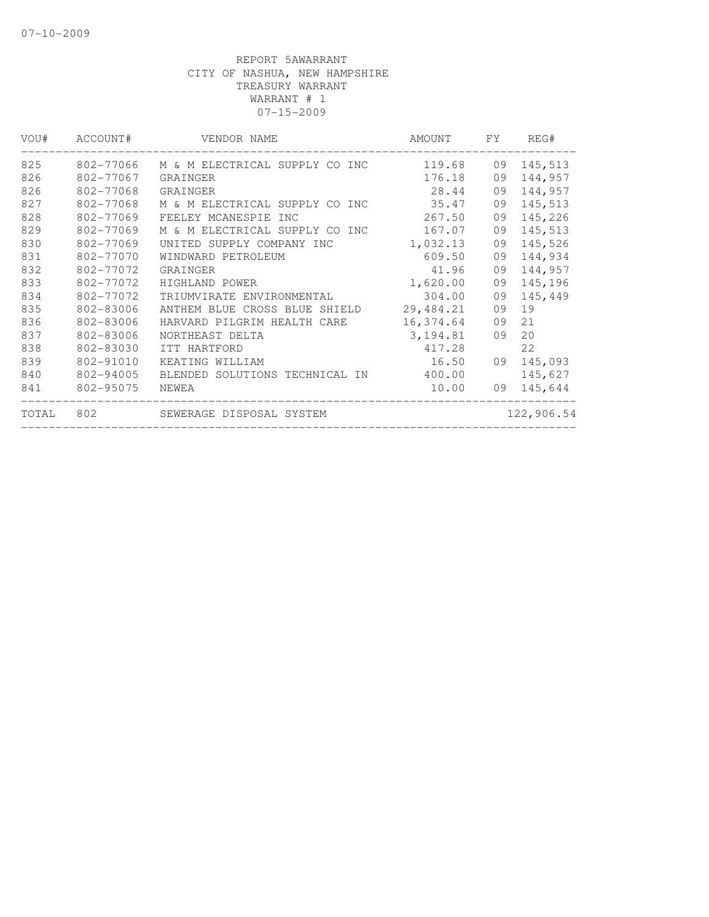07-10-2009

REPORT 5AWARRANT
CITY OF NASHUA, NEW HAMPSHIRE
TREASURY WARRANT
WARRANT # 1
07-15-2009

| VOU# | ACCOUNT# | VENDOR NAME | AMOUNT | FY | REG# |
|---|---|---|---|---|---|
| 825 | 802-77066 | M & M ELECTRICAL SUPPLY CO INC | 119.68 | 09 | 145,513 |
| 826 | 802-77067 | GRAINGER | 176.18 | 09 | 144,957 |
| 826 | 802-77068 | GRAINGER | 28.44 | 09 | 144,957 |
| 827 | 802-77068 | M & M ELECTRICAL SUPPLY CO INC | 35.47 | 09 | 145,513 |
| 828 | 802-77069 | FEELEY MCANESPIE INC | 267.50 | 09 | 145,226 |
| 829 | 802-77069 | M & M ELECTRICAL SUPPLY CO INC | 167.07 | 09 | 145,513 |
| 830 | 802-77069 | UNITED SUPPLY COMPANY INC | 1,032.13 | 09 | 145,526 |
| 831 | 802-77070 | WINDWARD PETROLEUM | 609.50 | 09 | 144,934 |
| 832 | 802-77072 | GRAINGER | 41.96 | 09 | 144,957 |
| 833 | 802-77072 | HIGHLAND POWER | 1,620.00 | 09 | 145,196 |
| 834 | 802-77072 | TRIUMVIRATE ENVIRONMENTAL | 304.00 | 09 | 145,449 |
| 835 | 802-83006 | ANTHEM BLUE CROSS BLUE SHIELD | 29,484.21 | 09 | 19 |
| 836 | 802-83006 | HARVARD PILGRIM HEALTH CARE | 16,374.64 | 09 | 21 |
| 837 | 802-83006 | NORTHEAST DELTA | 3,194.81 | 09 | 20 |
| 838 | 802-83030 | ITT HARTFORD | 417.28 | | 22 |
| 839 | 802-91010 | KEATING WILLIAM | 16.50 | 09 | 145,093 |
| 840 | 802-94005 | BLENDED SOLUTIONS TECHNICAL IN | 400.00 | | 145,627 |
| 841 | 802-95075 | NEWEA | 10.00 | 09 | 145,644 |
| TOTAL | 802 | SEWERAGE DISPOSAL SYSTEM | | | 122,906.54 |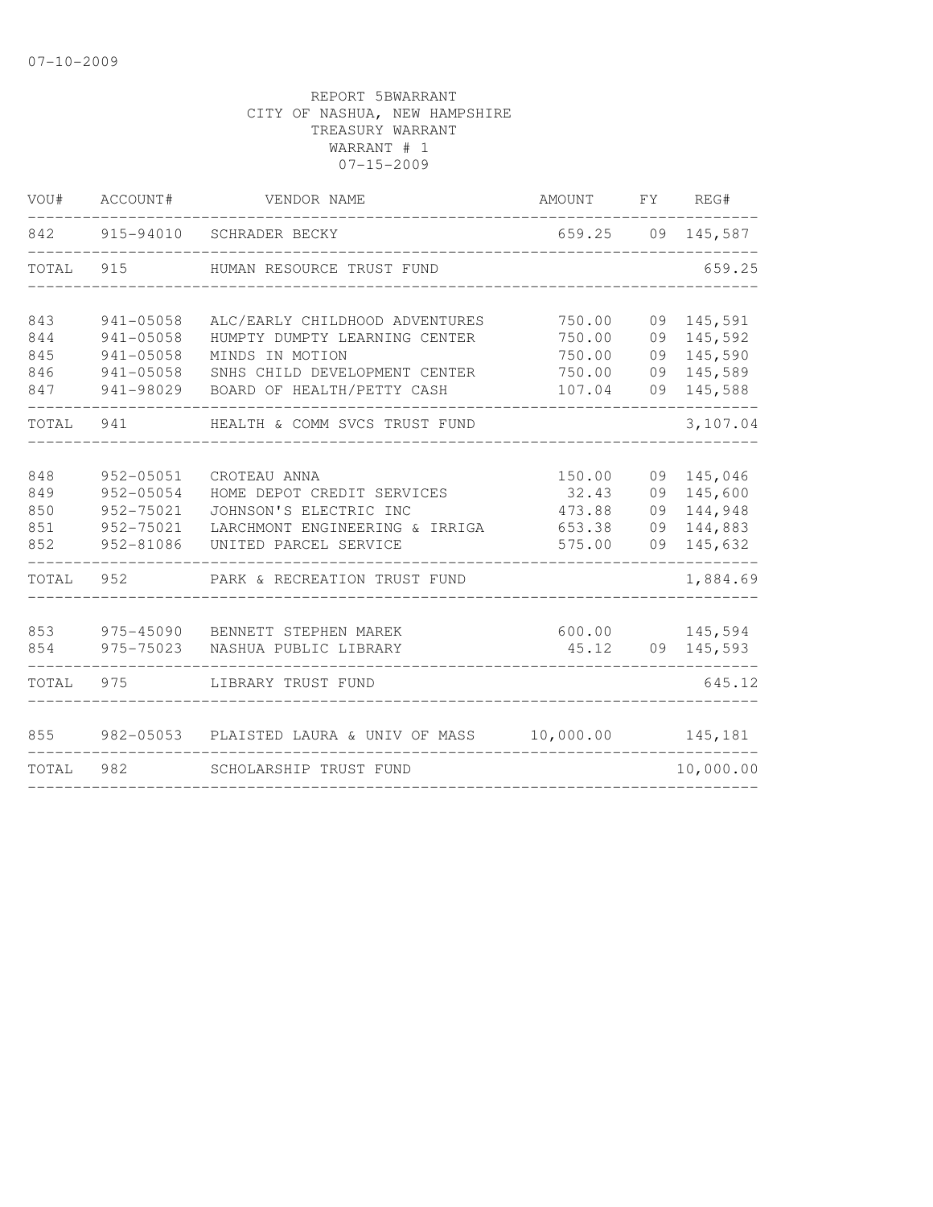07-10-2009

REPORT 5BWARRANT
CITY OF NASHUA, NEW HAMPSHIRE
TREASURY WARRANT
WARRANT # 1
07-15-2009

| VOU# | ACCOUNT# | VENDOR NAME | AMOUNT | FY | REG# |
|---|---|---|---|---|---|
| 842 | 915-94010 | SCHRADER BECKY | 659.25 | 09 | 145,587 |
| TOTAL | 915 | HUMAN RESOURCE TRUST FUND | | | 659.25 |
| 843 | 941-05058 | ALC/EARLY CHILDHOOD ADVENTURES | 750.00 | 09 | 145,591 |
| 844 | 941-05058 | HUMPTY DUMPTY LEARNING CENTER | 750.00 | 09 | 145,592 |
| 845 | 941-05058 | MINDS IN MOTION | 750.00 | 09 | 145,590 |
| 846 | 941-05058 | SNHS CHILD DEVELOPMENT CENTER | 750.00 | 09 | 145,589 |
| 847 | 941-98029 | BOARD OF HEALTH/PETTY CASH | 107.04 | 09 | 145,588 |
| TOTAL | 941 | HEALTH & COMM SVCS TRUST FUND | | | 3,107.04 |
| 848 | 952-05051 | CROTEAU ANNA | 150.00 | 09 | 145,046 |
| 849 | 952-05054 | HOME DEPOT CREDIT SERVICES | 32.43 | 09 | 145,600 |
| 850 | 952-75021 | JOHNSON'S ELECTRIC INC | 473.88 | 09 | 144,948 |
| 851 | 952-75021 | LARCHMONT ENGINEERING & IRRIGA | 653.38 | 09 | 144,883 |
| 852 | 952-81086 | UNITED PARCEL SERVICE | 575.00 | 09 | 145,632 |
| TOTAL | 952 | PARK & RECREATION TRUST FUND | | | 1,884.69 |
| 853 | 975-45090 | BENNETT STEPHEN MAREK | 600.00 | | 145,594 |
| 854 | 975-75023 | NASHUA PUBLIC LIBRARY | 45.12 | 09 | 145,593 |
| TOTAL | 975 | LIBRARY TRUST FUND | | | 645.12 |
| 855 | 982-05053 | PLAISTED LAURA & UNIV OF MASS | 10,000.00 | | 145,181 |
| TOTAL | 982 | SCHOLARSHIP TRUST FUND | | | 10,000.00 |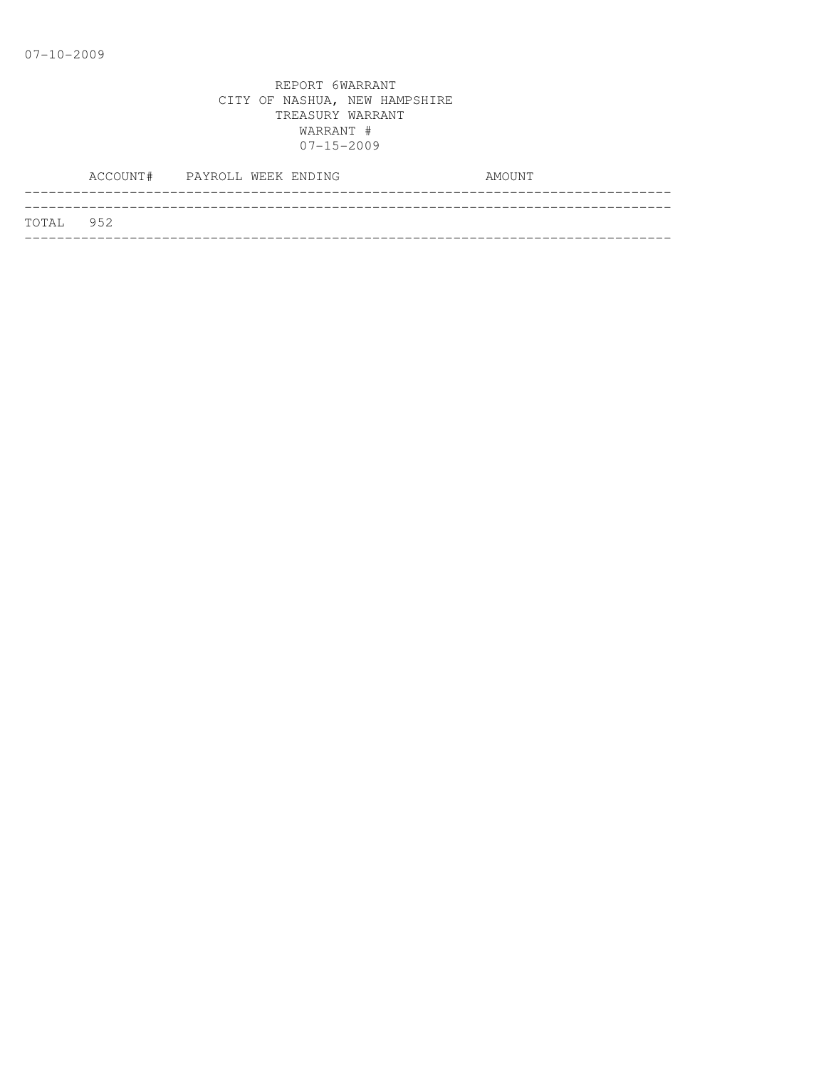07-10-2009

REPORT 6WARRANT
CITY OF NASHUA, NEW HAMPSHIRE
TREASURY WARRANT
WARRANT #
07-15-2009

| | ACCOUNT# | PAYROLL WEEK ENDING | AMOUNT |
|---|---|---|---|
| TOTAL | 952 | | |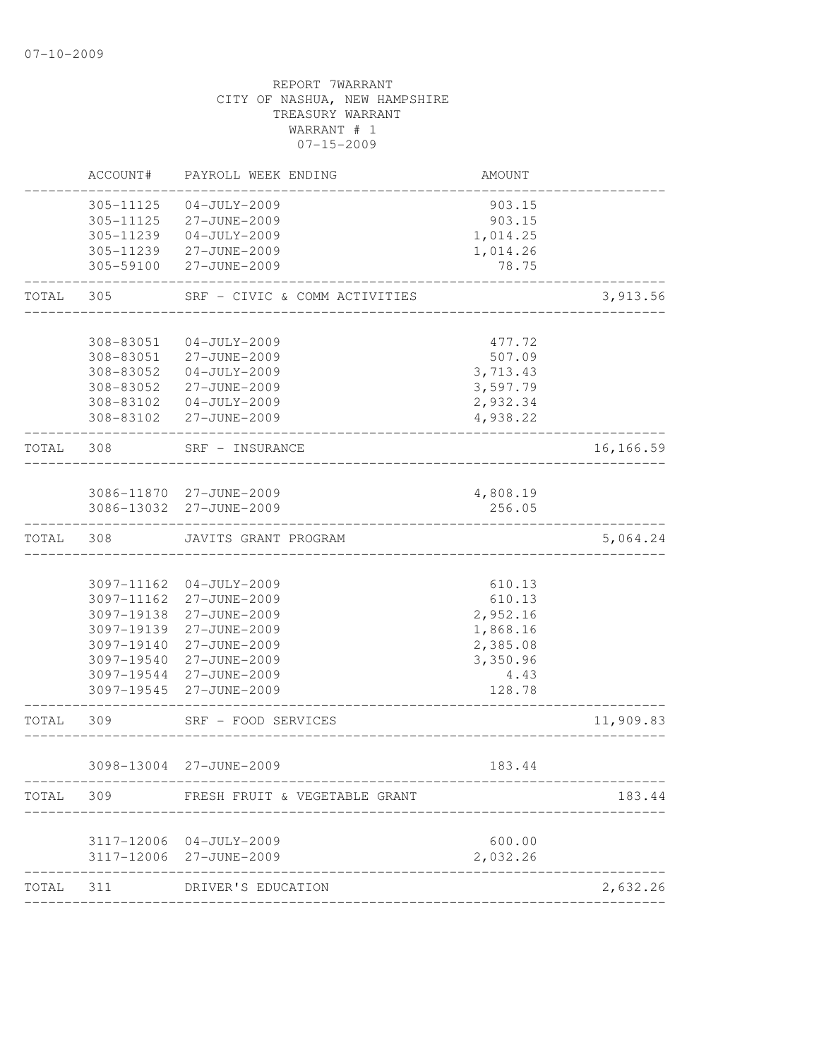07-10-2009

REPORT 7WARRANT
CITY OF NASHUA, NEW HAMPSHIRE
TREASURY WARRANT
WARRANT # 1
07-15-2009

| | ACCOUNT# | PAYROLL WEEK ENDING | AMOUNT | |
|---|---|---|---|---|
| | 305-11125 | 04-JULY-2009 | 903.15 | |
| | 305-11125 | 27-JUNE-2009 | 903.15 | |
| | 305-11239 | 04-JULY-2009 | 1,014.25 | |
| | 305-11239 | 27-JUNE-2009 | 1,014.26 | |
| | 305-59100 | 27-JUNE-2009 | 78.75 | |
| TOTAL | 305 | SRF - CIVIC & COMM ACTIVITIES | | 3,913.56 |
| | 308-83051 | 04-JULY-2009 | 477.72 | |
| | 308-83051 | 27-JUNE-2009 | 507.09 | |
| | 308-83052 | 04-JULY-2009 | 3,713.43 | |
| | 308-83052 | 27-JUNE-2009 | 3,597.79 | |
| | 308-83102 | 04-JULY-2009 | 2,932.34 | |
| | 308-83102 | 27-JUNE-2009 | 4,938.22 | |
| TOTAL | 308 | SRF - INSURANCE | | 16,166.59 |
| | 3086-11870 | 27-JUNE-2009 | 4,808.19 | |
| | 3086-13032 | 27-JUNE-2009 | 256.05 | |
| TOTAL | 308 | JAVITS GRANT PROGRAM | | 5,064.24 |
| | 3097-11162 | 04-JULY-2009 | 610.13 | |
| | 3097-11162 | 27-JUNE-2009 | 610.13 | |
| | 3097-19138 | 27-JUNE-2009 | 2,952.16 | |
| | 3097-19139 | 27-JUNE-2009 | 1,868.16 | |
| | 3097-19140 | 27-JUNE-2009 | 2,385.08 | |
| | 3097-19540 | 27-JUNE-2009 | 3,350.96 | |
| | 3097-19544 | 27-JUNE-2009 | 4.43 | |
| | 3097-19545 | 27-JUNE-2009 | 128.78 | |
| TOTAL | 309 | SRF - FOOD SERVICES | | 11,909.83 |
| | 3098-13004 | 27-JUNE-2009 | 183.44 | |
| TOTAL | 309 | FRESH FRUIT & VEGETABLE GRANT | | 183.44 |
| | 3117-12006 | 04-JULY-2009 | 600.00 | |
| | 3117-12006 | 27-JUNE-2009 | 2,032.26 | |
| TOTAL | 311 | DRIVER'S EDUCATION | | 2,632.26 |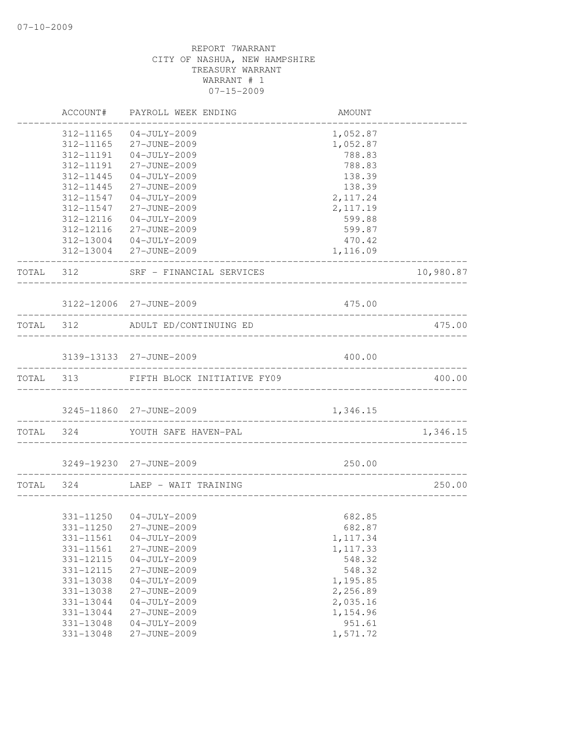07-10-2009

REPORT 7WARRANT
CITY OF NASHUA, NEW HAMPSHIRE
TREASURY WARRANT
WARRANT # 1
07-15-2009

| | ACCOUNT# | PAYROLL WEEK ENDING | AMOUNT | |
|---|---|---|---|---|
| | 312-11165 | 04-JULY-2009 | 1,052.87 | |
| | 312-11165 | 27-JUNE-2009 | 1,052.87 | |
| | 312-11191 | 04-JULY-2009 | 788.83 | |
| | 312-11191 | 27-JUNE-2009 | 788.83 | |
| | 312-11445 | 04-JULY-2009 | 138.39 | |
| | 312-11445 | 27-JUNE-2009 | 138.39 | |
| | 312-11547 | 04-JULY-2009 | 2,117.24 | |
| | 312-11547 | 27-JUNE-2009 | 2,117.19 | |
| | 312-12116 | 04-JULY-2009 | 599.88 | |
| | 312-12116 | 27-JUNE-2009 | 599.87 | |
| | 312-13004 | 04-JULY-2009 | 470.42 | |
| | 312-13004 | 27-JUNE-2009 | 1,116.09 | |
| TOTAL | 312 | SRF - FINANCIAL SERVICES | | 10,980.87 |
| | 3122-12006 | 27-JUNE-2009 | 475.00 | |
| TOTAL | 312 | ADULT ED/CONTINUING ED | | 475.00 |
| | 3139-13133 | 27-JUNE-2009 | 400.00 | |
| TOTAL | 313 | FIFTH BLOCK INITIATIVE FY09 | | 400.00 |
| | 3245-11860 | 27-JUNE-2009 | 1,346.15 | |
| TOTAL | 324 | YOUTH SAFE HAVEN-PAL | | 1,346.15 |
| | 3249-19230 | 27-JUNE-2009 | 250.00 | |
| TOTAL | 324 | LAEP - WAIT TRAINING | | 250.00 |
| | 331-11250 | 04-JULY-2009 | 682.85 | |
| | 331-11250 | 27-JUNE-2009 | 682.87 | |
| | 331-11561 | 04-JULY-2009 | 1,117.34 | |
| | 331-11561 | 27-JUNE-2009 | 1,117.33 | |
| | 331-12115 | 04-JULY-2009 | 548.32 | |
| | 331-12115 | 27-JUNE-2009 | 548.32 | |
| | 331-13038 | 04-JULY-2009 | 1,195.85 | |
| | 331-13038 | 27-JUNE-2009 | 2,256.89 | |
| | 331-13044 | 04-JULY-2009 | 2,035.16 | |
| | 331-13044 | 27-JUNE-2009 | 1,154.96 | |
| | 331-13048 | 04-JULY-2009 | 951.61 | |
| | 331-13048 | 27-JUNE-2009 | 1,571.72 | |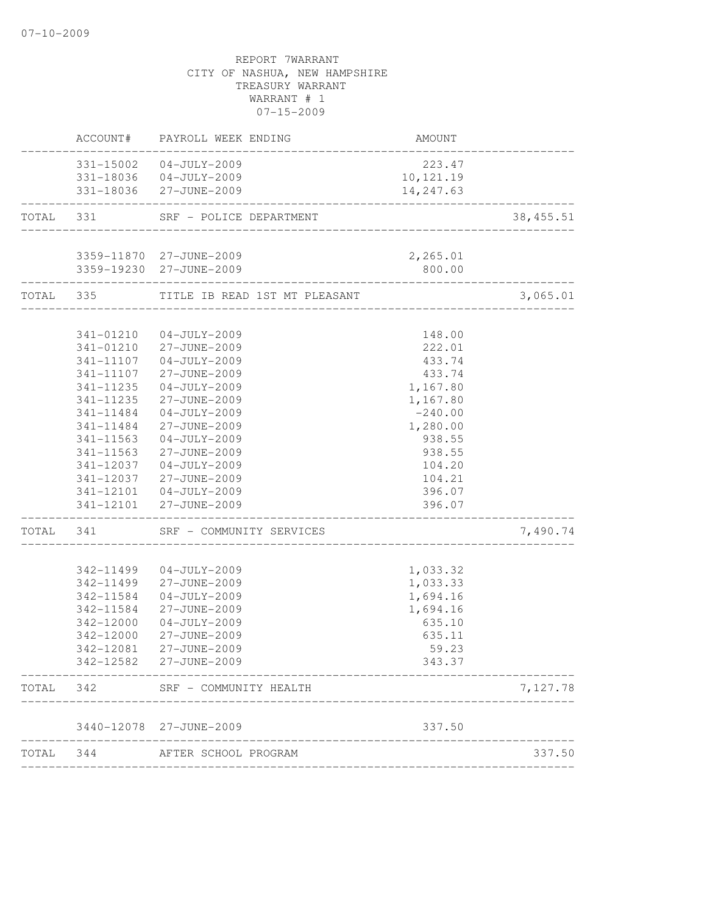REPORT 7WARRANT
CITY OF NASHUA, NEW HAMPSHIRE
TREASURY WARRANT
WARRANT # 1
07-15-2009

| | ACCOUNT# | PAYROLL WEEK ENDING | AMOUNT | |
|---|---|---|---|---|
| | 331-15002 | 04-JULY-2009 | 223.47 | |
| | 331-18036 | 04-JULY-2009 | 10,121.19 | |
| | 331-18036 | 27-JUNE-2009 | 14,247.63 | |
| TOTAL | 331 | SRF - POLICE DEPARTMENT | | 38,455.51 |
| | 3359-11870 | 27-JUNE-2009 | 2,265.01 | |
| | 3359-19230 | 27-JUNE-2009 | 800.00 | |
| TOTAL | 335 | TITLE IB READ 1ST MT PLEASANT | | 3,065.01 |
| | 341-01210 | 04-JULY-2009 | 148.00 | |
| | 341-01210 | 27-JUNE-2009 | 222.01 | |
| | 341-11107 | 04-JULY-2009 | 433.74 | |
| | 341-11107 | 27-JUNE-2009 | 433.74 | |
| | 341-11235 | 04-JULY-2009 | 1,167.80 | |
| | 341-11235 | 27-JUNE-2009 | 1,167.80 | |
| | 341-11484 | 04-JULY-2009 | -240.00 | |
| | 341-11484 | 27-JUNE-2009 | 1,280.00 | |
| | 341-11563 | 04-JULY-2009 | 938.55 | |
| | 341-11563 | 27-JUNE-2009 | 938.55 | |
| | 341-12037 | 04-JULY-2009 | 104.20 | |
| | 341-12037 | 27-JUNE-2009 | 104.21 | |
| | 341-12101 | 04-JULY-2009 | 396.07 | |
| | 341-12101 | 27-JUNE-2009 | 396.07 | |
| TOTAL | 341 | SRF - COMMUNITY SERVICES | | 7,490.74 |
| | 342-11499 | 04-JULY-2009 | 1,033.32 | |
| | 342-11499 | 27-JUNE-2009 | 1,033.33 | |
| | 342-11584 | 04-JULY-2009 | 1,694.16 | |
| | 342-11584 | 27-JUNE-2009 | 1,694.16 | |
| | 342-12000 | 04-JULY-2009 | 635.10 | |
| | 342-12000 | 27-JUNE-2009 | 635.11 | |
| | 342-12081 | 27-JUNE-2009 | 59.23 | |
| | 342-12582 | 27-JUNE-2009 | 343.37 | |
| TOTAL | 342 | SRF - COMMUNITY HEALTH | | 7,127.78 |
| | 3440-12078 | 27-JUNE-2009 | 337.50 | |
| TOTAL | 344 | AFTER SCHOOL PROGRAM | | 337.50 |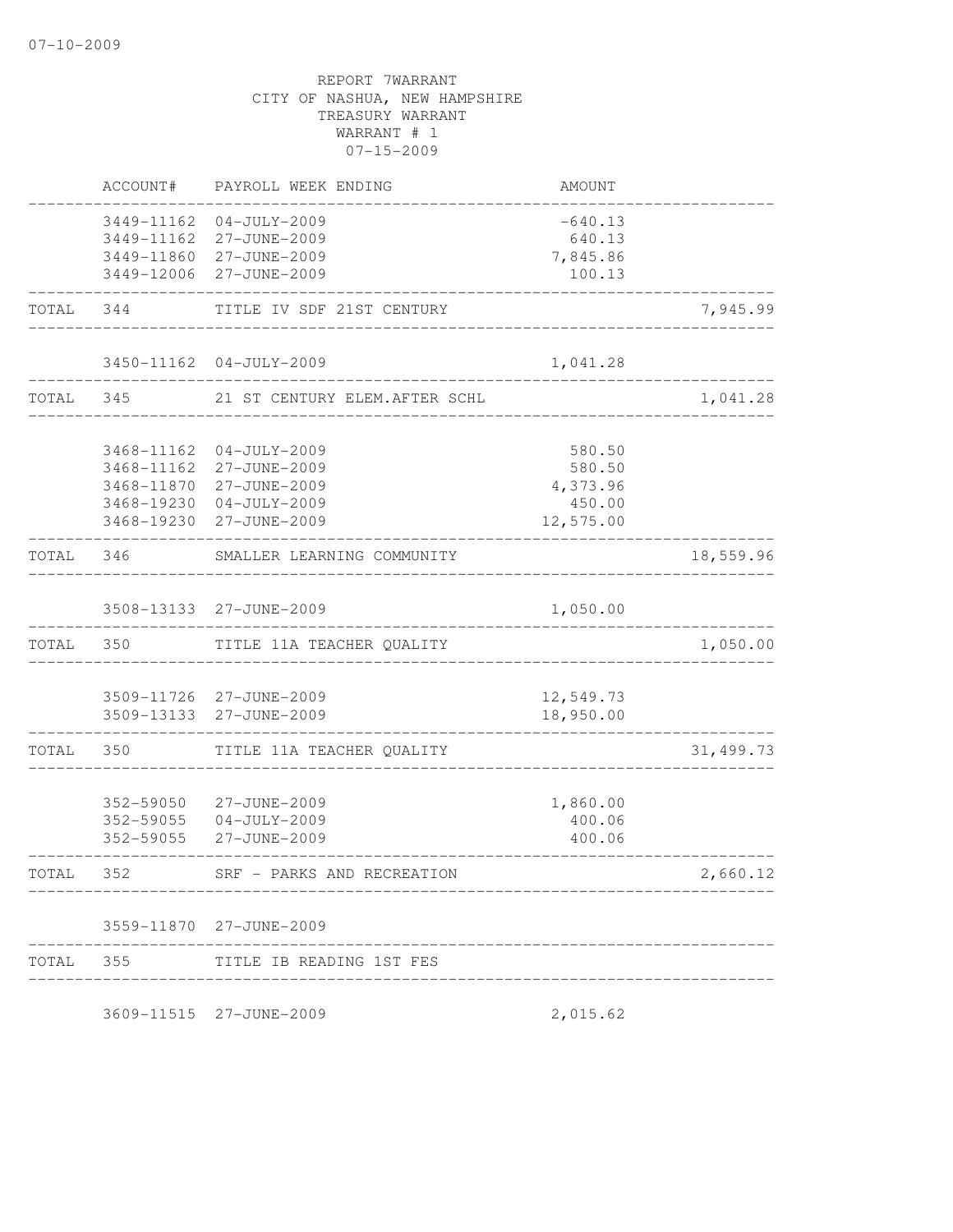07-10-2009

REPORT 7WARRANT
CITY OF NASHUA, NEW HAMPSHIRE
TREASURY WARRANT
WARRANT # 1
07-15-2009

| | ACCOUNT# | PAYROLL WEEK ENDING | AMOUNT | |
|---|---|---|---|---|
| | 3449-11162 | 04-JULY-2009 | -640.13 | |
| | 3449-11162 | 27-JUNE-2009 | 640.13 | |
| | 3449-11860 | 27-JUNE-2009 | 7,845.86 | |
| | 3449-12006 | 27-JUNE-2009 | 100.13 | |
| TOTAL | 344 | TITLE IV SDF 21ST CENTURY | | 7,945.99 |
| | 3450-11162 | 04-JULY-2009 | 1,041.28 | |
| TOTAL | 345 | 21 ST CENTURY ELEM.AFTER SCHL | | 1,041.28 |
| | 3468-11162 | 04-JULY-2009 | 580.50 | |
| | 3468-11162 | 27-JUNE-2009 | 580.50 | |
| | 3468-11870 | 27-JUNE-2009 | 4,373.96 | |
| | 3468-19230 | 04-JULY-2009 | 450.00 | |
| | 3468-19230 | 27-JUNE-2009 | 12,575.00 | |
| TOTAL | 346 | SMALLER LEARNING COMMUNITY | | 18,559.96 |
| | 3508-13133 | 27-JUNE-2009 | 1,050.00 | |
| TOTAL | 350 | TITLE 11A TEACHER QUALITY | | 1,050.00 |
| | 3509-11726 | 27-JUNE-2009 | 12,549.73 | |
| | 3509-13133 | 27-JUNE-2009 | 18,950.00 | |
| TOTAL | 350 | TITLE 11A TEACHER QUALITY | | 31,499.73 |
| | 352-59050 | 27-JUNE-2009 | 1,860.00 | |
| | 352-59055 | 04-JULY-2009 | 400.06 | |
| | 352-59055 | 27-JUNE-2009 | 400.06 | |
| TOTAL | 352 | SRF - PARKS AND RECREATION | | 2,660.12 |
| | 3559-11870 | 27-JUNE-2009 | | |
| TOTAL | 355 | TITLE IB READING 1ST FES | | |
| | 3609-11515 | 27-JUNE-2009 | 2,015.62 | |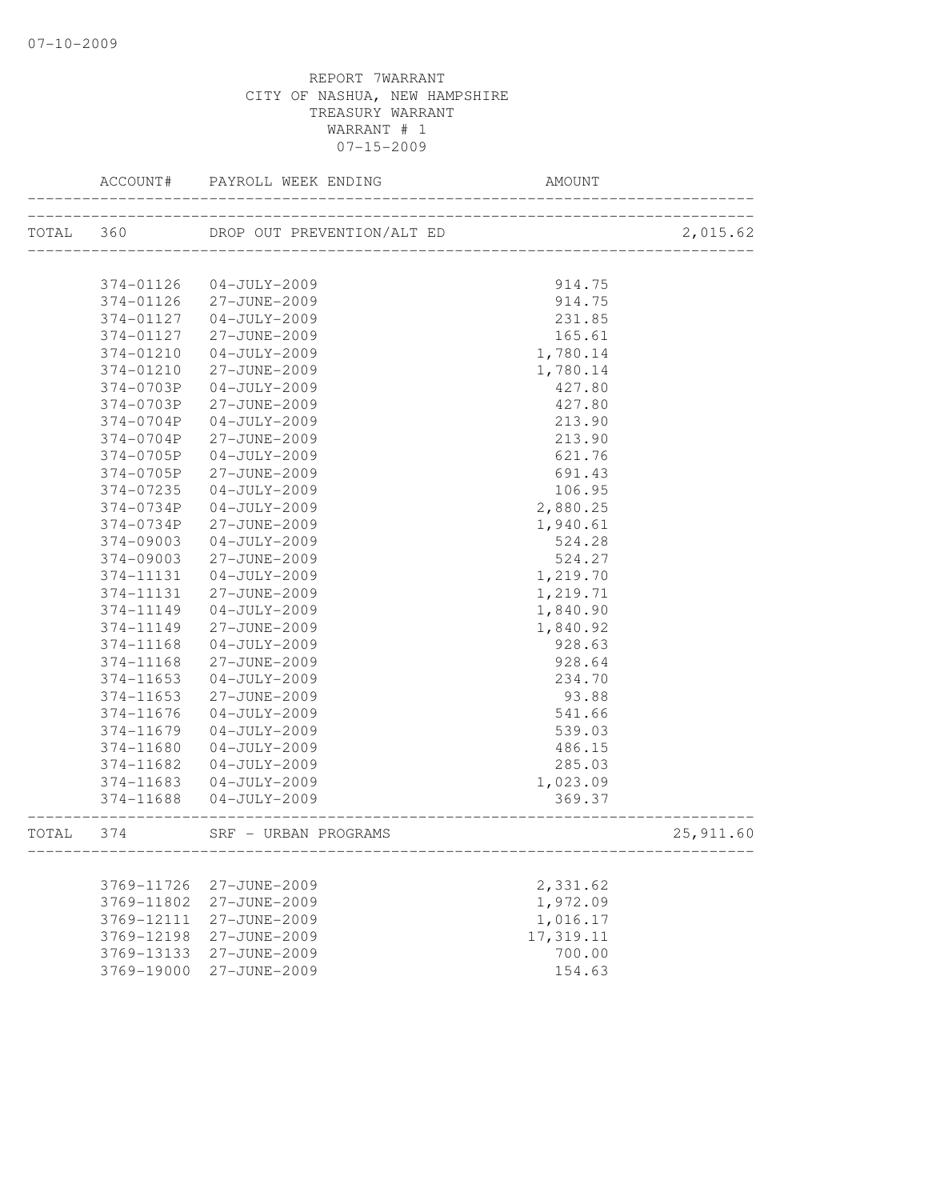07-10-2009

REPORT 7WARRANT
CITY OF NASHUA, NEW HAMPSHIRE
TREASURY WARRANT
WARRANT # 1
07-15-2009

| | ACCOUNT# | PAYROLL WEEK ENDING | AMOUNT | |
|---|---|---|---|---|
| TOTAL | 360 | DROP OUT PREVENTION/ALT ED | | 2,015.62 |
| | 374-01126 | 04-JULY-2009 | 914.75 | |
| | 374-01126 | 27-JUNE-2009 | 914.75 | |
| | 374-01127 | 04-JULY-2009 | 231.85 | |
| | 374-01127 | 27-JUNE-2009 | 165.61 | |
| | 374-01210 | 04-JULY-2009 | 1,780.14 | |
| | 374-01210 | 27-JUNE-2009 | 1,780.14 | |
| | 374-0703P | 04-JULY-2009 | 427.80 | |
| | 374-0703P | 27-JUNE-2009 | 427.80 | |
| | 374-0704P | 04-JULY-2009 | 213.90 | |
| | 374-0704P | 27-JUNE-2009 | 213.90 | |
| | 374-0705P | 04-JULY-2009 | 621.76 | |
| | 374-0705P | 27-JUNE-2009 | 691.43 | |
| | 374-07235 | 04-JULY-2009 | 106.95 | |
| | 374-0734P | 04-JULY-2009 | 2,880.25 | |
| | 374-0734P | 27-JUNE-2009 | 1,940.61 | |
| | 374-09003 | 04-JULY-2009 | 524.28 | |
| | 374-09003 | 27-JUNE-2009 | 524.27 | |
| | 374-11131 | 04-JULY-2009 | 1,219.70 | |
| | 374-11131 | 27-JUNE-2009 | 1,219.71 | |
| | 374-11149 | 04-JULY-2009 | 1,840.90 | |
| | 374-11149 | 27-JUNE-2009 | 1,840.92 | |
| | 374-11168 | 04-JULY-2009 | 928.63 | |
| | 374-11168 | 27-JUNE-2009 | 928.64 | |
| | 374-11653 | 04-JULY-2009 | 234.70 | |
| | 374-11653 | 27-JUNE-2009 | 93.88 | |
| | 374-11676 | 04-JULY-2009 | 541.66 | |
| | 374-11679 | 04-JULY-2009 | 539.03 | |
| | 374-11680 | 04-JULY-2009 | 486.15 | |
| | 374-11682 | 04-JULY-2009 | 285.03 | |
| | 374-11683 | 04-JULY-2009 | 1,023.09 | |
| | 374-11688 | 04-JULY-2009 | 369.37 | |
| TOTAL | 374 | SRF - URBAN PROGRAMS | | 25,911.60 |
| | 3769-11726 | 27-JUNE-2009 | 2,331.62 | |
| | 3769-11802 | 27-JUNE-2009 | 1,972.09 | |
| | 3769-12111 | 27-JUNE-2009 | 1,016.17 | |
| | 3769-12198 | 27-JUNE-2009 | 17,319.11 | |
| | 3769-13133 | 27-JUNE-2009 | 700.00 | |
| | 3769-19000 | 27-JUNE-2009 | 154.63 | |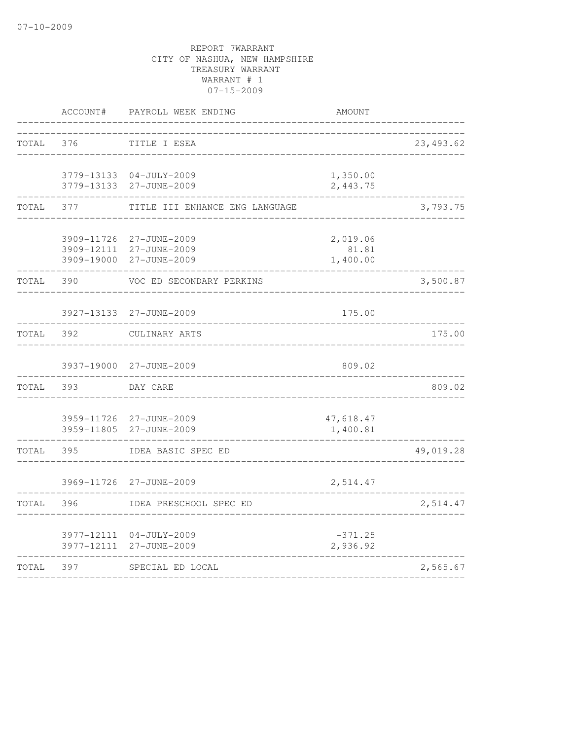REPORT 7WARRANT
CITY OF NASHUA, NEW HAMPSHIRE
TREASURY WARRANT
WARRANT # 1
07-15-2009

| | ACCOUNT# | PAYROLL WEEK ENDING | AMOUNT | |
|---|---|---|---|---|
| TOTAL | 376 | TITLE I ESEA | | 23,493.62 |
| | 3779-13133 | 04-JULY-2009 | 1,350.00 | |
| | 3779-13133 | 27-JUNE-2009 | 2,443.75 | |
| TOTAL | 377 | TITLE III ENHANCE ENG LANGUAGE | | 3,793.75 |
| | 3909-11726 | 27-JUNE-2009 | 2,019.06 | |
| | 3909-12111 | 27-JUNE-2009 | 81.81 | |
| | 3909-19000 | 27-JUNE-2009 | 1,400.00 | |
| TOTAL | 390 | VOC ED SECONDARY PERKINS | | 3,500.87 |
| | 3927-13133 | 27-JUNE-2009 | 175.00 | |
| TOTAL | 392 | CULINARY ARTS | | 175.00 |
| | 3937-19000 | 27-JUNE-2009 | 809.02 | |
| TOTAL | 393 | DAY CARE | | 809.02 |
| | 3959-11726 | 27-JUNE-2009 | 47,618.47 | |
| | 3959-11805 | 27-JUNE-2009 | 1,400.81 | |
| TOTAL | 395 | IDEA BASIC SPEC ED | | 49,019.28 |
| | 3969-11726 | 27-JUNE-2009 | 2,514.47 | |
| TOTAL | 396 | IDEA PRESCHOOL SPEC ED | | 2,514.47 |
| | 3977-12111 | 04-JULY-2009 | -371.25 | |
| | 3977-12111 | 27-JUNE-2009 | 2,936.92 | |
| TOTAL | 397 | SPECIAL ED LOCAL | | 2,565.67 |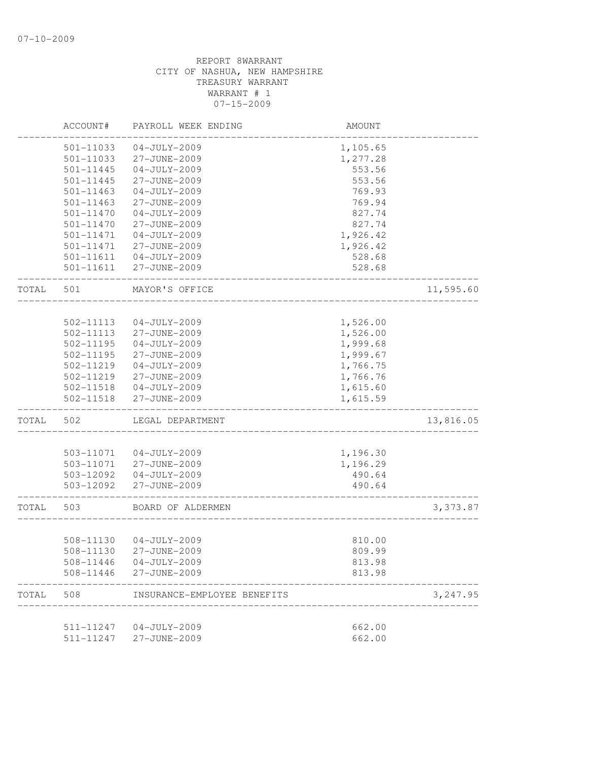07-10-2009

REPORT 8WARRANT
CITY OF NASHUA, NEW HAMPSHIRE
TREASURY WARRANT
WARRANT # 1
07-15-2009

| | ACCOUNT# | PAYROLL WEEK ENDING | AMOUNT | |
|---|---|---|---|---|
| | 501-11033 | 04-JULY-2009 | 1,105.65 | |
| | 501-11033 | 27-JUNE-2009 | 1,277.28 | |
| | 501-11445 | 04-JULY-2009 | 553.56 | |
| | 501-11445 | 27-JUNE-2009 | 553.56 | |
| | 501-11463 | 04-JULY-2009 | 769.93 | |
| | 501-11463 | 27-JUNE-2009 | 769.94 | |
| | 501-11470 | 04-JULY-2009 | 827.74 | |
| | 501-11470 | 27-JUNE-2009 | 827.74 | |
| | 501-11471 | 04-JULY-2009 | 1,926.42 | |
| | 501-11471 | 27-JUNE-2009 | 1,926.42 | |
| | 501-11611 | 04-JULY-2009 | 528.68 | |
| | 501-11611 | 27-JUNE-2009 | 528.68 | |
| TOTAL | 501 | MAYOR'S OFFICE | | 11,595.60 |
| | 502-11113 | 04-JULY-2009 | 1,526.00 | |
| | 502-11113 | 27-JUNE-2009 | 1,526.00 | |
| | 502-11195 | 04-JULY-2009 | 1,999.68 | |
| | 502-11195 | 27-JUNE-2009 | 1,999.67 | |
| | 502-11219 | 04-JULY-2009 | 1,766.75 | |
| | 502-11219 | 27-JUNE-2009 | 1,766.76 | |
| | 502-11518 | 04-JULY-2009 | 1,615.60 | |
| | 502-11518 | 27-JUNE-2009 | 1,615.59 | |
| TOTAL | 502 | LEGAL DEPARTMENT | | 13,816.05 |
| | 503-11071 | 04-JULY-2009 | 1,196.30 | |
| | 503-11071 | 27-JUNE-2009 | 1,196.29 | |
| | 503-12092 | 04-JULY-2009 | 490.64 | |
| | 503-12092 | 27-JUNE-2009 | 490.64 | |
| TOTAL | 503 | BOARD OF ALDERMEN | | 3,373.87 |
| | 508-11130 | 04-JULY-2009 | 810.00 | |
| | 508-11130 | 27-JUNE-2009 | 809.99 | |
| | 508-11446 | 04-JULY-2009 | 813.98 | |
| | 508-11446 | 27-JUNE-2009 | 813.98 | |
| TOTAL | 508 | INSURANCE-EMPLOYEE BENEFITS | | 3,247.95 |
| | 511-11247 | 04-JULY-2009 | 662.00 | |
| | 511-11247 | 27-JUNE-2009 | 662.00 | |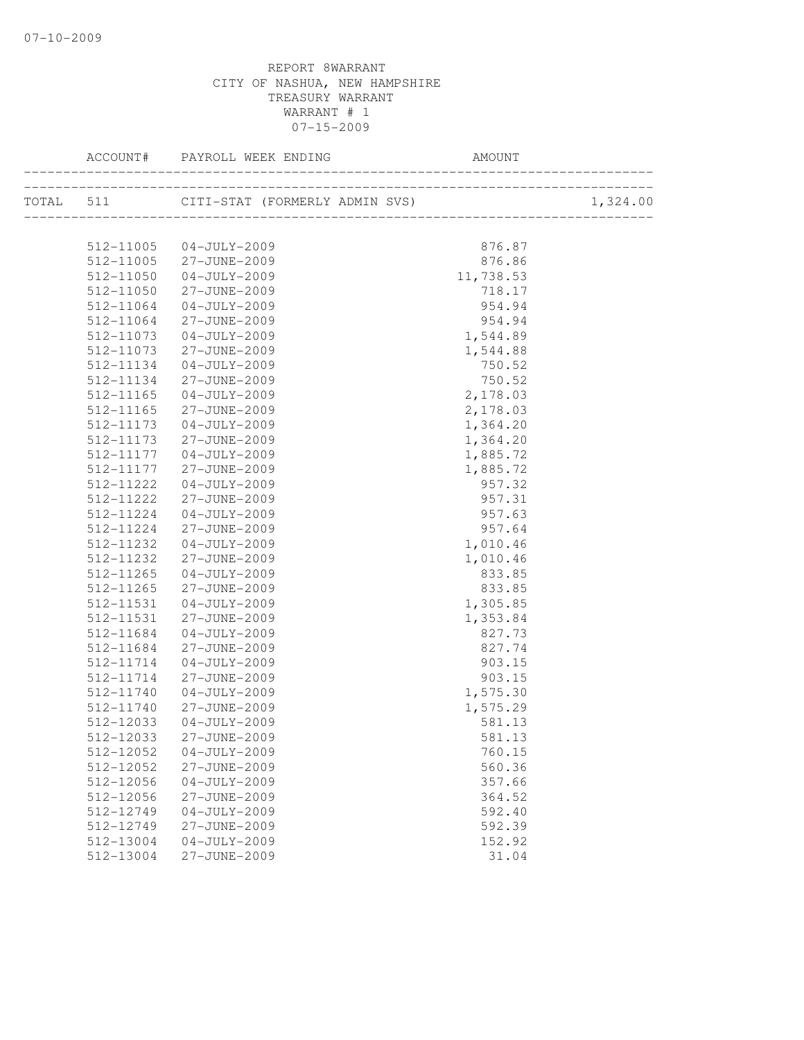REPORT 8WARRANT
CITY OF NASHUA, NEW HAMPSHIRE
TREASURY WARRANT
WARRANT # 1
07-15-2009

| ACCOUNT# | PAYROLL WEEK ENDING | AMOUNT | |
|---|---|---|---|
| TOTAL 511 | CITI-STAT (FORMERLY ADMIN SVS) | | 1,324.00 |
| 512-11005 | 04-JULY-2009 | 876.87 | |
| 512-11005 | 27-JUNE-2009 | 876.86 | |
| 512-11050 | 04-JULY-2009 | 11,738.53 | |
| 512-11050 | 27-JUNE-2009 | 718.17 | |
| 512-11064 | 04-JULY-2009 | 954.94 | |
| 512-11064 | 27-JUNE-2009 | 954.94 | |
| 512-11073 | 04-JULY-2009 | 1,544.89 | |
| 512-11073 | 27-JUNE-2009 | 1,544.88 | |
| 512-11134 | 04-JULY-2009 | 750.52 | |
| 512-11134 | 27-JUNE-2009 | 750.52 | |
| 512-11165 | 04-JULY-2009 | 2,178.03 | |
| 512-11165 | 27-JUNE-2009 | 2,178.03 | |
| 512-11173 | 04-JULY-2009 | 1,364.20 | |
| 512-11173 | 27-JUNE-2009 | 1,364.20 | |
| 512-11177 | 04-JULY-2009 | 1,885.72 | |
| 512-11177 | 27-JUNE-2009 | 1,885.72 | |
| 512-11222 | 04-JULY-2009 | 957.32 | |
| 512-11222 | 27-JUNE-2009 | 957.31 | |
| 512-11224 | 04-JULY-2009 | 957.63 | |
| 512-11224 | 27-JUNE-2009 | 957.64 | |
| 512-11232 | 04-JULY-2009 | 1,010.46 | |
| 512-11232 | 27-JUNE-2009 | 1,010.46 | |
| 512-11265 | 04-JULY-2009 | 833.85 | |
| 512-11265 | 27-JUNE-2009 | 833.85 | |
| 512-11531 | 04-JULY-2009 | 1,305.85 | |
| 512-11531 | 27-JUNE-2009 | 1,353.84 | |
| 512-11684 | 04-JULY-2009 | 827.73 | |
| 512-11684 | 27-JUNE-2009 | 827.74 | |
| 512-11714 | 04-JULY-2009 | 903.15 | |
| 512-11714 | 27-JUNE-2009 | 903.15 | |
| 512-11740 | 04-JULY-2009 | 1,575.30 | |
| 512-11740 | 27-JUNE-2009 | 1,575.29 | |
| 512-12033 | 04-JULY-2009 | 581.13 | |
| 512-12033 | 27-JUNE-2009 | 581.13 | |
| 512-12052 | 04-JULY-2009 | 760.15 | |
| 512-12052 | 27-JUNE-2009 | 560.36 | |
| 512-12056 | 04-JULY-2009 | 357.66 | |
| 512-12056 | 27-JUNE-2009 | 364.52 | |
| 512-12749 | 04-JULY-2009 | 592.40 | |
| 512-12749 | 27-JUNE-2009 | 592.39 | |
| 512-13004 | 04-JULY-2009 | 152.92 | |
| 512-13004 | 27-JUNE-2009 | 31.04 | |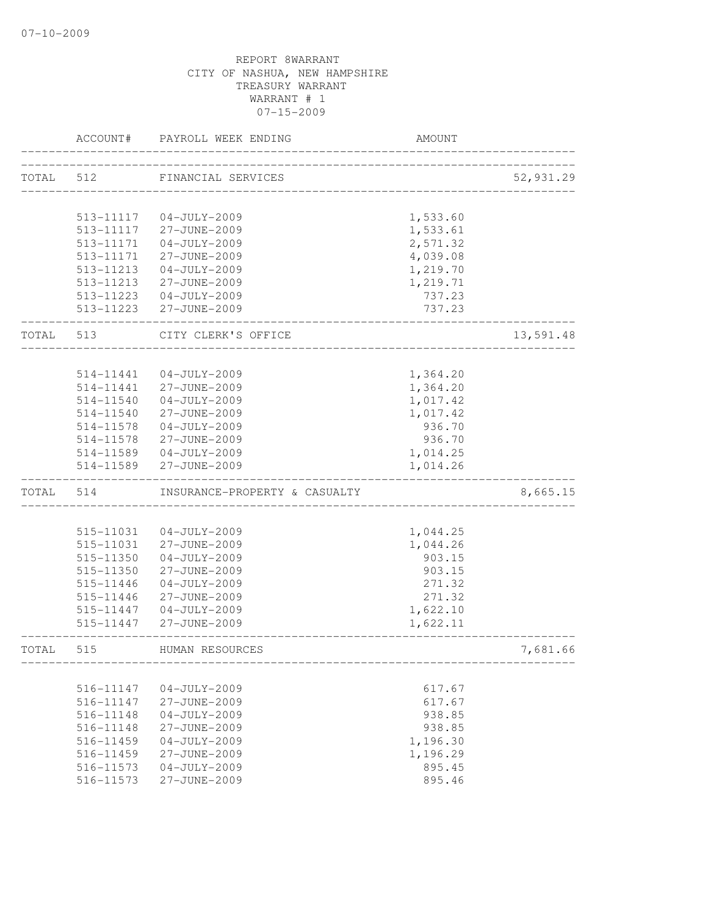07-10-2009

REPORT 8WARRANT
CITY OF NASHUA, NEW HAMPSHIRE
TREASURY WARRANT
WARRANT # 1
07-15-2009

| | ACCOUNT# | PAYROLL WEEK ENDING | AMOUNT | |
|---|---|---|---|---|
| TOTAL | 512 | FINANCIAL SERVICES | | 52,931.29 |
| | 513-11117 | 04-JULY-2009 | 1,533.60 | |
| | 513-11117 | 27-JUNE-2009 | 1,533.61 | |
| | 513-11171 | 04-JULY-2009 | 2,571.32 | |
| | 513-11171 | 27-JUNE-2009 | 4,039.08 | |
| | 513-11213 | 04-JULY-2009 | 1,219.70 | |
| | 513-11213 | 27-JUNE-2009 | 1,219.71 | |
| | 513-11223 | 04-JULY-2009 | 737.23 | |
| | 513-11223 | 27-JUNE-2009 | 737.23 | |
| TOTAL | 513 | CITY CLERK'S OFFICE | | 13,591.48 |
| | 514-11441 | 04-JULY-2009 | 1,364.20 | |
| | 514-11441 | 27-JUNE-2009 | 1,364.20 | |
| | 514-11540 | 04-JULY-2009 | 1,017.42 | |
| | 514-11540 | 27-JUNE-2009 | 1,017.42 | |
| | 514-11578 | 04-JULY-2009 | 936.70 | |
| | 514-11578 | 27-JUNE-2009 | 936.70 | |
| | 514-11589 | 04-JULY-2009 | 1,014.25 | |
| | 514-11589 | 27-JUNE-2009 | 1,014.26 | |
| TOTAL | 514 | INSURANCE-PROPERTY & CASUALTY | | 8,665.15 |
| | 515-11031 | 04-JULY-2009 | 1,044.25 | |
| | 515-11031 | 27-JUNE-2009 | 1,044.26 | |
| | 515-11350 | 04-JULY-2009 | 903.15 | |
| | 515-11350 | 27-JUNE-2009 | 903.15 | |
| | 515-11446 | 04-JULY-2009 | 271.32 | |
| | 515-11446 | 27-JUNE-2009 | 271.32 | |
| | 515-11447 | 04-JULY-2009 | 1,622.10 | |
| | 515-11447 | 27-JUNE-2009 | 1,622.11 | |
| TOTAL | 515 | HUMAN RESOURCES | | 7,681.66 |
| | 516-11147 | 04-JULY-2009 | 617.67 | |
| | 516-11147 | 27-JUNE-2009 | 617.67 | |
| | 516-11148 | 04-JULY-2009 | 938.85 | |
| | 516-11148 | 27-JUNE-2009 | 938.85 | |
| | 516-11459 | 04-JULY-2009 | 1,196.30 | |
| | 516-11459 | 27-JUNE-2009 | 1,196.29 | |
| | 516-11573 | 04-JULY-2009 | 895.45 | |
| | 516-11573 | 27-JUNE-2009 | 895.46 | |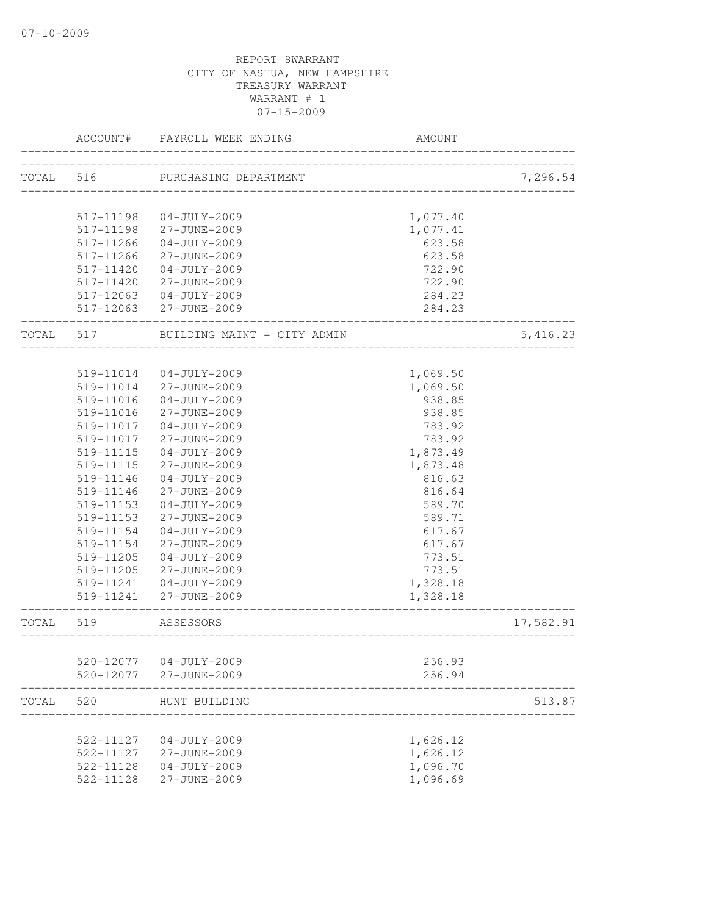07-10-2009

REPORT 8WARRANT
CITY OF NASHUA, NEW HAMPSHIRE
TREASURY WARRANT
WARRANT # 1
07-15-2009

| ACCOUNT# | PAYROLL WEEK ENDING | AMOUNT | |
|---|---|---|---|
| TOTAL 516 | PURCHASING DEPARTMENT | | 7,296.54 |
| 517-11198 | 04-JULY-2009 | 1,077.40 | |
| 517-11198 | 27-JUNE-2009 | 1,077.41 | |
| 517-11266 | 04-JULY-2009 | 623.58 | |
| 517-11266 | 27-JUNE-2009 | 623.58 | |
| 517-11420 | 04-JULY-2009 | 722.90 | |
| 517-11420 | 27-JUNE-2009 | 722.90 | |
| 517-12063 | 04-JULY-2009 | 284.23 | |
| 517-12063 | 27-JUNE-2009 | 284.23 | |
| TOTAL 517 | BUILDING MAINT - CITY ADMIN | | 5,416.23 |
| 519-11014 | 04-JULY-2009 | 1,069.50 | |
| 519-11014 | 27-JUNE-2009 | 1,069.50 | |
| 519-11016 | 04-JULY-2009 | 938.85 | |
| 519-11016 | 27-JUNE-2009 | 938.85 | |
| 519-11017 | 04-JULY-2009 | 783.92 | |
| 519-11017 | 27-JUNE-2009 | 783.92 | |
| 519-11115 | 04-JULY-2009 | 1,873.49 | |
| 519-11115 | 27-JUNE-2009 | 1,873.48 | |
| 519-11146 | 04-JULY-2009 | 816.63 | |
| 519-11146 | 27-JUNE-2009 | 816.64 | |
| 519-11153 | 04-JULY-2009 | 589.70 | |
| 519-11153 | 27-JUNE-2009 | 589.71 | |
| 519-11154 | 04-JULY-2009 | 617.67 | |
| 519-11154 | 27-JUNE-2009 | 617.67 | |
| 519-11205 | 04-JULY-2009 | 773.51 | |
| 519-11205 | 27-JUNE-2009 | 773.51 | |
| 519-11241 | 04-JULY-2009 | 1,328.18 | |
| 519-11241 | 27-JUNE-2009 | 1,328.18 | |
| TOTAL 519 | ASSESSORS | | 17,582.91 |
| 520-12077 | 04-JULY-2009 | 256.93 | |
| 520-12077 | 27-JUNE-2009 | 256.94 | |
| TOTAL 520 | HUNT BUILDING | | 513.87 |
| 522-11127 | 04-JULY-2009 | 1,626.12 | |
| 522-11127 | 27-JUNE-2009 | 1,626.12 | |
| 522-11128 | 04-JULY-2009 | 1,096.70 | |
| 522-11128 | 27-JUNE-2009 | 1,096.69 | |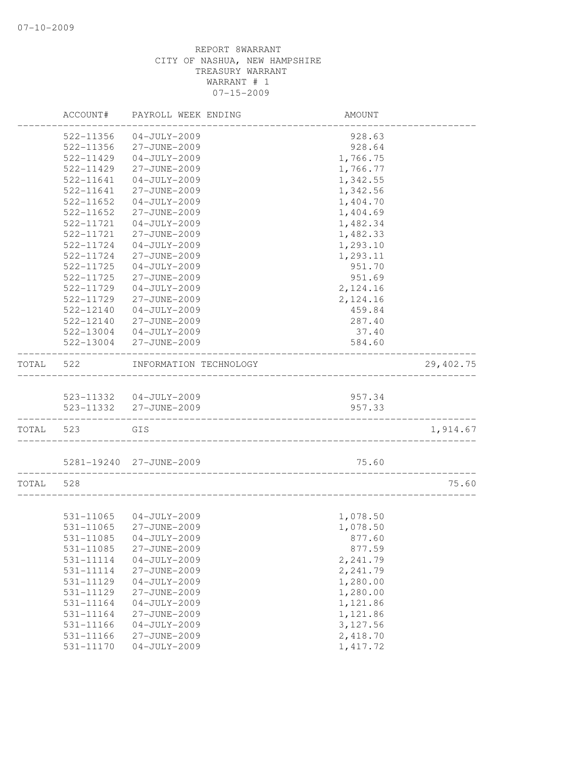REPORT 8WARRANT
CITY OF NASHUA, NEW HAMPSHIRE
TREASURY WARRANT
WARRANT # 1
07-15-2009

| | ACCOUNT# | PAYROLL WEEK ENDING | AMOUNT | |
|---|---|---|---|---|
| | 522-11356 | 04-JULY-2009 | 928.63 | |
| | 522-11356 | 27-JUNE-2009 | 928.64 | |
| | 522-11429 | 04-JULY-2009 | 1,766.75 | |
| | 522-11429 | 27-JUNE-2009 | 1,766.77 | |
| | 522-11641 | 04-JULY-2009 | 1,342.55 | |
| | 522-11641 | 27-JUNE-2009 | 1,342.56 | |
| | 522-11652 | 04-JULY-2009 | 1,404.70 | |
| | 522-11652 | 27-JUNE-2009 | 1,404.69 | |
| | 522-11721 | 04-JULY-2009 | 1,482.34 | |
| | 522-11721 | 27-JUNE-2009 | 1,482.33 | |
| | 522-11724 | 04-JULY-2009 | 1,293.10 | |
| | 522-11724 | 27-JUNE-2009 | 1,293.11 | |
| | 522-11725 | 04-JULY-2009 | 951.70 | |
| | 522-11725 | 27-JUNE-2009 | 951.69 | |
| | 522-11729 | 04-JULY-2009 | 2,124.16 | |
| | 522-11729 | 27-JUNE-2009 | 2,124.16 | |
| | 522-12140 | 04-JULY-2009 | 459.84 | |
| | 522-12140 | 27-JUNE-2009 | 287.40 | |
| | 522-13004 | 04-JULY-2009 | 37.40 | |
| | 522-13004 | 27-JUNE-2009 | 584.60 | |
| TOTAL | 522 | INFORMATION TECHNOLOGY | | 29,402.75 |
| | 523-11332 | 04-JULY-2009 | 957.34 | |
| | 523-11332 | 27-JUNE-2009 | 957.33 | |
| TOTAL | 523 | GIS | | 1,914.67 |
| | 5281-19240 | 27-JUNE-2009 | 75.60 | |
| TOTAL | 528 | | | 75.60 |
| | 531-11065 | 04-JULY-2009 | 1,078.50 | |
| | 531-11065 | 27-JUNE-2009 | 1,078.50 | |
| | 531-11085 | 04-JULY-2009 | 877.60 | |
| | 531-11085 | 27-JUNE-2009 | 877.59 | |
| | 531-11114 | 04-JULY-2009 | 2,241.79 | |
| | 531-11114 | 27-JUNE-2009 | 2,241.79 | |
| | 531-11129 | 04-JULY-2009 | 1,280.00 | |
| | 531-11129 | 27-JUNE-2009 | 1,280.00 | |
| | 531-11164 | 04-JULY-2009 | 1,121.86 | |
| | 531-11164 | 27-JUNE-2009 | 1,121.86 | |
| | 531-11166 | 04-JULY-2009 | 3,127.56 | |
| | 531-11166 | 27-JUNE-2009 | 2,418.70 | |
| | 531-11170 | 04-JULY-2009 | 1,417.72 | |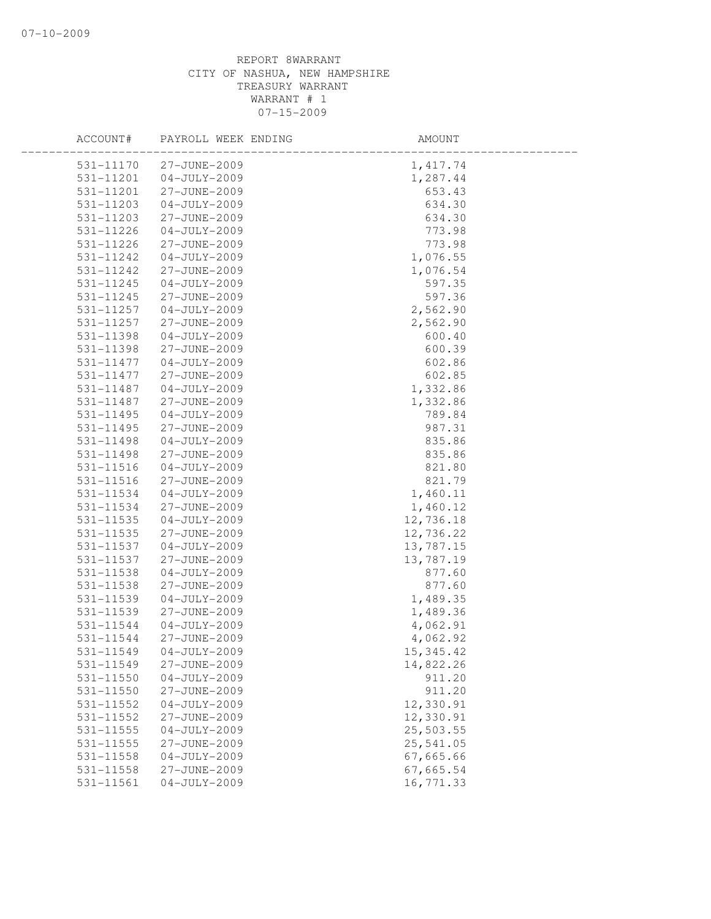REPORT 8WARRANT
CITY OF NASHUA, NEW HAMPSHIRE
TREASURY WARRANT
WARRANT # 1
07-15-2009

| ACCOUNT# | PAYROLL WEEK ENDING | AMOUNT |
|---|---|---|
| 531-11170 | 27-JUNE-2009 | 1,417.74 |
| 531-11201 | 04-JULY-2009 | 1,287.44 |
| 531-11201 | 27-JUNE-2009 | 653.43 |
| 531-11203 | 04-JULY-2009 | 634.30 |
| 531-11203 | 27-JUNE-2009 | 634.30 |
| 531-11226 | 04-JULY-2009 | 773.98 |
| 531-11226 | 27-JUNE-2009 | 773.98 |
| 531-11242 | 04-JULY-2009 | 1,076.55 |
| 531-11242 | 27-JUNE-2009 | 1,076.54 |
| 531-11245 | 04-JULY-2009 | 597.35 |
| 531-11245 | 27-JUNE-2009 | 597.36 |
| 531-11257 | 04-JULY-2009 | 2,562.90 |
| 531-11257 | 27-JUNE-2009 | 2,562.90 |
| 531-11398 | 04-JULY-2009 | 600.40 |
| 531-11398 | 27-JUNE-2009 | 600.39 |
| 531-11477 | 04-JULY-2009 | 602.86 |
| 531-11477 | 27-JUNE-2009 | 602.85 |
| 531-11487 | 04-JULY-2009 | 1,332.86 |
| 531-11487 | 27-JUNE-2009 | 1,332.86 |
| 531-11495 | 04-JULY-2009 | 789.84 |
| 531-11495 | 27-JUNE-2009 | 987.31 |
| 531-11498 | 04-JULY-2009 | 835.86 |
| 531-11498 | 27-JUNE-2009 | 835.86 |
| 531-11516 | 04-JULY-2009 | 821.80 |
| 531-11516 | 27-JUNE-2009 | 821.79 |
| 531-11534 | 04-JULY-2009 | 1,460.11 |
| 531-11534 | 27-JUNE-2009 | 1,460.12 |
| 531-11535 | 04-JULY-2009 | 12,736.18 |
| 531-11535 | 27-JUNE-2009 | 12,736.22 |
| 531-11537 | 04-JULY-2009 | 13,787.15 |
| 531-11537 | 27-JUNE-2009 | 13,787.19 |
| 531-11538 | 04-JULY-2009 | 877.60 |
| 531-11538 | 27-JUNE-2009 | 877.60 |
| 531-11539 | 04-JULY-2009 | 1,489.35 |
| 531-11539 | 27-JUNE-2009 | 1,489.36 |
| 531-11544 | 04-JULY-2009 | 4,062.91 |
| 531-11544 | 27-JUNE-2009 | 4,062.92 |
| 531-11549 | 04-JULY-2009 | 15,345.42 |
| 531-11549 | 27-JUNE-2009 | 14,822.26 |
| 531-11550 | 04-JULY-2009 | 911.20 |
| 531-11550 | 27-JUNE-2009 | 911.20 |
| 531-11552 | 04-JULY-2009 | 12,330.91 |
| 531-11552 | 27-JUNE-2009 | 12,330.91 |
| 531-11555 | 04-JULY-2009 | 25,503.55 |
| 531-11555 | 27-JUNE-2009 | 25,541.05 |
| 531-11558 | 04-JULY-2009 | 67,665.66 |
| 531-11558 | 27-JUNE-2009 | 67,665.54 |
| 531-11561 | 04-JULY-2009 | 16,771.33 |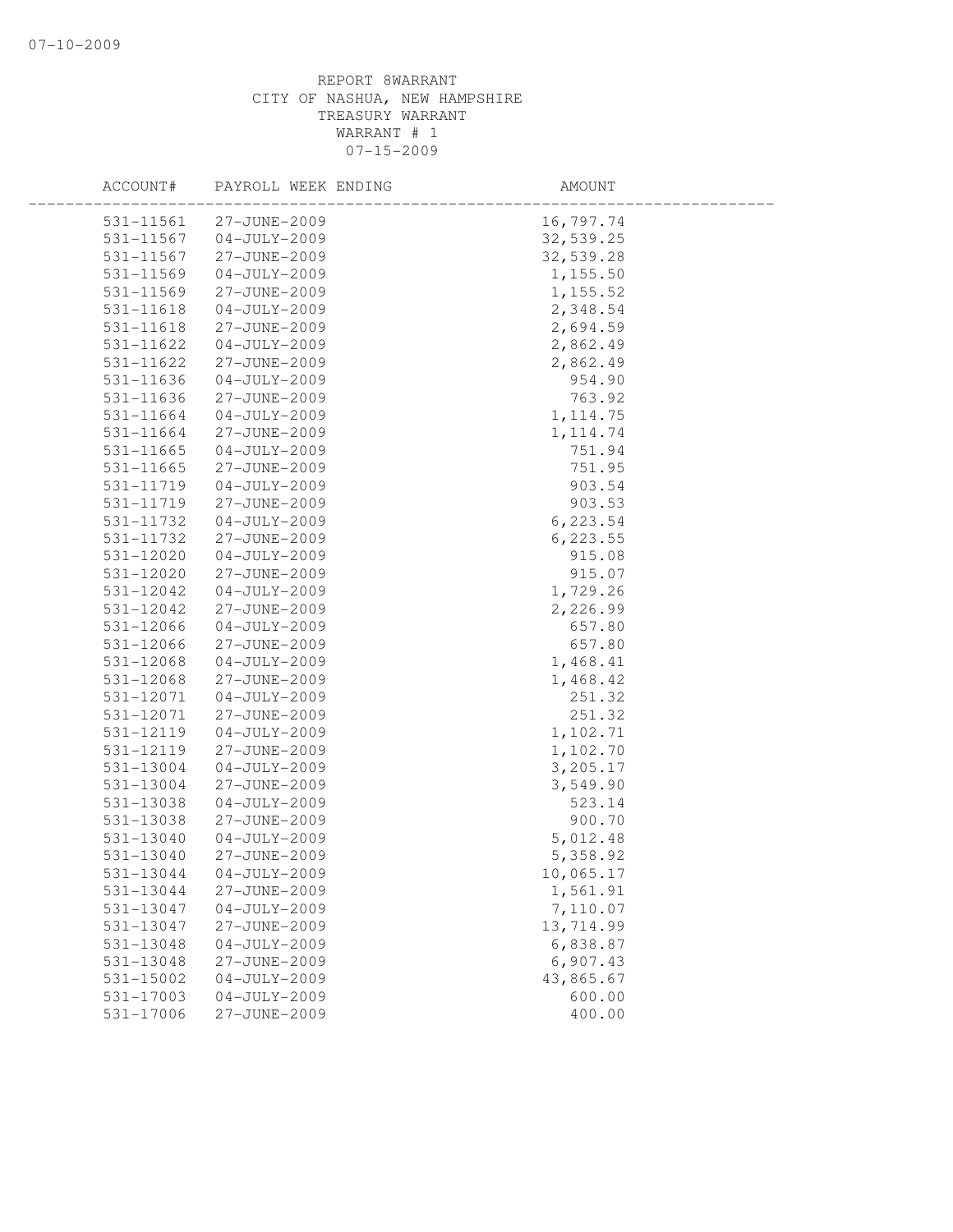REPORT 8WARRANT
CITY OF NASHUA, NEW HAMPSHIRE
TREASURY WARRANT
WARRANT # 1
07-15-2009

| ACCOUNT# | PAYROLL WEEK ENDING | AMOUNT |
|---|---|---|
| 531-11561 | 27-JUNE-2009 | 16,797.74 |
| 531-11567 | 04-JULY-2009 | 32,539.25 |
| 531-11567 | 27-JUNE-2009 | 32,539.28 |
| 531-11569 | 04-JULY-2009 | 1,155.50 |
| 531-11569 | 27-JUNE-2009 | 1,155.52 |
| 531-11618 | 04-JULY-2009 | 2,348.54 |
| 531-11618 | 27-JUNE-2009 | 2,694.59 |
| 531-11622 | 04-JULY-2009 | 2,862.49 |
| 531-11622 | 27-JUNE-2009 | 2,862.49 |
| 531-11636 | 04-JULY-2009 | 954.90 |
| 531-11636 | 27-JUNE-2009 | 763.92 |
| 531-11664 | 04-JULY-2009 | 1,114.75 |
| 531-11664 | 27-JUNE-2009 | 1,114.74 |
| 531-11665 | 04-JULY-2009 | 751.94 |
| 531-11665 | 27-JUNE-2009 | 751.95 |
| 531-11719 | 04-JULY-2009 | 903.54 |
| 531-11719 | 27-JUNE-2009 | 903.53 |
| 531-11732 | 04-JULY-2009 | 6,223.54 |
| 531-11732 | 27-JUNE-2009 | 6,223.55 |
| 531-12020 | 04-JULY-2009 | 915.08 |
| 531-12020 | 27-JUNE-2009 | 915.07 |
| 531-12042 | 04-JULY-2009 | 1,729.26 |
| 531-12042 | 27-JUNE-2009 | 2,226.99 |
| 531-12066 | 04-JULY-2009 | 657.80 |
| 531-12066 | 27-JUNE-2009 | 657.80 |
| 531-12068 | 04-JULY-2009 | 1,468.41 |
| 531-12068 | 27-JUNE-2009 | 1,468.42 |
| 531-12071 | 04-JULY-2009 | 251.32 |
| 531-12071 | 27-JUNE-2009 | 251.32 |
| 531-12119 | 04-JULY-2009 | 1,102.71 |
| 531-12119 | 27-JUNE-2009 | 1,102.70 |
| 531-13004 | 04-JULY-2009 | 3,205.17 |
| 531-13004 | 27-JUNE-2009 | 3,549.90 |
| 531-13038 | 04-JULY-2009 | 523.14 |
| 531-13038 | 27-JUNE-2009 | 900.70 |
| 531-13040 | 04-JULY-2009 | 5,012.48 |
| 531-13040 | 27-JUNE-2009 | 5,358.92 |
| 531-13044 | 04-JULY-2009 | 10,065.17 |
| 531-13044 | 27-JUNE-2009 | 1,561.91 |
| 531-13047 | 04-JULY-2009 | 7,110.07 |
| 531-13047 | 27-JUNE-2009 | 13,714.99 |
| 531-13048 | 04-JULY-2009 | 6,838.87 |
| 531-13048 | 27-JUNE-2009 | 6,907.43 |
| 531-15002 | 04-JULY-2009 | 43,865.67 |
| 531-17003 | 04-JULY-2009 | 600.00 |
| 531-17006 | 27-JUNE-2009 | 400.00 |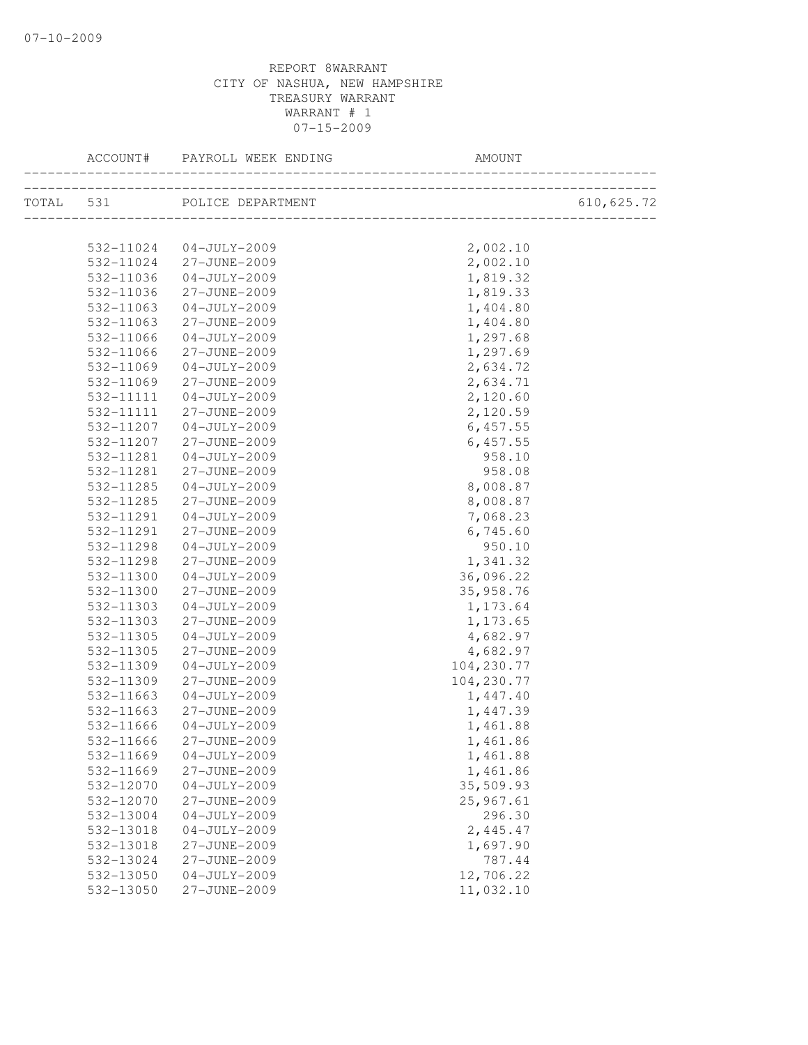REPORT 8WARRANT
CITY OF NASHUA, NEW HAMPSHIRE
TREASURY WARRANT
WARRANT # 1
07-15-2009

| ACCOUNT# | PAYROLL WEEK ENDING | AMOUNT | |
|---|---|---|---|
| TOTAL 531 | POLICE DEPARTMENT | | 610,625.72 |
| 532-11024 | 04-JULY-2009 | 2,002.10 | |
| 532-11024 | 27-JUNE-2009 | 2,002.10 | |
| 532-11036 | 04-JULY-2009 | 1,819.32 | |
| 532-11036 | 27-JUNE-2009 | 1,819.33 | |
| 532-11063 | 04-JULY-2009 | 1,404.80 | |
| 532-11063 | 27-JUNE-2009 | 1,404.80 | |
| 532-11066 | 04-JULY-2009 | 1,297.68 | |
| 532-11066 | 27-JUNE-2009 | 1,297.69 | |
| 532-11069 | 04-JULY-2009 | 2,634.72 | |
| 532-11069 | 27-JUNE-2009 | 2,634.71 | |
| 532-11111 | 04-JULY-2009 | 2,120.60 | |
| 532-11111 | 27-JUNE-2009 | 2,120.59 | |
| 532-11207 | 04-JULY-2009 | 6,457.55 | |
| 532-11207 | 27-JUNE-2009 | 6,457.55 | |
| 532-11281 | 04-JULY-2009 | 958.10 | |
| 532-11281 | 27-JUNE-2009 | 958.08 | |
| 532-11285 | 04-JULY-2009 | 8,008.87 | |
| 532-11285 | 27-JUNE-2009 | 8,008.87 | |
| 532-11291 | 04-JULY-2009 | 7,068.23 | |
| 532-11291 | 27-JUNE-2009 | 6,745.60 | |
| 532-11298 | 04-JULY-2009 | 950.10 | |
| 532-11298 | 27-JUNE-2009 | 1,341.32 | |
| 532-11300 | 04-JULY-2009 | 36,096.22 | |
| 532-11300 | 27-JUNE-2009 | 35,958.76 | |
| 532-11303 | 04-JULY-2009 | 1,173.64 | |
| 532-11303 | 27-JUNE-2009 | 1,173.65 | |
| 532-11305 | 04-JULY-2009 | 4,682.97 | |
| 532-11305 | 27-JUNE-2009 | 4,682.97 | |
| 532-11309 | 04-JULY-2009 | 104,230.77 | |
| 532-11309 | 27-JUNE-2009 | 104,230.77 | |
| 532-11663 | 04-JULY-2009 | 1,447.40 | |
| 532-11663 | 27-JUNE-2009 | 1,447.39 | |
| 532-11666 | 04-JULY-2009 | 1,461.88 | |
| 532-11666 | 27-JUNE-2009 | 1,461.86 | |
| 532-11669 | 04-JULY-2009 | 1,461.88 | |
| 532-11669 | 27-JUNE-2009 | 1,461.86 | |
| 532-12070 | 04-JULY-2009 | 35,509.93 | |
| 532-12070 | 27-JUNE-2009 | 25,967.61 | |
| 532-13004 | 04-JULY-2009 | 296.30 | |
| 532-13018 | 04-JULY-2009 | 2,445.47 | |
| 532-13018 | 27-JUNE-2009 | 1,697.90 | |
| 532-13024 | 27-JUNE-2009 | 787.44 | |
| 532-13050 | 04-JULY-2009 | 12,706.22 | |
| 532-13050 | 27-JUNE-2009 | 11,032.10 | |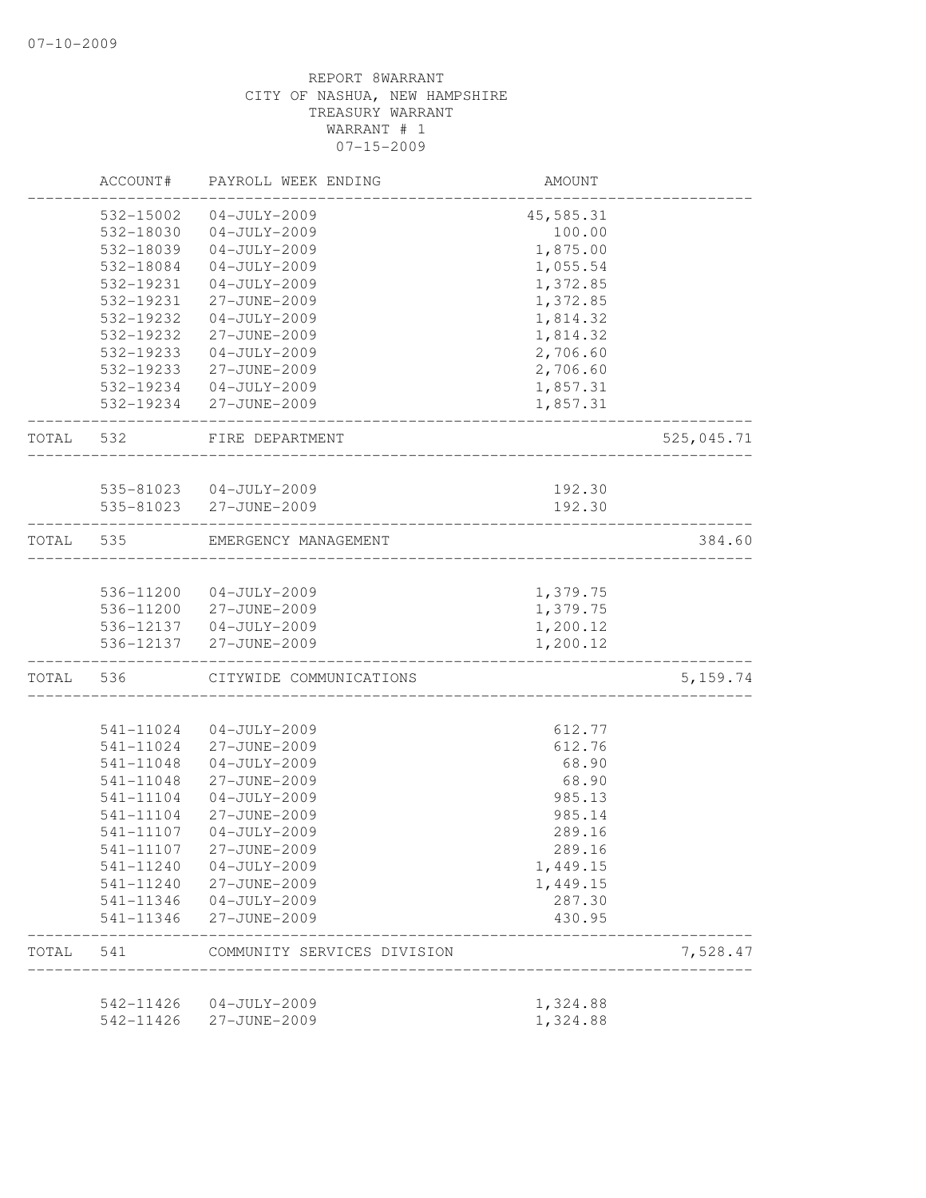REPORT 8WARRANT
CITY OF NASHUA, NEW HAMPSHIRE
TREASURY WARRANT
WARRANT # 1
07-15-2009

| | ACCOUNT# | PAYROLL WEEK ENDING | AMOUNT | |
|---|---|---|---|---|
| | 532-15002 | 04-JULY-2009 | 45,585.31 | |
| | 532-18030 | 04-JULY-2009 | 100.00 | |
| | 532-18039 | 04-JULY-2009 | 1,875.00 | |
| | 532-18084 | 04-JULY-2009 | 1,055.54 | |
| | 532-19231 | 04-JULY-2009 | 1,372.85 | |
| | 532-19231 | 27-JUNE-2009 | 1,372.85 | |
| | 532-19232 | 04-JULY-2009 | 1,814.32 | |
| | 532-19232 | 27-JUNE-2009 | 1,814.32 | |
| | 532-19233 | 04-JULY-2009 | 2,706.60 | |
| | 532-19233 | 27-JUNE-2009 | 2,706.60 | |
| | 532-19234 | 04-JULY-2009 | 1,857.31 | |
| | 532-19234 | 27-JUNE-2009 | 1,857.31 | |
| TOTAL | 532 | FIRE DEPARTMENT | | 525,045.71 |
| | 535-81023 | 04-JULY-2009 | 192.30 | |
| | 535-81023 | 27-JUNE-2009 | 192.30 | |
| TOTAL | 535 | EMERGENCY MANAGEMENT | | 384.60 |
| | 536-11200 | 04-JULY-2009 | 1,379.75 | |
| | 536-11200 | 27-JUNE-2009 | 1,379.75 | |
| | 536-12137 | 04-JULY-2009 | 1,200.12 | |
| | 536-12137 | 27-JUNE-2009 | 1,200.12 | |
| TOTAL | 536 | CITYWIDE COMMUNICATIONS | | 5,159.74 |
| | 541-11024 | 04-JULY-2009 | 612.77 | |
| | 541-11024 | 27-JUNE-2009 | 612.76 | |
| | 541-11048 | 04-JULY-2009 | 68.90 | |
| | 541-11048 | 27-JUNE-2009 | 68.90 | |
| | 541-11104 | 04-JULY-2009 | 985.13 | |
| | 541-11104 | 27-JUNE-2009 | 985.14 | |
| | 541-11107 | 04-JULY-2009 | 289.16 | |
| | 541-11107 | 27-JUNE-2009 | 289.16 | |
| | 541-11240 | 04-JULY-2009 | 1,449.15 | |
| | 541-11240 | 27-JUNE-2009 | 1,449.15 | |
| | 541-11346 | 04-JULY-2009 | 287.30 | |
| | 541-11346 | 27-JUNE-2009 | 430.95 | |
| TOTAL | 541 | COMMUNITY SERVICES DIVISION | | 7,528.47 |
| | 542-11426 | 04-JULY-2009 | 1,324.88 | |
| | 542-11426 | 27-JUNE-2009 | 1,324.88 | |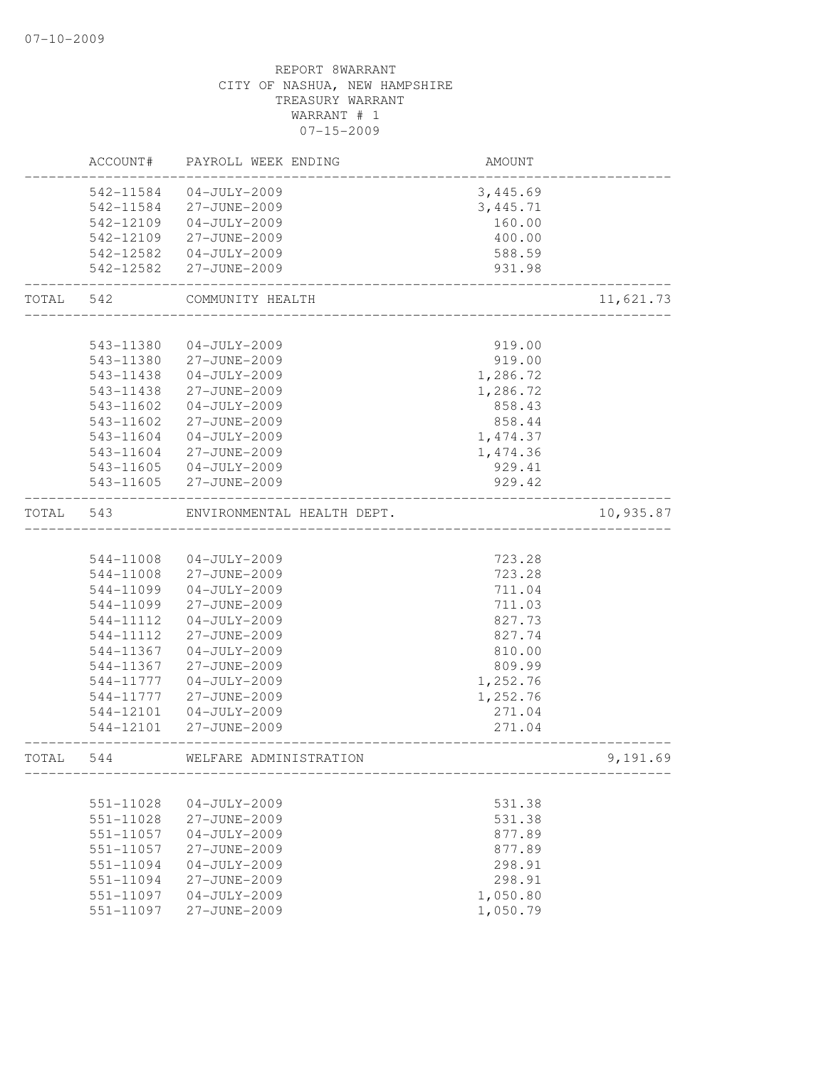REPORT 8WARRANT
CITY OF NASHUA, NEW HAMPSHIRE
TREASURY WARRANT
WARRANT # 1
07-15-2009

| | ACCOUNT# | PAYROLL WEEK ENDING | AMOUNT | |
|---|---|---|---|---|
| | 542-11584 | 04-JULY-2009 | 3,445.69 | |
| | 542-11584 | 27-JUNE-2009 | 3,445.71 | |
| | 542-12109 | 04-JULY-2009 | 160.00 | |
| | 542-12109 | 27-JUNE-2009 | 400.00 | |
| | 542-12582 | 04-JULY-2009 | 588.59 | |
| | 542-12582 | 27-JUNE-2009 | 931.98 | |
| TOTAL | 542 | COMMUNITY HEALTH | | 11,621.73 |
| | 543-11380 | 04-JULY-2009 | 919.00 | |
| | 543-11380 | 27-JUNE-2009 | 919.00 | |
| | 543-11438 | 04-JULY-2009 | 1,286.72 | |
| | 543-11438 | 27-JUNE-2009 | 1,286.72 | |
| | 543-11602 | 04-JULY-2009 | 858.43 | |
| | 543-11602 | 27-JUNE-2009 | 858.44 | |
| | 543-11604 | 04-JULY-2009 | 1,474.37 | |
| | 543-11604 | 27-JUNE-2009 | 1,474.36 | |
| | 543-11605 | 04-JULY-2009 | 929.41 | |
| | 543-11605 | 27-JUNE-2009 | 929.42 | |
| TOTAL | 543 | ENVIRONMENTAL HEALTH DEPT. | | 10,935.87 |
| | 544-11008 | 04-JULY-2009 | 723.28 | |
| | 544-11008 | 27-JUNE-2009 | 723.28 | |
| | 544-11099 | 04-JULY-2009 | 711.04 | |
| | 544-11099 | 27-JUNE-2009 | 711.03 | |
| | 544-11112 | 04-JULY-2009 | 827.73 | |
| | 544-11112 | 27-JUNE-2009 | 827.74 | |
| | 544-11367 | 04-JULY-2009 | 810.00 | |
| | 544-11367 | 27-JUNE-2009 | 809.99 | |
| | 544-11777 | 04-JULY-2009 | 1,252.76 | |
| | 544-11777 | 27-JUNE-2009 | 1,252.76 | |
| | 544-12101 | 04-JULY-2009 | 271.04 | |
| | 544-12101 | 27-JUNE-2009 | 271.04 | |
| TOTAL | 544 | WELFARE ADMINISTRATION | | 9,191.69 |
| | 551-11028 | 04-JULY-2009 | 531.38 | |
| | 551-11028 | 27-JUNE-2009 | 531.38 | |
| | 551-11057 | 04-JULY-2009 | 877.89 | |
| | 551-11057 | 27-JUNE-2009 | 877.89 | |
| | 551-11094 | 04-JULY-2009 | 298.91 | |
| | 551-11094 | 27-JUNE-2009 | 298.91 | |
| | 551-11097 | 04-JULY-2009 | 1,050.80 | |
| | 551-11097 | 27-JUNE-2009 | 1,050.79 | |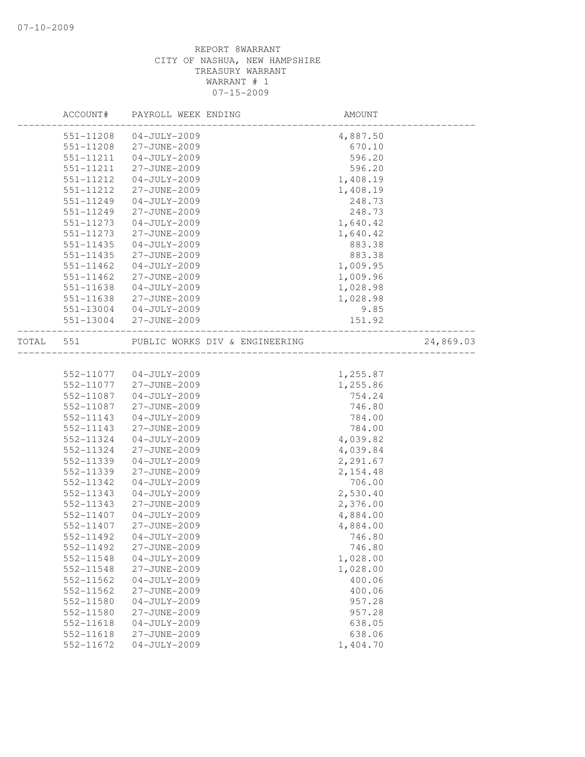REPORT 8WARRANT
CITY OF NASHUA, NEW HAMPSHIRE
TREASURY WARRANT
WARRANT # 1
07-15-2009

| ACCOUNT# | PAYROLL WEEK ENDING | AMOUNT | |
|---|---|---|---|
| 551-11208 | 04-JULY-2009 | 4,887.50 | |
| 551-11208 | 27-JUNE-2009 | 670.10 | |
| 551-11211 | 04-JULY-2009 | 596.20 | |
| 551-11211 | 27-JUNE-2009 | 596.20 | |
| 551-11212 | 04-JULY-2009 | 1,408.19 | |
| 551-11212 | 27-JUNE-2009 | 1,408.19 | |
| 551-11249 | 04-JULY-2009 | 248.73 | |
| 551-11249 | 27-JUNE-2009 | 248.73 | |
| 551-11273 | 04-JULY-2009 | 1,640.42 | |
| 551-11273 | 27-JUNE-2009 | 1,640.42 | |
| 551-11435 | 04-JULY-2009 | 883.38 | |
| 551-11435 | 27-JUNE-2009 | 883.38 | |
| 551-11462 | 04-JULY-2009 | 1,009.95 | |
| 551-11462 | 27-JUNE-2009 | 1,009.96 | |
| 551-11638 | 04-JULY-2009 | 1,028.98 | |
| 551-11638 | 27-JUNE-2009 | 1,028.98 | |
| 551-13004 | 04-JULY-2009 | 9.85 | |
| 551-13004 | 27-JUNE-2009 | 151.92 | |
| TOTAL 551 | PUBLIC WORKS DIV & ENGINEERING | | 24,869.03 |
| 552-11077 | 04-JULY-2009 | 1,255.87 | |
| 552-11077 | 27-JUNE-2009 | 1,255.86 | |
| 552-11087 | 04-JULY-2009 | 754.24 | |
| 552-11087 | 27-JUNE-2009 | 746.80 | |
| 552-11143 | 04-JULY-2009 | 784.00 | |
| 552-11143 | 27-JUNE-2009 | 784.00 | |
| 552-11324 | 04-JULY-2009 | 4,039.82 | |
| 552-11324 | 27-JUNE-2009 | 4,039.84 | |
| 552-11339 | 04-JULY-2009 | 2,291.67 | |
| 552-11339 | 27-JUNE-2009 | 2,154.48 | |
| 552-11342 | 04-JULY-2009 | 706.00 | |
| 552-11343 | 04-JULY-2009 | 2,530.40 | |
| 552-11343 | 27-JUNE-2009 | 2,376.00 | |
| 552-11407 | 04-JULY-2009 | 4,884.00 | |
| 552-11407 | 27-JUNE-2009 | 4,884.00 | |
| 552-11492 | 04-JULY-2009 | 746.80 | |
| 552-11492 | 27-JUNE-2009 | 746.80 | |
| 552-11548 | 04-JULY-2009 | 1,028.00 | |
| 552-11548 | 27-JUNE-2009 | 1,028.00 | |
| 552-11562 | 04-JULY-2009 | 400.06 | |
| 552-11562 | 27-JUNE-2009 | 400.06 | |
| 552-11580 | 04-JULY-2009 | 957.28 | |
| 552-11580 | 27-JUNE-2009 | 957.28 | |
| 552-11618 | 04-JULY-2009 | 638.05 | |
| 552-11618 | 27-JUNE-2009 | 638.06 | |
| 552-11672 | 04-JULY-2009 | 1,404.70 | |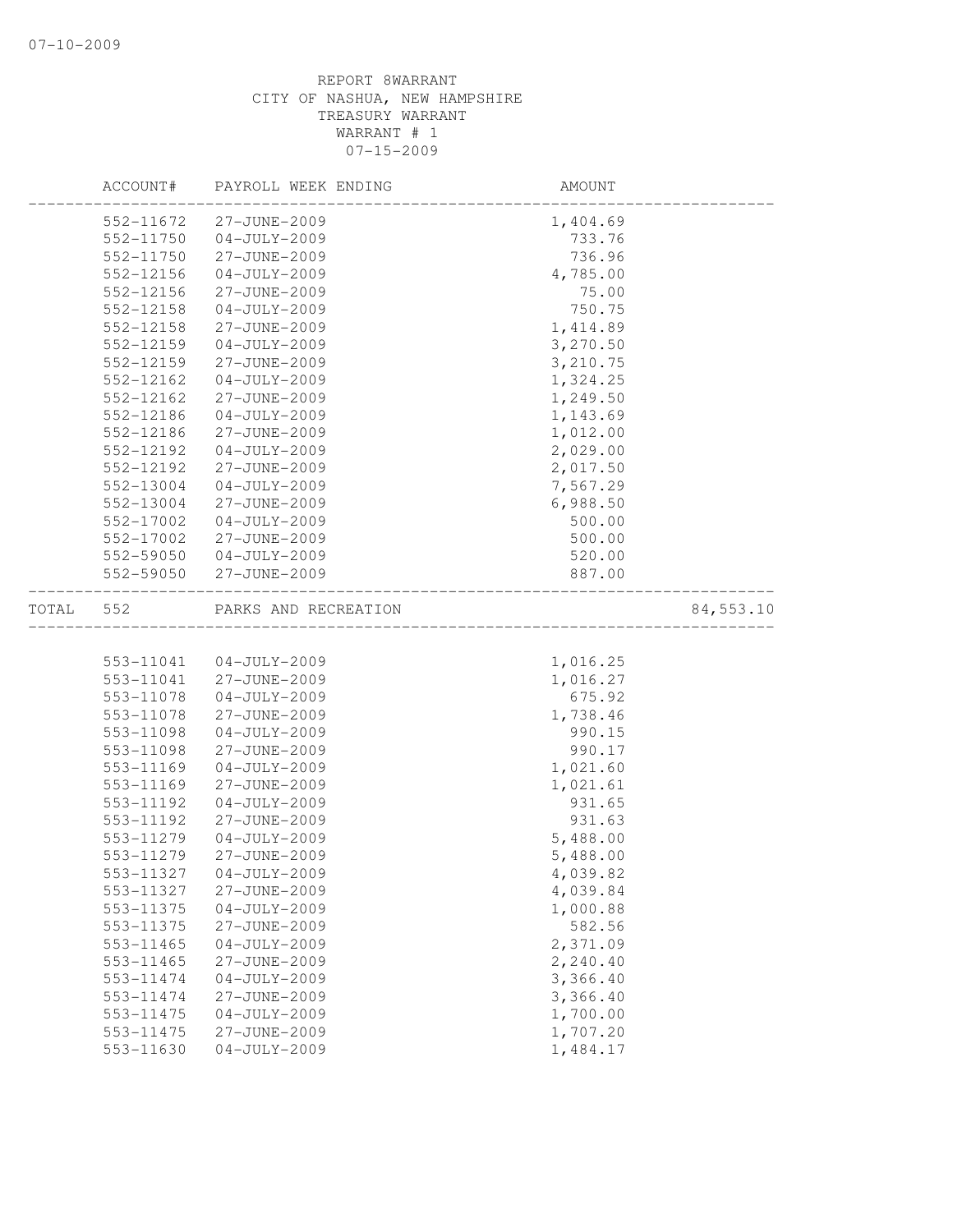REPORT 8WARRANT
CITY OF NASHUA, NEW HAMPSHIRE
TREASURY WARRANT
WARRANT # 1
07-15-2009

| ACCOUNT# | PAYROLL WEEK ENDING | AMOUNT | |
|---|---|---|---|
| 552-11672 | 27-JUNE-2009 | 1,404.69 | |
| 552-11750 | 04-JULY-2009 | 733.76 | |
| 552-11750 | 27-JUNE-2009 | 736.96 | |
| 552-12156 | 04-JULY-2009 | 4,785.00 | |
| 552-12156 | 27-JUNE-2009 | 75.00 | |
| 552-12158 | 04-JULY-2009 | 750.75 | |
| 552-12158 | 27-JUNE-2009 | 1,414.89 | |
| 552-12159 | 04-JULY-2009 | 3,270.50 | |
| 552-12159 | 27-JUNE-2009 | 3,210.75 | |
| 552-12162 | 04-JULY-2009 | 1,324.25 | |
| 552-12162 | 27-JUNE-2009 | 1,249.50 | |
| 552-12186 | 04-JULY-2009 | 1,143.69 | |
| 552-12186 | 27-JUNE-2009 | 1,012.00 | |
| 552-12192 | 04-JULY-2009 | 2,029.00 | |
| 552-12192 | 27-JUNE-2009 | 2,017.50 | |
| 552-13004 | 04-JULY-2009 | 7,567.29 | |
| 552-13004 | 27-JUNE-2009 | 6,988.50 | |
| 552-17002 | 04-JULY-2009 | 500.00 | |
| 552-17002 | 27-JUNE-2009 | 500.00 | |
| 552-59050 | 04-JULY-2009 | 520.00 | |
| 552-59050 | 27-JUNE-2009 | 887.00 | |
| TOTAL 552 | PARKS AND RECREATION | | 84,553.10 |
| 553-11041 | 04-JULY-2009 | 1,016.25 | |
| 553-11041 | 27-JUNE-2009 | 1,016.27 | |
| 553-11078 | 04-JULY-2009 | 675.92 | |
| 553-11078 | 27-JUNE-2009 | 1,738.46 | |
| 553-11098 | 04-JULY-2009 | 990.15 | |
| 553-11098 | 27-JUNE-2009 | 990.17 | |
| 553-11169 | 04-JULY-2009 | 1,021.60 | |
| 553-11169 | 27-JUNE-2009 | 1,021.61 | |
| 553-11192 | 04-JULY-2009 | 931.65 | |
| 553-11192 | 27-JUNE-2009 | 931.63 | |
| 553-11279 | 04-JULY-2009 | 5,488.00 | |
| 553-11279 | 27-JUNE-2009 | 5,488.00 | |
| 553-11327 | 04-JULY-2009 | 4,039.82 | |
| 553-11327 | 27-JUNE-2009 | 4,039.84 | |
| 553-11375 | 04-JULY-2009 | 1,000.88 | |
| 553-11375 | 27-JUNE-2009 | 582.56 | |
| 553-11465 | 04-JULY-2009 | 2,371.09 | |
| 553-11465 | 27-JUNE-2009 | 2,240.40 | |
| 553-11474 | 04-JULY-2009 | 3,366.40 | |
| 553-11474 | 27-JUNE-2009 | 3,366.40 | |
| 553-11475 | 04-JULY-2009 | 1,700.00 | |
| 553-11475 | 27-JUNE-2009 | 1,707.20 | |
| 553-11630 | 04-JULY-2009 | 1,484.17 | |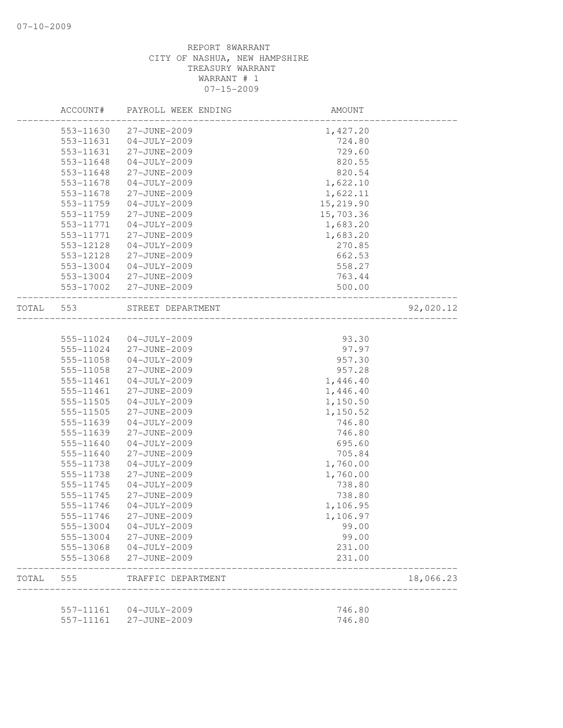REPORT 8WARRANT
CITY OF NASHUA, NEW HAMPSHIRE
TREASURY WARRANT
WARRANT # 1
07-15-2009

| ACCOUNT# | PAYROLL WEEK ENDING | AMOUNT | |
|---|---|---|---|
| 553-11630 | 27-JUNE-2009 | 1,427.20 | |
| 553-11631 | 04-JULY-2009 | 724.80 | |
| 553-11631 | 27-JUNE-2009 | 729.60 | |
| 553-11648 | 04-JULY-2009 | 820.55 | |
| 553-11648 | 27-JUNE-2009 | 820.54 | |
| 553-11678 | 04-JULY-2009 | 1,622.10 | |
| 553-11678 | 27-JUNE-2009 | 1,622.11 | |
| 553-11759 | 04-JULY-2009 | 15,219.90 | |
| 553-11759 | 27-JUNE-2009 | 15,703.36 | |
| 553-11771 | 04-JULY-2009 | 1,683.20 | |
| 553-11771 | 27-JUNE-2009 | 1,683.20 | |
| 553-12128 | 04-JULY-2009 | 270.85 | |
| 553-12128 | 27-JUNE-2009 | 662.53 | |
| 553-13004 | 04-JULY-2009 | 558.27 | |
| 553-13004 | 27-JUNE-2009 | 763.44 | |
| 553-17002 | 27-JUNE-2009 | 500.00 | |
| TOTAL 553 | STREET DEPARTMENT | | 92,020.12 |
| 555-11024 | 04-JULY-2009 | 93.30 | |
| 555-11024 | 27-JUNE-2009 | 97.97 | |
| 555-11058 | 04-JULY-2009 | 957.30 | |
| 555-11058 | 27-JUNE-2009 | 957.28 | |
| 555-11461 | 04-JULY-2009 | 1,446.40 | |
| 555-11461 | 27-JUNE-2009 | 1,446.40 | |
| 555-11505 | 04-JULY-2009 | 1,150.50 | |
| 555-11505 | 27-JUNE-2009 | 1,150.52 | |
| 555-11639 | 04-JULY-2009 | 746.80 | |
| 555-11639 | 27-JUNE-2009 | 746.80 | |
| 555-11640 | 04-JULY-2009 | 695.60 | |
| 555-11640 | 27-JUNE-2009 | 705.84 | |
| 555-11738 | 04-JULY-2009 | 1,760.00 | |
| 555-11738 | 27-JUNE-2009 | 1,760.00 | |
| 555-11745 | 04-JULY-2009 | 738.80 | |
| 555-11745 | 27-JUNE-2009 | 738.80 | |
| 555-11746 | 04-JULY-2009 | 1,106.95 | |
| 555-11746 | 27-JUNE-2009 | 1,106.97 | |
| 555-13004 | 04-JULY-2009 | 99.00 | |
| 555-13004 | 27-JUNE-2009 | 99.00 | |
| 555-13068 | 04-JULY-2009 | 231.00 | |
| 555-13068 | 27-JUNE-2009 | 231.00 | |
| TOTAL 555 | TRAFFIC DEPARTMENT | | 18,066.23 |
| 557-11161 | 04-JULY-2009 | 746.80 | |
| 557-11161 | 27-JUNE-2009 | 746.80 | |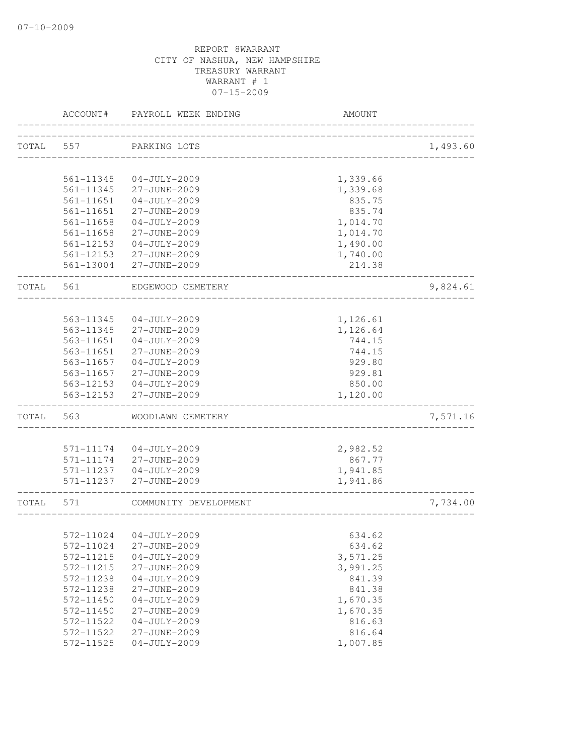REPORT 8WARRANT
CITY OF NASHUA, NEW HAMPSHIRE
TREASURY WARRANT
WARRANT # 1
07-15-2009

| | ACCOUNT# | PAYROLL WEEK ENDING | AMOUNT | |
|---|---|---|---|---|
| TOTAL | 557 | PARKING LOTS | | 1,493.60 |
| | 561-11345 | 04-JULY-2009 | 1,339.66 | |
| | 561-11345 | 27-JUNE-2009 | 1,339.68 | |
| | 561-11651 | 04-JULY-2009 | 835.75 | |
| | 561-11651 | 27-JUNE-2009 | 835.74 | |
| | 561-11658 | 04-JULY-2009 | 1,014.70 | |
| | 561-11658 | 27-JUNE-2009 | 1,014.70 | |
| | 561-12153 | 04-JULY-2009 | 1,490.00 | |
| | 561-12153 | 27-JUNE-2009 | 1,740.00 | |
| | 561-13004 | 27-JUNE-2009 | 214.38 | |
| TOTAL | 561 | EDGEWOOD CEMETERY | | 9,824.61 |
| | 563-11345 | 04-JULY-2009 | 1,126.61 | |
| | 563-11345 | 27-JUNE-2009 | 1,126.64 | |
| | 563-11651 | 04-JULY-2009 | 744.15 | |
| | 563-11651 | 27-JUNE-2009 | 744.15 | |
| | 563-11657 | 04-JULY-2009 | 929.80 | |
| | 563-11657 | 27-JUNE-2009 | 929.81 | |
| | 563-12153 | 04-JULY-2009 | 850.00 | |
| | 563-12153 | 27-JUNE-2009 | 1,120.00 | |
| TOTAL | 563 | WOODLAWN CEMETERY | | 7,571.16 |
| | 571-11174 | 04-JULY-2009 | 2,982.52 | |
| | 571-11174 | 27-JUNE-2009 | 867.77 | |
| | 571-11237 | 04-JULY-2009 | 1,941.85 | |
| | 571-11237 | 27-JUNE-2009 | 1,941.86 | |
| TOTAL | 571 | COMMUNITY DEVELOPMENT | | 7,734.00 |
| | 572-11024 | 04-JULY-2009 | 634.62 | |
| | 572-11024 | 27-JUNE-2009 | 634.62 | |
| | 572-11215 | 04-JULY-2009 | 3,571.25 | |
| | 572-11215 | 27-JUNE-2009 | 3,991.25 | |
| | 572-11238 | 04-JULY-2009 | 841.39 | |
| | 572-11238 | 27-JUNE-2009 | 841.38 | |
| | 572-11450 | 04-JULY-2009 | 1,670.35 | |
| | 572-11450 | 27-JUNE-2009 | 1,670.35 | |
| | 572-11522 | 04-JULY-2009 | 816.63 | |
| | 572-11522 | 27-JUNE-2009 | 816.64 | |
| | 572-11525 | 04-JULY-2009 | 1,007.85 | |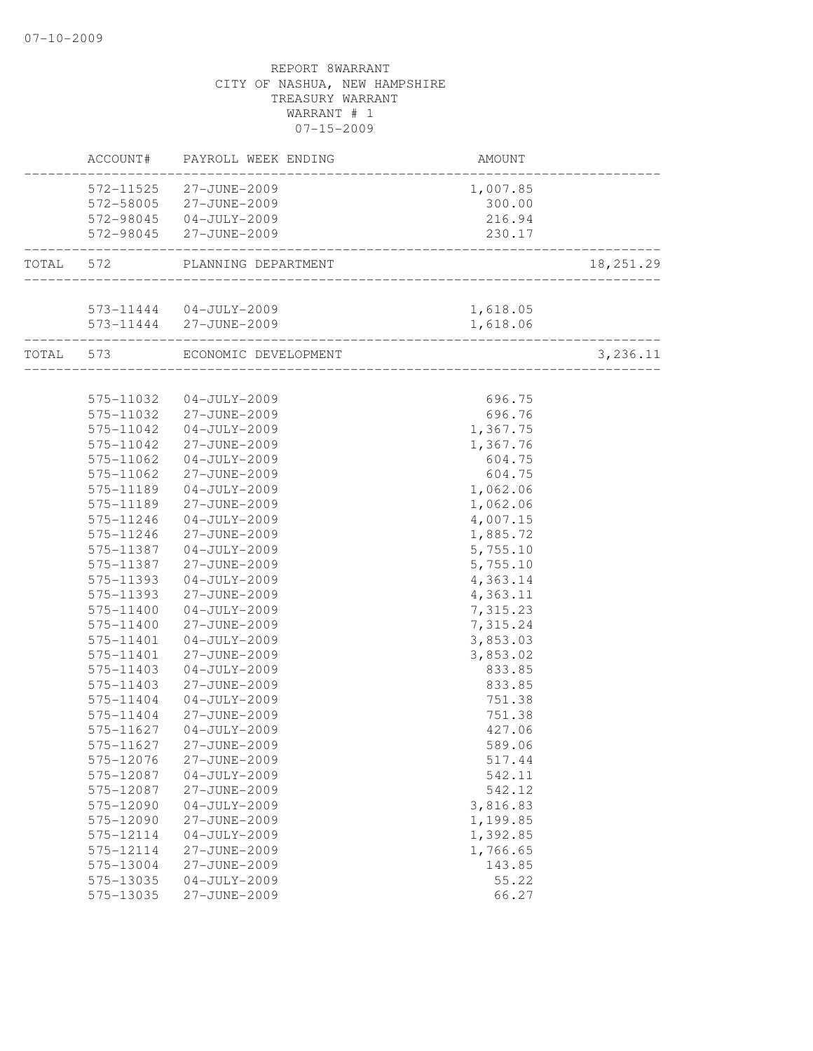REPORT 8WARRANT
CITY OF NASHUA, NEW HAMPSHIRE
TREASURY WARRANT
WARRANT # 1
07-15-2009

| | ACCOUNT# | PAYROLL WEEK ENDING | AMOUNT | |
|---|---|---|---|---|
| | 572-11525 | 27-JUNE-2009 | 1,007.85 | |
| | 572-58005 | 27-JUNE-2009 | 300.00 | |
| | 572-98045 | 04-JULY-2009 | 216.94 | |
| | 572-98045 | 27-JUNE-2009 | 230.17 | |
| TOTAL | 572 | PLANNING DEPARTMENT | | 18,251.29 |
| | 573-11444 | 04-JULY-2009 | 1,618.05 | |
| | 573-11444 | 27-JUNE-2009 | 1,618.06 | |
| TOTAL | 573 | ECONOMIC DEVELOPMENT | | 3,236.11 |
| | 575-11032 | 04-JULY-2009 | 696.75 | |
| | 575-11032 | 27-JUNE-2009 | 696.76 | |
| | 575-11042 | 04-JULY-2009 | 1,367.75 | |
| | 575-11042 | 27-JUNE-2009 | 1,367.76 | |
| | 575-11062 | 04-JULY-2009 | 604.75 | |
| | 575-11062 | 27-JUNE-2009 | 604.75 | |
| | 575-11189 | 04-JULY-2009 | 1,062.06 | |
| | 575-11189 | 27-JUNE-2009 | 1,062.06 | |
| | 575-11246 | 04-JULY-2009 | 4,007.15 | |
| | 575-11246 | 27-JUNE-2009 | 1,885.72 | |
| | 575-11387 | 04-JULY-2009 | 5,755.10 | |
| | 575-11387 | 27-JUNE-2009 | 5,755.10 | |
| | 575-11393 | 04-JULY-2009 | 4,363.14 | |
| | 575-11393 | 27-JUNE-2009 | 4,363.11 | |
| | 575-11400 | 04-JULY-2009 | 7,315.23 | |
| | 575-11400 | 27-JUNE-2009 | 7,315.24 | |
| | 575-11401 | 04-JULY-2009 | 3,853.03 | |
| | 575-11401 | 27-JUNE-2009 | 3,853.02 | |
| | 575-11403 | 04-JULY-2009 | 833.85 | |
| | 575-11403 | 27-JUNE-2009 | 833.85 | |
| | 575-11404 | 04-JULY-2009 | 751.38 | |
| | 575-11404 | 27-JUNE-2009 | 751.38 | |
| | 575-11627 | 04-JULY-2009 | 427.06 | |
| | 575-11627 | 27-JUNE-2009 | 589.06 | |
| | 575-12076 | 27-JUNE-2009 | 517.44 | |
| | 575-12087 | 04-JULY-2009 | 542.11 | |
| | 575-12087 | 27-JUNE-2009 | 542.12 | |
| | 575-12090 | 04-JULY-2009 | 3,816.83 | |
| | 575-12090 | 27-JUNE-2009 | 1,199.85 | |
| | 575-12114 | 04-JULY-2009 | 1,392.85 | |
| | 575-12114 | 27-JUNE-2009 | 1,766.65 | |
| | 575-13004 | 27-JUNE-2009 | 143.85 | |
| | 575-13035 | 04-JULY-2009 | 55.22 | |
| | 575-13035 | 27-JUNE-2009 | 66.27 | |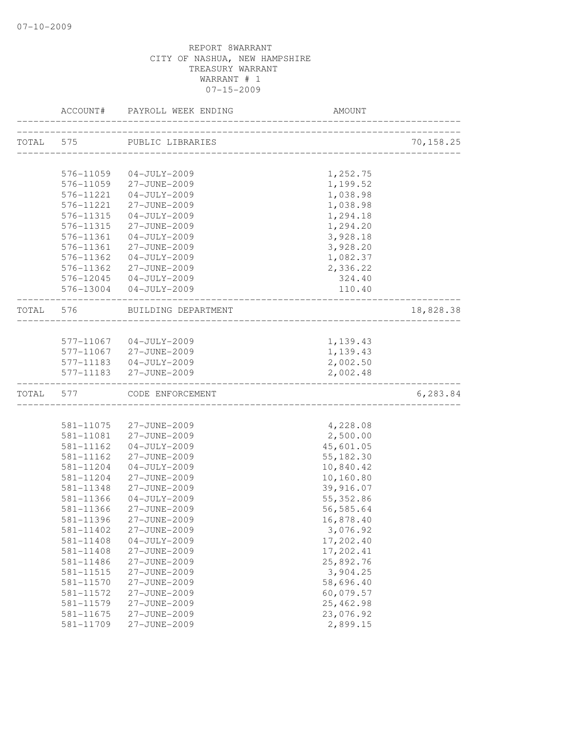07-10-2009

REPORT 8WARRANT
CITY OF NASHUA, NEW HAMPSHIRE
TREASURY WARRANT
WARRANT # 1
07-15-2009

| | ACCOUNT# | PAYROLL WEEK ENDING | AMOUNT | |
|---|---|---|---|---|
| TOTAL | 575 | PUBLIC LIBRARIES | | 70,158.25 |
| | 576-11059 | 04-JULY-2009 | 1,252.75 | |
| | 576-11059 | 27-JUNE-2009 | 1,199.52 | |
| | 576-11221 | 04-JULY-2009 | 1,038.98 | |
| | 576-11221 | 27-JUNE-2009 | 1,038.98 | |
| | 576-11315 | 04-JULY-2009 | 1,294.18 | |
| | 576-11315 | 27-JUNE-2009 | 1,294.20 | |
| | 576-11361 | 04-JULY-2009 | 3,928.18 | |
| | 576-11361 | 27-JUNE-2009 | 3,928.20 | |
| | 576-11362 | 04-JULY-2009 | 1,082.37 | |
| | 576-11362 | 27-JUNE-2009 | 2,336.22 | |
| | 576-12045 | 04-JULY-2009 | 324.40 | |
| | 576-13004 | 04-JULY-2009 | 110.40 | |
| TOTAL | 576 | BUILDING DEPARTMENT | | 18,828.38 |
| | 577-11067 | 04-JULY-2009 | 1,139.43 | |
| | 577-11067 | 27-JUNE-2009 | 1,139.43 | |
| | 577-11183 | 04-JULY-2009 | 2,002.50 | |
| | 577-11183 | 27-JUNE-2009 | 2,002.48 | |
| TOTAL | 577 | CODE ENFORCEMENT | | 6,283.84 |
| | 581-11075 | 27-JUNE-2009 | 4,228.08 | |
| | 581-11081 | 27-JUNE-2009 | 2,500.00 | |
| | 581-11162 | 04-JULY-2009 | 45,601.05 | |
| | 581-11162 | 27-JUNE-2009 | 55,182.30 | |
| | 581-11204 | 04-JULY-2009 | 10,840.42 | |
| | 581-11204 | 27-JUNE-2009 | 10,160.80 | |
| | 581-11348 | 27-JUNE-2009 | 39,916.07 | |
| | 581-11366 | 04-JULY-2009 | 55,352.86 | |
| | 581-11366 | 27-JUNE-2009 | 56,585.64 | |
| | 581-11396 | 27-JUNE-2009 | 16,878.40 | |
| | 581-11402 | 27-JUNE-2009 | 3,076.92 | |
| | 581-11408 | 04-JULY-2009 | 17,202.40 | |
| | 581-11408 | 27-JUNE-2009 | 17,202.41 | |
| | 581-11486 | 27-JUNE-2009 | 25,892.76 | |
| | 581-11515 | 27-JUNE-2009 | 3,904.25 | |
| | 581-11570 | 27-JUNE-2009 | 58,696.40 | |
| | 581-11572 | 27-JUNE-2009 | 60,079.57 | |
| | 581-11579 | 27-JUNE-2009 | 25,462.98 | |
| | 581-11675 | 27-JUNE-2009 | 23,076.92 | |
| | 581-11709 | 27-JUNE-2009 | 2,899.15 | |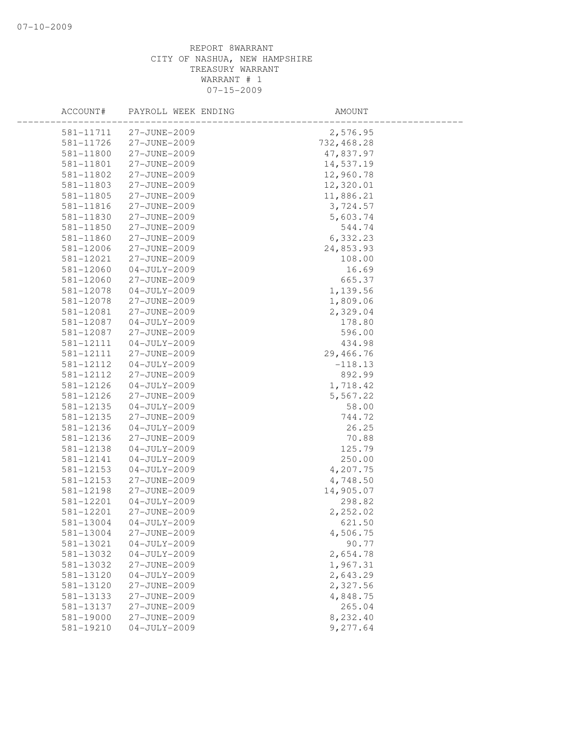REPORT 8WARRANT
CITY OF NASHUA, NEW HAMPSHIRE
TREASURY WARRANT
WARRANT # 1
07-15-2009

| ACCOUNT# | PAYROLL WEEK ENDING | AMOUNT |
|---|---|---|
| 581-11711 | 27-JUNE-2009 | 2,576.95 |
| 581-11726 | 27-JUNE-2009 | 732,468.28 |
| 581-11800 | 27-JUNE-2009 | 47,837.97 |
| 581-11801 | 27-JUNE-2009 | 14,537.19 |
| 581-11802 | 27-JUNE-2009 | 12,960.78 |
| 581-11803 | 27-JUNE-2009 | 12,320.01 |
| 581-11805 | 27-JUNE-2009 | 11,886.21 |
| 581-11816 | 27-JUNE-2009 | 3,724.57 |
| 581-11830 | 27-JUNE-2009 | 5,603.74 |
| 581-11850 | 27-JUNE-2009 | 544.74 |
| 581-11860 | 27-JUNE-2009 | 6,332.23 |
| 581-12006 | 27-JUNE-2009 | 24,853.93 |
| 581-12021 | 27-JUNE-2009 | 108.00 |
| 581-12060 | 04-JULY-2009 | 16.69 |
| 581-12060 | 27-JUNE-2009 | 665.37 |
| 581-12078 | 04-JULY-2009 | 1,139.56 |
| 581-12078 | 27-JUNE-2009 | 1,809.06 |
| 581-12081 | 27-JUNE-2009 | 2,329.04 |
| 581-12087 | 04-JULY-2009 | 178.80 |
| 581-12087 | 27-JUNE-2009 | 596.00 |
| 581-12111 | 04-JULY-2009 | 434.98 |
| 581-12111 | 27-JUNE-2009 | 29,466.76 |
| 581-12112 | 04-JULY-2009 | -118.13 |
| 581-12112 | 27-JUNE-2009 | 892.99 |
| 581-12126 | 04-JULY-2009 | 1,718.42 |
| 581-12126 | 27-JUNE-2009 | 5,567.22 |
| 581-12135 | 04-JULY-2009 | 58.00 |
| 581-12135 | 27-JUNE-2009 | 744.72 |
| 581-12136 | 04-JULY-2009 | 26.25 |
| 581-12136 | 27-JUNE-2009 | 70.88 |
| 581-12138 | 04-JULY-2009 | 125.79 |
| 581-12141 | 04-JULY-2009 | 250.00 |
| 581-12153 | 04-JULY-2009 | 4,207.75 |
| 581-12153 | 27-JUNE-2009 | 4,748.50 |
| 581-12198 | 27-JUNE-2009 | 14,905.07 |
| 581-12201 | 04-JULY-2009 | 298.82 |
| 581-12201 | 27-JUNE-2009 | 2,252.02 |
| 581-13004 | 04-JULY-2009 | 621.50 |
| 581-13004 | 27-JUNE-2009 | 4,506.75 |
| 581-13021 | 04-JULY-2009 | 90.77 |
| 581-13032 | 04-JULY-2009 | 2,654.78 |
| 581-13032 | 27-JUNE-2009 | 1,967.31 |
| 581-13120 | 04-JULY-2009 | 2,643.29 |
| 581-13120 | 27-JUNE-2009 | 2,327.56 |
| 581-13133 | 27-JUNE-2009 | 4,848.75 |
| 581-13137 | 27-JUNE-2009 | 265.04 |
| 581-19000 | 27-JUNE-2009 | 8,232.40 |
| 581-19210 | 04-JULY-2009 | 9,277.64 |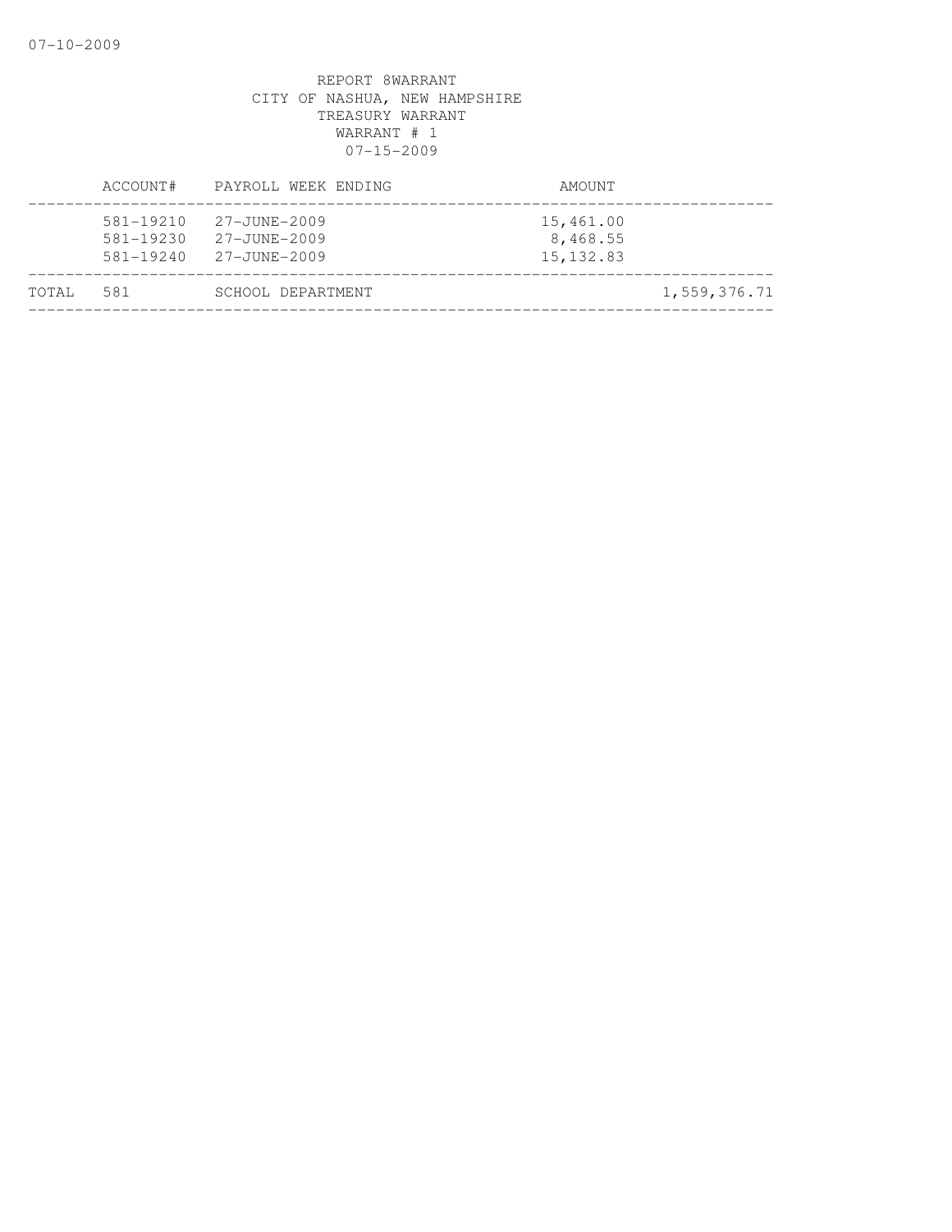REPORT 8WARRANT
CITY OF NASHUA, NEW HAMPSHIRE
TREASURY WARRANT
WARRANT # 1
07-15-2009

| | ACCOUNT# | PAYROLL WEEK ENDING | AMOUNT | |
|---|---|---|---|---|
| | 581-19210 | 27-JUNE-2009 | 15,461.00 | |
| | 581-19230 | 27-JUNE-2009 | 8,468.55 | |
| | 581-19240 | 27-JUNE-2009 | 15,132.83 | |
| TOTAL | 581 | SCHOOL DEPARTMENT | | 1,559,376.71 |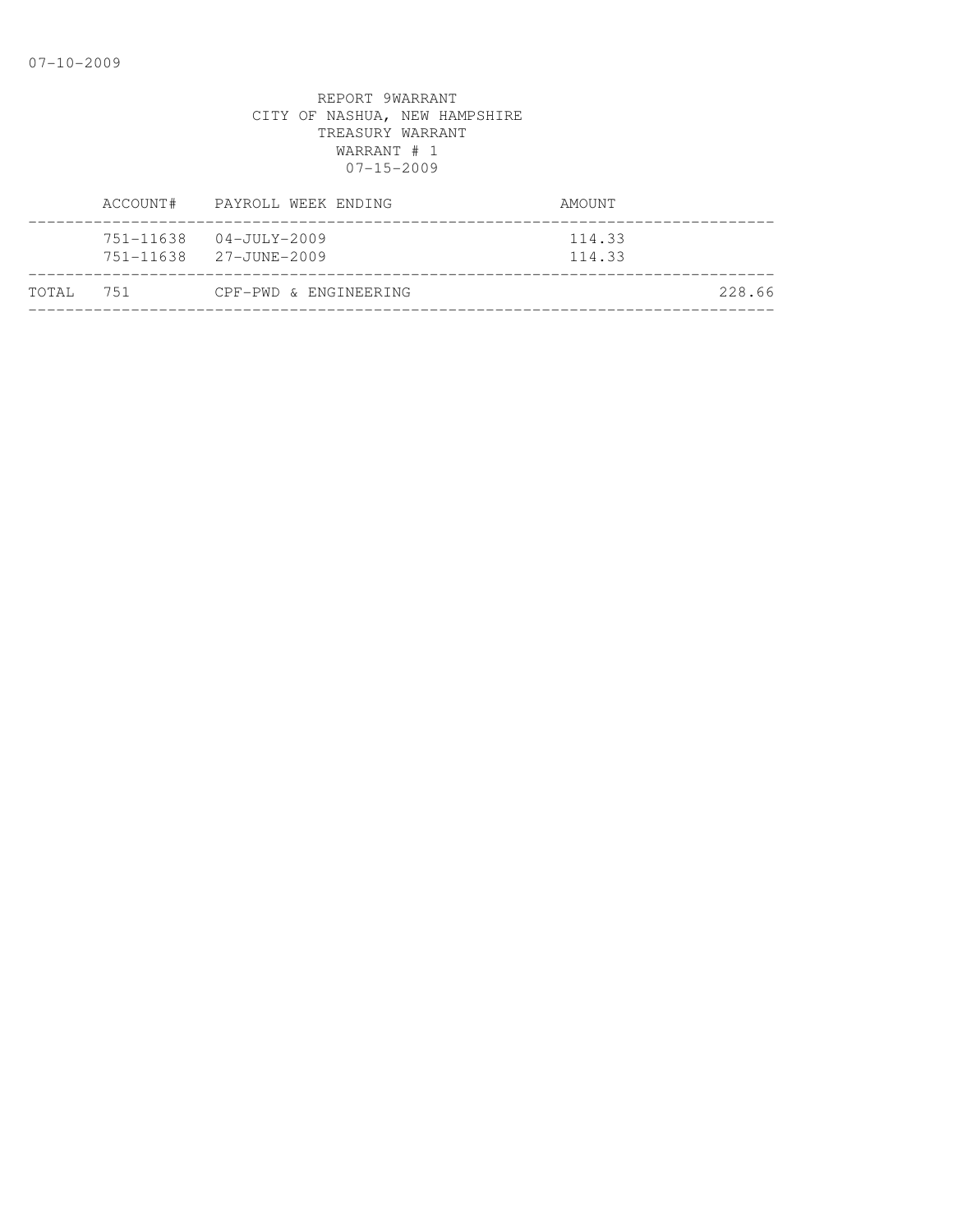REPORT 9WARRANT
CITY OF NASHUA, NEW HAMPSHIRE
TREASURY WARRANT
WARRANT # 1
07-15-2009

| | ACCOUNT# | PAYROLL WEEK ENDING | AMOUNT | |
|---|---|---|---|---|
| | 751-11638 | 04-JULY-2009 | 114.33 | |
| | 751-11638 | 27-JUNE-2009 | 114.33 | |
| TOTAL | 751 | CPF-PWD & ENGINEERING | | 228.66 |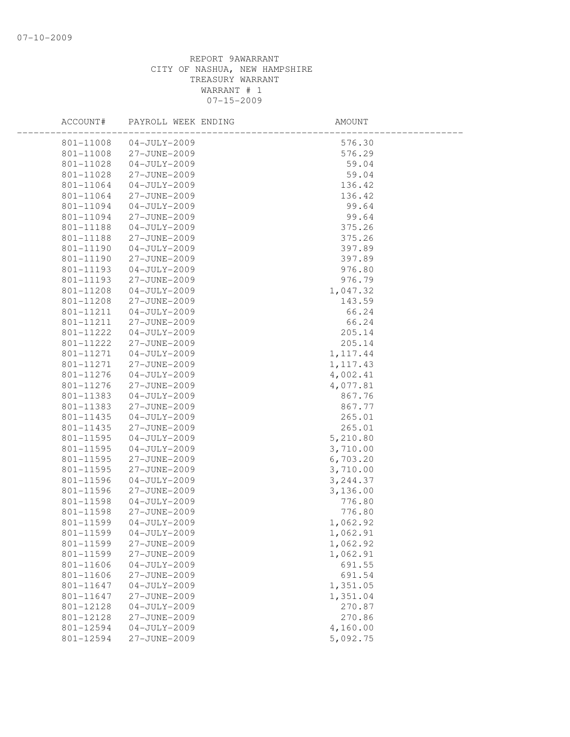REPORT 9AWARRANT
CITY OF NASHUA, NEW HAMPSHIRE
TREASURY WARRANT
WARRANT # 1
07-15-2009

| ACCOUNT# | PAYROLL WEEK ENDING | AMOUNT |
|---|---|---|
| 801-11008 | 04-JULY-2009 | 576.30 |
| 801-11008 | 27-JUNE-2009 | 576.29 |
| 801-11028 | 04-JULY-2009 | 59.04 |
| 801-11028 | 27-JUNE-2009 | 59.04 |
| 801-11064 | 04-JULY-2009 | 136.42 |
| 801-11064 | 27-JUNE-2009 | 136.42 |
| 801-11094 | 04-JULY-2009 | 99.64 |
| 801-11094 | 27-JUNE-2009 | 99.64 |
| 801-11188 | 04-JULY-2009 | 375.26 |
| 801-11188 | 27-JUNE-2009 | 375.26 |
| 801-11190 | 04-JULY-2009 | 397.89 |
| 801-11190 | 27-JUNE-2009 | 397.89 |
| 801-11193 | 04-JULY-2009 | 976.80 |
| 801-11193 | 27-JUNE-2009 | 976.79 |
| 801-11208 | 04-JULY-2009 | 1,047.32 |
| 801-11208 | 27-JUNE-2009 | 143.59 |
| 801-11211 | 04-JULY-2009 | 66.24 |
| 801-11211 | 27-JUNE-2009 | 66.24 |
| 801-11222 | 04-JULY-2009 | 205.14 |
| 801-11222 | 27-JUNE-2009 | 205.14 |
| 801-11271 | 04-JULY-2009 | 1,117.44 |
| 801-11271 | 27-JUNE-2009 | 1,117.43 |
| 801-11276 | 04-JULY-2009 | 4,002.41 |
| 801-11276 | 27-JUNE-2009 | 4,077.81 |
| 801-11383 | 04-JULY-2009 | 867.76 |
| 801-11383 | 27-JUNE-2009 | 867.77 |
| 801-11435 | 04-JULY-2009 | 265.01 |
| 801-11435 | 27-JUNE-2009 | 265.01 |
| 801-11595 | 04-JULY-2009 | 5,210.80 |
| 801-11595 | 04-JULY-2009 | 3,710.00 |
| 801-11595 | 27-JUNE-2009 | 6,703.20 |
| 801-11595 | 27-JUNE-2009 | 3,710.00 |
| 801-11596 | 04-JULY-2009 | 3,244.37 |
| 801-11596 | 27-JUNE-2009 | 3,136.00 |
| 801-11598 | 04-JULY-2009 | 776.80 |
| 801-11598 | 27-JUNE-2009 | 776.80 |
| 801-11599 | 04-JULY-2009 | 1,062.92 |
| 801-11599 | 04-JULY-2009 | 1,062.91 |
| 801-11599 | 27-JUNE-2009 | 1,062.92 |
| 801-11599 | 27-JUNE-2009 | 1,062.91 |
| 801-11606 | 04-JULY-2009 | 691.55 |
| 801-11606 | 27-JUNE-2009 | 691.54 |
| 801-11647 | 04-JULY-2009 | 1,351.05 |
| 801-11647 | 27-JUNE-2009 | 1,351.04 |
| 801-12128 | 04-JULY-2009 | 270.87 |
| 801-12128 | 27-JUNE-2009 | 270.86 |
| 801-12594 | 04-JULY-2009 | 4,160.00 |
| 801-12594 | 27-JUNE-2009 | 5,092.75 |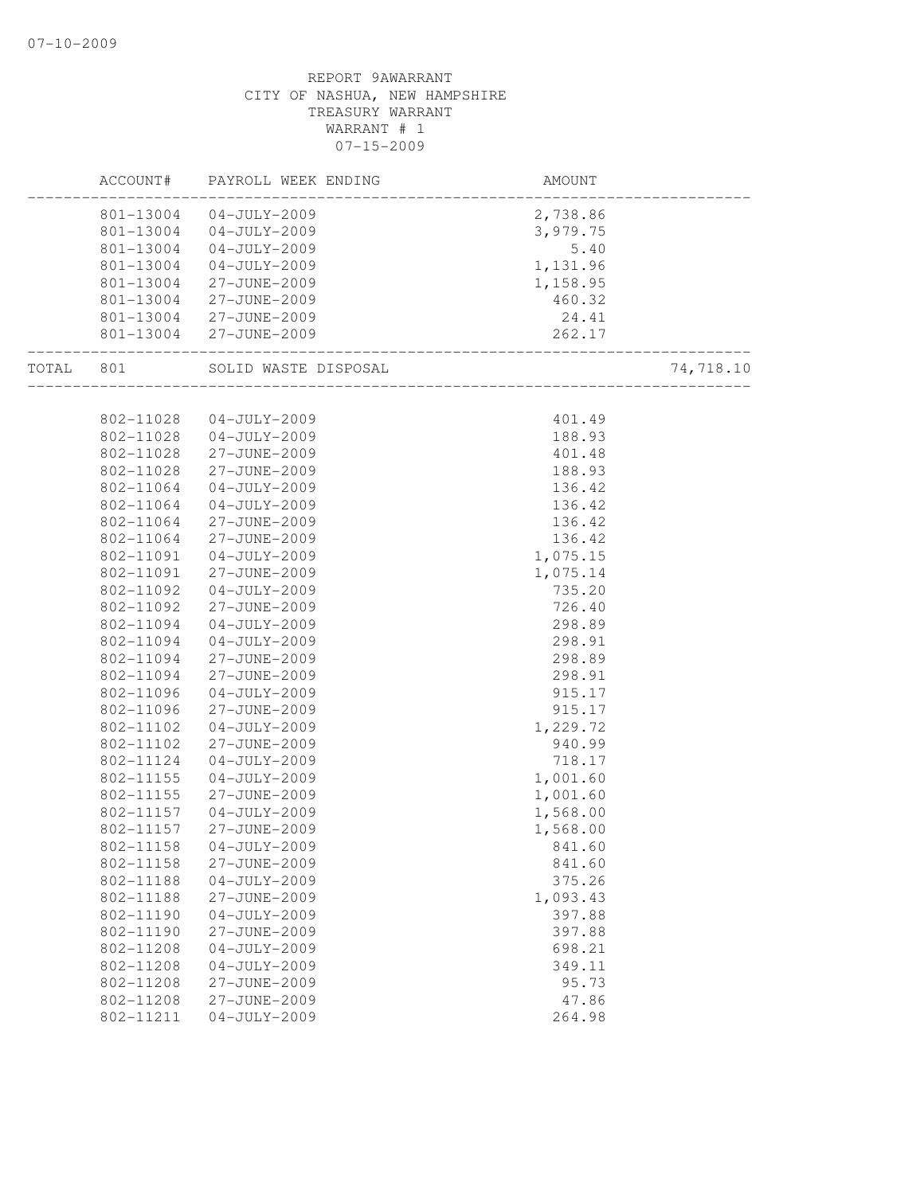REPORT 9AWARRANT
CITY OF NASHUA, NEW HAMPSHIRE
TREASURY WARRANT
WARRANT # 1
07-15-2009

| ACCOUNT# | PAYROLL WEEK ENDING | AMOUNT | |
|---|---|---|---|
| 801-13004 | 04-JULY-2009 | 2,738.86 | |
| 801-13004 | 04-JULY-2009 | 3,979.75 | |
| 801-13004 | 04-JULY-2009 | 5.40 | |
| 801-13004 | 04-JULY-2009 | 1,131.96 | |
| 801-13004 | 27-JUNE-2009 | 1,158.95 | |
| 801-13004 | 27-JUNE-2009 | 460.32 | |
| 801-13004 | 27-JUNE-2009 | 24.41 | |
| 801-13004 | 27-JUNE-2009 | 262.17 | |
| TOTAL 801 | SOLID WASTE DISPOSAL | | 74,718.10 |
| 802-11028 | 04-JULY-2009 | 401.49 | |
| 802-11028 | 04-JULY-2009 | 188.93 | |
| 802-11028 | 27-JUNE-2009 | 401.48 | |
| 802-11028 | 27-JUNE-2009 | 188.93 | |
| 802-11064 | 04-JULY-2009 | 136.42 | |
| 802-11064 | 04-JULY-2009 | 136.42 | |
| 802-11064 | 27-JUNE-2009 | 136.42 | |
| 802-11064 | 27-JUNE-2009 | 136.42 | |
| 802-11091 | 04-JULY-2009 | 1,075.15 | |
| 802-11091 | 27-JUNE-2009 | 1,075.14 | |
| 802-11092 | 04-JULY-2009 | 735.20 | |
| 802-11092 | 27-JUNE-2009 | 726.40 | |
| 802-11094 | 04-JULY-2009 | 298.89 | |
| 802-11094 | 04-JULY-2009 | 298.91 | |
| 802-11094 | 27-JUNE-2009 | 298.89 | |
| 802-11094 | 27-JUNE-2009 | 298.91 | |
| 802-11096 | 04-JULY-2009 | 915.17 | |
| 802-11096 | 27-JUNE-2009 | 915.17 | |
| 802-11102 | 04-JULY-2009 | 1,229.72 | |
| 802-11102 | 27-JUNE-2009 | 940.99 | |
| 802-11124 | 04-JULY-2009 | 718.17 | |
| 802-11155 | 04-JULY-2009 | 1,001.60 | |
| 802-11155 | 27-JUNE-2009 | 1,001.60 | |
| 802-11157 | 04-JULY-2009 | 1,568.00 | |
| 802-11157 | 27-JUNE-2009 | 1,568.00 | |
| 802-11158 | 04-JULY-2009 | 841.60 | |
| 802-11158 | 27-JUNE-2009 | 841.60 | |
| 802-11188 | 04-JULY-2009 | 375.26 | |
| 802-11188 | 27-JUNE-2009 | 1,093.43 | |
| 802-11190 | 04-JULY-2009 | 397.88 | |
| 802-11190 | 27-JUNE-2009 | 397.88 | |
| 802-11208 | 04-JULY-2009 | 698.21 | |
| 802-11208 | 04-JULY-2009 | 349.11 | |
| 802-11208 | 27-JUNE-2009 | 95.73 | |
| 802-11208 | 27-JUNE-2009 | 47.86 | |
| 802-11211 | 04-JULY-2009 | 264.98 | |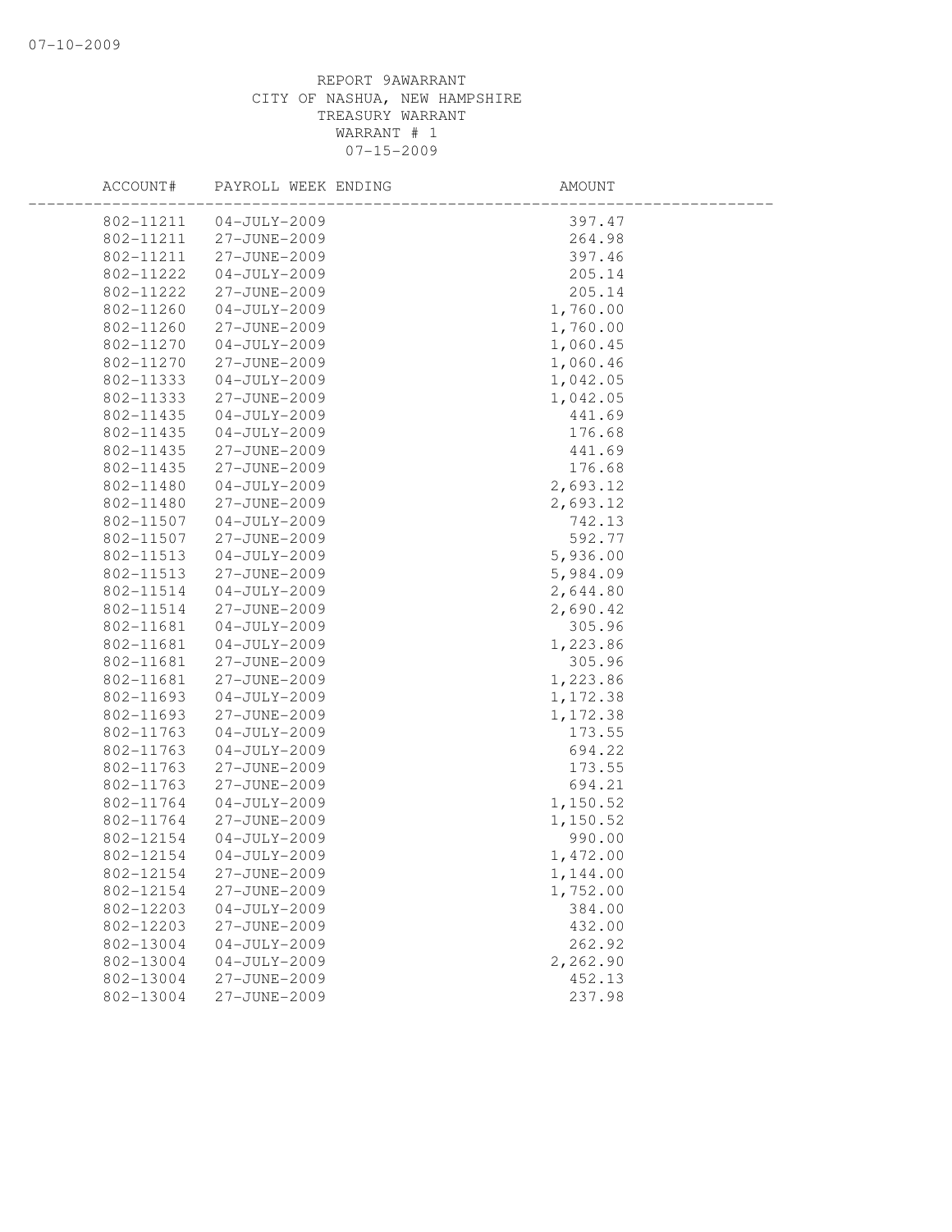REPORT 9AWARRANT
CITY OF NASHUA, NEW HAMPSHIRE
TREASURY WARRANT
WARRANT # 1
07-15-2009

| ACCOUNT# | PAYROLL WEEK ENDING | AMOUNT |
|---|---|---|
| 802-11211 | 04-JULY-2009 | 397.47 |
| 802-11211 | 27-JUNE-2009 | 264.98 |
| 802-11211 | 27-JUNE-2009 | 397.46 |
| 802-11222 | 04-JULY-2009 | 205.14 |
| 802-11222 | 27-JUNE-2009 | 205.14 |
| 802-11260 | 04-JULY-2009 | 1,760.00 |
| 802-11260 | 27-JUNE-2009 | 1,760.00 |
| 802-11270 | 04-JULY-2009 | 1,060.45 |
| 802-11270 | 27-JUNE-2009 | 1,060.46 |
| 802-11333 | 04-JULY-2009 | 1,042.05 |
| 802-11333 | 27-JUNE-2009 | 1,042.05 |
| 802-11435 | 04-JULY-2009 | 441.69 |
| 802-11435 | 04-JULY-2009 | 176.68 |
| 802-11435 | 27-JUNE-2009 | 441.69 |
| 802-11435 | 27-JUNE-2009 | 176.68 |
| 802-11480 | 04-JULY-2009 | 2,693.12 |
| 802-11480 | 27-JUNE-2009 | 2,693.12 |
| 802-11507 | 04-JULY-2009 | 742.13 |
| 802-11507 | 27-JUNE-2009 | 592.77 |
| 802-11513 | 04-JULY-2009 | 5,936.00 |
| 802-11513 | 27-JUNE-2009 | 5,984.09 |
| 802-11514 | 04-JULY-2009 | 2,644.80 |
| 802-11514 | 27-JUNE-2009 | 2,690.42 |
| 802-11681 | 04-JULY-2009 | 305.96 |
| 802-11681 | 04-JULY-2009 | 1,223.86 |
| 802-11681 | 27-JUNE-2009 | 305.96 |
| 802-11681 | 27-JUNE-2009 | 1,223.86 |
| 802-11693 | 04-JULY-2009 | 1,172.38 |
| 802-11693 | 27-JUNE-2009 | 1,172.38 |
| 802-11763 | 04-JULY-2009 | 173.55 |
| 802-11763 | 04-JULY-2009 | 694.22 |
| 802-11763 | 27-JUNE-2009 | 173.55 |
| 802-11763 | 27-JUNE-2009 | 694.21 |
| 802-11764 | 04-JULY-2009 | 1,150.52 |
| 802-11764 | 27-JUNE-2009 | 1,150.52 |
| 802-12154 | 04-JULY-2009 | 990.00 |
| 802-12154 | 04-JULY-2009 | 1,472.00 |
| 802-12154 | 27-JUNE-2009 | 1,144.00 |
| 802-12154 | 27-JUNE-2009 | 1,752.00 |
| 802-12203 | 04-JULY-2009 | 384.00 |
| 802-12203 | 27-JUNE-2009 | 432.00 |
| 802-13004 | 04-JULY-2009 | 262.92 |
| 802-13004 | 04-JULY-2009 | 2,262.90 |
| 802-13004 | 27-JUNE-2009 | 452.13 |
| 802-13004 | 27-JUNE-2009 | 237.98 |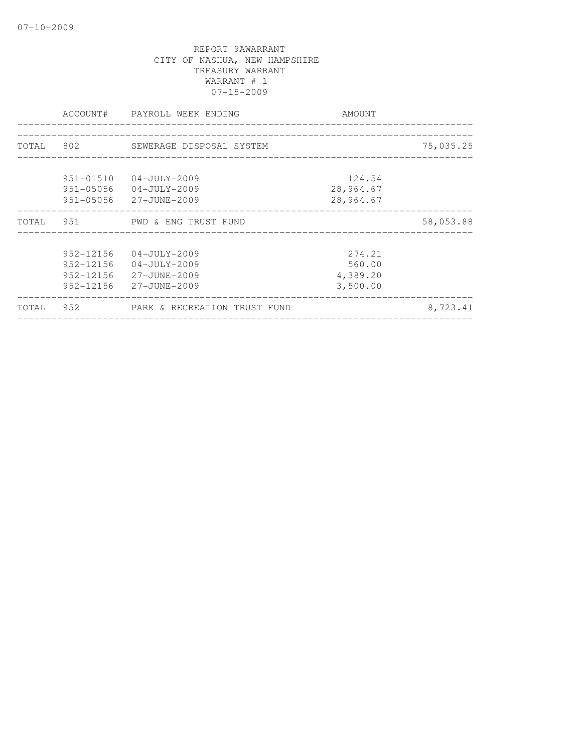07-10-2009

REPORT 9AWARRANT
CITY OF NASHUA, NEW HAMPSHIRE
TREASURY WARRANT
WARRANT # 1
07-15-2009

| | ACCOUNT# | PAYROLL WEEK ENDING | AMOUNT | |
|---|---|---|---|---|
| TOTAL | 802 | SEWERAGE DISPOSAL SYSTEM | | 75,035.25 |
| | 951-01510 | 04-JULY-2009 | 124.54 | |
| | 951-05056 | 04-JULY-2009 | 28,964.67 | |
| | 951-05056 | 27-JUNE-2009 | 28,964.67 | |
| TOTAL | 951 | PWD & ENG TRUST FUND | | 58,053.88 |
| | 952-12156 | 04-JULY-2009 | 274.21 | |
| | 952-12156 | 04-JULY-2009 | 560.00 | |
| | 952-12156 | 27-JUNE-2009 | 4,389.20 | |
| | 952-12156 | 27-JUNE-2009 | 3,500.00 | |
| TOTAL | 952 | PARK & RECREATION TRUST FUND | | 8,723.41 |